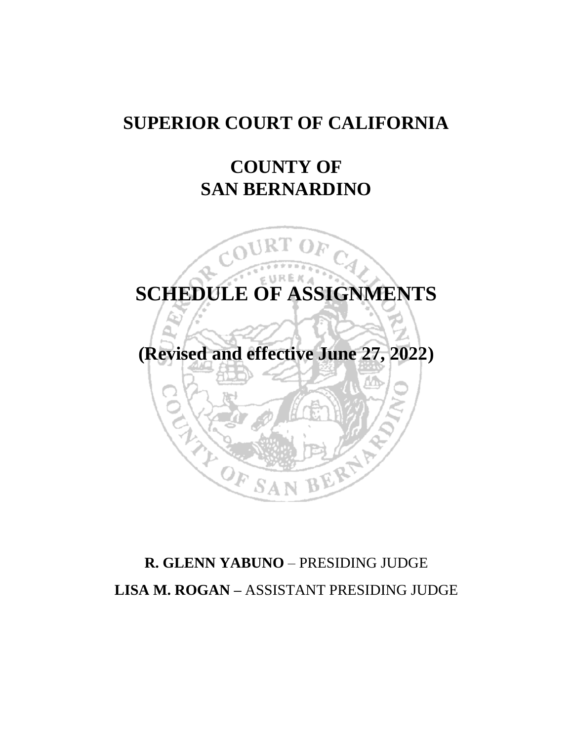# SUPERIOR COURT OF CALIFORNIA

# COUNTY OF SAN BERNARDINO

# SCHEDULE OF ASSIGNMENTS

## (Revised and effective June 27, 2022)

**R. GLENN YABUNO** – PRESIDING JUDGE

**LISA M. ROGAN –** ASSISTANT PRESIDING JUDGE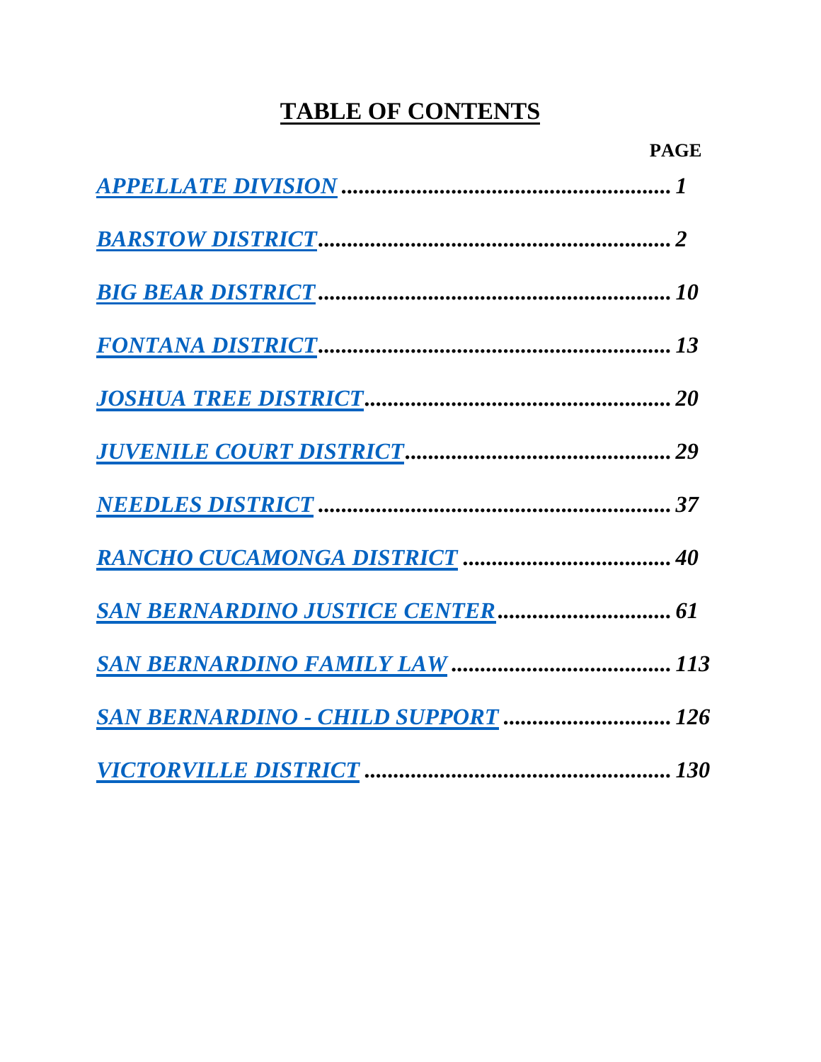# TABLE OF CONTENTS

| | PAGE |
|---|---|
| *APPELLATE DIVISION* | *1* |
| *BARSTOW DISTRICT* | *2* |
| *BIG BEAR DISTRICT* | *10* |
| *FONTANA DISTRICT* | *13* |
| *JOSHUA TREE DISTRICT* | *20* |
| *JUVENILE COURT DISTRICT* | *29* |
| *NEEDLES DISTRICT* | *37* |
| *RANCHO CUCAMONGA DISTRICT* | *40* |
| *SAN BERNARDINO JUSTICE CENTER* | *61* |
| *SAN BERNARDINO FAMILY LAW* | *113* |
| *SAN BERNARDINO - CHILD SUPPORT* | *126* |
| *VICTORVILLE DISTRICT* | *130* |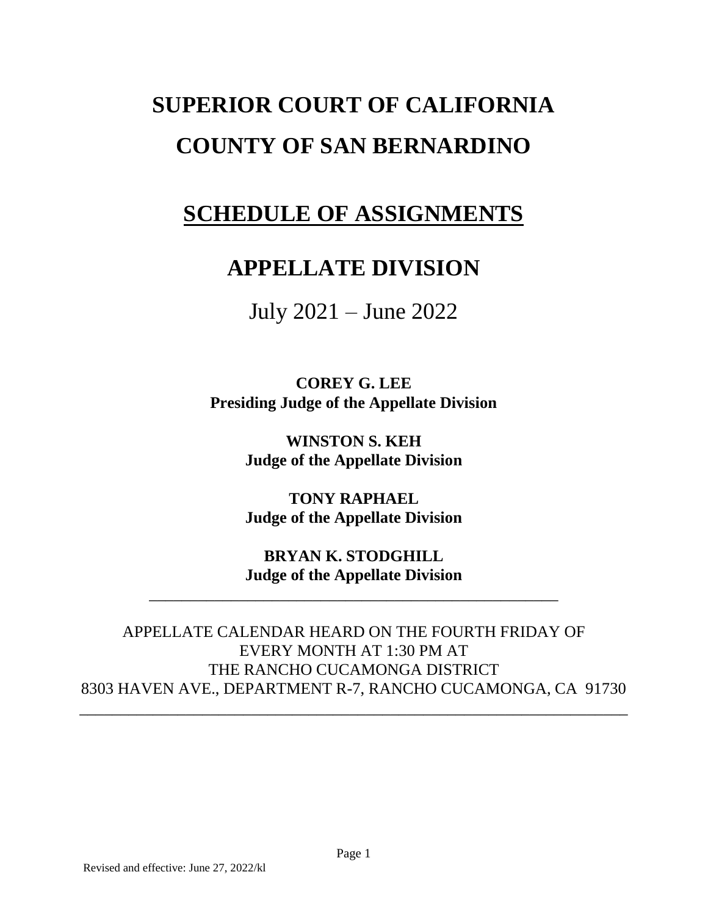# SUPERIOR COURT OF CALIFORNIA

# COUNTY OF SAN BERNARDINO

## SCHEDULE OF ASSIGNMENTS

## APPELLATE DIVISION

July 2021 – June 2022

**COREY G. LEE**
**Presiding Judge of the Appellate Division**

**WINSTON S. KEH**
**Judge of the Appellate Division**

**TONY RAPHAEL**
**Judge of the Appellate Division**

**BRYAN K. STODGHILL**
**Judge of the Appellate Division**

---

APPELLATE CALENDAR HEARD ON THE FOURTH FRIDAY OF EVERY MONTH AT 1:30 PM AT THE RANCHO CUCAMONGA DISTRICT 8303 HAVEN AVE., DEPARTMENT R-7, RANCHO CUCAMONGA, CA 91730

---

Revised and effective: June 27, 2022/kl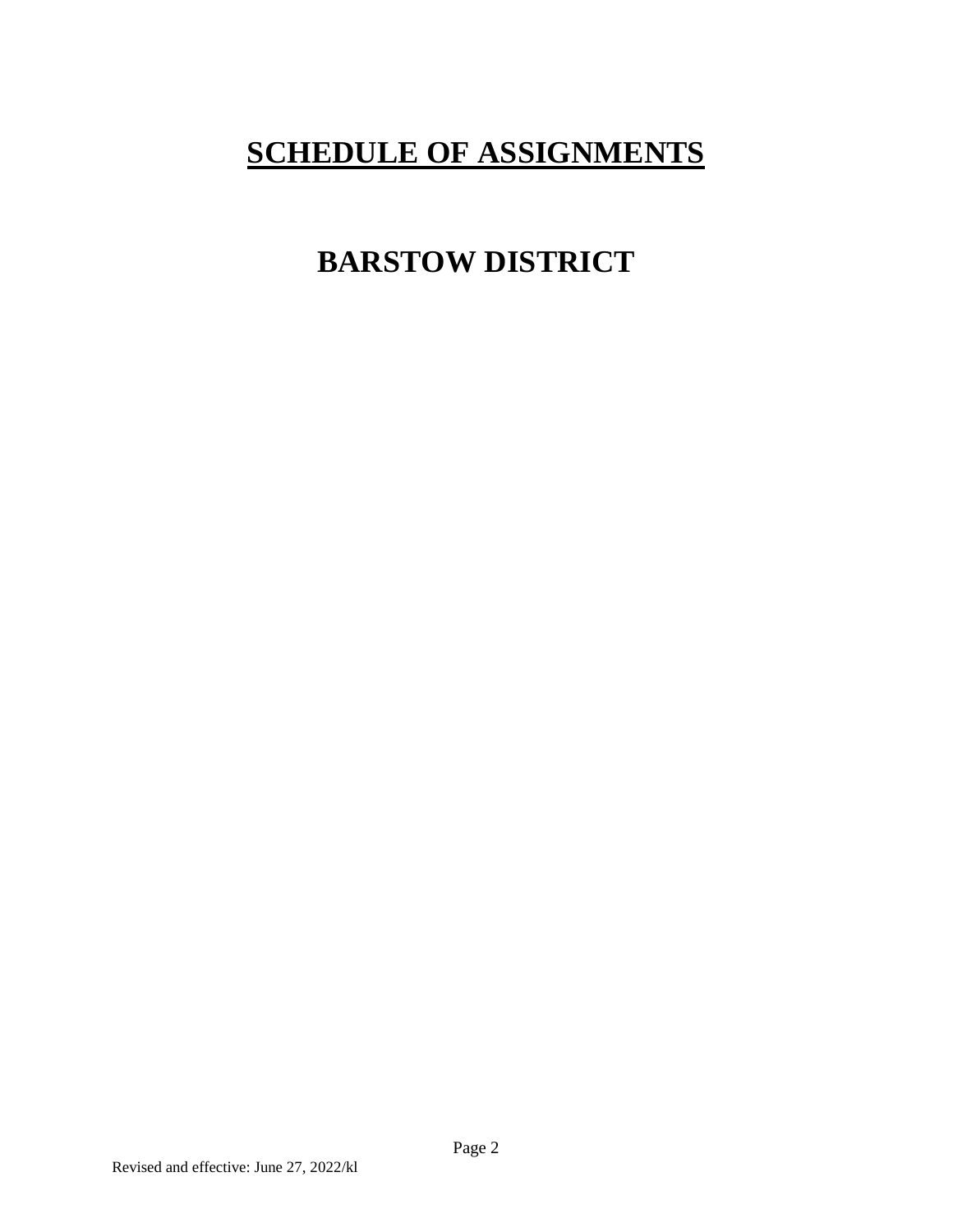# SCHEDULE OF ASSIGNMENTS

## BARSTOW DISTRICT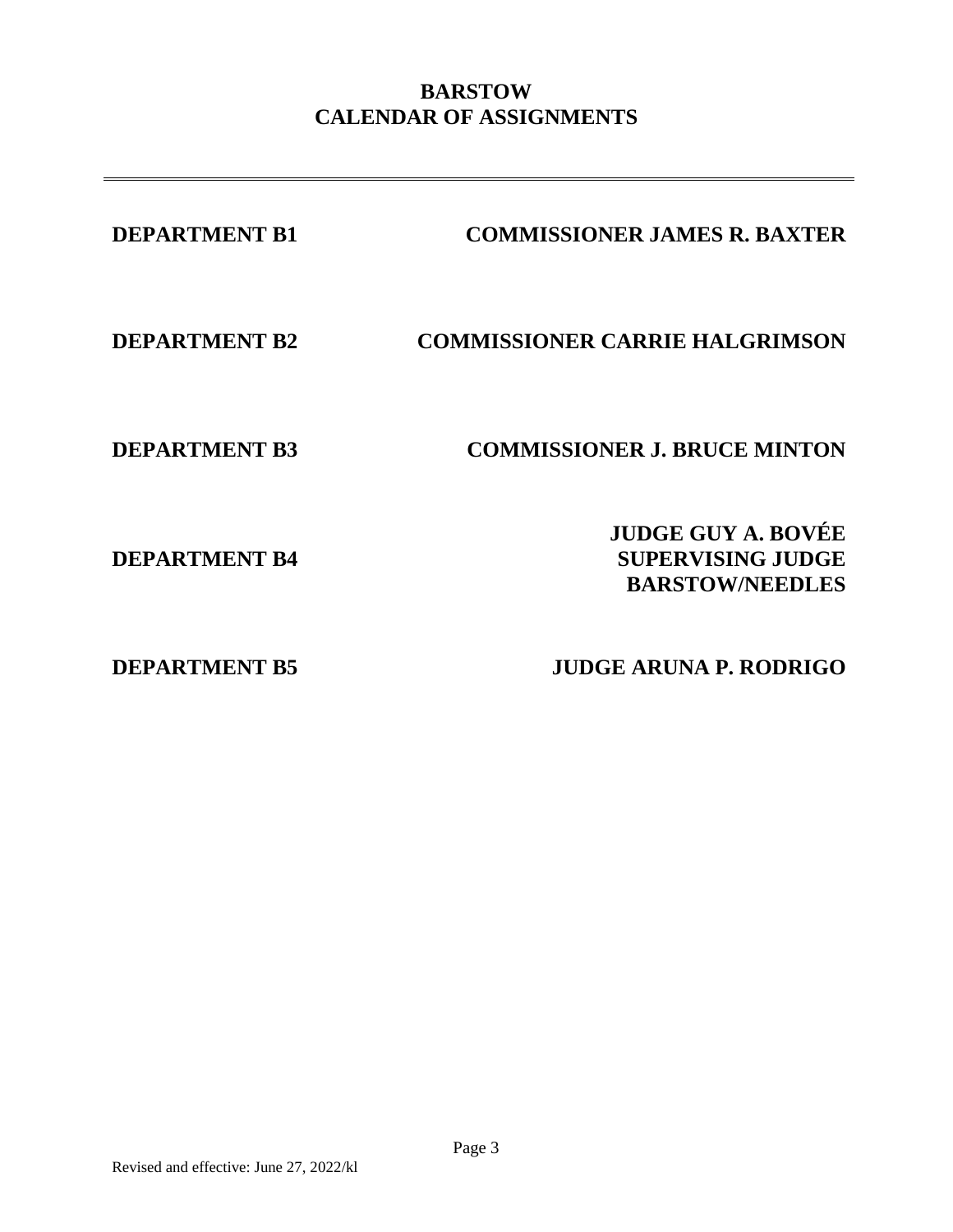# BARSTOW
# CALENDAR OF ASSIGNMENTS

---

| | |
|---|---|
| **DEPARTMENT B1** | **COMMISSIONER JAMES R. BAXTER** |
| **DEPARTMENT B2** | **COMMISSIONER CARRIE HALGRIMSON** |
| **DEPARTMENT B3** | **COMMISSIONER J. BRUCE MINTON** |
| **DEPARTMENT B4** | **JUDGE GUY A. BOVÉE**<br>**SUPERVISING JUDGE**<br>**BARSTOW/NEEDLES** |
| **DEPARTMENT B5** | **JUDGE ARUNA P. RODRIGO** |

Revised and effective: June 27, 2022/kl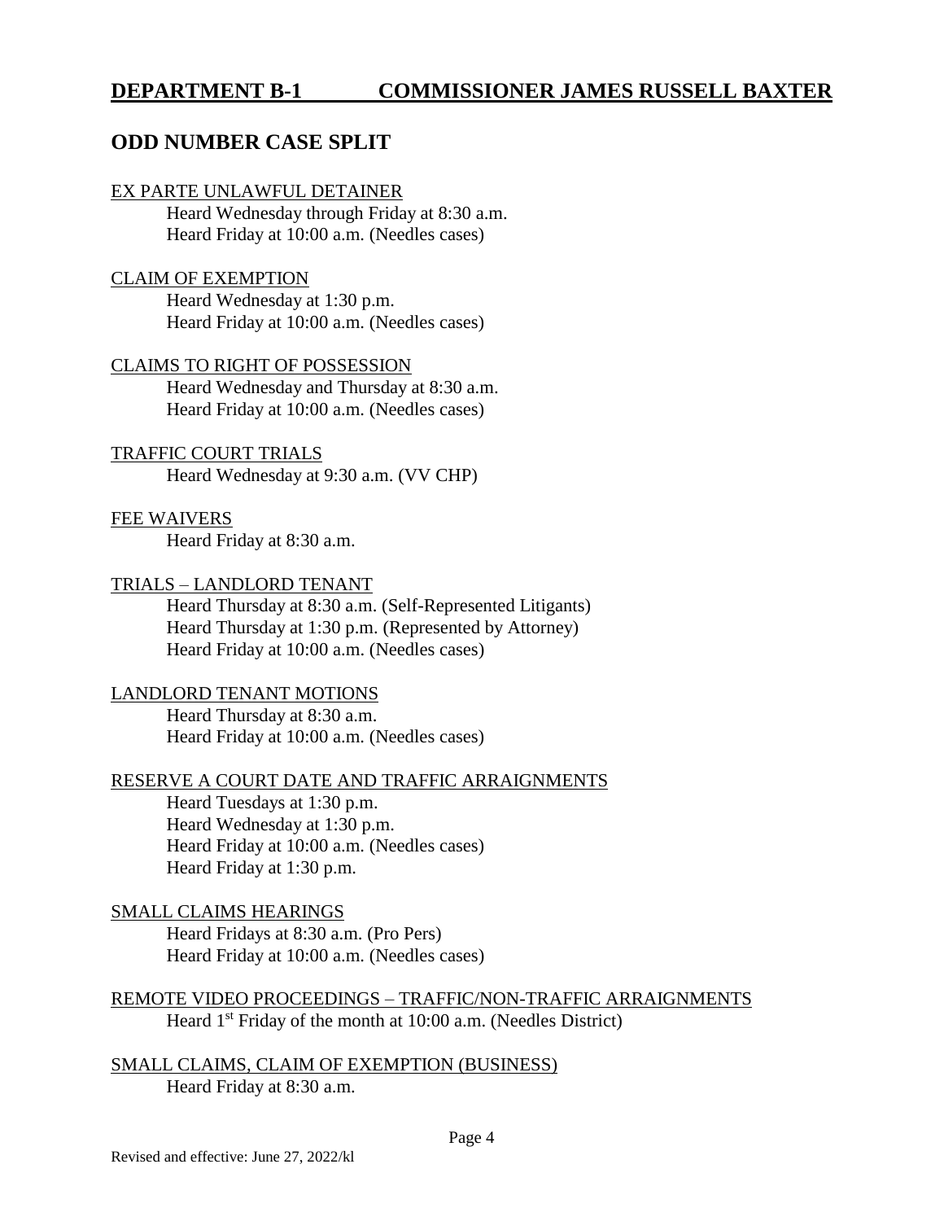## DEPARTMENT B-1 COMMISSIONER JAMES RUSSELL BAXTER

## ODD NUMBER CASE SPLIT

EX PARTE UNLAWFUL DETAINER

Heard Wednesday through Friday at 8:30 a.m.
Heard Friday at 10:00 a.m. (Needles cases)

CLAIM OF EXEMPTION

Heard Wednesday at 1:30 p.m.
Heard Friday at 10:00 a.m. (Needles cases)

CLAIMS TO RIGHT OF POSSESSION

Heard Wednesday and Thursday at 8:30 a.m.
Heard Friday at 10:00 a.m. (Needles cases)

TRAFFIC COURT TRIALS

Heard Wednesday at 9:30 a.m. (VV CHP)

FEE WAIVERS

Heard Friday at 8:30 a.m.

TRIALS – LANDLORD TENANT

Heard Thursday at 8:30 a.m. (Self-Represented Litigants)
Heard Thursday at 1:30 p.m. (Represented by Attorney)
Heard Friday at 10:00 a.m. (Needles cases)

LANDLORD TENANT MOTIONS

Heard Thursday at 8:30 a.m.
Heard Friday at 10:00 a.m. (Needles cases)

RESERVE A COURT DATE AND TRAFFIC ARRAIGNMENTS

Heard Tuesdays at 1:30 p.m.
Heard Wednesday at 1:30 p.m.
Heard Friday at 10:00 a.m. (Needles cases)
Heard Friday at 1:30 p.m.

SMALL CLAIMS HEARINGS

Heard Fridays at 8:30 a.m. (Pro Pers)
Heard Friday at 10:00 a.m. (Needles cases)

REMOTE VIDEO PROCEEDINGS – TRAFFIC/NON-TRAFFIC ARRAIGNMENTS

Heard 1st Friday of the month at 10:00 a.m. (Needles District)

SMALL CLAIMS, CLAIM OF EXEMPTION (BUSINESS)

Heard Friday at 8:30 a.m.

Revised and effective: June 27, 2022/kl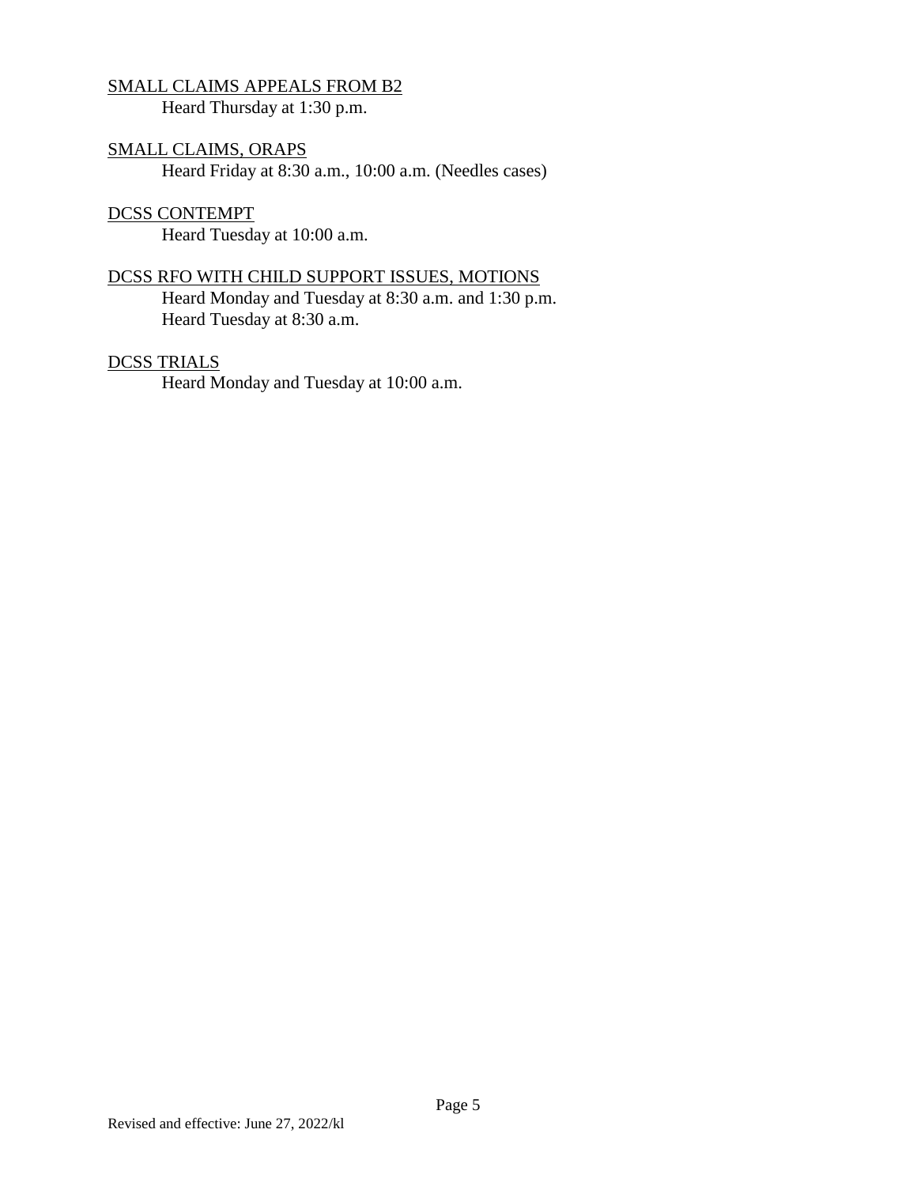<u>SMALL CLAIMS APPEALS FROM B2</u>

Heard Thursday at 1:30 p.m.

<u>SMALL CLAIMS, ORAPS</u>

Heard Friday at 8:30 a.m., 10:00 a.m. (Needles cases)

<u>DCSS CONTEMPT</u>

Heard Tuesday at 10:00 a.m.

<u>DCSS RFO WITH CHILD SUPPORT ISSUES, MOTIONS</u>

Heard Monday and Tuesday at 8:30 a.m. and 1:30 p.m.
Heard Tuesday at 8:30 a.m.

<u>DCSS TRIALS</u>

Heard Monday and Tuesday at 10:00 a.m.

Revised and effective: June 27, 2022/kl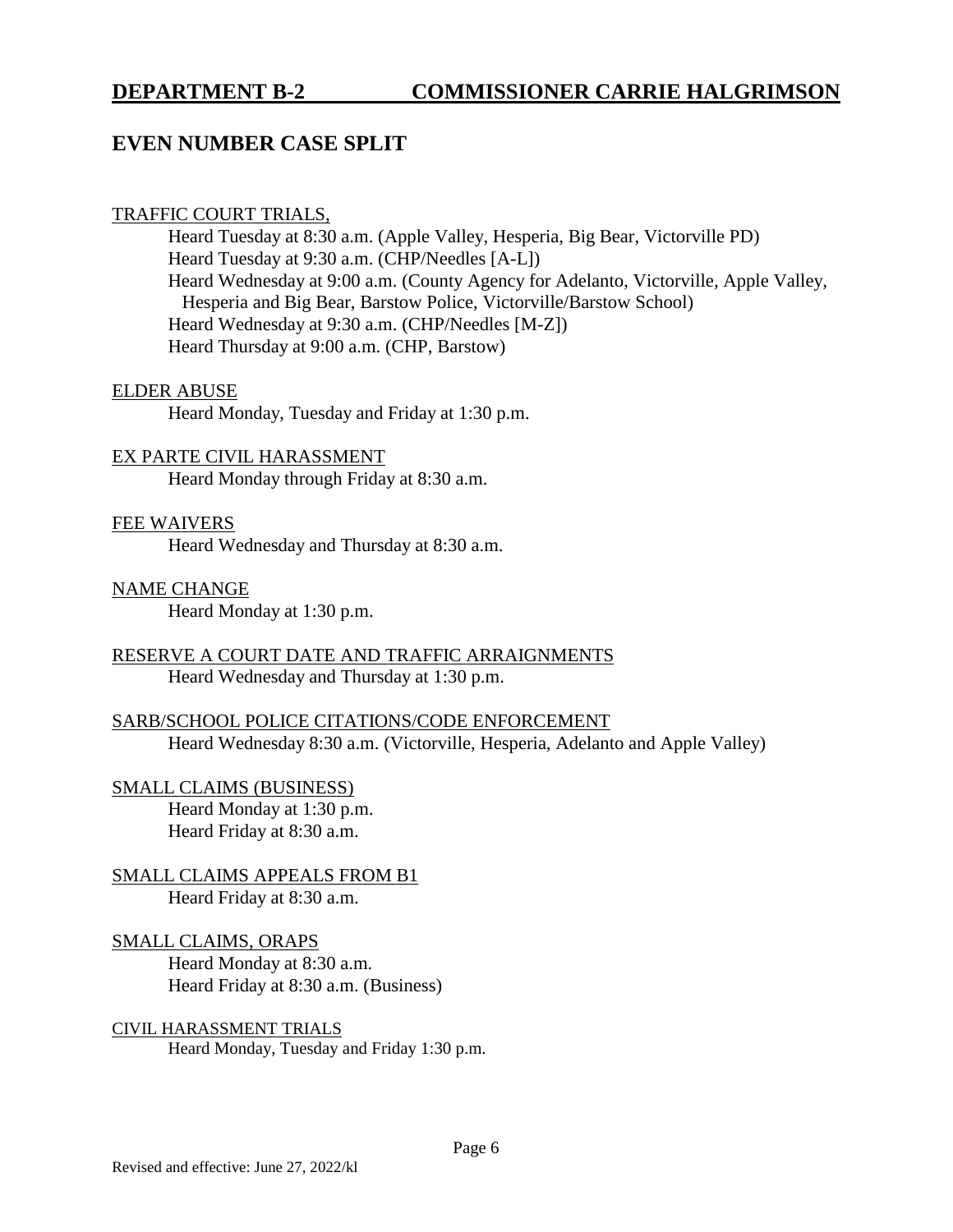## DEPARTMENT B-2 COMMISSIONER CARRIE HALGRIMSON

## EVEN NUMBER CASE SPLIT

TRAFFIC COURT TRIALS,

Heard Tuesday at 8:30 a.m. (Apple Valley, Hesperia, Big Bear, Victorville PD)
Heard Tuesday at 9:30 a.m. (CHP/Needles [A-L])
Heard Wednesday at 9:00 a.m. (County Agency for Adelanto, Victorville, Apple Valley, Hesperia and Big Bear, Barstow Police, Victorville/Barstow School)
Heard Wednesday at 9:30 a.m. (CHP/Needles [M-Z])
Heard Thursday at 9:00 a.m. (CHP, Barstow)

ELDER ABUSE

Heard Monday, Tuesday and Friday at 1:30 p.m.

EX PARTE CIVIL HARASSMENT

Heard Monday through Friday at 8:30 a.m.

FEE WAIVERS

Heard Wednesday and Thursday at 8:30 a.m.

NAME CHANGE

Heard Monday at 1:30 p.m.

RESERVE A COURT DATE AND TRAFFIC ARRAIGNMENTS

Heard Wednesday and Thursday at 1:30 p.m.

SARB/SCHOOL POLICE CITATIONS/CODE ENFORCEMENT

Heard Wednesday 8:30 a.m. (Victorville, Hesperia, Adelanto and Apple Valley)

SMALL CLAIMS (BUSINESS)

Heard Monday at 1:30 p.m.
Heard Friday at 8:30 a.m.

SMALL CLAIMS APPEALS FROM B1

Heard Friday at 8:30 a.m.

SMALL CLAIMS, ORAPS

Heard Monday at 8:30 a.m.
Heard Friday at 8:30 a.m. (Business)

CIVIL HARASSMENT TRIALS

Heard Monday, Tuesday and Friday 1:30 p.m.

Revised and effective: June 27, 2022/kl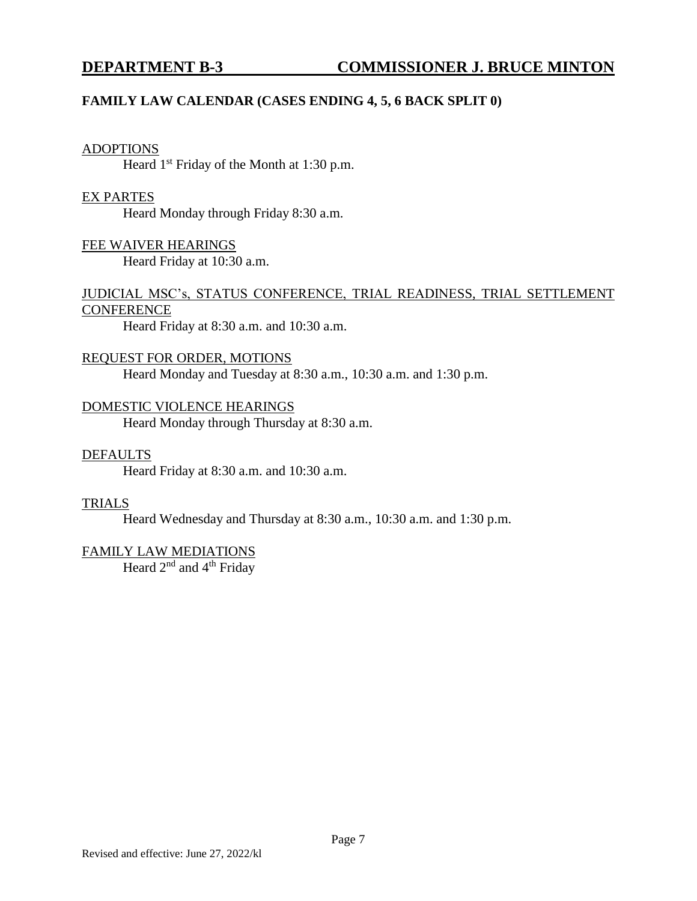## DEPARTMENT B-3 COMMISSIONER J. BRUCE MINTON

### FAMILY LAW CALENDAR (CASES ENDING 4, 5, 6 BACK SPLIT 0)

ADOPTIONS

Heard 1st Friday of the Month at 1:30 p.m.

EX PARTES

Heard Monday through Friday 8:30 a.m.

FEE WAIVER HEARINGS

Heard Friday at 10:30 a.m.

JUDICIAL MSC's, STATUS CONFERENCE, TRIAL READINESS, TRIAL SETTLEMENT CONFERENCE

Heard Friday at 8:30 a.m. and 10:30 a.m.

REQUEST FOR ORDER, MOTIONS

Heard Monday and Tuesday at 8:30 a.m., 10:30 a.m. and 1:30 p.m.

DOMESTIC VIOLENCE HEARINGS

Heard Monday through Thursday at 8:30 a.m.

DEFAULTS

Heard Friday at 8:30 a.m. and 10:30 a.m.

TRIALS

Heard Wednesday and Thursday at 8:30 a.m., 10:30 a.m. and 1:30 p.m.

FAMILY LAW MEDIATIONS

Heard 2nd and 4th Friday

Revised and effective: June 27, 2022/kl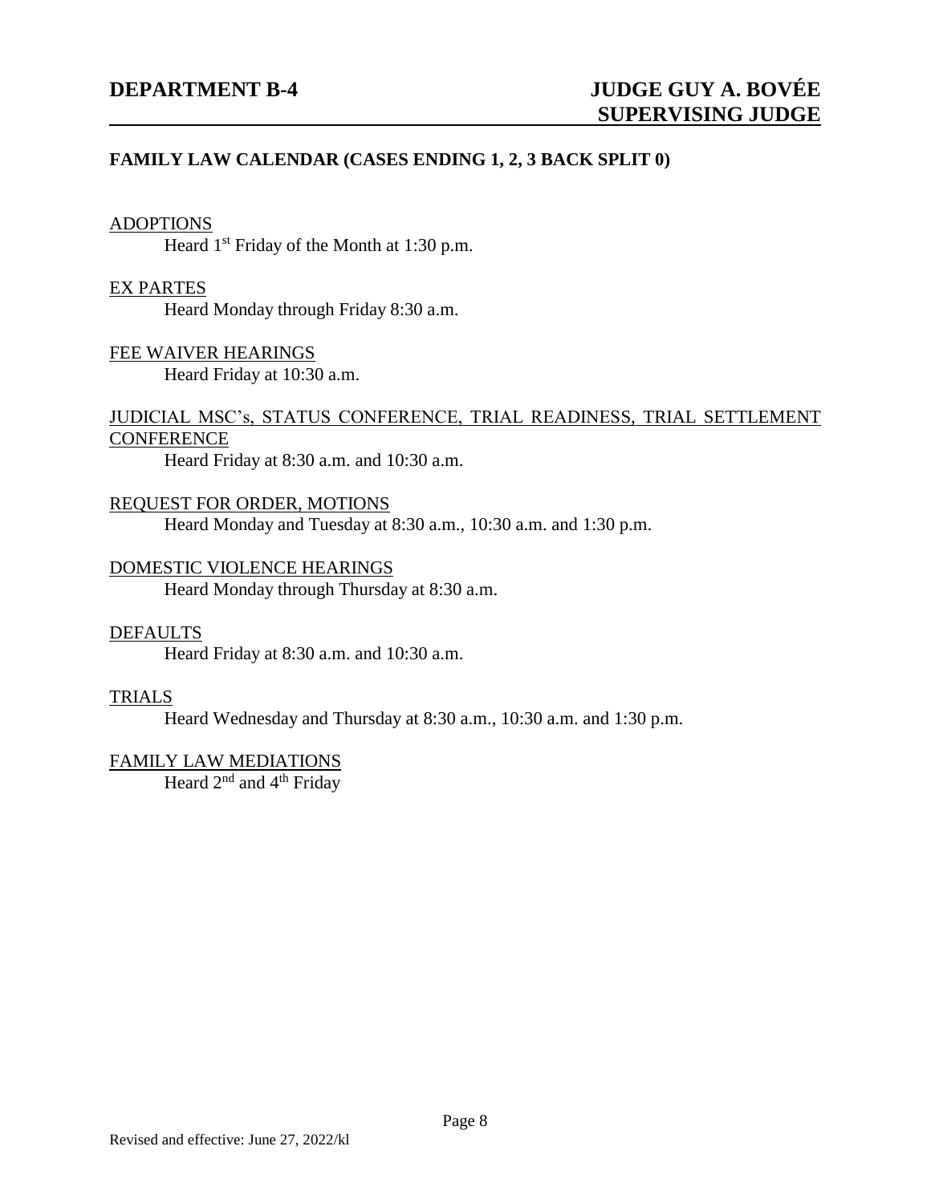## DEPARTMENT B-4 — JUDGE GUY A. BOVÉE, SUPERVISING JUDGE

### FAMILY LAW CALENDAR (CASES ENDING 1, 2, 3 BACK SPLIT 0)

ADOPTIONS

Heard 1st Friday of the Month at 1:30 p.m.

EX PARTES

Heard Monday through Friday 8:30 a.m.

FEE WAIVER HEARINGS

Heard Friday at 10:30 a.m.

JUDICIAL MSC's, STATUS CONFERENCE, TRIAL READINESS, TRIAL SETTLEMENT CONFERENCE

Heard Friday at 8:30 a.m. and 10:30 a.m.

REQUEST FOR ORDER, MOTIONS

Heard Monday and Tuesday at 8:30 a.m., 10:30 a.m. and 1:30 p.m.

DOMESTIC VIOLENCE HEARINGS

Heard Monday through Thursday at 8:30 a.m.

DEFAULTS

Heard Friday at 8:30 a.m. and 10:30 a.m.

TRIALS

Heard Wednesday and Thursday at 8:30 a.m., 10:30 a.m. and 1:30 p.m.

FAMILY LAW MEDIATIONS

Heard 2nd and 4th Friday

Revised and effective: June 27, 2022/kl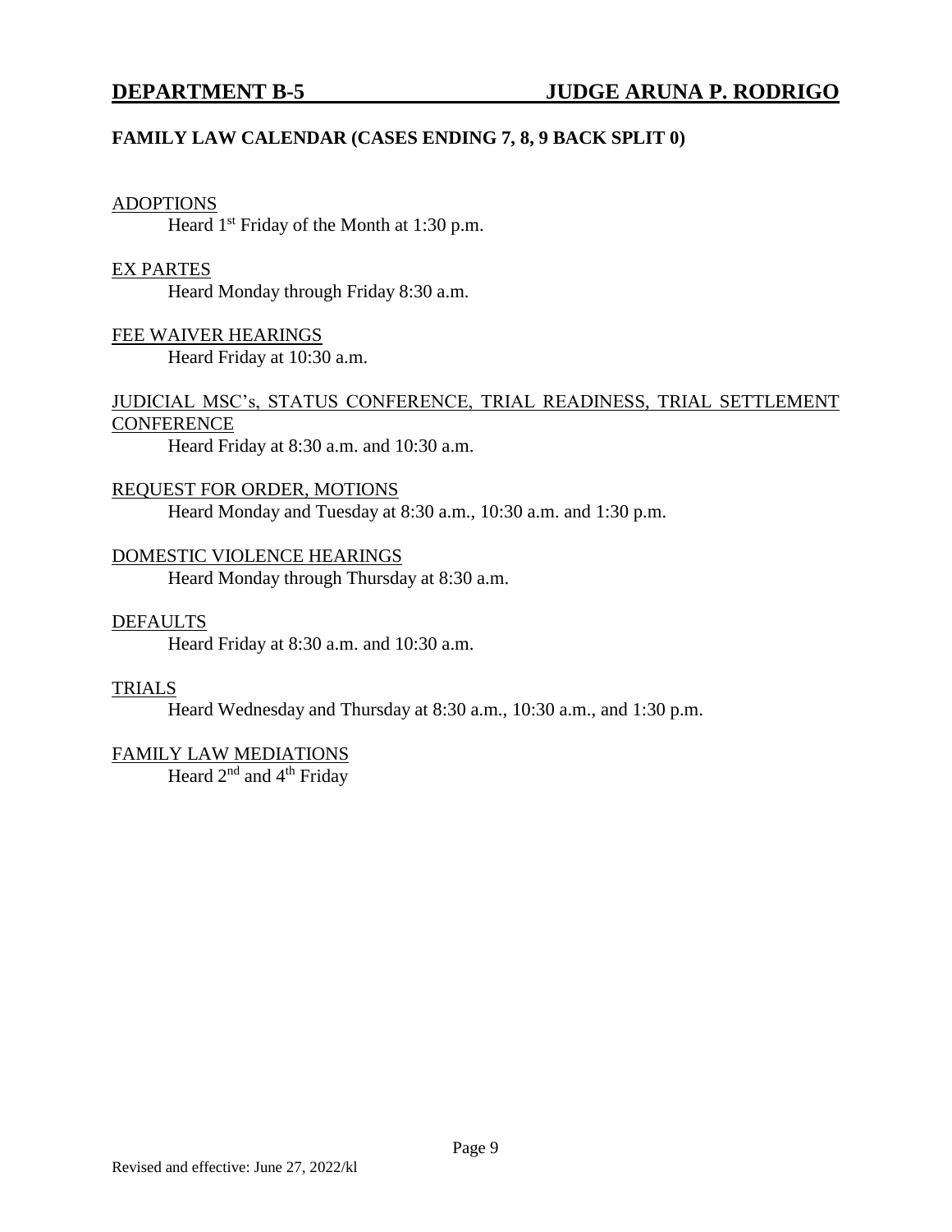## DEPARTMENT B-5 JUDGE ARUNA P. RODRIGO

### FAMILY LAW CALENDAR (CASES ENDING 7, 8, 9 BACK SPLIT 0)

ADOPTIONS

Heard 1st Friday of the Month at 1:30 p.m.

EX PARTES

Heard Monday through Friday 8:30 a.m.

FEE WAIVER HEARINGS

Heard Friday at 10:30 a.m.

JUDICIAL MSC's, STATUS CONFERENCE, TRIAL READINESS, TRIAL SETTLEMENT CONFERENCE

Heard Friday at 8:30 a.m. and 10:30 a.m.

REQUEST FOR ORDER, MOTIONS

Heard Monday and Tuesday at 8:30 a.m., 10:30 a.m. and 1:30 p.m.

DOMESTIC VIOLENCE HEARINGS

Heard Monday through Thursday at 8:30 a.m.

DEFAULTS

Heard Friday at 8:30 a.m. and 10:30 a.m.

TRIALS

Heard Wednesday and Thursday at 8:30 a.m., 10:30 a.m., and 1:30 p.m.

FAMILY LAW MEDIATIONS

Heard 2nd and 4th Friday

Revised and effective: June 27, 2022/kl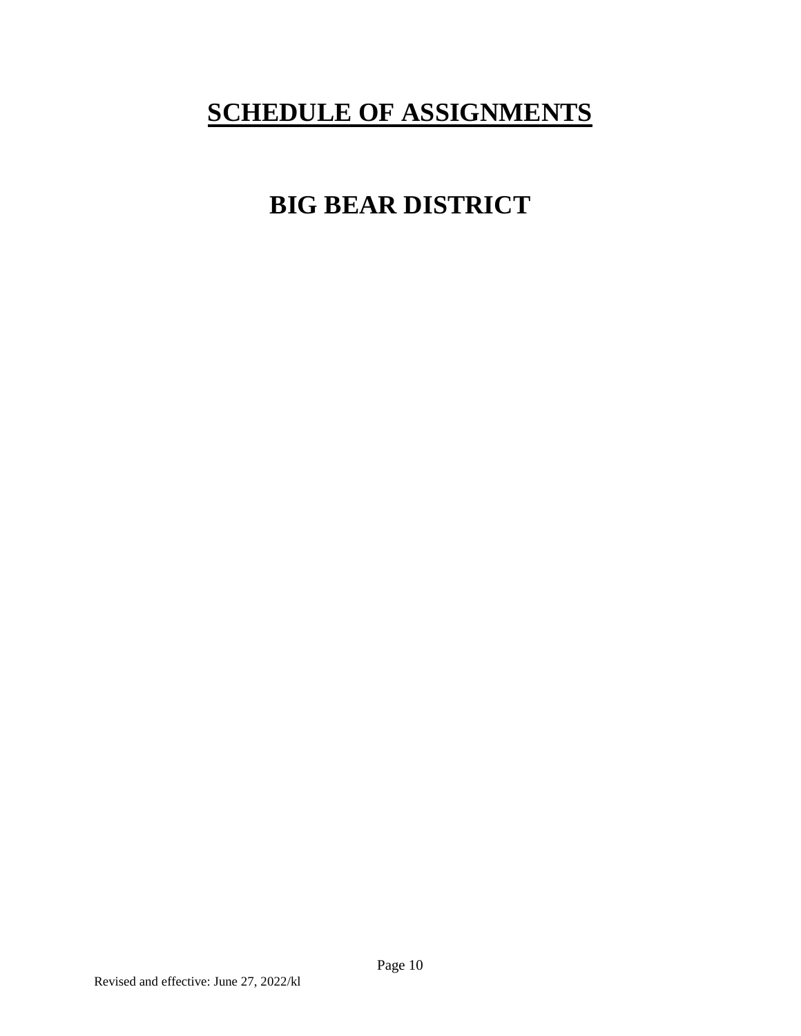# SCHEDULE OF ASSIGNMENTS

# BIG BEAR DISTRICT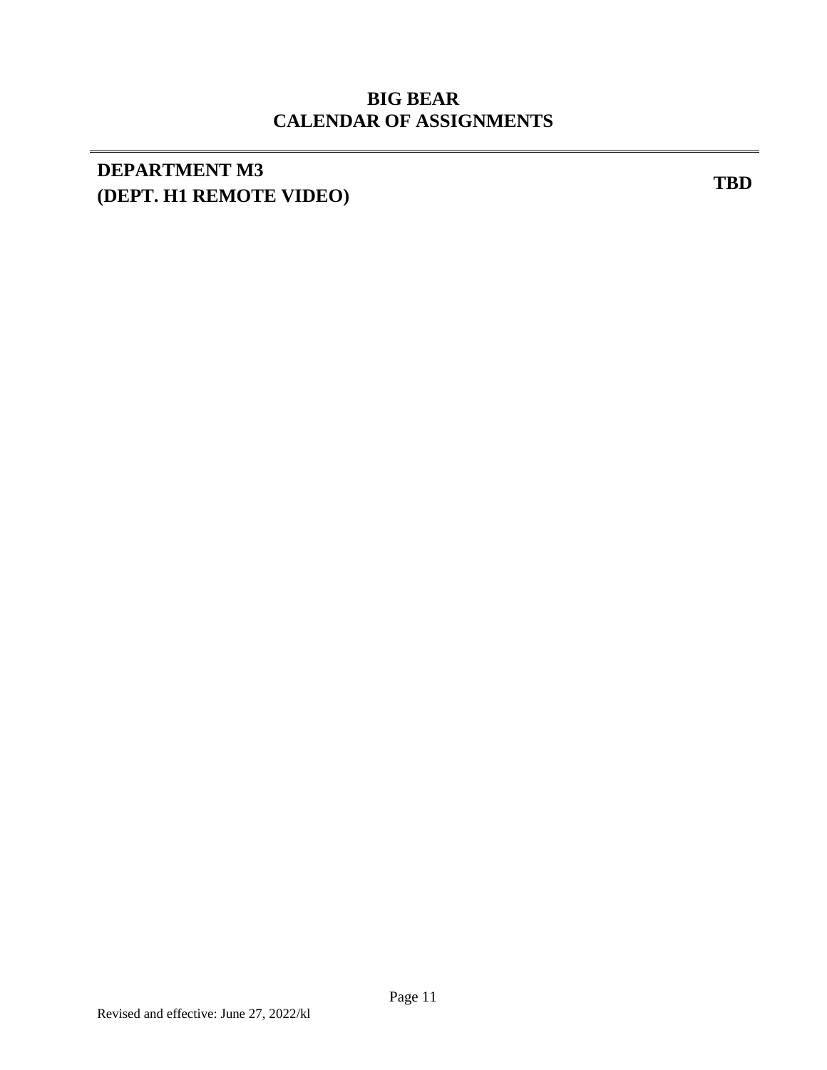# BIG BEAR
# CALENDAR OF ASSIGNMENTS

---

## DEPARTMENT M3 (DEPT. H1 REMOTE VIDEO)

**TBD**

Revised and effective: June 27, 2022/kl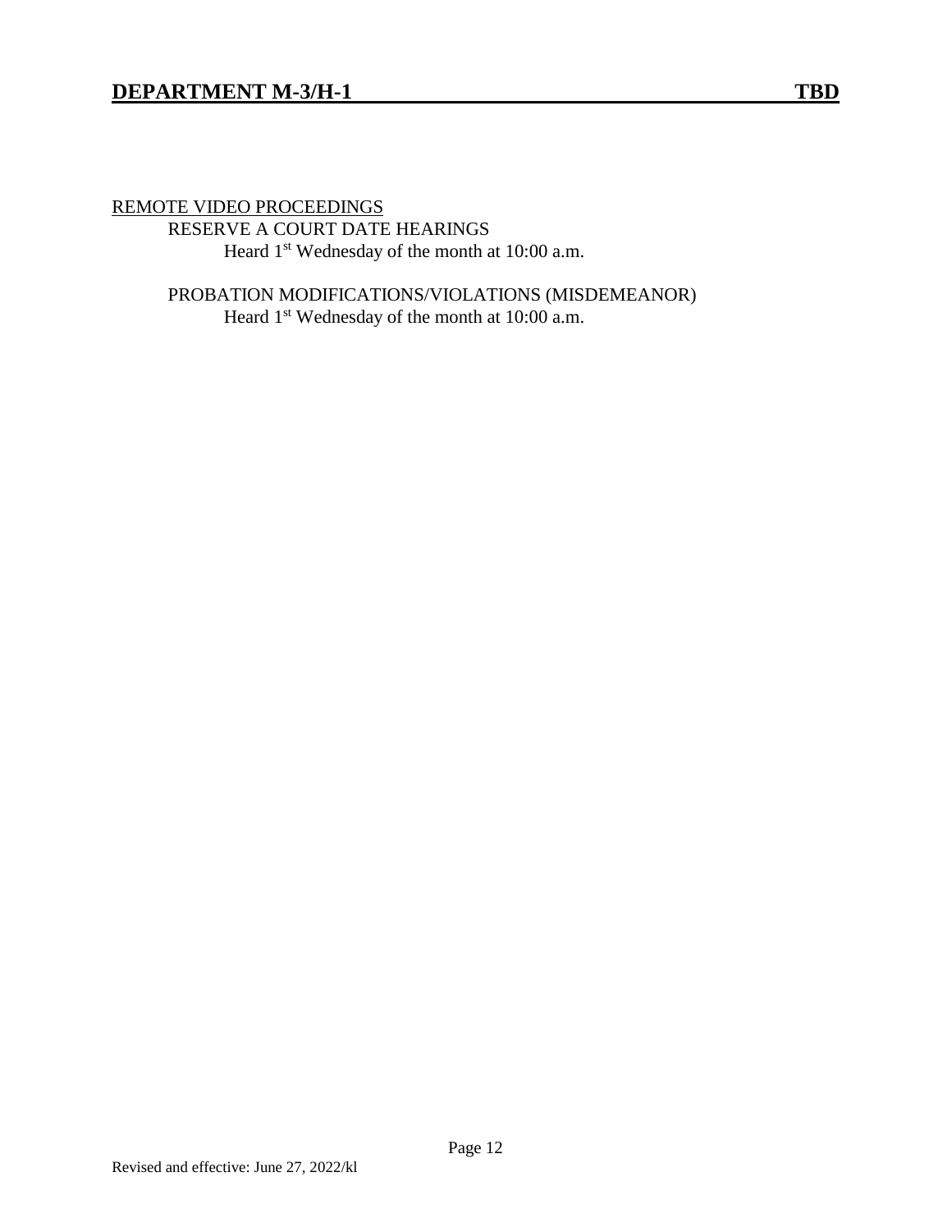## DEPARTMENT M-3/H-1 TBD

REMOTE VIDEO PROCEEDINGS

RESERVE A COURT DATE HEARINGS

Heard 1st Wednesday of the month at 10:00 a.m.

PROBATION MODIFICATIONS/VIOLATIONS (MISDEMEANOR)

Heard 1st Wednesday of the month at 10:00 a.m.

Revised and effective: June 27, 2022/kl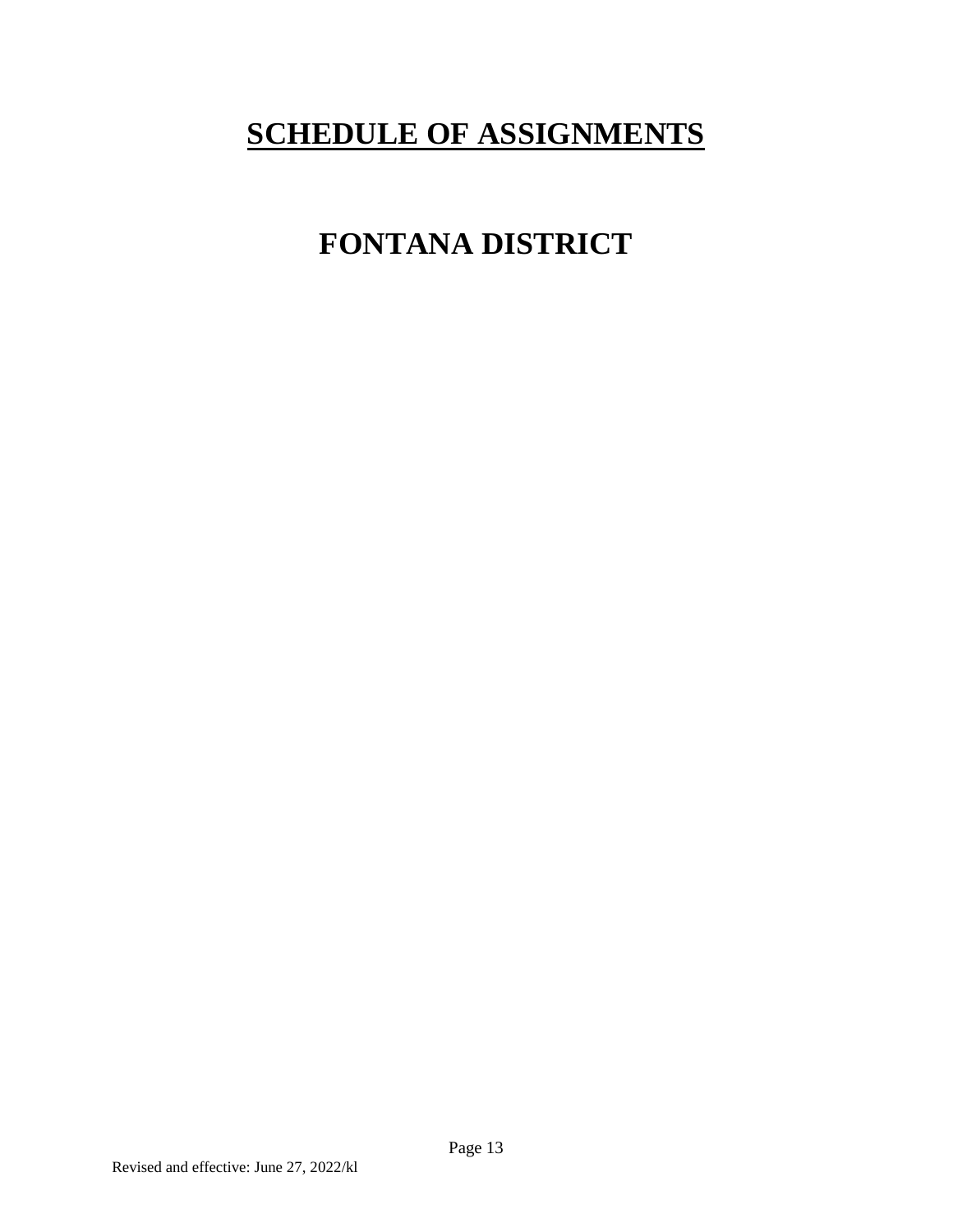# SCHEDULE OF ASSIGNMENTS

# FONTANA DISTRICT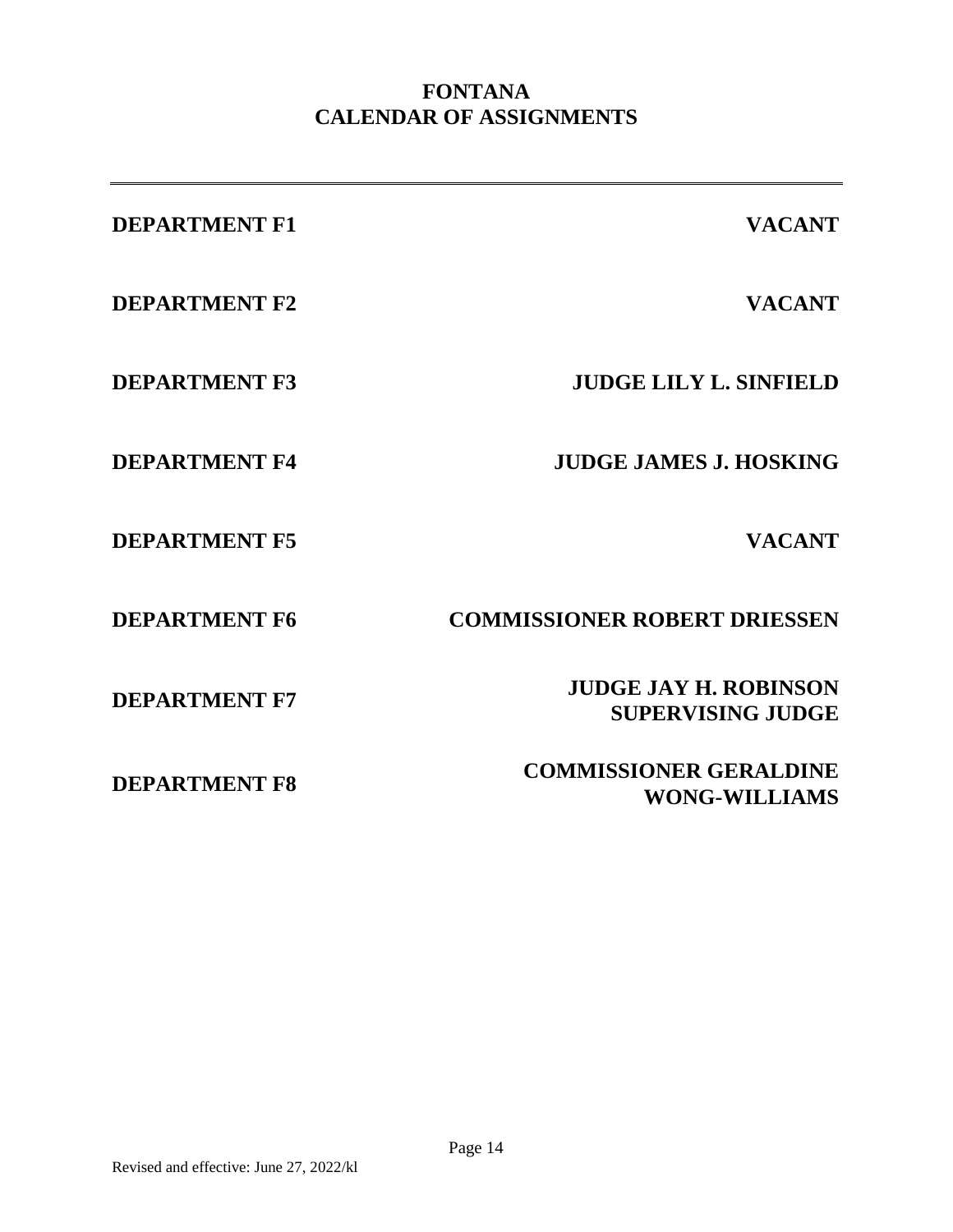# FONTANA
# CALENDAR OF ASSIGNMENTS

---

| | |
|---|---|
| **DEPARTMENT F1** | **VACANT** |
| **DEPARTMENT F2** | **VACANT** |
| **DEPARTMENT F3** | **JUDGE LILY L. SINFIELD** |
| **DEPARTMENT F4** | **JUDGE JAMES J. HOSKING** |
| **DEPARTMENT F5** | **VACANT** |
| **DEPARTMENT F6** | **COMMISSIONER ROBERT DRIESSEN** |
| **DEPARTMENT F7** | **JUDGE JAY H. ROBINSON SUPERVISING JUDGE** |
| **DEPARTMENT F8** | **COMMISSIONER GERALDINE WONG-WILLIAMS** |

Revised and effective: June 27, 2022/kl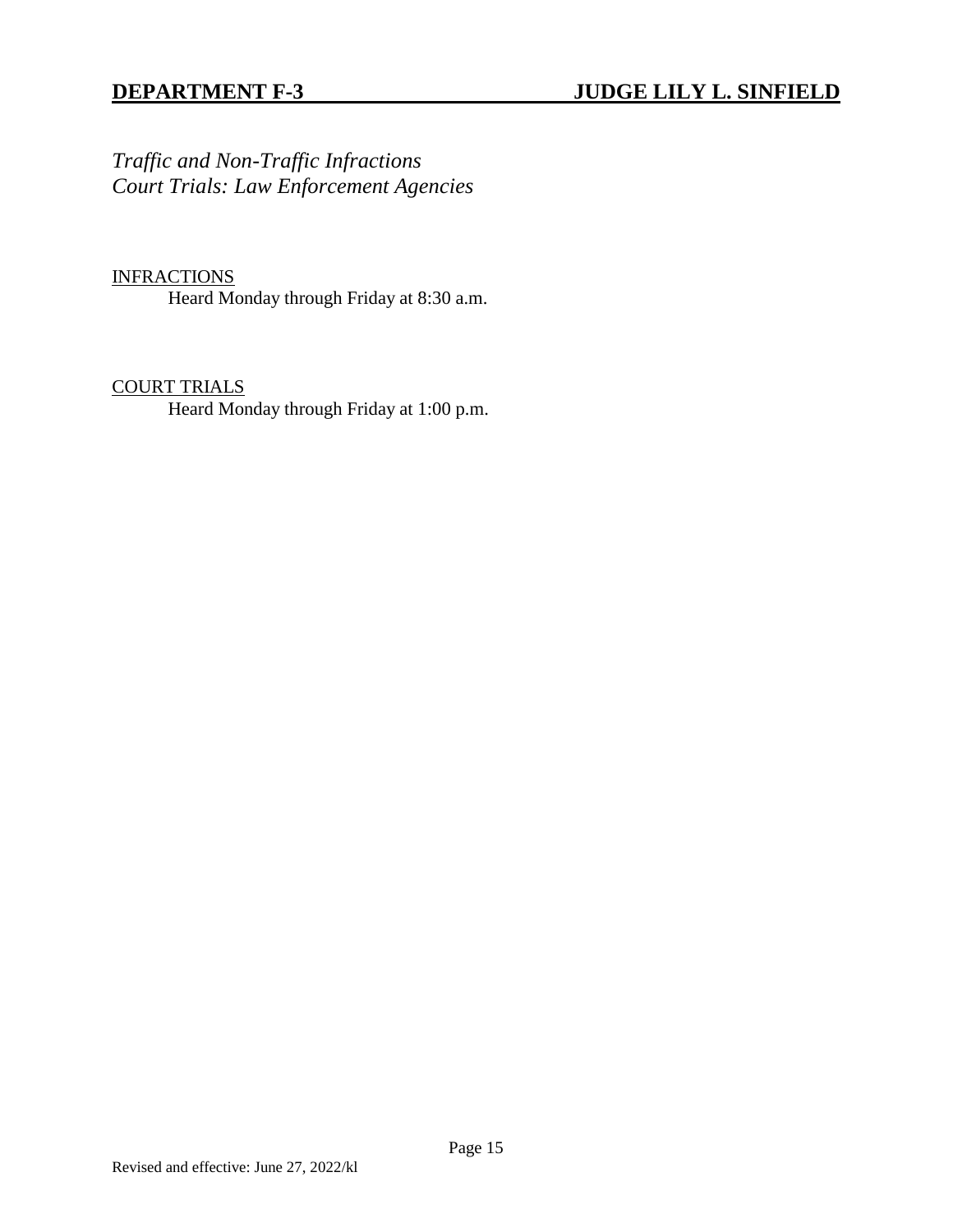## DEPARTMENT F-3 JUDGE LILY L. SINFIELD

*Traffic and Non-Traffic Infractions*
*Court Trials: Law Enforcement Agencies*

INFRACTIONS

Heard Monday through Friday at 8:30 a.m.

COURT TRIALS

Heard Monday through Friday at 1:00 p.m.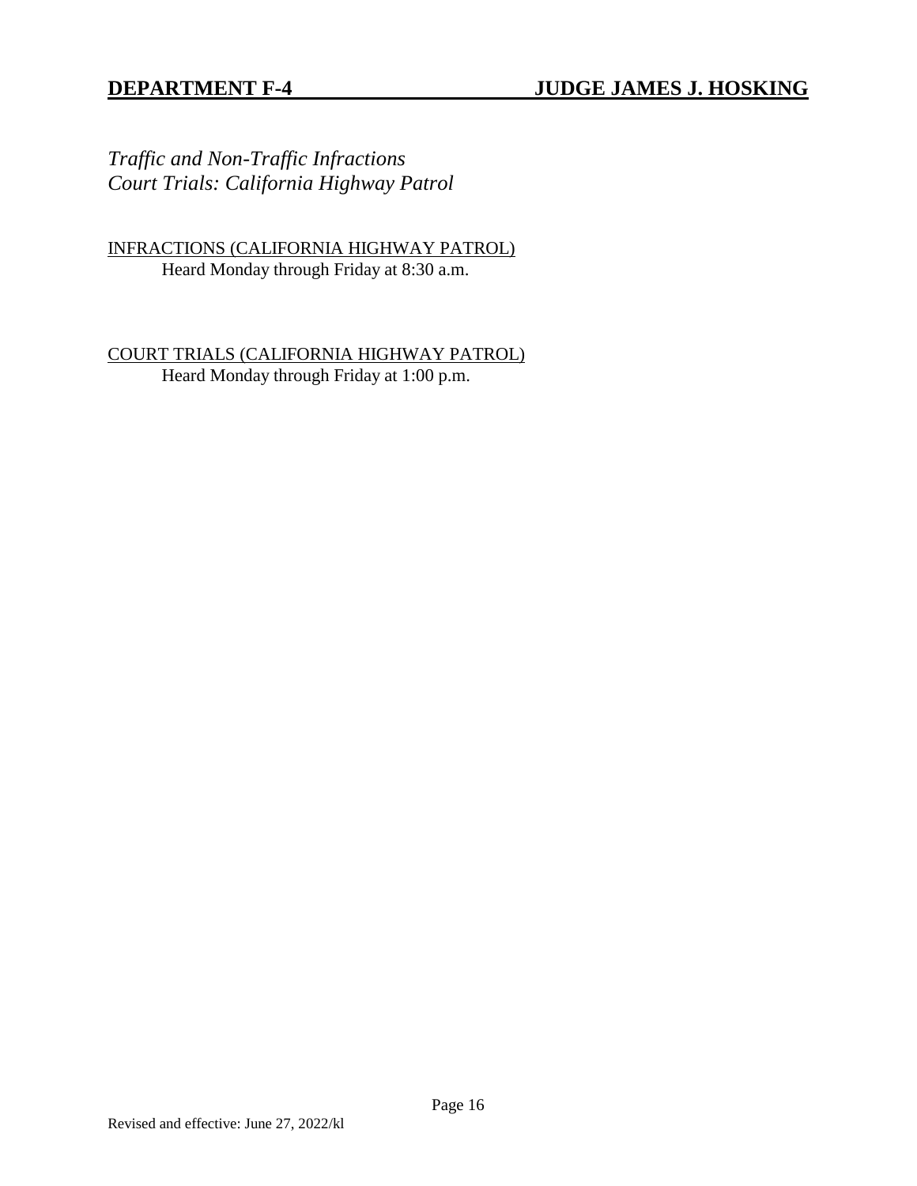## DEPARTMENT F-4 JUDGE JAMES J. HOSKING

*Traffic and Non-Traffic Infractions*
*Court Trials: California Highway Patrol*

INFRACTIONS (CALIFORNIA HIGHWAY PATROL)
Heard Monday through Friday at 8:30 a.m.

COURT TRIALS (CALIFORNIA HIGHWAY PATROL)
Heard Monday through Friday at 1:00 p.m.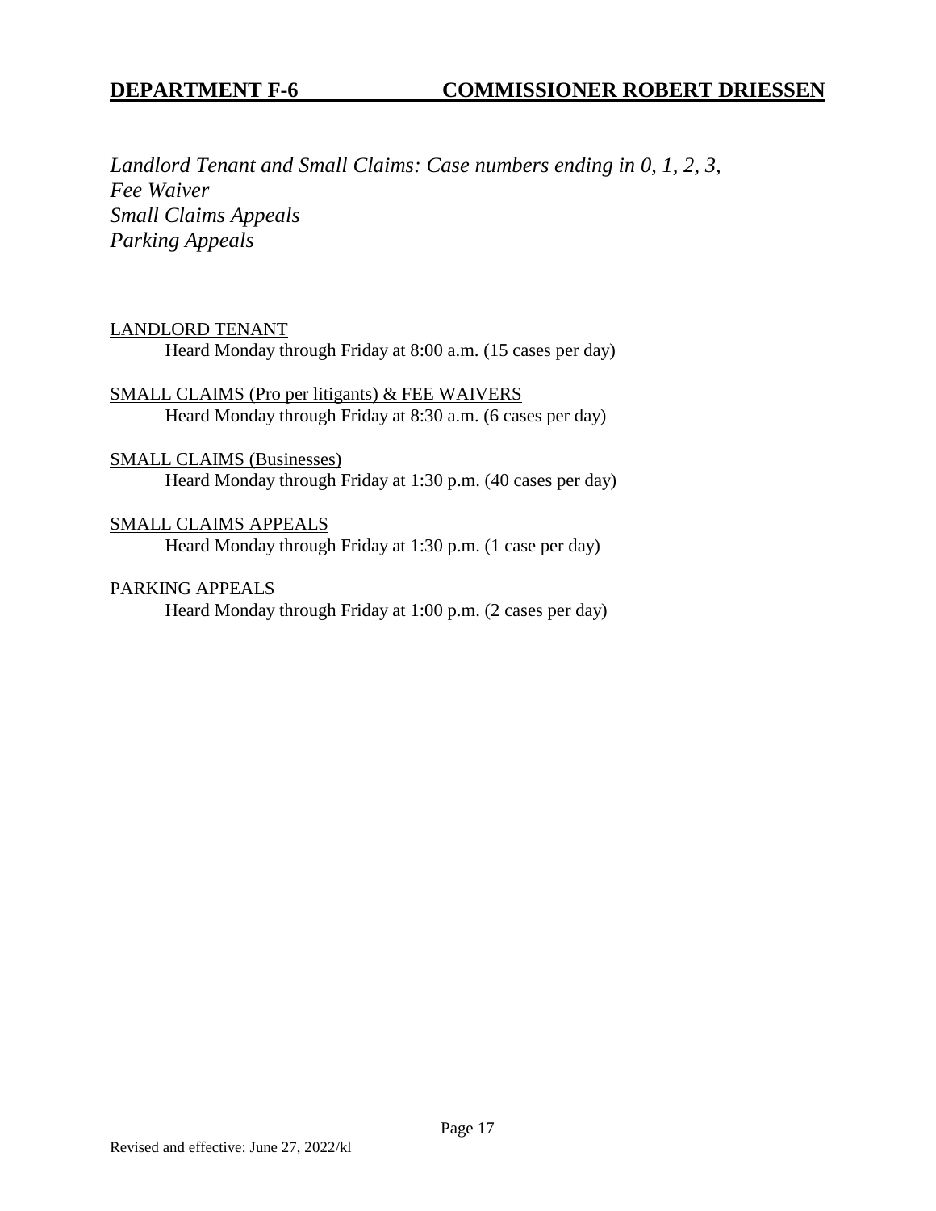## DEPARTMENT F-6 COMMISSIONER ROBERT DRIESSEN

*Landlord Tenant and Small Claims: Case numbers ending in 0, 1, 2, 3,*
*Fee Waiver*
*Small Claims Appeals*
*Parking Appeals*

LANDLORD TENANT
Heard Monday through Friday at 8:00 a.m. (15 cases per day)

SMALL CLAIMS (Pro per litigants) & FEE WAIVERS
Heard Monday through Friday at 8:30 a.m. (6 cases per day)

SMALL CLAIMS (Businesses)
Heard Monday through Friday at 1:30 p.m. (40 cases per day)

SMALL CLAIMS APPEALS
Heard Monday through Friday at 1:30 p.m. (1 case per day)

PARKING APPEALS
Heard Monday through Friday at 1:00 p.m. (2 cases per day)

Revised and effective: June 27, 2022/kl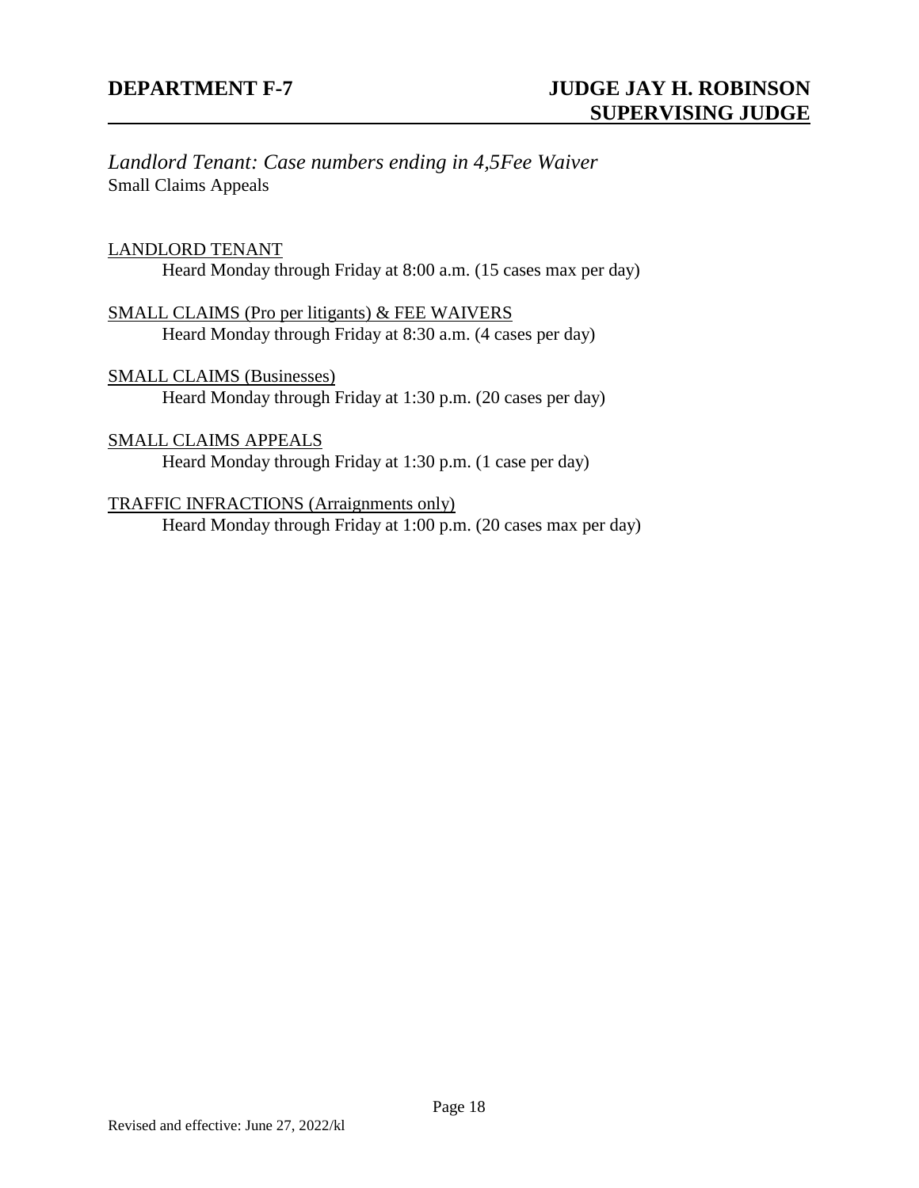## DEPARTMENT F-7 — JUDGE JAY H. ROBINSON, SUPERVISING JUDGE

*Landlord Tenant: Case numbers ending in 4,5Fee Waiver*
Small Claims Appeals

LANDLORD TENANT
Heard Monday through Friday at 8:00 a.m. (15 cases max per day)

SMALL CLAIMS (Pro per litigants) & FEE WAIVERS
Heard Monday through Friday at 8:30 a.m. (4 cases per day)

SMALL CLAIMS (Businesses)
Heard Monday through Friday at 1:30 p.m. (20 cases per day)

SMALL CLAIMS APPEALS
Heard Monday through Friday at 1:30 p.m. (1 case per day)

TRAFFIC INFRACTIONS (Arraignments only)
Heard Monday through Friday at 1:00 p.m. (20 cases max per day)

Revised and effective: June 27, 2022/kl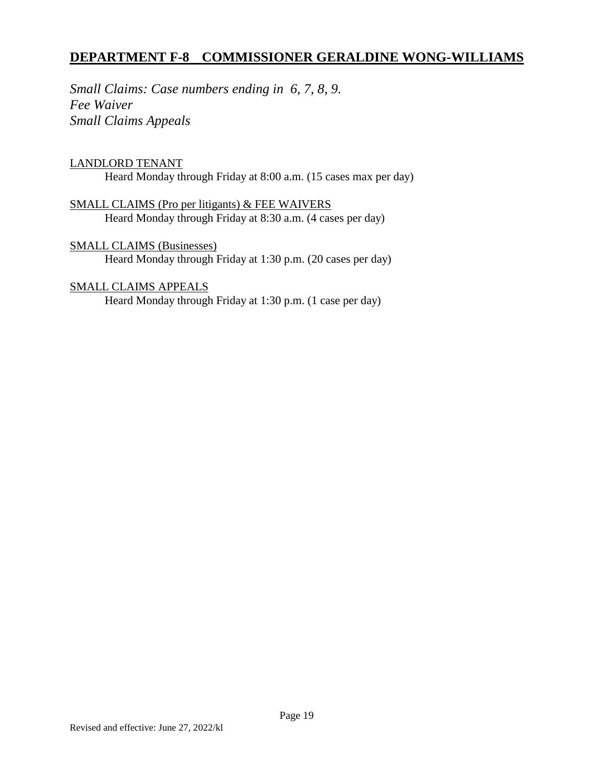## DEPARTMENT F-8 COMMISSIONER GERALDINE WONG-WILLIAMS

*Small Claims: Case numbers ending in 6, 7, 8, 9.*
*Fee Waiver*
*Small Claims Appeals*

<u>LANDLORD TENANT</u>
Heard Monday through Friday at 8:00 a.m. (15 cases max per day)

<u>SMALL CLAIMS (Pro per litigants) & FEE WAIVERS</u>
Heard Monday through Friday at 8:30 a.m. (4 cases per day)

<u>SMALL CLAIMS (Businesses)</u>
Heard Monday through Friday at 1:30 p.m. (20 cases per day)

<u>SMALL CLAIMS APPEALS</u>
Heard Monday through Friday at 1:30 p.m. (1 case per day)

Revised and effective: June 27, 2022/kl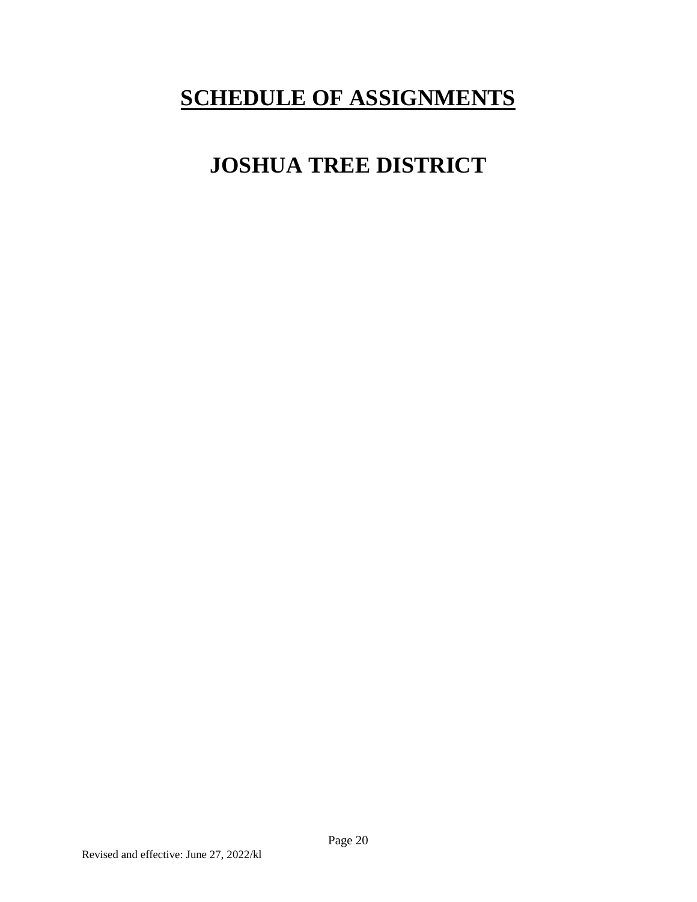# SCHEDULE OF ASSIGNMENTS

# JOSHUA TREE DISTRICT

Revised and effective: June 27, 2022/kl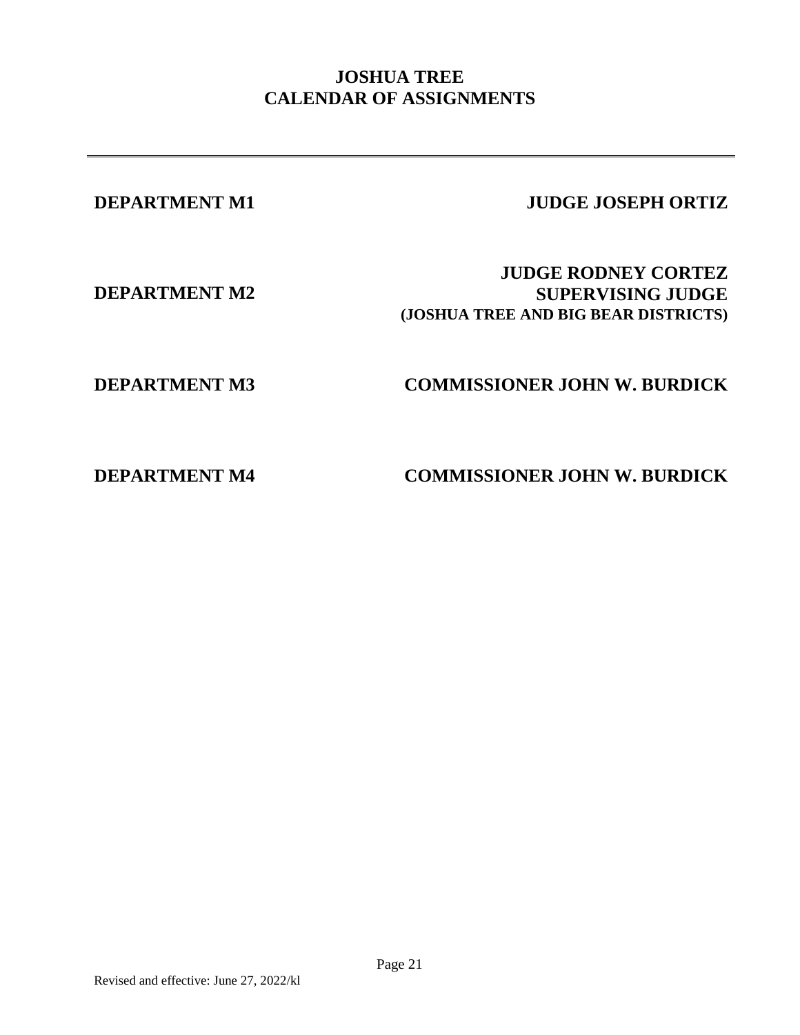# JOSHUA TREE
# CALENDAR OF ASSIGNMENTS

---

| | |
|---|---|
| **DEPARTMENT M1** | **JUDGE JOSEPH ORTIZ** |
| **DEPARTMENT M2** | **JUDGE RODNEY CORTEZ**<br>**SUPERVISING JUDGE**<br>**(JOSHUA TREE AND BIG BEAR DISTRICTS)** |
| **DEPARTMENT M3** | **COMMISSIONER JOHN W. BURDICK** |
| **DEPARTMENT M4** | **COMMISSIONER JOHN W. BURDICK** |

Revised and effective: June 27, 2022/kl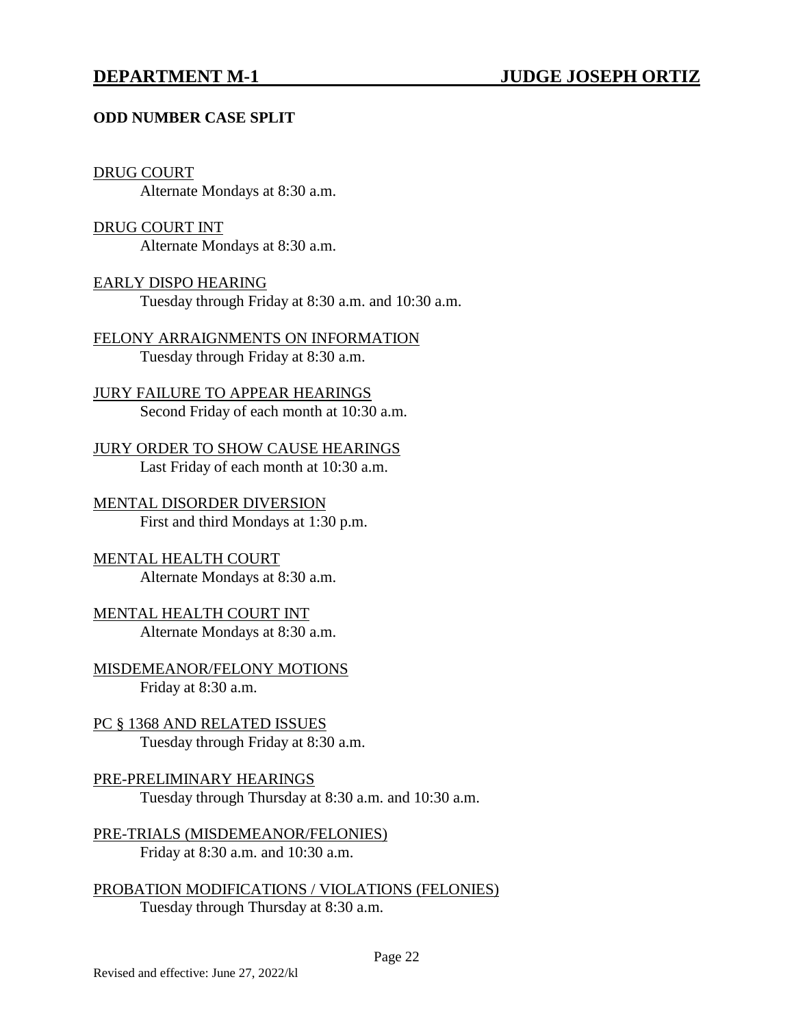## DEPARTMENT M-1 JUDGE JOSEPH ORTIZ

**ODD NUMBER CASE SPLIT**

DRUG COURT
Alternate Mondays at 8:30 a.m.

DRUG COURT INT
Alternate Mondays at 8:30 a.m.

EARLY DISPO HEARING
Tuesday through Friday at 8:30 a.m. and 10:30 a.m.

FELONY ARRAIGNMENTS ON INFORMATION
Tuesday through Friday at 8:30 a.m.

JURY FAILURE TO APPEAR HEARINGS
Second Friday of each month at 10:30 a.m.

JURY ORDER TO SHOW CAUSE HEARINGS
Last Friday of each month at 10:30 a.m.

MENTAL DISORDER DIVERSION
First and third Mondays at 1:30 p.m.

MENTAL HEALTH COURT
Alternate Mondays at 8:30 a.m.

MENTAL HEALTH COURT INT
Alternate Mondays at 8:30 a.m.

MISDEMEANOR/FELONY MOTIONS
Friday at 8:30 a.m.

PC § 1368 AND RELATED ISSUES
Tuesday through Friday at 8:30 a.m.

PRE-PRELIMINARY HEARINGS
Tuesday through Thursday at 8:30 a.m. and 10:30 a.m.

PRE-TRIALS (MISDEMEANOR/FELONIES)
Friday at 8:30 a.m. and 10:30 a.m.

PROBATION MODIFICATIONS / VIOLATIONS (FELONIES)
Tuesday through Thursday at 8:30 a.m.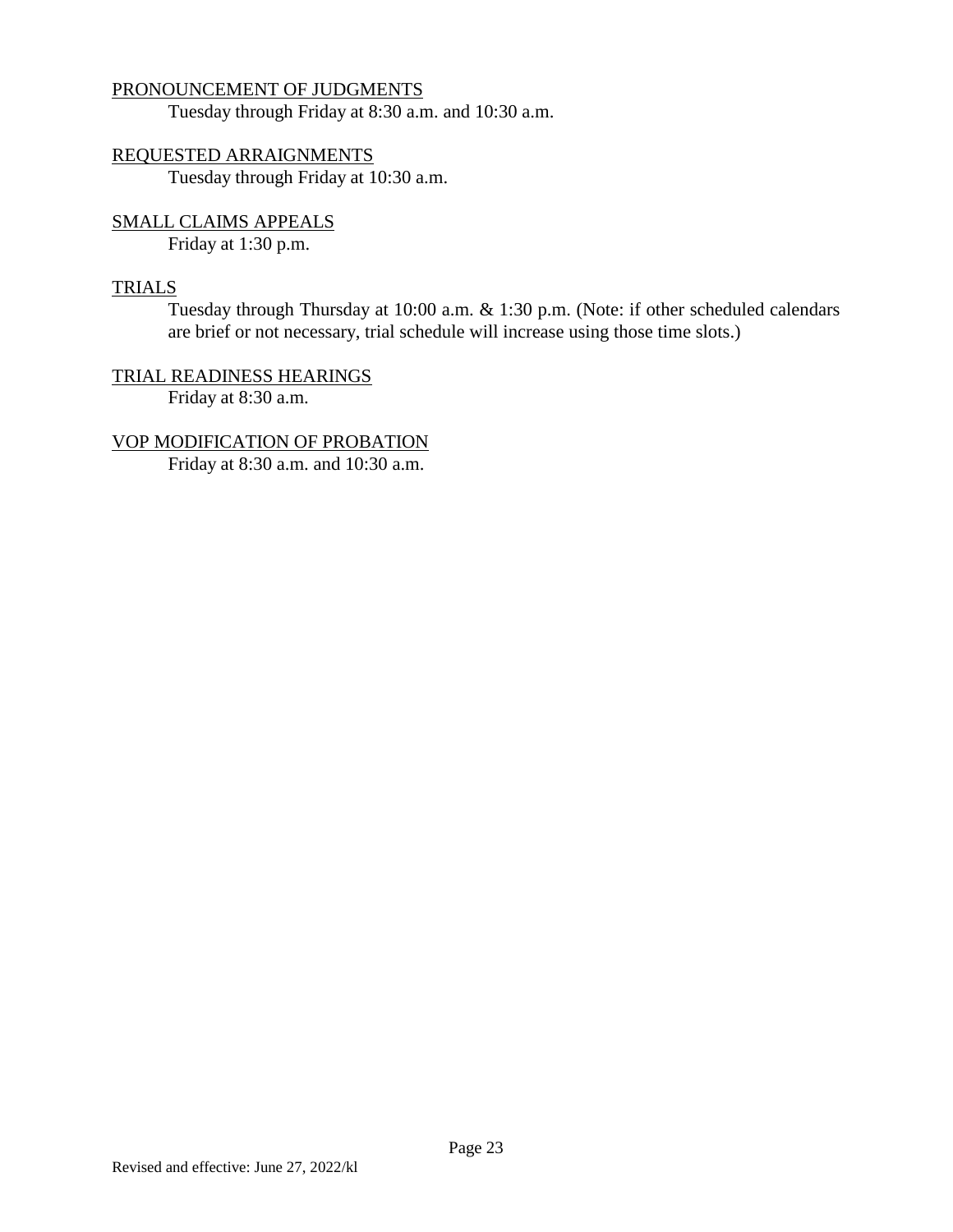<u>PRONOUNCEMENT OF JUDGMENTS</u>

Tuesday through Friday at 8:30 a.m. and 10:30 a.m.

<u>REQUESTED ARRAIGNMENTS</u>

Tuesday through Friday at 10:30 a.m.

<u>SMALL CLAIMS APPEALS</u>

Friday at 1:30 p.m.

<u>TRIALS</u>

Tuesday through Thursday at 10:00 a.m. & 1:30 p.m. (Note: if other scheduled calendars are brief or not necessary, trial schedule will increase using those time slots.)

<u>TRIAL READINESS HEARINGS</u>

Friday at 8:30 a.m.

<u>VOP MODIFICATION OF PROBATION</u>

Friday at 8:30 a.m. and 10:30 a.m.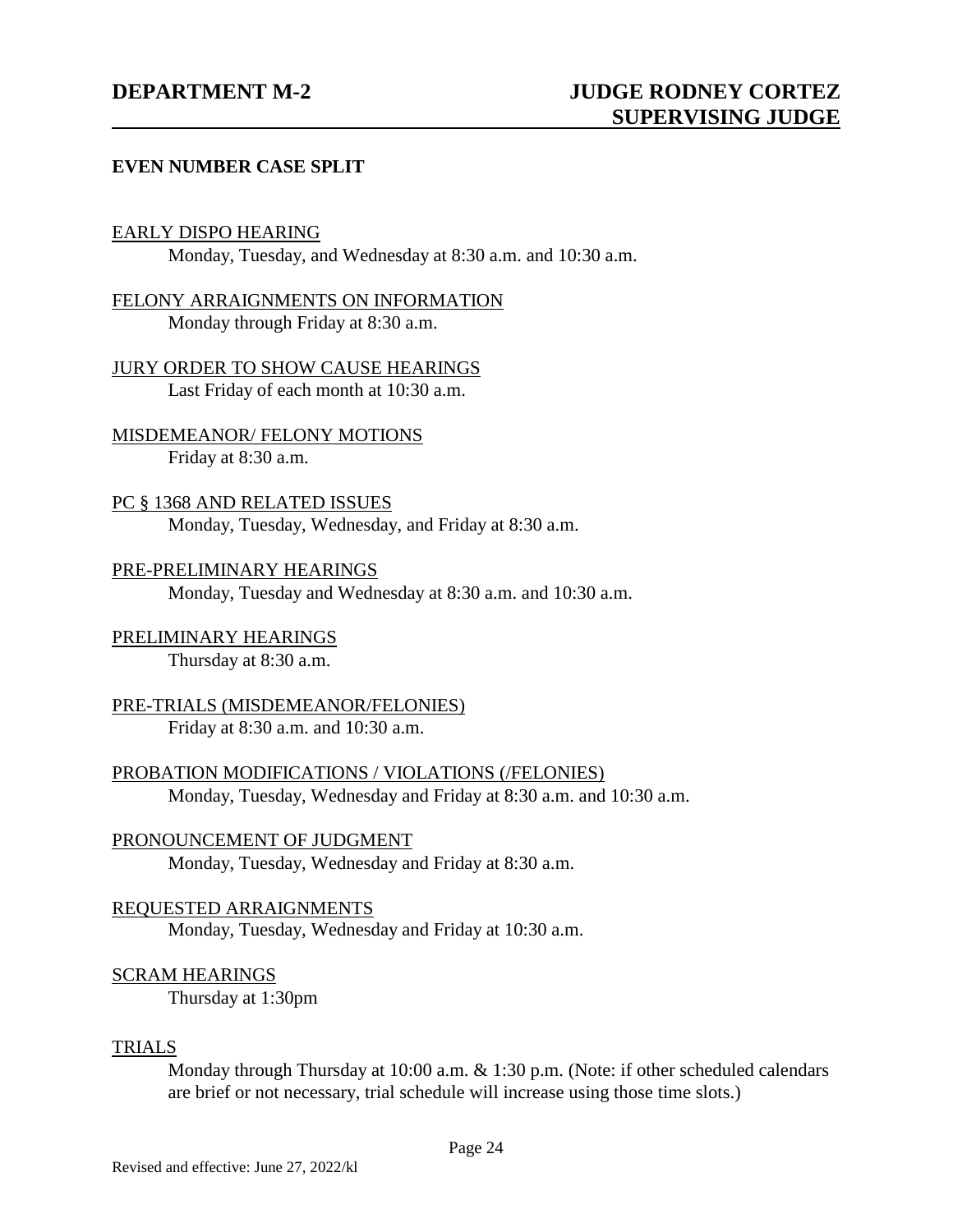# DEPARTMENT M-2 — JUDGE RODNEY CORTEZ, SUPERVISING JUDGE

**EVEN NUMBER CASE SPLIT**

EARLY DISPO HEARING
Monday, Tuesday, and Wednesday at 8:30 a.m. and 10:30 a.m.

FELONY ARRAIGNMENTS ON INFORMATION
Monday through Friday at 8:30 a.m.

JURY ORDER TO SHOW CAUSE HEARINGS
Last Friday of each month at 10:30 a.m.

MISDEMEANOR/ FELONY MOTIONS
Friday at 8:30 a.m.

PC § 1368 AND RELATED ISSUES
Monday, Tuesday, Wednesday, and Friday at 8:30 a.m.

PRE-PRELIMINARY HEARINGS
Monday, Tuesday and Wednesday at 8:30 a.m. and 10:30 a.m.

PRELIMINARY HEARINGS
Thursday at 8:30 a.m.

PRE-TRIALS (MISDEMEANOR/FELONIES)
Friday at 8:30 a.m. and 10:30 a.m.

PROBATION MODIFICATIONS / VIOLATIONS (/FELONIES)
Monday, Tuesday, Wednesday and Friday at 8:30 a.m. and 10:30 a.m.

PRONOUNCEMENT OF JUDGMENT
Monday, Tuesday, Wednesday and Friday at 8:30 a.m.

REQUESTED ARRAIGNMENTS
Monday, Tuesday, Wednesday and Friday at 10:30 a.m.

SCRAM HEARINGS
Thursday at 1:30pm

TRIALS
Monday through Thursday at 10:00 a.m. & 1:30 p.m. (Note: if other scheduled calendars are brief or not necessary, trial schedule will increase using those time slots.)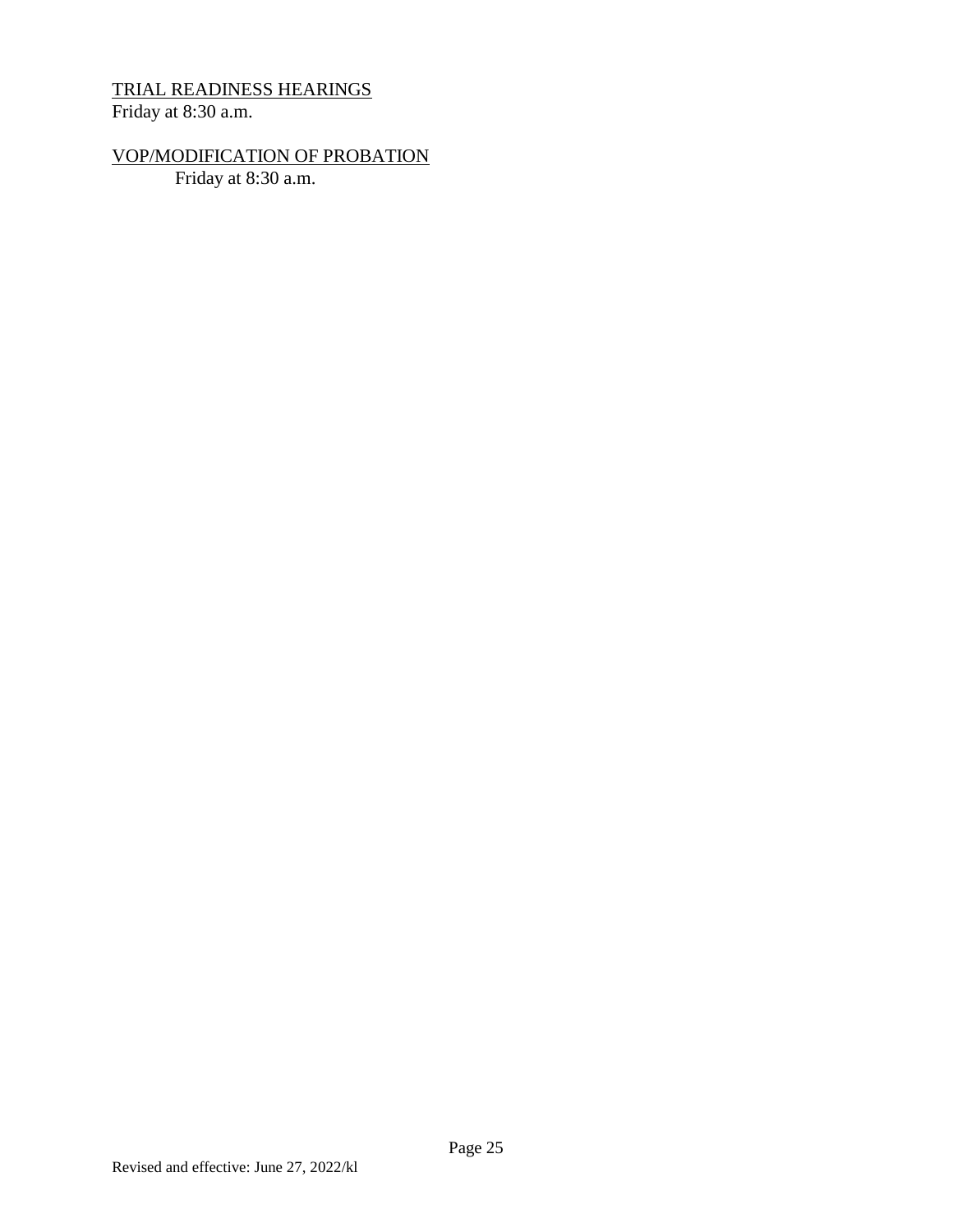TRIAL READINESS HEARINGS
Friday at 8:30 a.m.

VOP/MODIFICATION OF PROBATION
Friday at 8:30 a.m.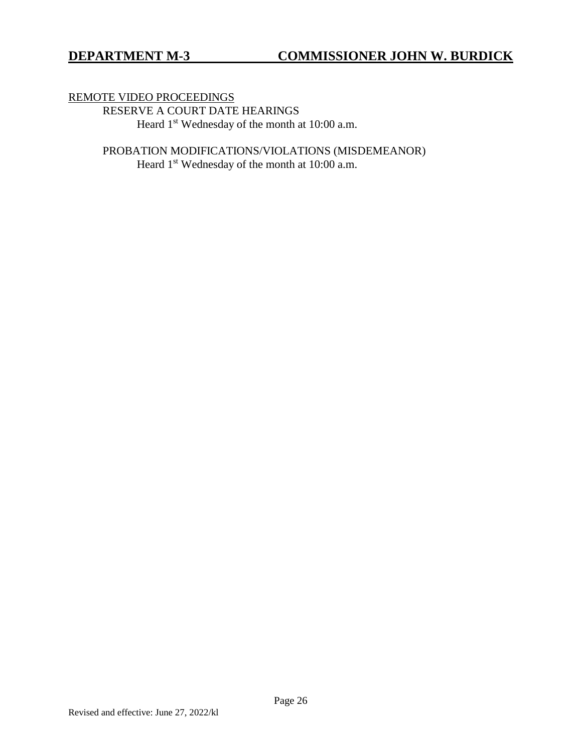## DEPARTMENT M-3 COMMISSIONER JOHN W. BURDICK

REMOTE VIDEO PROCEEDINGS

RESERVE A COURT DATE HEARINGS

Heard 1st Wednesday of the month at 10:00 a.m.

PROBATION MODIFICATIONS/VIOLATIONS (MISDEMEANOR)

Heard 1st Wednesday of the month at 10:00 a.m.

Revised and effective: June 27, 2022/kl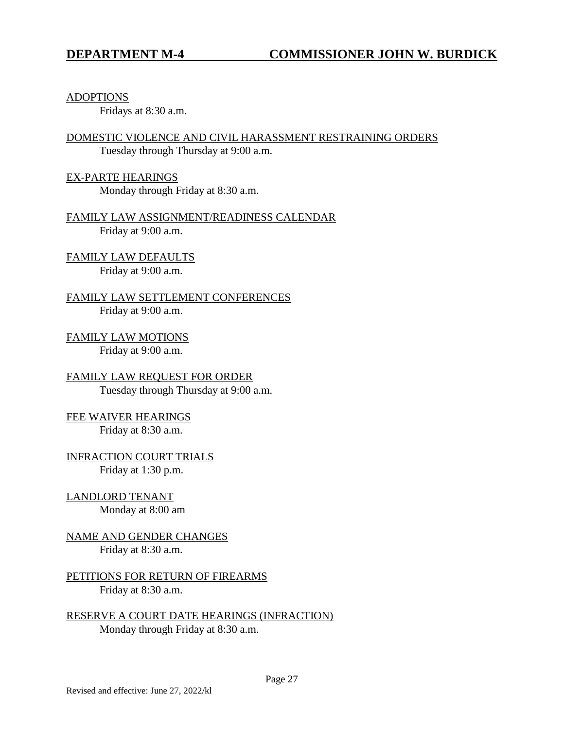## DEPARTMENT M-4 COMMISSIONER JOHN W. BURDICK

ADOPTIONS
Fridays at 8:30 a.m.

DOMESTIC VIOLENCE AND CIVIL HARASSMENT RESTRAINING ORDERS
Tuesday through Thursday at 9:00 a.m.

EX-PARTE HEARINGS
Monday through Friday at 8:30 a.m.

FAMILY LAW ASSIGNMENT/READINESS CALENDAR
Friday at 9:00 a.m.

FAMILY LAW DEFAULTS
Friday at 9:00 a.m.

FAMILY LAW SETTLEMENT CONFERENCES
Friday at 9:00 a.m.

FAMILY LAW MOTIONS
Friday at 9:00 a.m.

FAMILY LAW REQUEST FOR ORDER
Tuesday through Thursday at 9:00 a.m.

FEE WAIVER HEARINGS
Friday at 8:30 a.m.

INFRACTION COURT TRIALS
Friday at 1:30 p.m.

LANDLORD TENANT
Monday at 8:00 am

NAME AND GENDER CHANGES
Friday at 8:30 a.m.

PETITIONS FOR RETURN OF FIREARMS
Friday at 8:30 a.m.

RESERVE A COURT DATE HEARINGS (INFRACTION)
Monday through Friday at 8:30 a.m.

Revised and effective: June 27, 2022/kl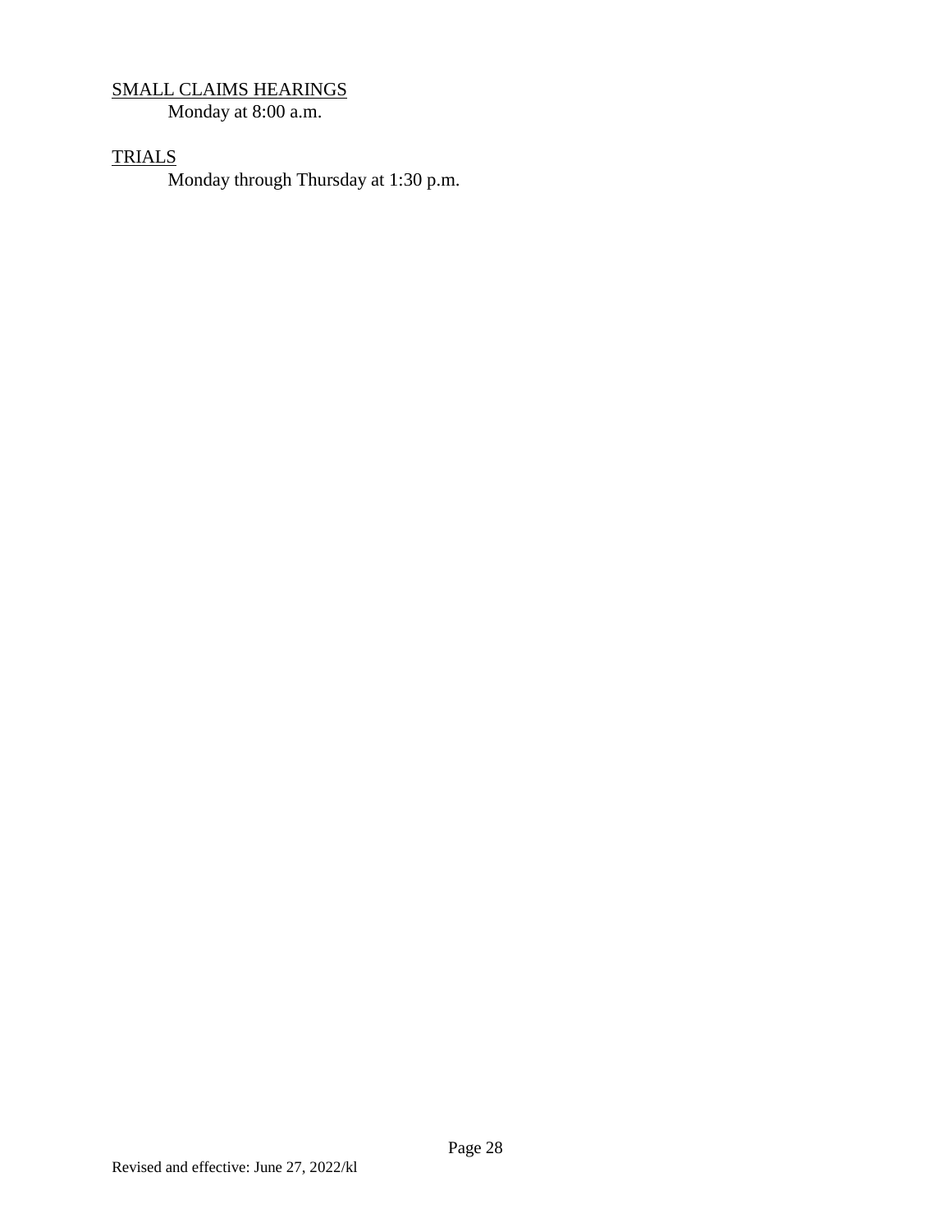<u>SMALL CLAIMS HEARINGS</u>

Monday at 8:00 a.m.

<u>TRIALS</u>

Monday through Thursday at 1:30 p.m.

Revised and effective: June 27, 2022/kl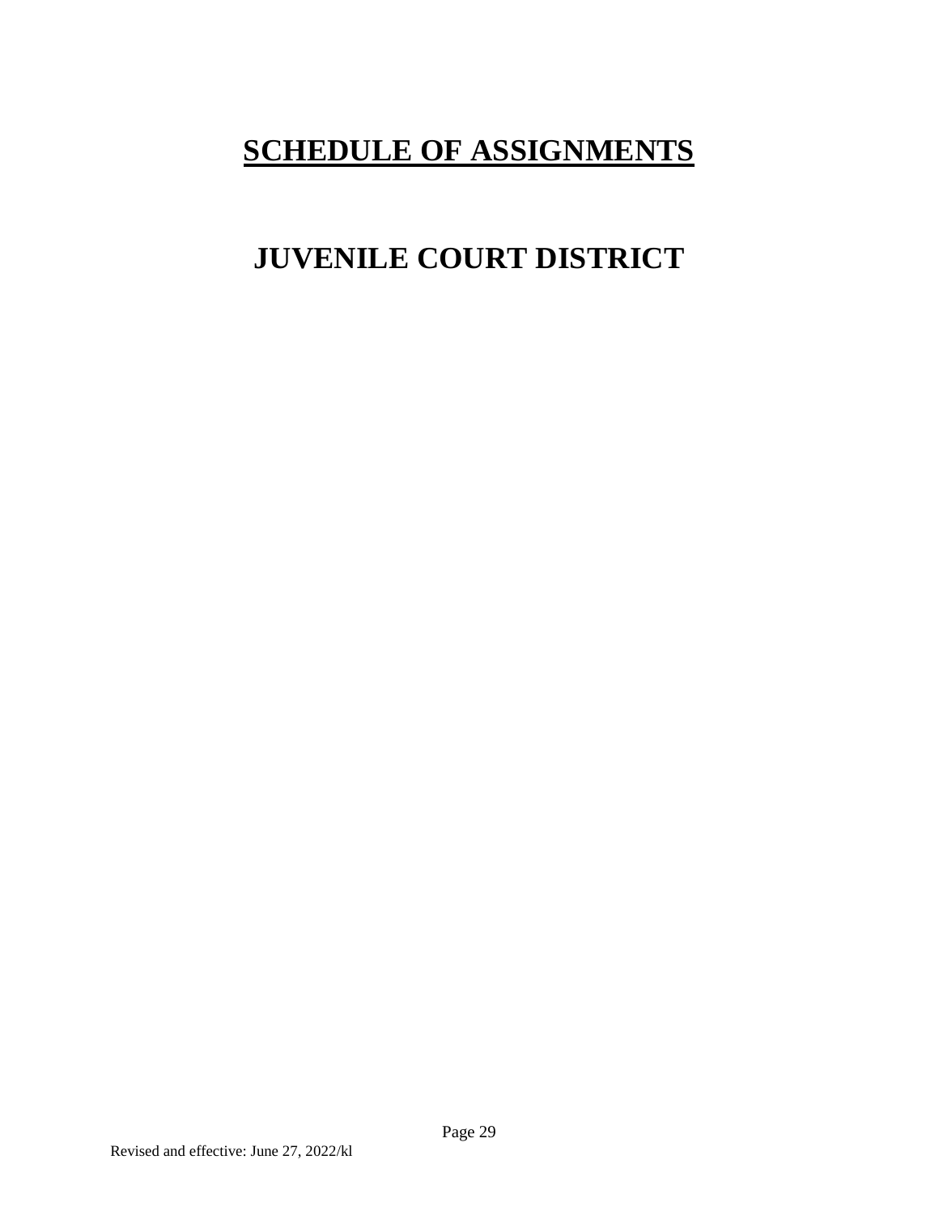# SCHEDULE OF ASSIGNMENTS

# JUVENILE COURT DISTRICT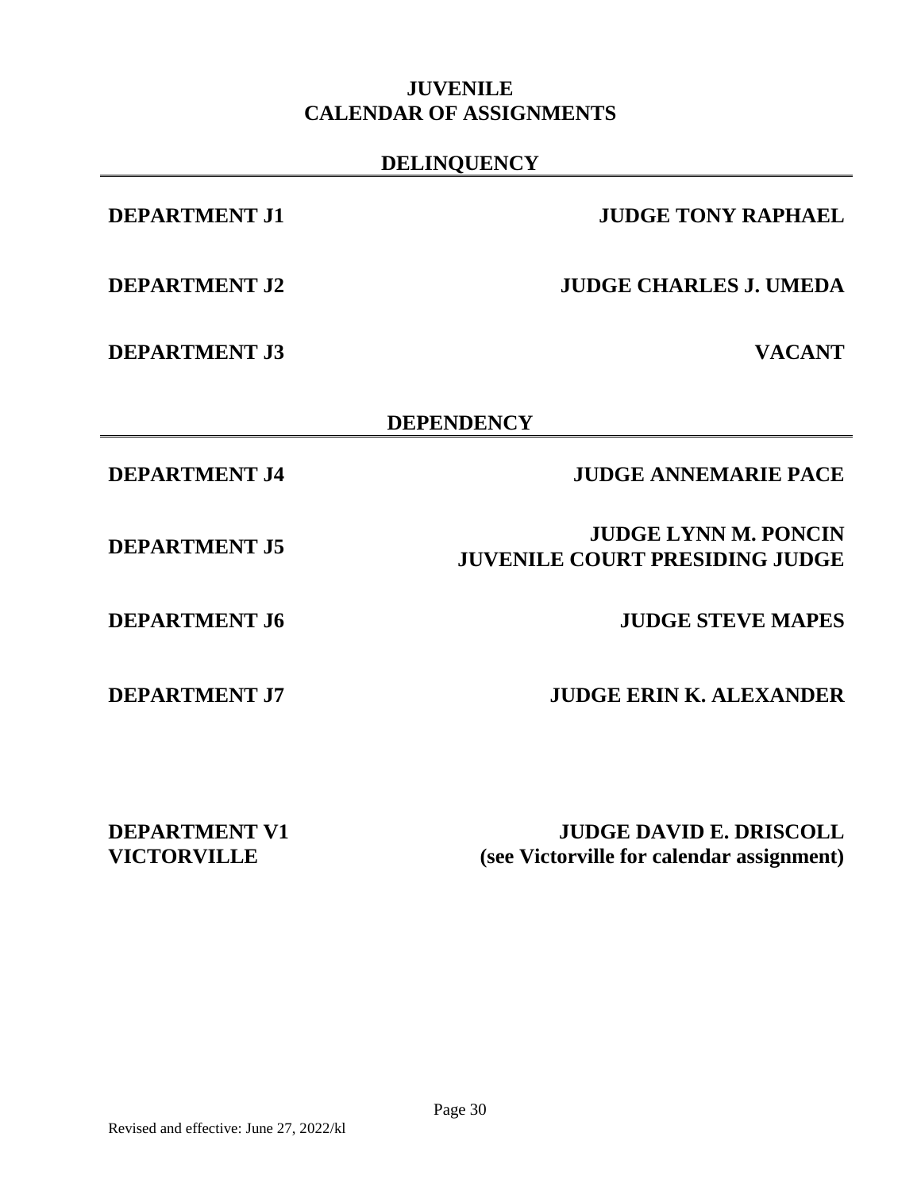# JUVENILE
# CALENDAR OF ASSIGNMENTS

## DELINQUENCY

| | |
|---|---|
| **DEPARTMENT J1** | **JUDGE TONY RAPHAEL** |
| **DEPARTMENT J2** | **JUDGE CHARLES J. UMEDA** |
| **DEPARTMENT J3** | **VACANT** |

## DEPENDENCY

| | |
|---|---|
| **DEPARTMENT J4** | **JUDGE ANNEMARIE PACE** |
| **DEPARTMENT J5** | **JUDGE LYNN M. PONCIN**<br>**JUVENILE COURT PRESIDING JUDGE** |
| **DEPARTMENT J6** | **JUDGE STEVE MAPES** |
| **DEPARTMENT J7** | **JUDGE ERIN K. ALEXANDER** |

| | |
|---|---|
| **DEPARTMENT V1**<br>**VICTORVILLE** | **JUDGE DAVID E. DRISCOLL**<br>**(see Victorville for calendar assignment)** |

Revised and effective: June 27, 2022/kl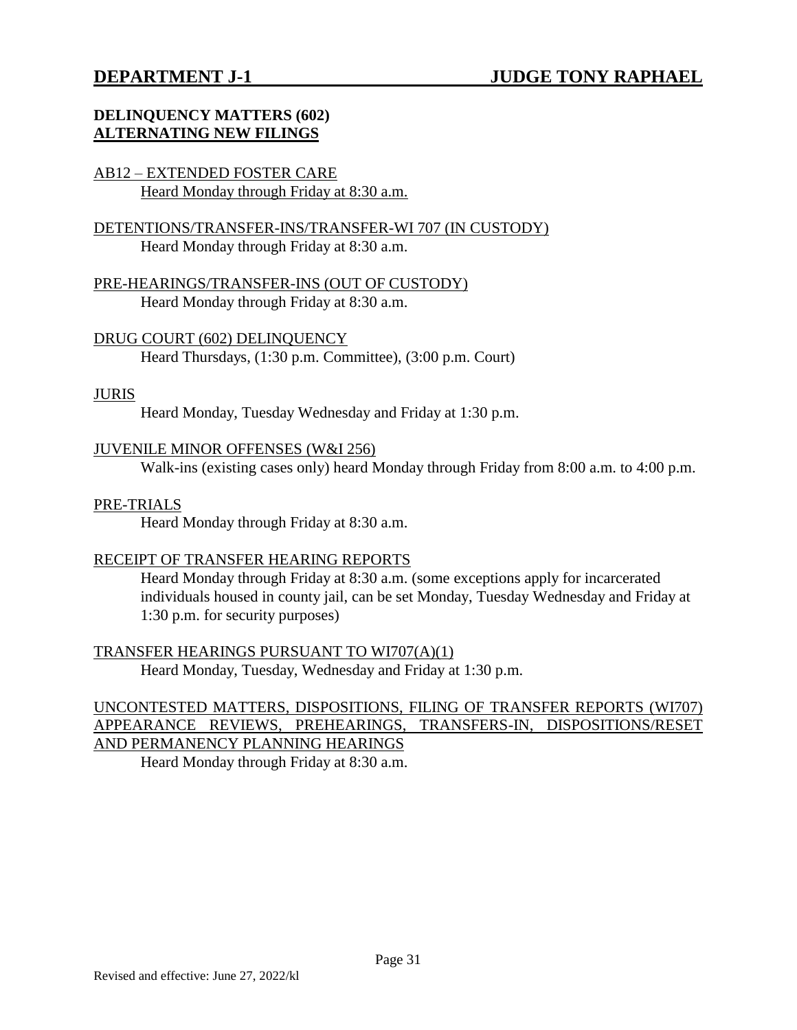## DEPARTMENT J-1 JUDGE TONY RAPHAEL

**DELINQUENCY MATTERS (602)**
**ALTERNATING NEW FILINGS**

AB12 – EXTENDED FOSTER CARE
Heard Monday through Friday at 8:30 a.m.

DETENTIONS/TRANSFER-INS/TRANSFER-WI 707 (IN CUSTODY)
Heard Monday through Friday at 8:30 a.m.

PRE-HEARINGS/TRANSFER-INS (OUT OF CUSTODY)
Heard Monday through Friday at 8:30 a.m.

DRUG COURT (602) DELINQUENCY
Heard Thursdays, (1:30 p.m. Committee), (3:00 p.m. Court)

JURIS
Heard Monday, Tuesday Wednesday and Friday at 1:30 p.m.

JUVENILE MINOR OFFENSES (W&I 256)
Walk-ins (existing cases only) heard Monday through Friday from 8:00 a.m. to 4:00 p.m.

PRE-TRIALS
Heard Monday through Friday at 8:30 a.m.

RECEIPT OF TRANSFER HEARING REPORTS
Heard Monday through Friday at 8:30 a.m. (some exceptions apply for incarcerated individuals housed in county jail, can be set Monday, Tuesday Wednesday and Friday at 1:30 p.m. for security purposes)

TRANSFER HEARINGS PURSUANT TO WI707(A)(1)
Heard Monday, Tuesday, Wednesday and Friday at 1:30 p.m.

UNCONTESTED MATTERS, DISPOSITIONS, FILING OF TRANSFER REPORTS (WI707) APPEARANCE REVIEWS, PREHEARINGS, TRANSFERS-IN, DISPOSITIONS/RESET AND PERMANENCY PLANNING HEARINGS
Heard Monday through Friday at 8:30 a.m.

Revised and effective: June 27, 2022/kl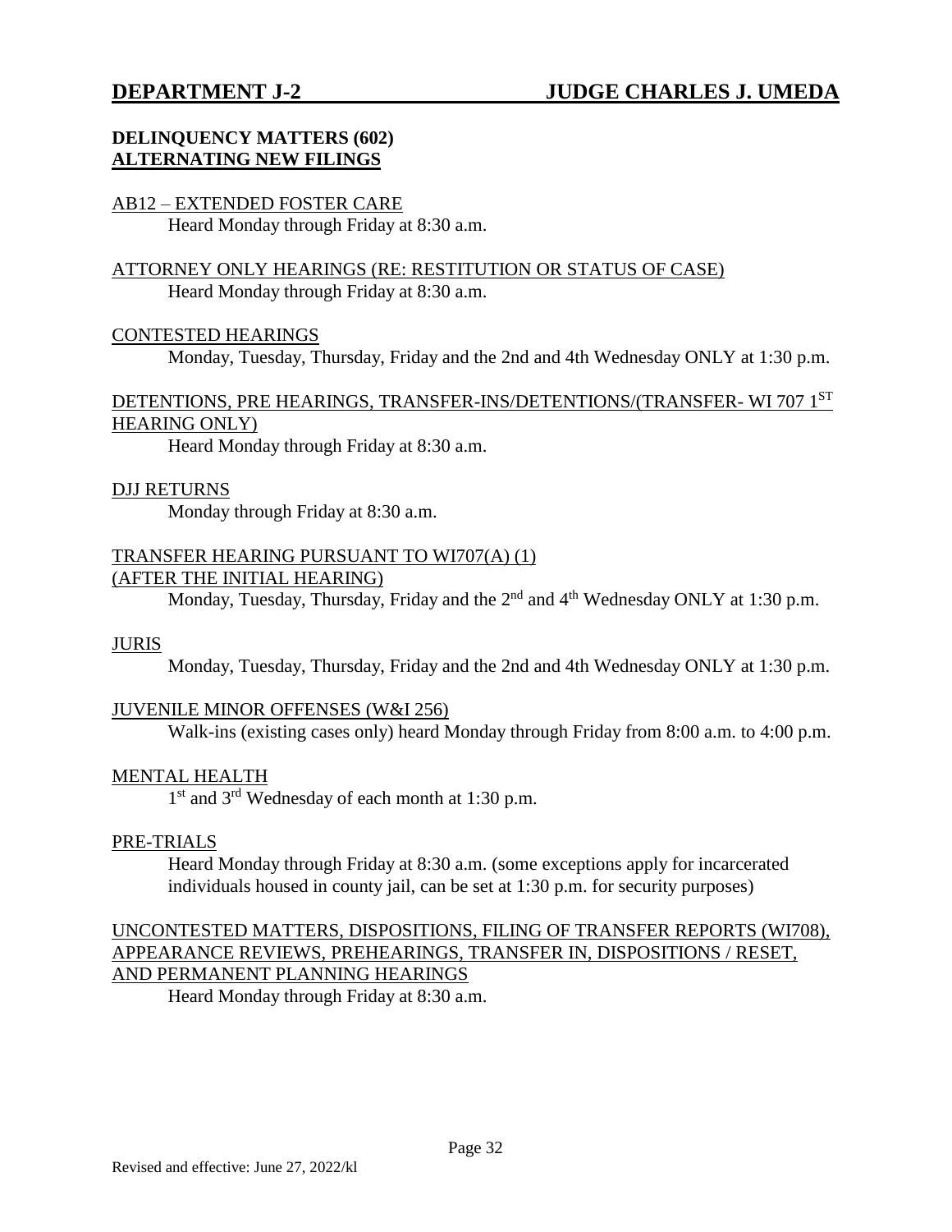## DEPARTMENT J-2 JUDGE CHARLES J. UMEDA

**DELINQUENCY MATTERS (602)**
**ALTERNATING NEW FILINGS**

AB12 – EXTENDED FOSTER CARE

Heard Monday through Friday at 8:30 a.m.

ATTORNEY ONLY HEARINGS (RE: RESTITUTION OR STATUS OF CASE)

Heard Monday through Friday at 8:30 a.m.

CONTESTED HEARINGS

Monday, Tuesday, Thursday, Friday and the 2nd and 4th Wednesday ONLY at 1:30 p.m.

DETENTIONS, PRE HEARINGS, TRANSFER-INS/DETENTIONS/(TRANSFER- WI 707 1ST HEARING ONLY)

Heard Monday through Friday at 8:30 a.m.

DJJ RETURNS

Monday through Friday at 8:30 a.m.

TRANSFER HEARING PURSUANT TO WI707(A) (1)
(AFTER THE INITIAL HEARING)

Monday, Tuesday, Thursday, Friday and the 2nd and 4th Wednesday ONLY at 1:30 p.m.

JURIS

Monday, Tuesday, Thursday, Friday and the 2nd and 4th Wednesday ONLY at 1:30 p.m.

JUVENILE MINOR OFFENSES (W&I 256)

Walk-ins (existing cases only) heard Monday through Friday from 8:00 a.m. to 4:00 p.m.

MENTAL HEALTH

1st and 3rd Wednesday of each month at 1:30 p.m.

PRE-TRIALS

Heard Monday through Friday at 8:30 a.m. (some exceptions apply for incarcerated individuals housed in county jail, can be set at 1:30 p.m. for security purposes)

UNCONTESTED MATTERS, DISPOSITIONS, FILING OF TRANSFER REPORTS (WI708), APPEARANCE REVIEWS, PREHEARINGS, TRANSFER IN, DISPOSITIONS / RESET, AND PERMANENT PLANNING HEARINGS

Heard Monday through Friday at 8:30 a.m.

Revised and effective: June 27, 2022/kl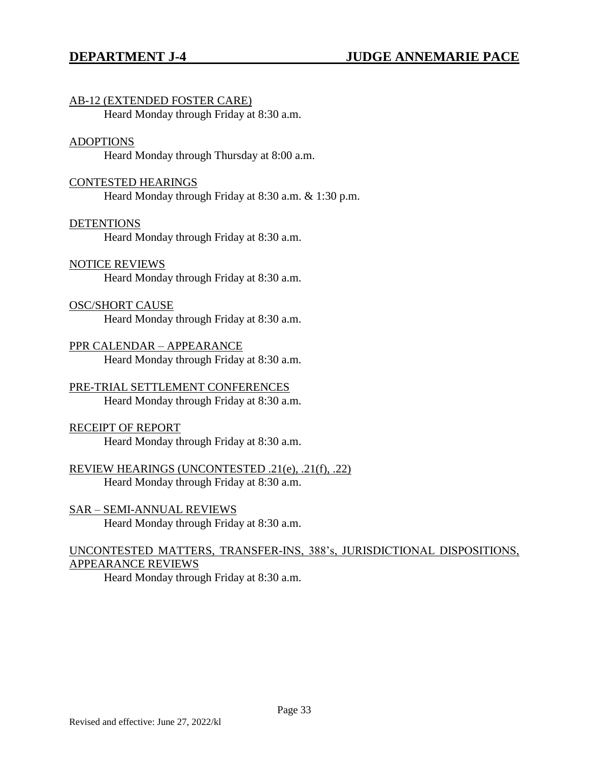## DEPARTMENT J-4 JUDGE ANNEMARIE PACE

AB-12 (EXTENDED FOSTER CARE)
Heard Monday through Friday at 8:30 a.m.

ADOPTIONS
Heard Monday through Thursday at 8:00 a.m.

CONTESTED HEARINGS
Heard Monday through Friday at 8:30 a.m. & 1:30 p.m.

DETENTIONS
Heard Monday through Friday at 8:30 a.m.

NOTICE REVIEWS
Heard Monday through Friday at 8:30 a.m.

OSC/SHORT CAUSE
Heard Monday through Friday at 8:30 a.m.

PPR CALENDAR – APPEARANCE
Heard Monday through Friday at 8:30 a.m.

PRE-TRIAL SETTLEMENT CONFERENCES
Heard Monday through Friday at 8:30 a.m.

RECEIPT OF REPORT
Heard Monday through Friday at 8:30 a.m.

REVIEW HEARINGS (UNCONTESTED .21(e), .21(f), .22)
Heard Monday through Friday at 8:30 a.m.

SAR – SEMI-ANNUAL REVIEWS
Heard Monday through Friday at 8:30 a.m.

UNCONTESTED MATTERS, TRANSFER-INS, 388's, JURISDICTIONAL DISPOSITIONS, APPEARANCE REVIEWS
Heard Monday through Friday at 8:30 a.m.

Revised and effective: June 27, 2022/kl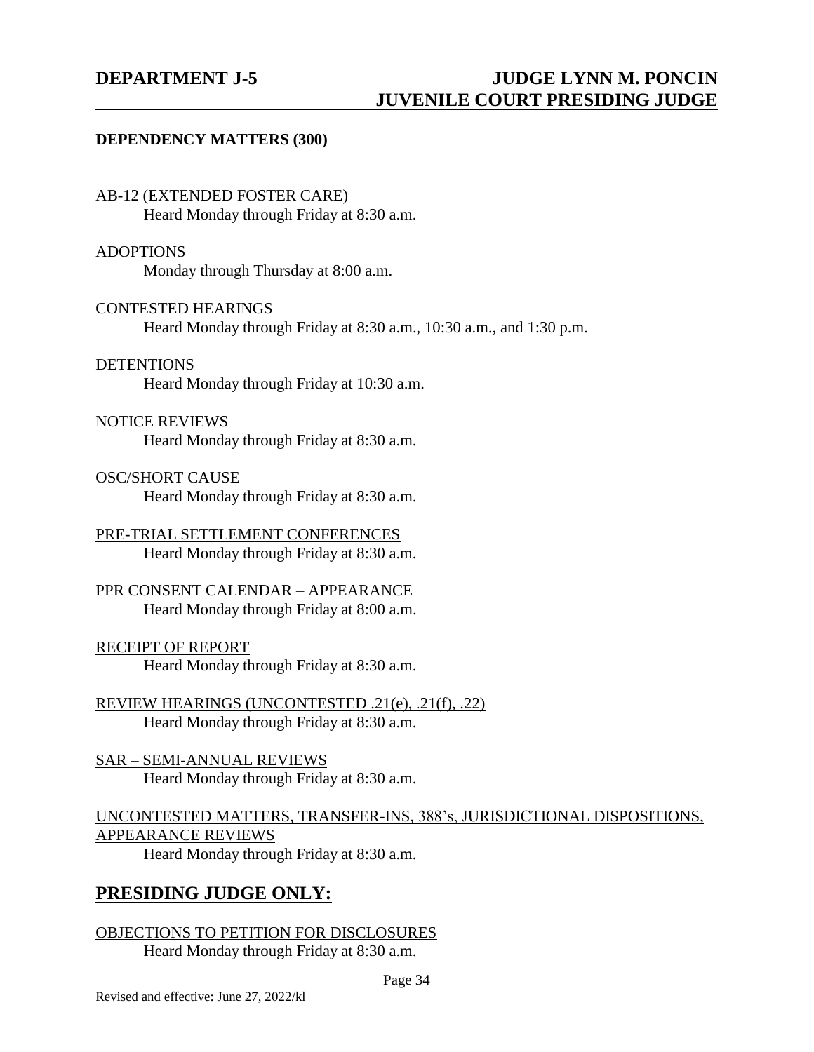# DEPARTMENT J-5 — JUDGE LYNN M. PONCIN, JUVENILE COURT PRESIDING JUDGE

**DEPENDENCY MATTERS (300)**

AB-12 (EXTENDED FOSTER CARE)
Heard Monday through Friday at 8:30 a.m.

ADOPTIONS
Monday through Thursday at 8:00 a.m.

CONTESTED HEARINGS
Heard Monday through Friday at 8:30 a.m., 10:30 a.m., and 1:30 p.m.

DETENTIONS
Heard Monday through Friday at 10:30 a.m.

NOTICE REVIEWS
Heard Monday through Friday at 8:30 a.m.

OSC/SHORT CAUSE
Heard Monday through Friday at 8:30 a.m.

PRE-TRIAL SETTLEMENT CONFERENCES
Heard Monday through Friday at 8:30 a.m.

PPR CONSENT CALENDAR – APPEARANCE
Heard Monday through Friday at 8:00 a.m.

RECEIPT OF REPORT
Heard Monday through Friday at 8:30 a.m.

REVIEW HEARINGS (UNCONTESTED .21(e), .21(f), .22)
Heard Monday through Friday at 8:30 a.m.

SAR – SEMI-ANNUAL REVIEWS
Heard Monday through Friday at 8:30 a.m.

UNCONTESTED MATTERS, TRANSFER-INS, 388's, JURISDICTIONAL DISPOSITIONS, APPEARANCE REVIEWS
Heard Monday through Friday at 8:30 a.m.

## PRESIDING JUDGE ONLY:

OBJECTIONS TO PETITION FOR DISCLOSURES
Heard Monday through Friday at 8:30 a.m.

Revised and effective: June 27, 2022/kl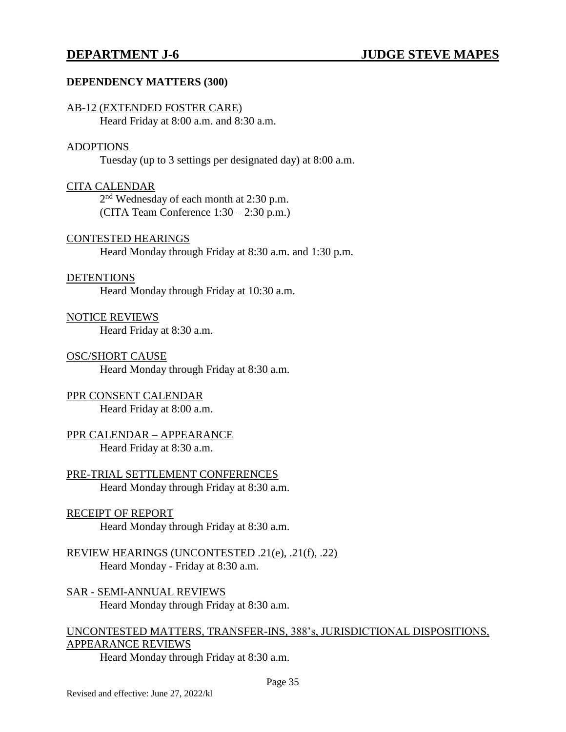## DEPARTMENT J-6 JUDGE STEVE MAPES

### DEPENDENCY MATTERS (300)

AB-12 (EXTENDED FOSTER CARE)
Heard Friday at 8:00 a.m. and 8:30 a.m.

ADOPTIONS
Tuesday (up to 3 settings per designated day) at 8:00 a.m.

CITA CALENDAR
2nd Wednesday of each month at 2:30 p.m.
(CITA Team Conference 1:30 – 2:30 p.m.)

CONTESTED HEARINGS
Heard Monday through Friday at 8:30 a.m. and 1:30 p.m.

DETENTIONS
Heard Monday through Friday at 10:30 a.m.

NOTICE REVIEWS
Heard Friday at 8:30 a.m.

OSC/SHORT CAUSE
Heard Monday through Friday at 8:30 a.m.

PPR CONSENT CALENDAR
Heard Friday at 8:00 a.m.

PPR CALENDAR – APPEARANCE
Heard Friday at 8:30 a.m.

PRE-TRIAL SETTLEMENT CONFERENCES
Heard Monday through Friday at 8:30 a.m.

RECEIPT OF REPORT
Heard Monday through Friday at 8:30 a.m.

REVIEW HEARINGS (UNCONTESTED .21(e), .21(f), .22)
Heard Monday - Friday at 8:30 a.m.

SAR - SEMI-ANNUAL REVIEWS
Heard Monday through Friday at 8:30 a.m.

UNCONTESTED MATTERS, TRANSFER-INS, 388's, JURISDICTIONAL DISPOSITIONS, APPEARANCE REVIEWS
Heard Monday through Friday at 8:30 a.m.

Revised and effective: June 27, 2022/kl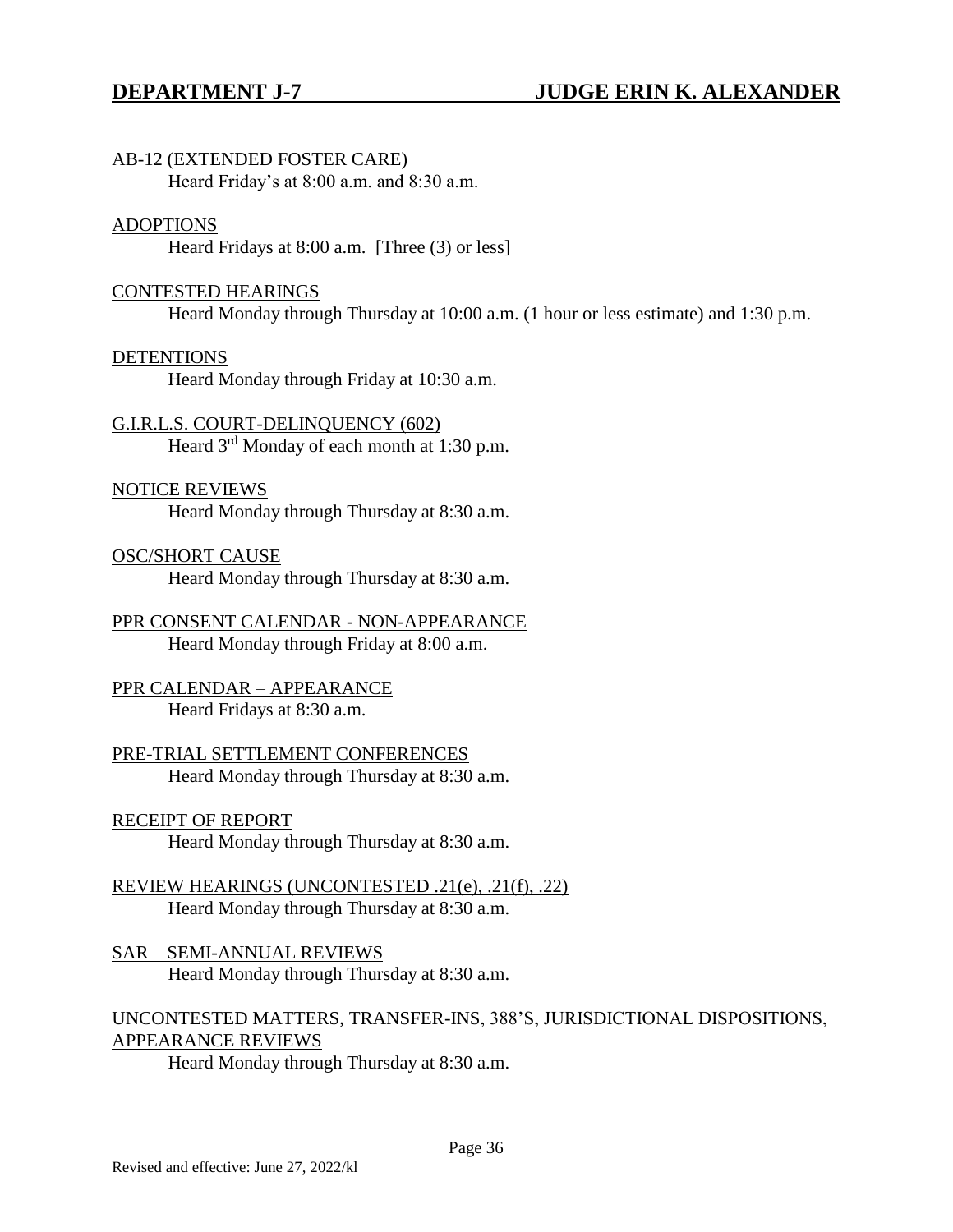## DEPARTMENT J-7 JUDGE ERIN K. ALEXANDER

AB-12 (EXTENDED FOSTER CARE)

Heard Friday's at 8:00 a.m. and 8:30 a.m.

ADOPTIONS

Heard Fridays at 8:00 a.m. [Three (3) or less]

CONTESTED HEARINGS

Heard Monday through Thursday at 10:00 a.m. (1 hour or less estimate) and 1:30 p.m.

DETENTIONS

Heard Monday through Friday at 10:30 a.m.

G.I.R.L.S. COURT-DELINQUENCY (602)

Heard 3rd Monday of each month at 1:30 p.m.

NOTICE REVIEWS

Heard Monday through Thursday at 8:30 a.m.

OSC/SHORT CAUSE

Heard Monday through Thursday at 8:30 a.m.

PPR CONSENT CALENDAR - NON-APPEARANCE

Heard Monday through Friday at 8:00 a.m.

PPR CALENDAR – APPEARANCE

Heard Fridays at 8:30 a.m.

PRE-TRIAL SETTLEMENT CONFERENCES

Heard Monday through Thursday at 8:30 a.m.

RECEIPT OF REPORT

Heard Monday through Thursday at 8:30 a.m.

REVIEW HEARINGS (UNCONTESTED .21(e), .21(f), .22)

Heard Monday through Thursday at 8:30 a.m.

SAR – SEMI-ANNUAL REVIEWS

Heard Monday through Thursday at 8:30 a.m.

UNCONTESTED MATTERS, TRANSFER-INS, 388'S, JURISDICTIONAL DISPOSITIONS, APPEARANCE REVIEWS

Heard Monday through Thursday at 8:30 a.m.

Revised and effective: June 27, 2022/kl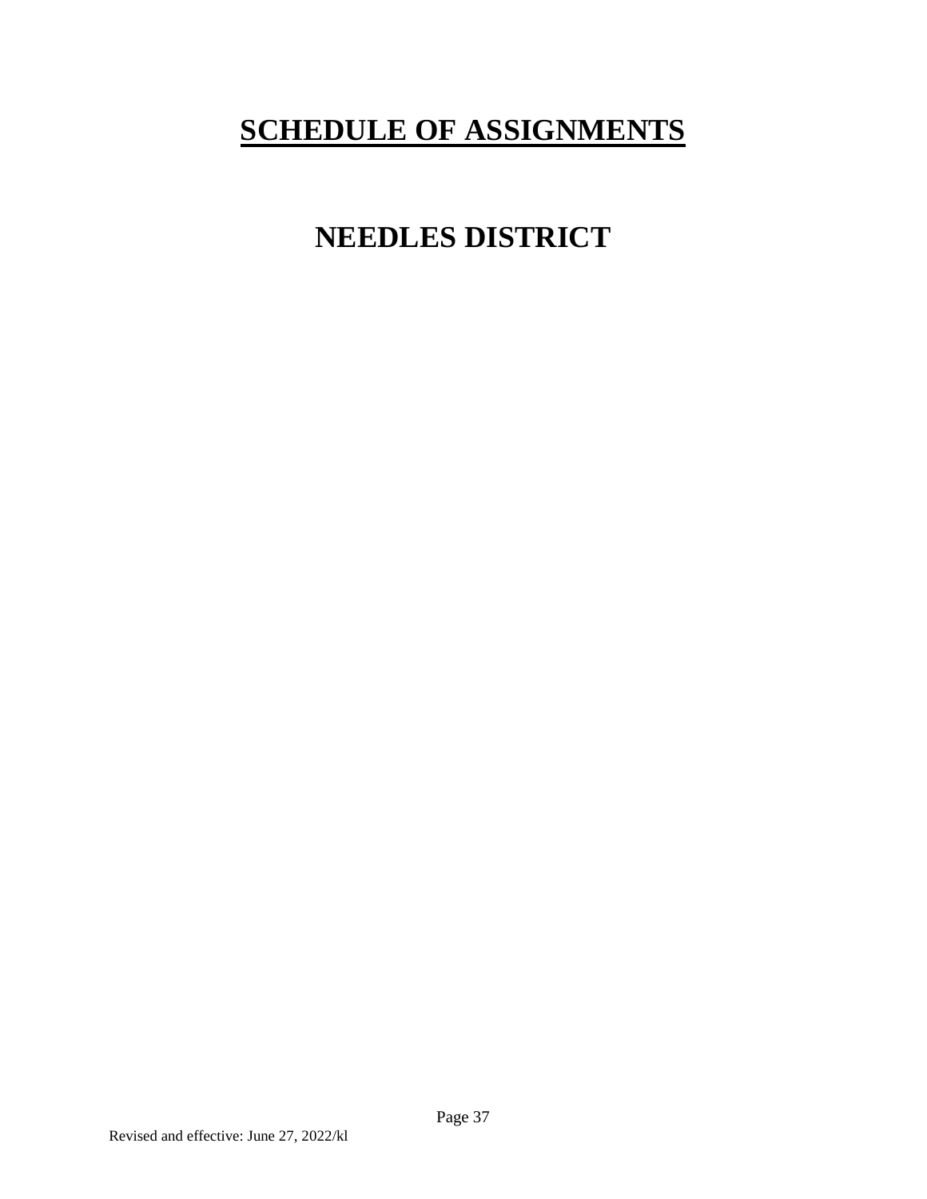# <u>SCHEDULE OF ASSIGNMENTS</u>

# NEEDLES DISTRICT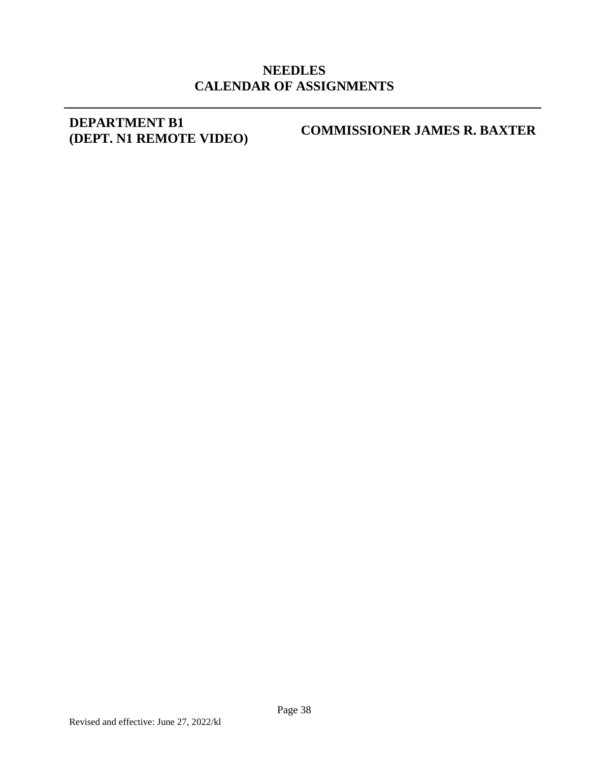# NEEDLES
# CALENDAR OF ASSIGNMENTS

---

**DEPARTMENT B1**
**(DEPT. N1 REMOTE VIDEO)**

**COMMISSIONER JAMES R. BAXTER**

Revised and effective: June 27, 2022/kl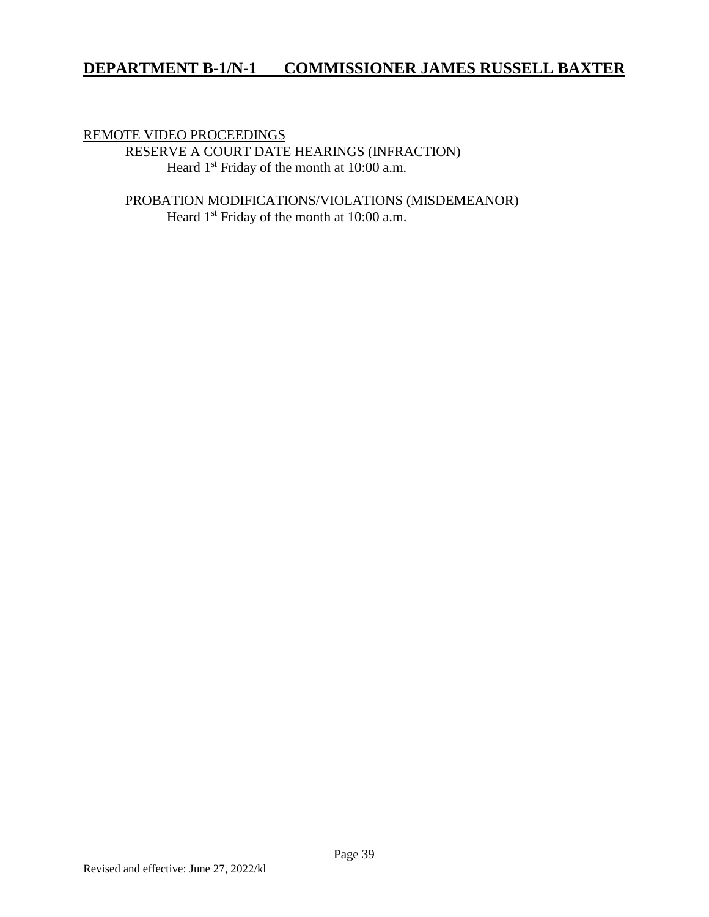## DEPARTMENT B-1/N-1 COMMISSIONER JAMES RUSSELL BAXTER

<u>REMOTE VIDEO PROCEEDINGS</u>

RESERVE A COURT DATE HEARINGS (INFRACTION)
Heard 1st Friday of the month at 10:00 a.m.

PROBATION MODIFICATIONS/VIOLATIONS (MISDEMEANOR)
Heard 1st Friday of the month at 10:00 a.m.

Revised and effective: June 27, 2022/kl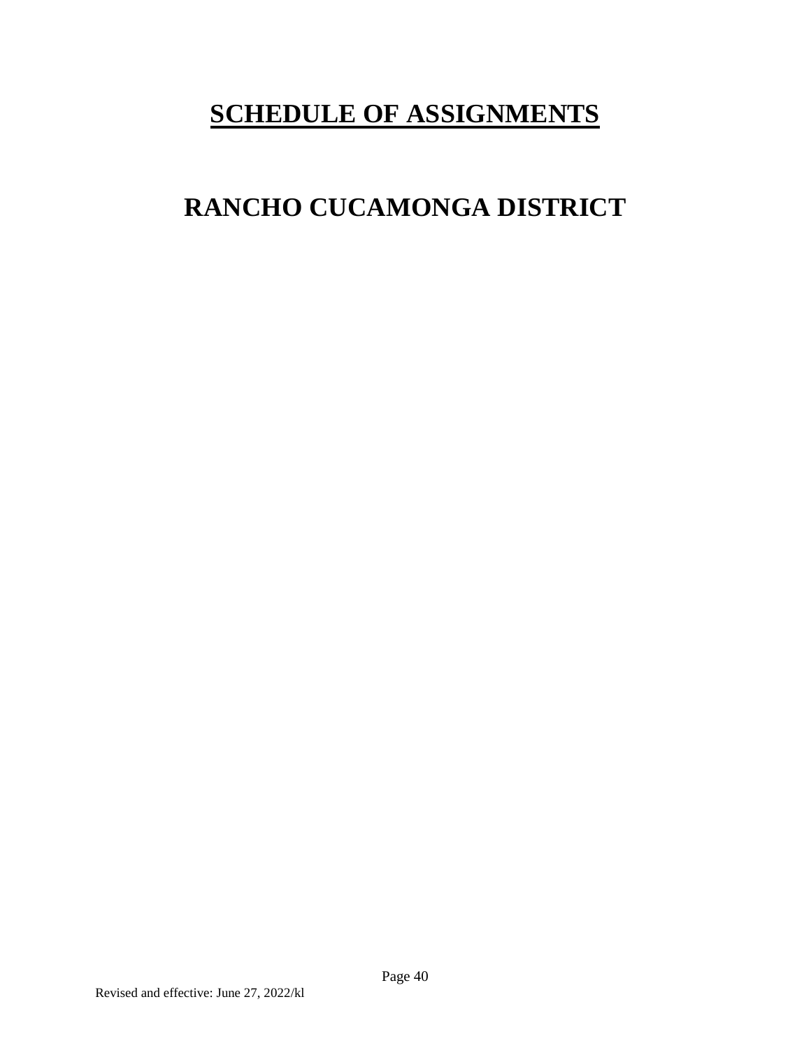# SCHEDULE OF ASSIGNMENTS

## RANCHO CUCAMONGA DISTRICT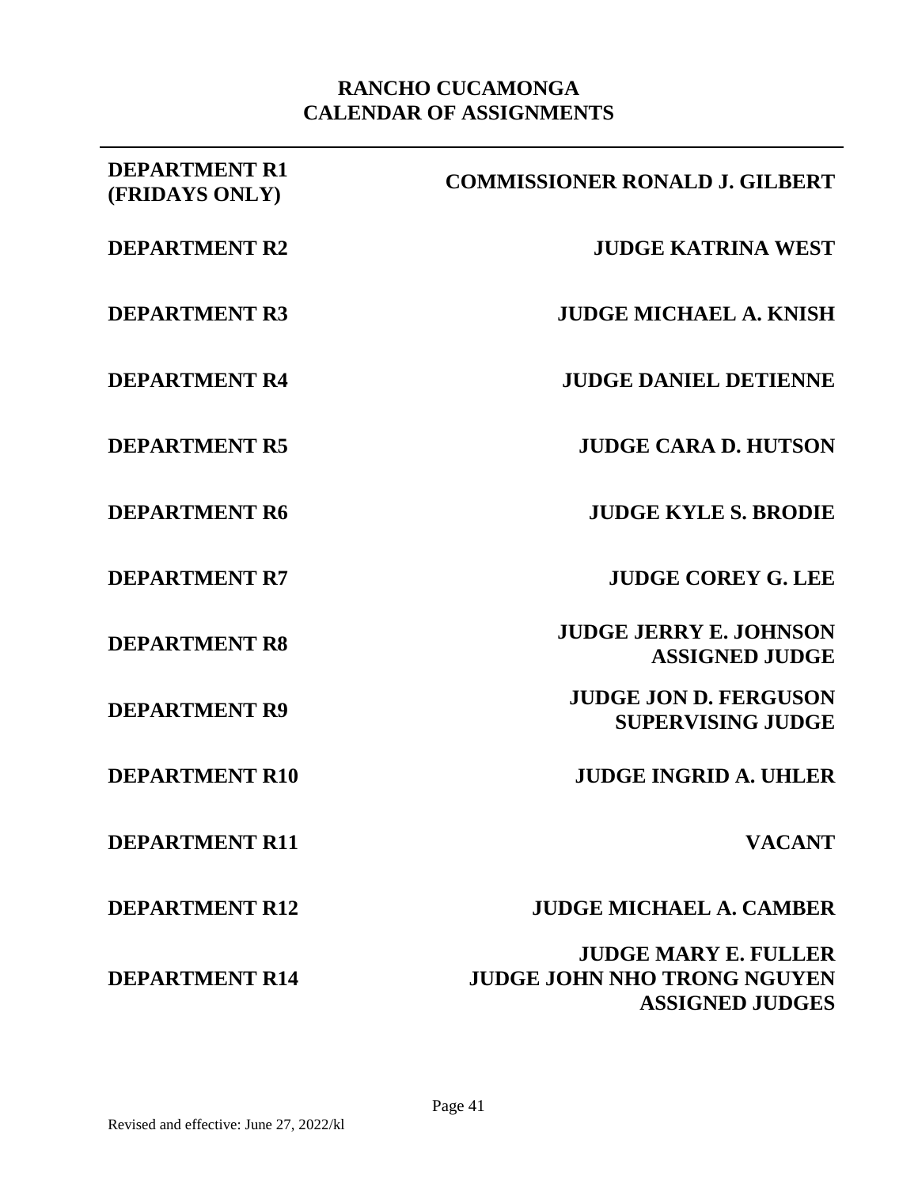# RANCHO CUCAMONGA
# CALENDAR OF ASSIGNMENTS

| Department | Judicial Officer |
|---|---|
| **DEPARTMENT R1 (FRIDAYS ONLY)** | **COMMISSIONER RONALD J. GILBERT** |
| **DEPARTMENT R2** | **JUDGE KATRINA WEST** |
| **DEPARTMENT R3** | **JUDGE MICHAEL A. KNISH** |
| **DEPARTMENT R4** | **JUDGE DANIEL DETIENNE** |
| **DEPARTMENT R5** | **JUDGE CARA D. HUTSON** |
| **DEPARTMENT R6** | **JUDGE KYLE S. BRODIE** |
| **DEPARTMENT R7** | **JUDGE COREY G. LEE** |
| **DEPARTMENT R8** | **JUDGE JERRY E. JOHNSON**<br>**ASSIGNED JUDGE** |
| **DEPARTMENT R9** | **JUDGE JON D. FERGUSON**<br>**SUPERVISING JUDGE** |
| **DEPARTMENT R10** | **JUDGE INGRID A. UHLER** |
| **DEPARTMENT R11** | **VACANT** |
| **DEPARTMENT R12** | **JUDGE MICHAEL A. CAMBER** |
| **DEPARTMENT R14** | **JUDGE MARY E. FULLER**<br>**JUDGE JOHN NHO TRONG NGUYEN**<br>**ASSIGNED JUDGES** |

Revised and effective: June 27, 2022/kl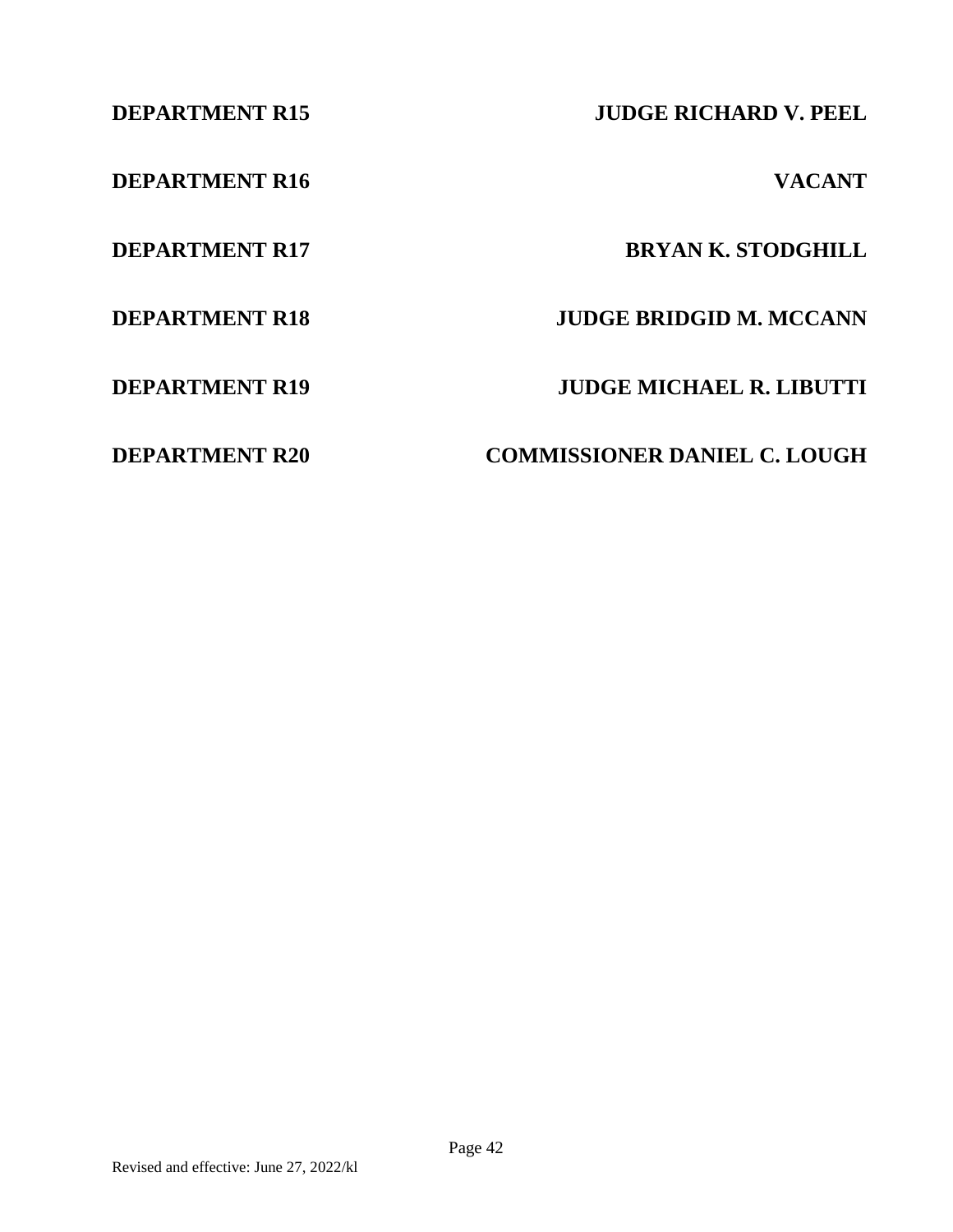**DEPARTMENT R15** **JUDGE RICHARD V. PEEL**

**DEPARTMENT R16** **VACANT**

**DEPARTMENT R17** **BRYAN K. STODGHILL**

**DEPARTMENT R18** **JUDGE BRIDGID M. MCCANN**

**DEPARTMENT R19** **JUDGE MICHAEL R. LIBUTTI**

**DEPARTMENT R20** **COMMISSIONER DANIEL C. LOUGH**

Revised and effective: June 27, 2022/kl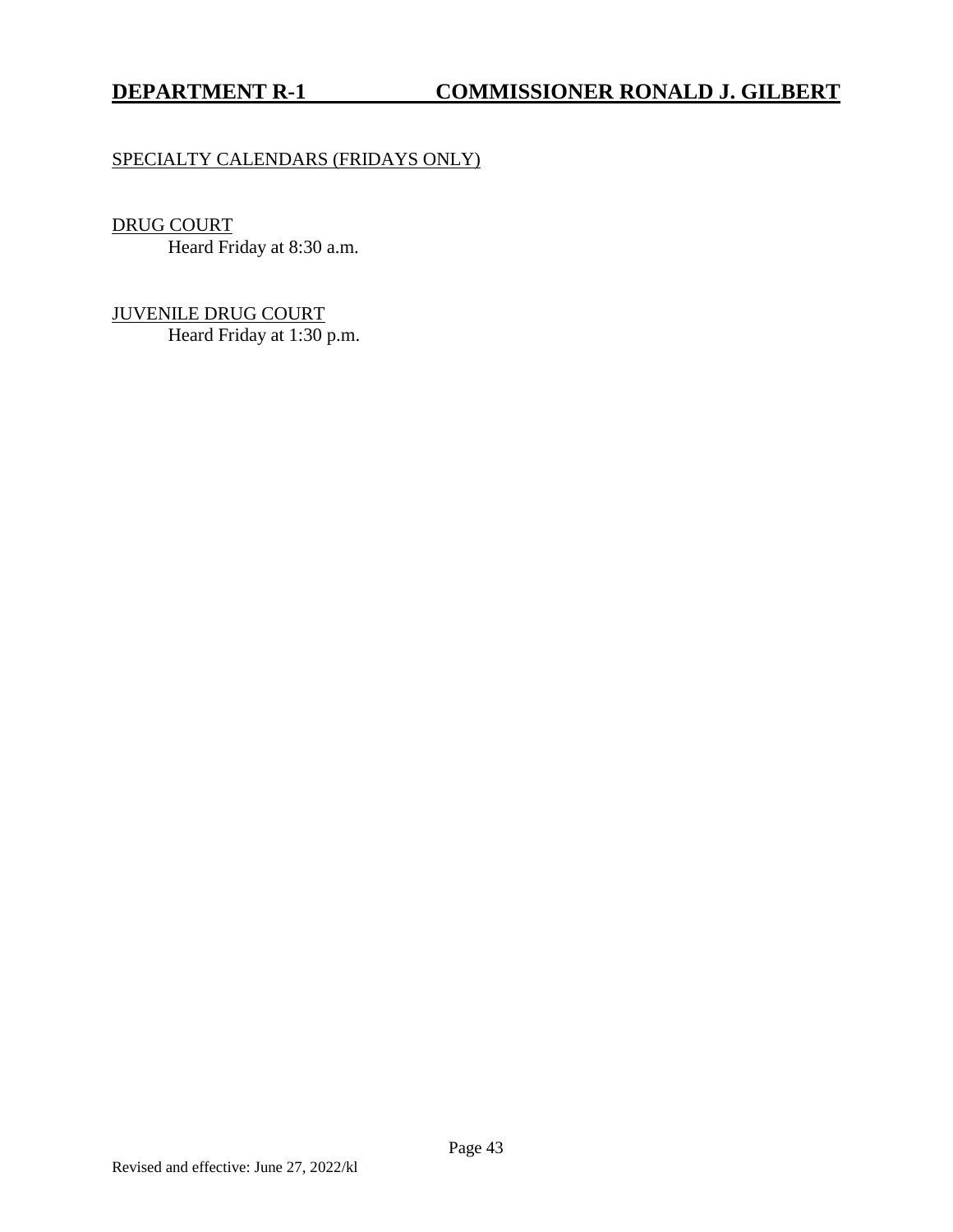## DEPARTMENT R-1 COMMISSIONER RONALD J. GILBERT

SPECIALTY CALENDARS (FRIDAYS ONLY)

DRUG COURT

Heard Friday at 8:30 a.m.

JUVENILE DRUG COURT

Heard Friday at 1:30 p.m.

Revised and effective: June 27, 2022/kl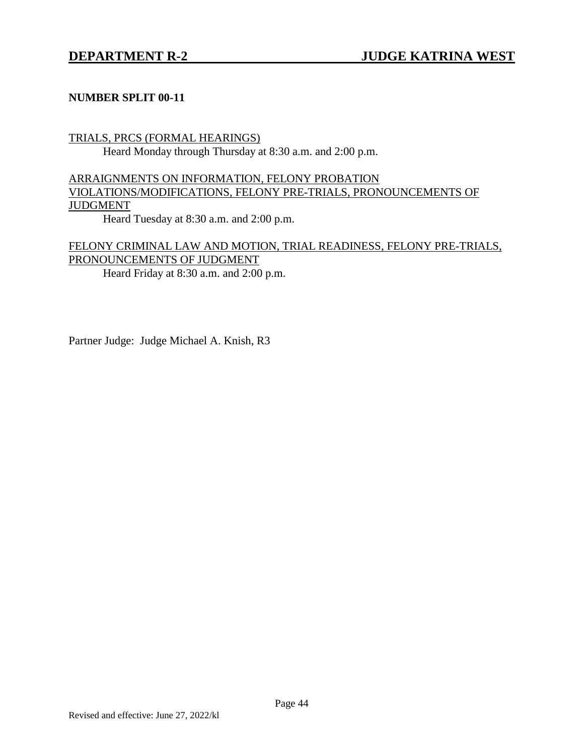## DEPARTMENT R-2 JUDGE KATRINA WEST

**NUMBER SPLIT 00-11**

TRIALS, PRCS (FORMAL HEARINGS)

Heard Monday through Thursday at 8:30 a.m. and 2:00 p.m.

ARRAIGNMENTS ON INFORMATION, FELONY PROBATION VIOLATIONS/MODIFICATIONS, FELONY PRE-TRIALS, PRONOUNCEMENTS OF JUDGMENT

Heard Tuesday at 8:30 a.m. and 2:00 p.m.

FELONY CRIMINAL LAW AND MOTION, TRIAL READINESS, FELONY PRE-TRIALS, PRONOUNCEMENTS OF JUDGMENT

Heard Friday at 8:30 a.m. and 2:00 p.m.

Partner Judge: Judge Michael A. Knish, R3

Revised and effective: June 27, 2022/kl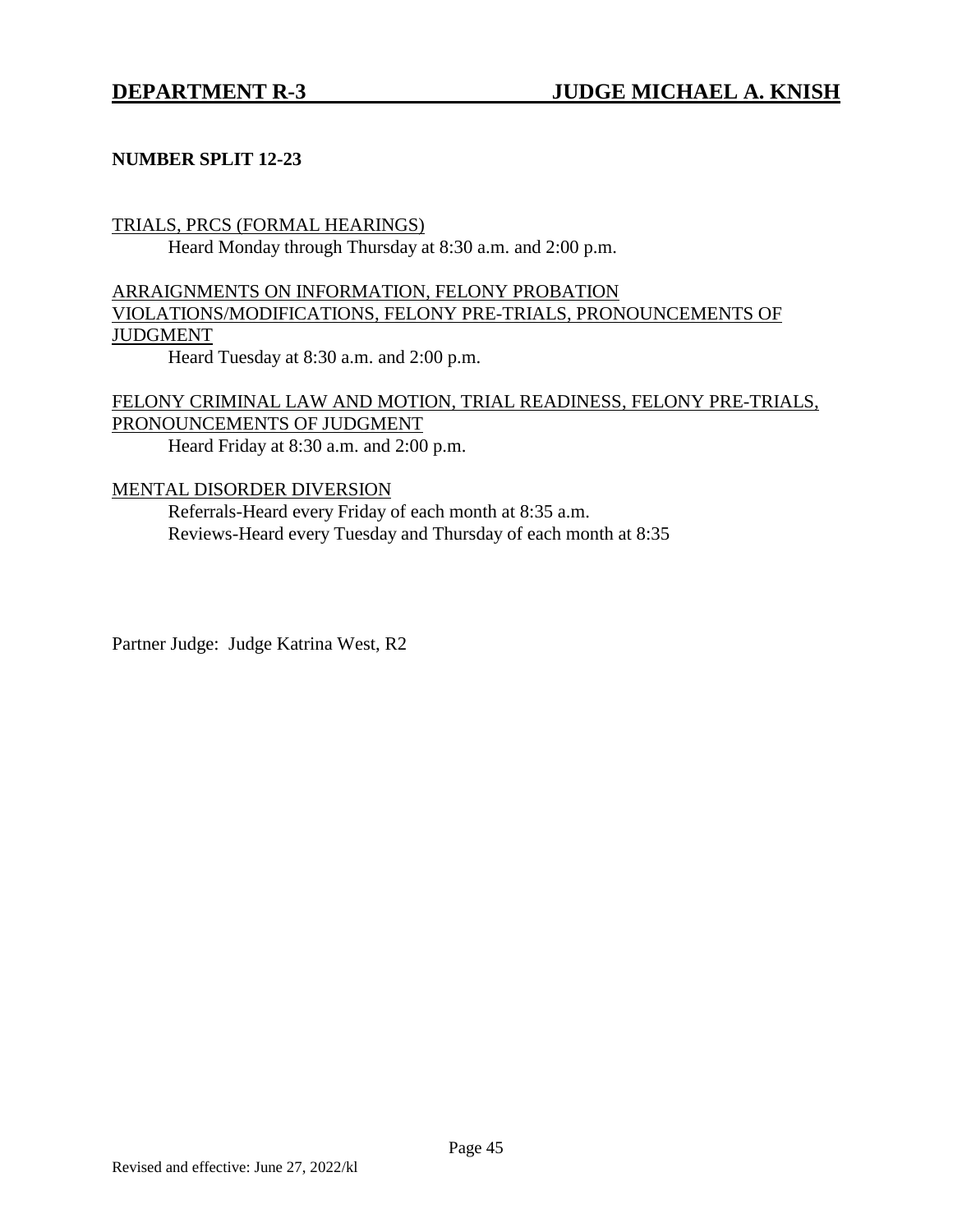# DEPARTMENT R-3 JUDGE MICHAEL A. KNISH

**NUMBER SPLIT 12-23**

TRIALS, PRCS (FORMAL HEARINGS)

Heard Monday through Thursday at 8:30 a.m. and 2:00 p.m.

ARRAIGNMENTS ON INFORMATION, FELONY PROBATION VIOLATIONS/MODIFICATIONS, FELONY PRE-TRIALS, PRONOUNCEMENTS OF JUDGMENT

Heard Tuesday at 8:30 a.m. and 2:00 p.m.

FELONY CRIMINAL LAW AND MOTION, TRIAL READINESS, FELONY PRE-TRIALS, PRONOUNCEMENTS OF JUDGMENT

Heard Friday at 8:30 a.m. and 2:00 p.m.

MENTAL DISORDER DIVERSION

Referrals-Heard every Friday of each month at 8:35 a.m.
Reviews-Heard every Tuesday and Thursday of each month at 8:35

Partner Judge: Judge Katrina West, R2

Revised and effective: June 27, 2022/kl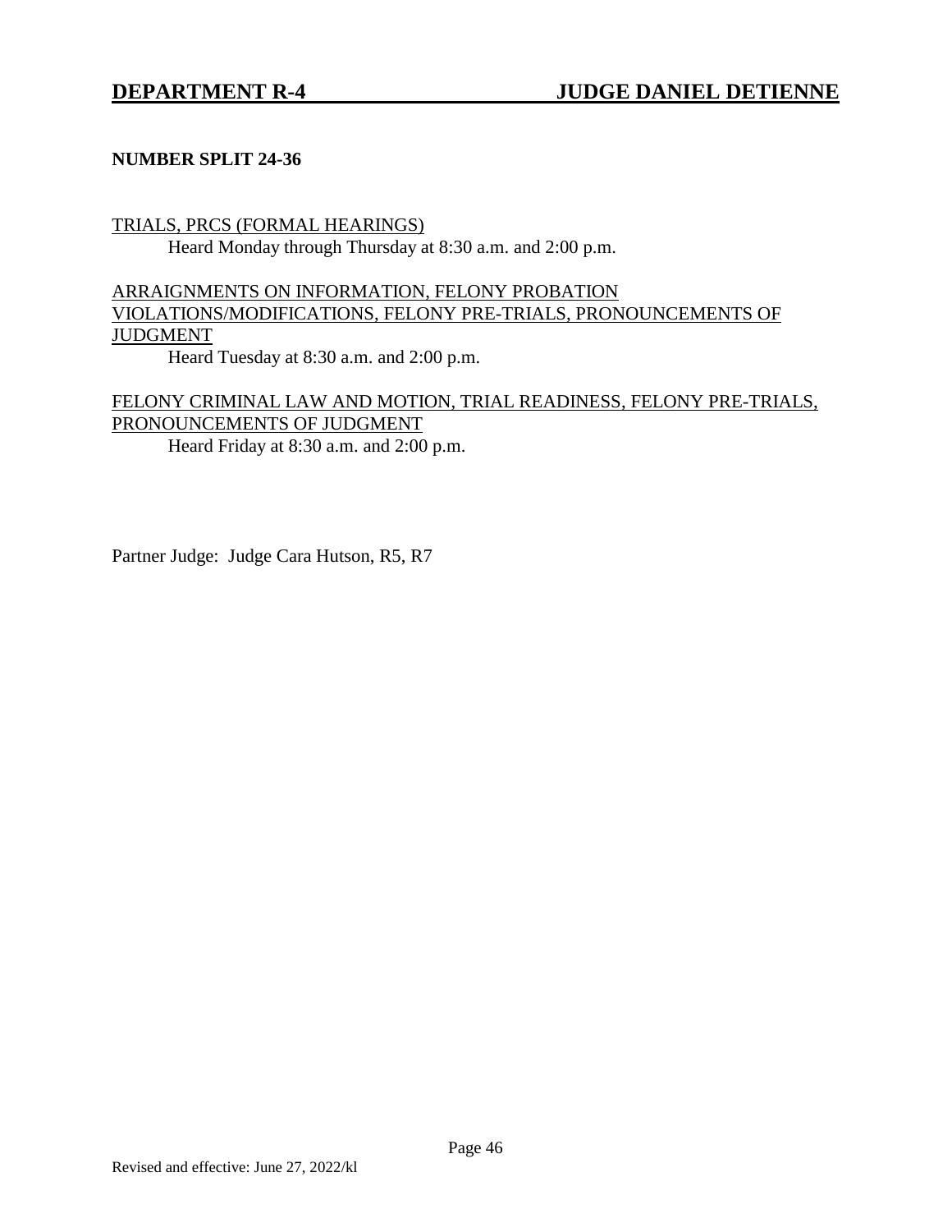## DEPARTMENT R-4 JUDGE DANIEL DETIENNE

**NUMBER SPLIT 24-36**

TRIALS, PRCS (FORMAL HEARINGS)

Heard Monday through Thursday at 8:30 a.m. and 2:00 p.m.

ARRAIGNMENTS ON INFORMATION, FELONY PROBATION VIOLATIONS/MODIFICATIONS, FELONY PRE-TRIALS, PRONOUNCEMENTS OF JUDGMENT

Heard Tuesday at 8:30 a.m. and 2:00 p.m.

FELONY CRIMINAL LAW AND MOTION, TRIAL READINESS, FELONY PRE-TRIALS, PRONOUNCEMENTS OF JUDGMENT

Heard Friday at 8:30 a.m. and 2:00 p.m.

Partner Judge: Judge Cara Hutson, R5, R7

Revised and effective: June 27, 2022/kl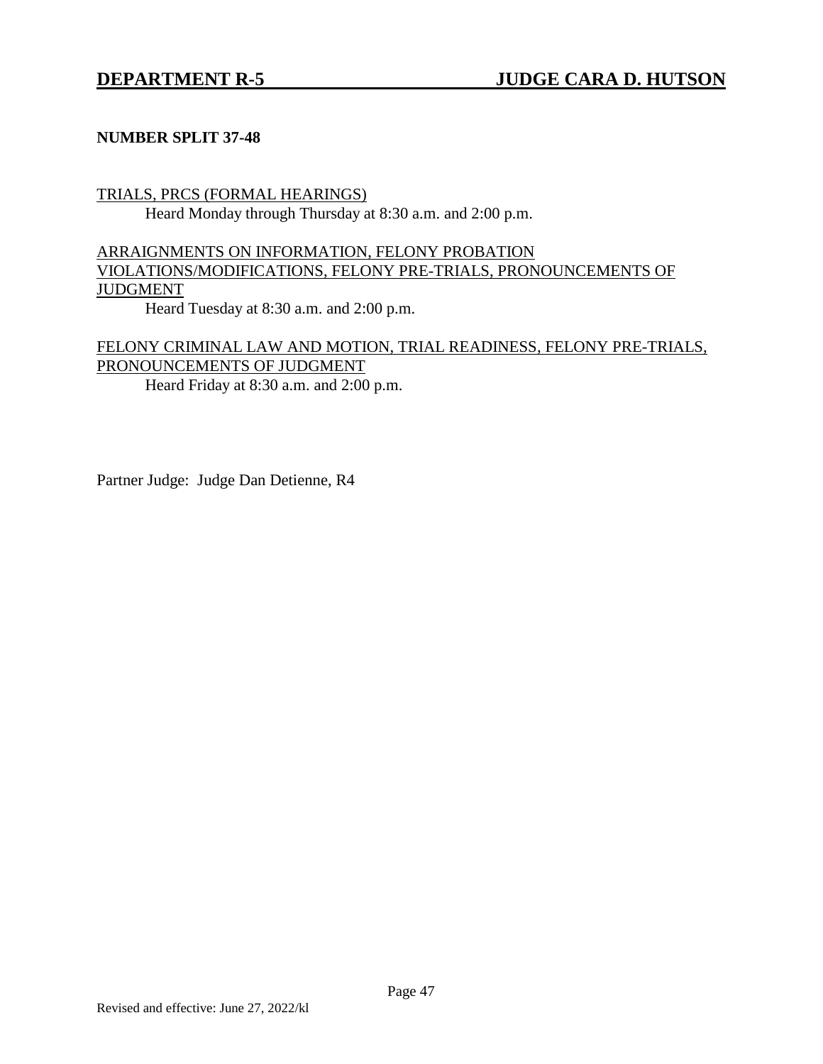# DEPARTMENT R-5 JUDGE CARA D. HUTSON

**NUMBER SPLIT 37-48**

TRIALS, PRCS (FORMAL HEARINGS)

Heard Monday through Thursday at 8:30 a.m. and 2:00 p.m.

ARRAIGNMENTS ON INFORMATION, FELONY PROBATION VIOLATIONS/MODIFICATIONS, FELONY PRE-TRIALS, PRONOUNCEMENTS OF JUDGMENT

Heard Tuesday at 8:30 a.m. and 2:00 p.m.

FELONY CRIMINAL LAW AND MOTION, TRIAL READINESS, FELONY PRE-TRIALS, PRONOUNCEMENTS OF JUDGMENT

Heard Friday at 8:30 a.m. and 2:00 p.m.

Partner Judge: Judge Dan Detienne, R4

Revised and effective: June 27, 2022/kl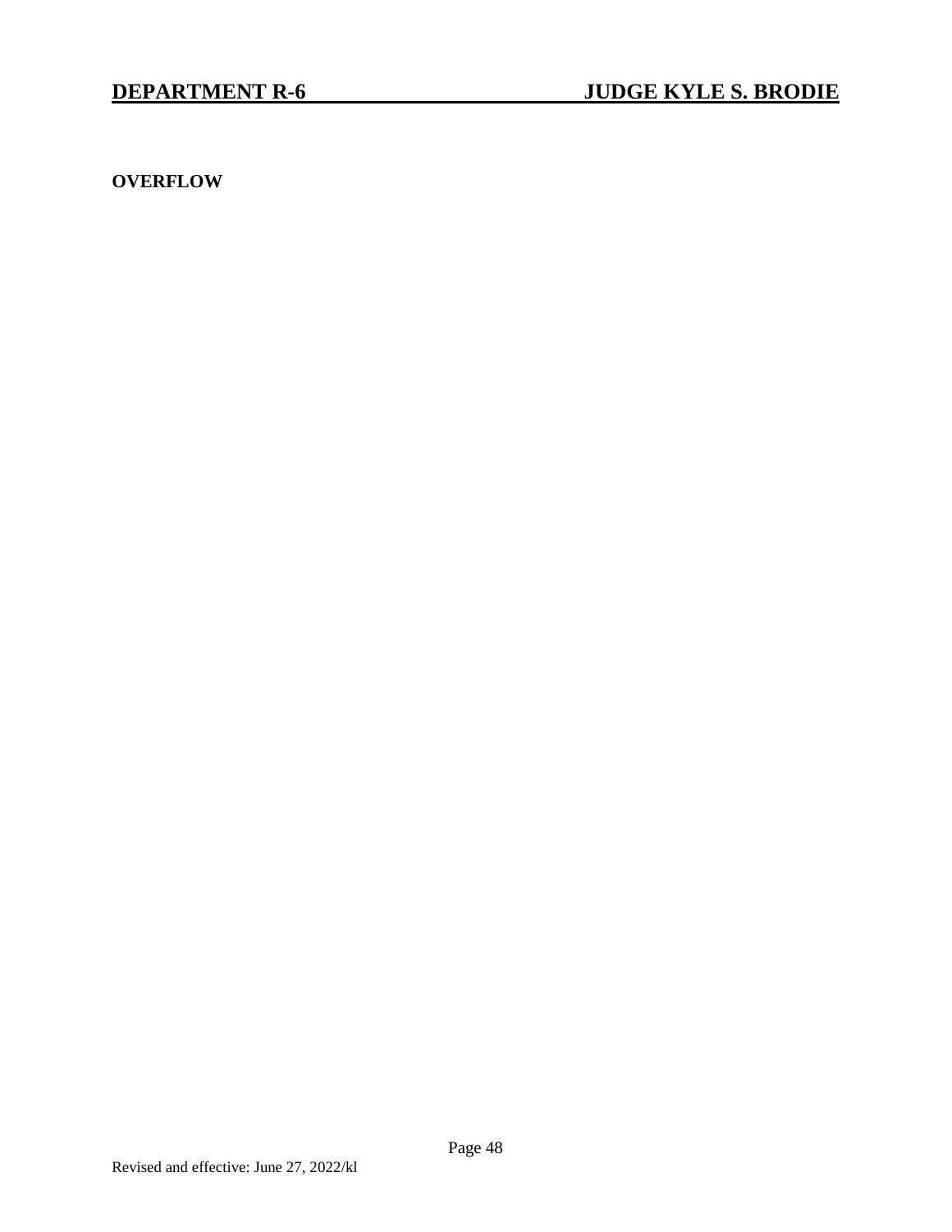**DEPARTMENT R-6 JUDGE KYLE S. BRODIE**

**OVERFLOW**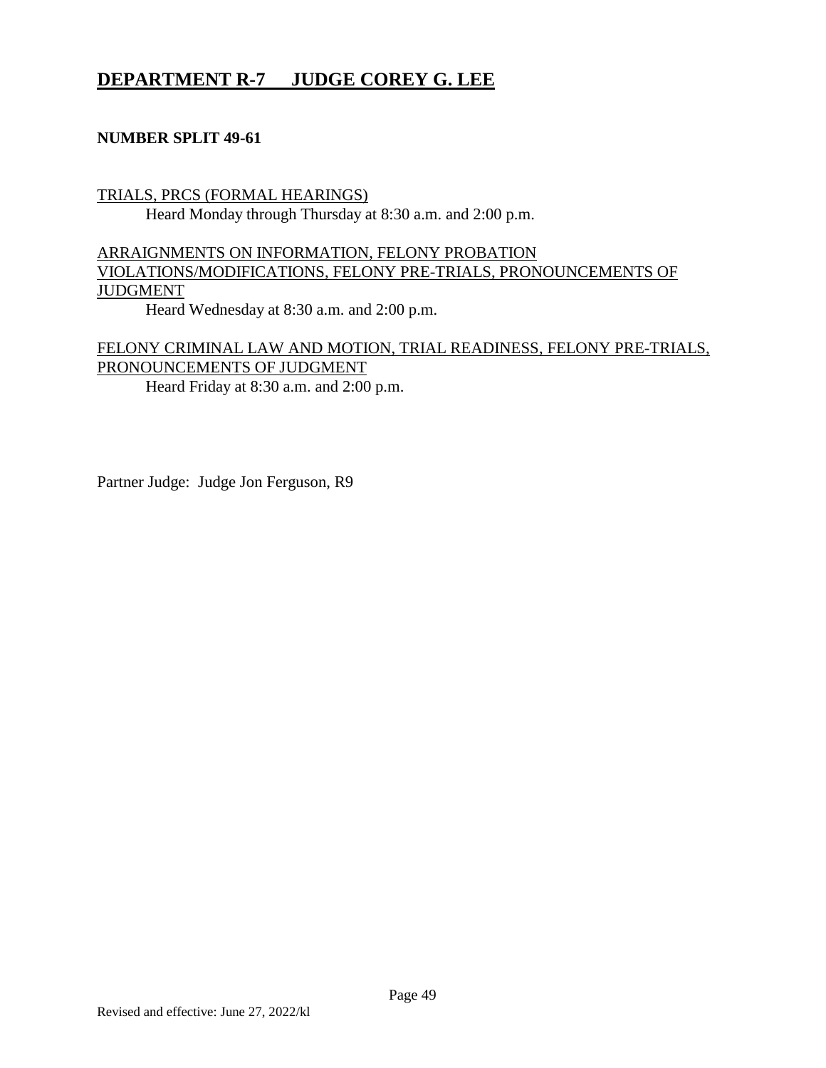# DEPARTMENT R-7     JUDGE COREY G. LEE

**NUMBER SPLIT 49-61**

TRAILS, PRCS (FORMAL HEARINGS)

Heard Monday through Thursday at 8:30 a.m. and 2:00 p.m.

ARRAIGNMENTS ON INFORMATION, FELONY PROBATION VIOLATIONS/MODIFICATIONS, FELONY PRE-TRIALS, PRONOUNCEMENTS OF JUDGMENT

Heard Wednesday at 8:30 a.m. and 2:00 p.m.

FELONY CRIMINAL LAW AND MOTION, TRIAL READINESS, FELONY PRE-TRIALS, PRONOUNCEMENTS OF JUDGMENT

Heard Friday at 8:30 a.m. and 2:00 p.m.

Partner Judge: Judge Jon Ferguson, R9

Revised and effective: June 27, 2022/kl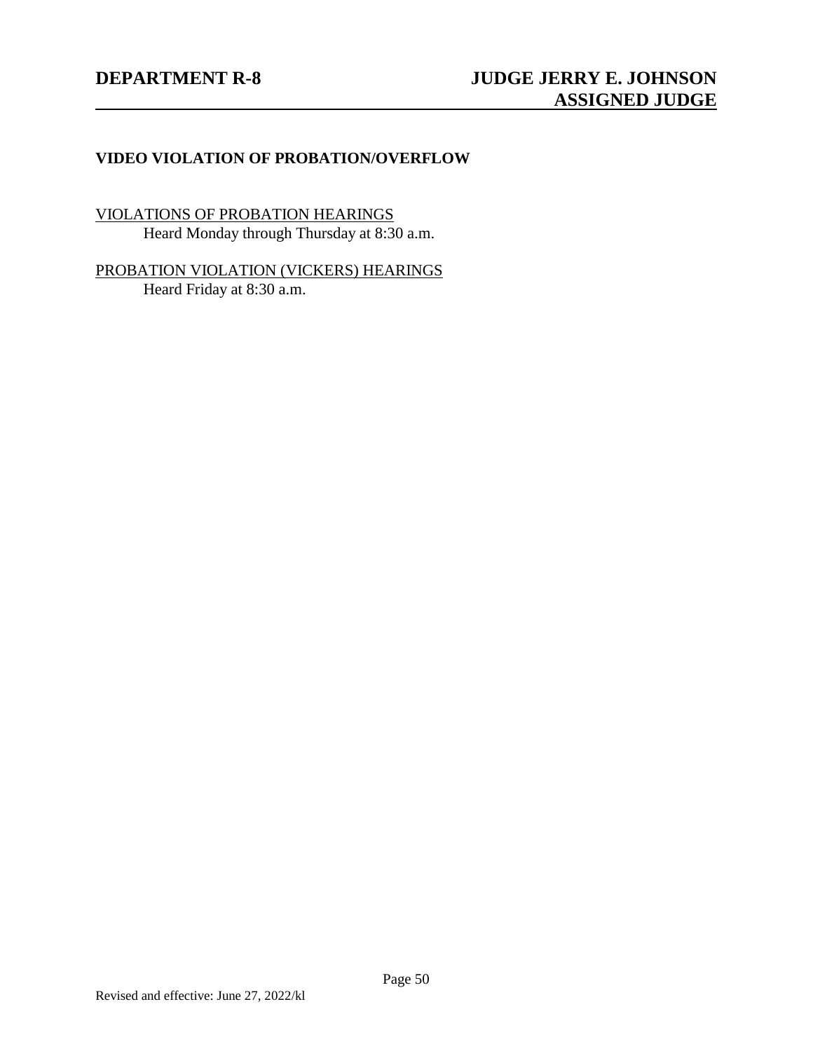**DEPARTMENT R-8** **JUDGE JERRY E. JOHNSON ASSIGNED JUDGE**

**VIDEO VIOLATION OF PROBATION/OVERFLOW**

VIOLATIONS OF PROBATION HEARINGS
Heard Monday through Thursday at 8:30 a.m.

PROBATION VIOLATION (VICKERS) HEARINGS
Heard Friday at 8:30 a.m.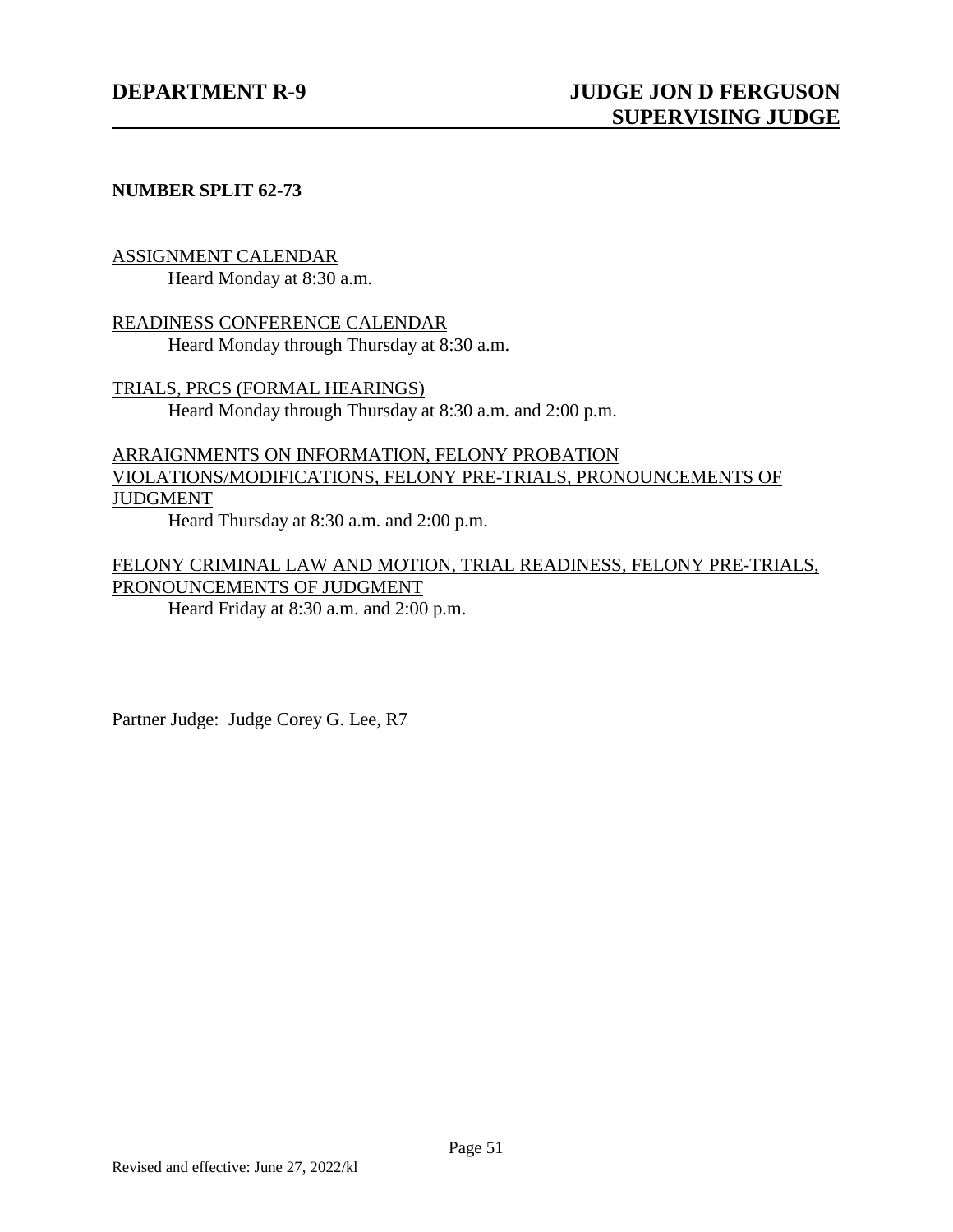## DEPARTMENT R-9 — JUDGE JON D FERGUSON, SUPERVISING JUDGE

**NUMBER SPLIT 62-73**

ASSIGNMENT CALENDAR
Heard Monday at 8:30 a.m.

READINESS CONFERENCE CALENDAR
Heard Monday through Thursday at 8:30 a.m.

TRIALS, PRCS (FORMAL HEARINGS)
Heard Monday through Thursday at 8:30 a.m. and 2:00 p.m.

ARRAIGNMENTS ON INFORMATION, FELONY PROBATION VIOLATIONS/MODIFICATIONS, FELONY PRE-TRIALS, PRONOUNCEMENTS OF JUDGMENT
Heard Thursday at 8:30 a.m. and 2:00 p.m.

FELONY CRIMINAL LAW AND MOTION, TRIAL READINESS, FELONY PRE-TRIALS, PRONOUNCEMENTS OF JUDGMENT
Heard Friday at 8:30 a.m. and 2:00 p.m.

Partner Judge: Judge Corey G. Lee, R7

Revised and effective: June 27, 2022/kl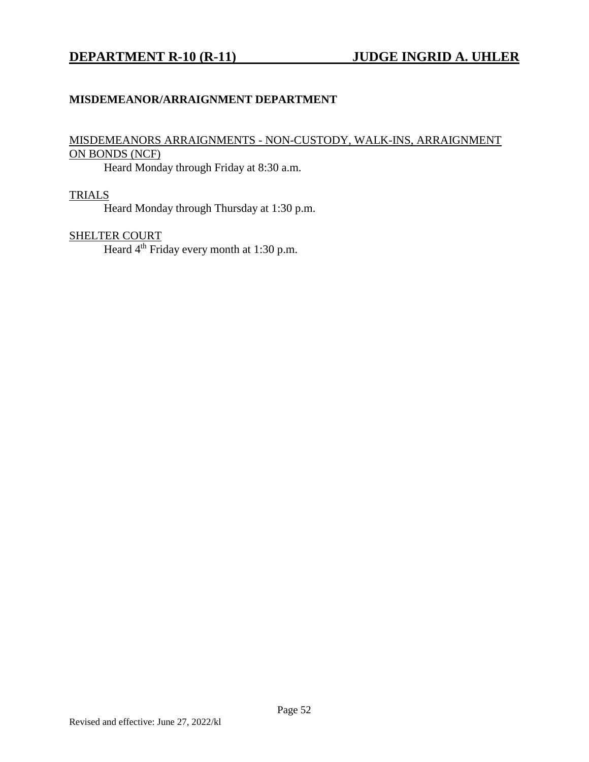## DEPARTMENT R-10 (R-11) JUDGE INGRID A. UHLER

**MISDEMEANOR/ARRAIGNMENT DEPARTMENT**

MISDEMEANORS ARRAIGNMENTS - NON-CUSTODY, WALK-INS, ARRAIGNMENT ON BONDS (NCF)

Heard Monday through Friday at 8:30 a.m.

TRIALS

Heard Monday through Thursday at 1:30 p.m.

SHELTER COURT

Heard 4th Friday every month at 1:30 p.m.

Revised and effective: June 27, 2022/kl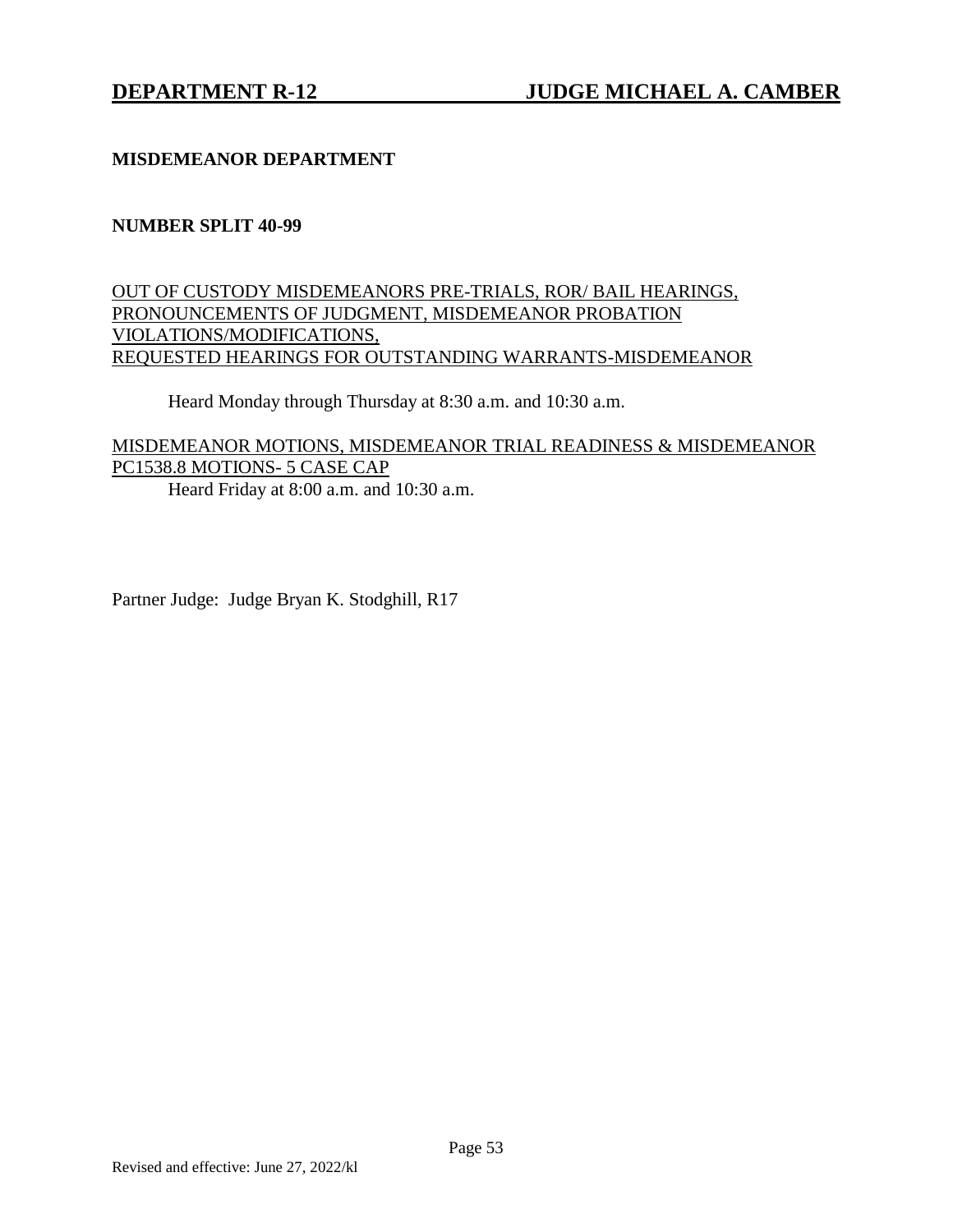## DEPARTMENT R-12 JUDGE MICHAEL A. CAMBER

**MISDEMEANOR DEPARTMENT**

**NUMBER SPLIT 40-99**

<u>OUT OF CUSTODY MISDEMEANORS PRE-TRIALS, ROR/ BAIL HEARINGS, PRONOUNCEMENTS OF JUDGMENT, MISDEMEANOR PROBATION VIOLATIONS/MODIFICATIONS, REQUESTED HEARINGS FOR OUTSTANDING WARRANTS-MISDEMEANOR</u>

Heard Monday through Thursday at 8:30 a.m. and 10:30 a.m.

<u>MISDEMEANOR MOTIONS, MISDEMEANOR TRIAL READINESS & MISDEMEANOR PC1538.8 MOTIONS- 5 CASE CAP</u>

Heard Friday at 8:00 a.m. and 10:30 a.m.

Partner Judge: Judge Bryan K. Stodghill, R17

Revised and effective: June 27, 2022/kl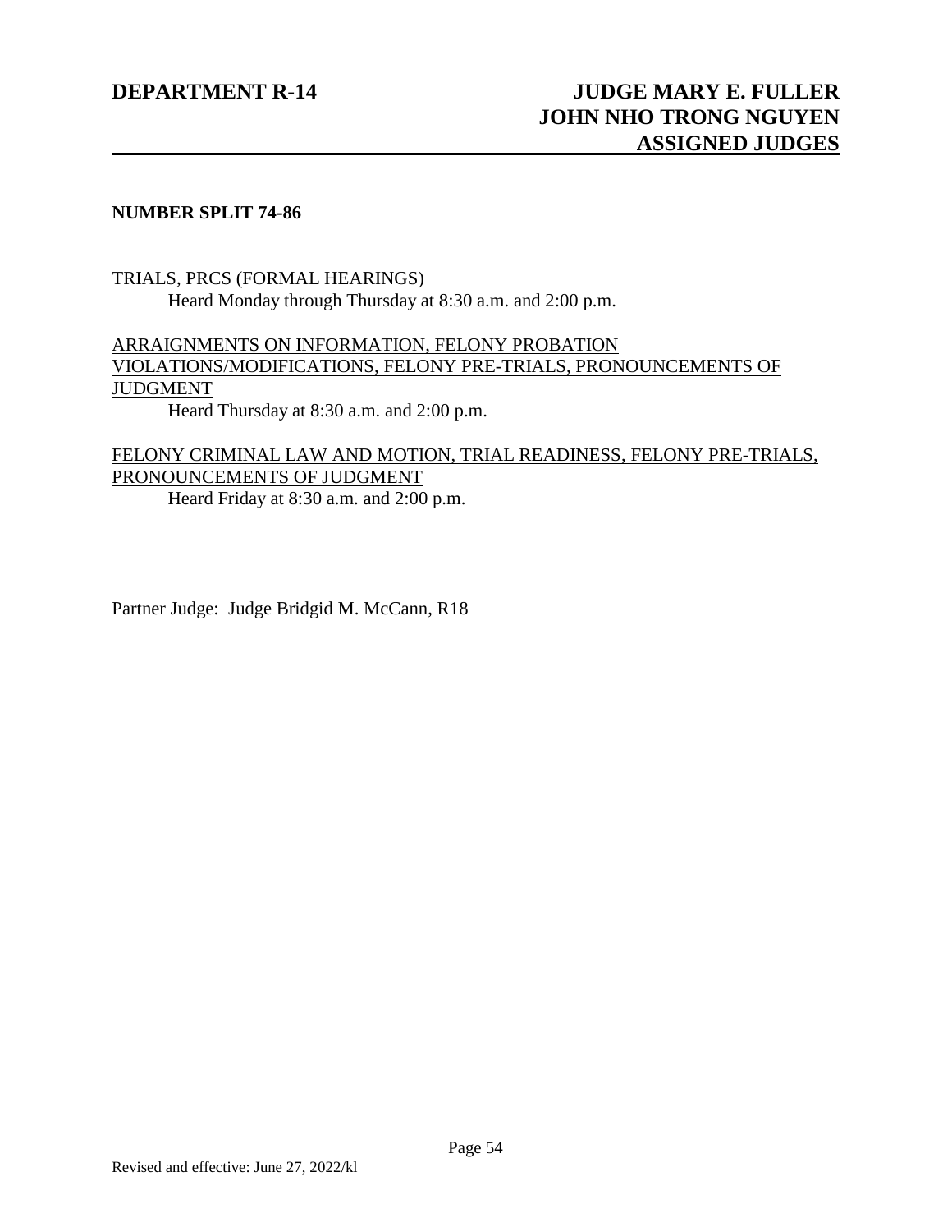**DEPARTMENT R-14**

**JUDGE MARY E. FULLER**
**JOHN NHO TRONG NGUYEN**
**ASSIGNED JUDGES**

**NUMBER SPLIT 74-86**

TRIALS, PRCS (FORMAL HEARINGS)

Heard Monday through Thursday at 8:30 a.m. and 2:00 p.m.

ARRAIGNMENTS ON INFORMATION, FELONY PROBATION VIOLATIONS/MODIFICATIONS, FELONY PRE-TRIALS, PRONOUNCEMENTS OF JUDGMENT

Heard Thursday at 8:30 a.m. and 2:00 p.m.

FELONY CRIMINAL LAW AND MOTION, TRIAL READINESS, FELONY PRE-TRIALS, PRONOUNCEMENTS OF JUDGMENT

Heard Friday at 8:30 a.m. and 2:00 p.m.

Partner Judge: Judge Bridgid M. McCann, R18

Revised and effective: June 27, 2022/kl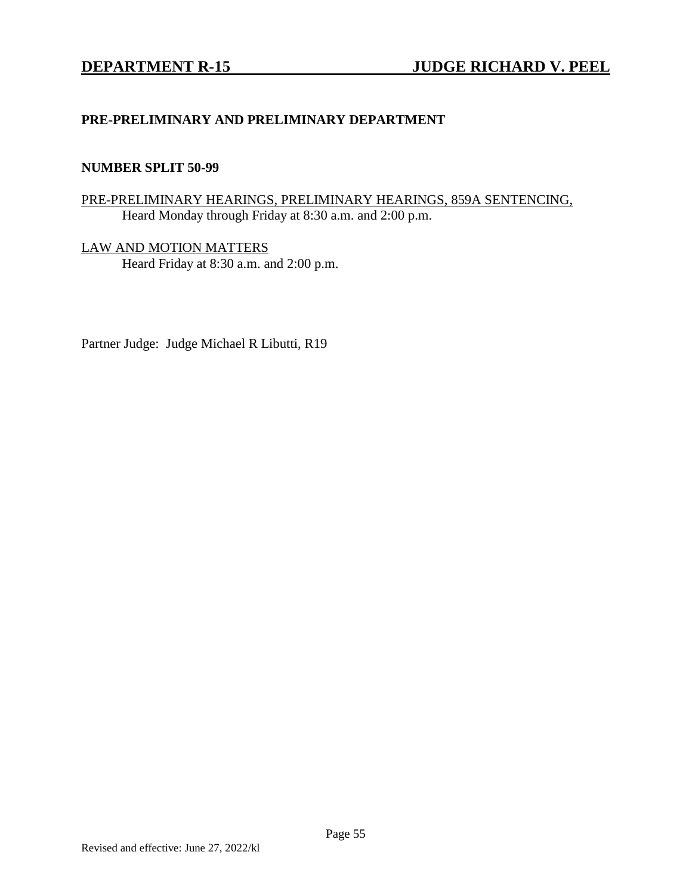## DEPARTMENT R-15 JUDGE RICHARD V. PEEL

### PRE-PRELIMINARY AND PRELIMINARY DEPARTMENT

### NUMBER SPLIT 50-99

PRE-PRELIMINARY HEARINGS, PRELIMINARY HEARINGS, 859A SENTENCING,
Heard Monday through Friday at 8:30 a.m. and 2:00 p.m.

LAW AND MOTION MATTERS
Heard Friday at 8:30 a.m. and 2:00 p.m.

Partner Judge: Judge Michael R Libutti, R19

Revised and effective: June 27, 2022/kl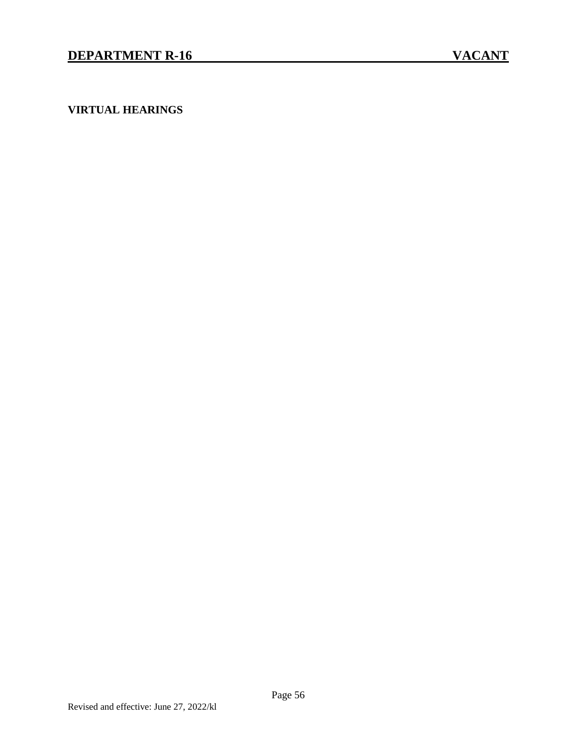# DEPARTMENT R-16 VACANT

**VIRTUAL HEARINGS**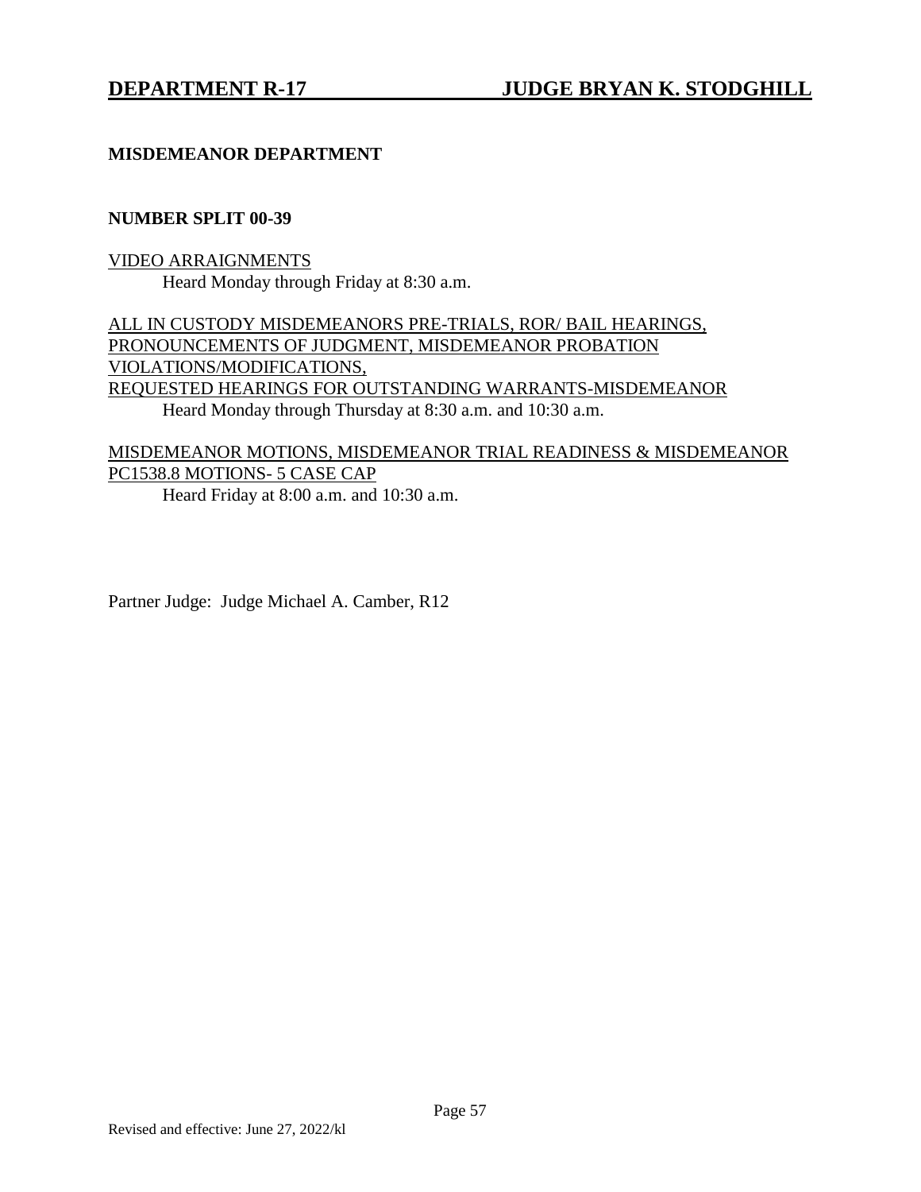## DEPARTMENT R-17 JUDGE BRYAN K. STODGHILL

**MISDEMEANOR DEPARTMENT**

**NUMBER SPLIT 00-39**

VIDEO ARRAIGNMENTS
Heard Monday through Friday at 8:30 a.m.

ALL IN CUSTODY MISDEMEANORS PRE-TRIALS, ROR/ BAIL HEARINGS, PRONOUNCEMENTS OF JUDGMENT, MISDEMEANOR PROBATION VIOLATIONS/MODIFICATIONS, REQUESTED HEARINGS FOR OUTSTANDING WARRANTS-MISDEMEANOR
Heard Monday through Thursday at 8:30 a.m. and 10:30 a.m.

MISDEMEANOR MOTIONS, MISDEMEANOR TRIAL READINESS & MISDEMEANOR PC1538.8 MOTIONS- 5 CASE CAP
Heard Friday at 8:00 a.m. and 10:30 a.m.

Partner Judge: Judge Michael A. Camber, R12

Revised and effective: June 27, 2022/kl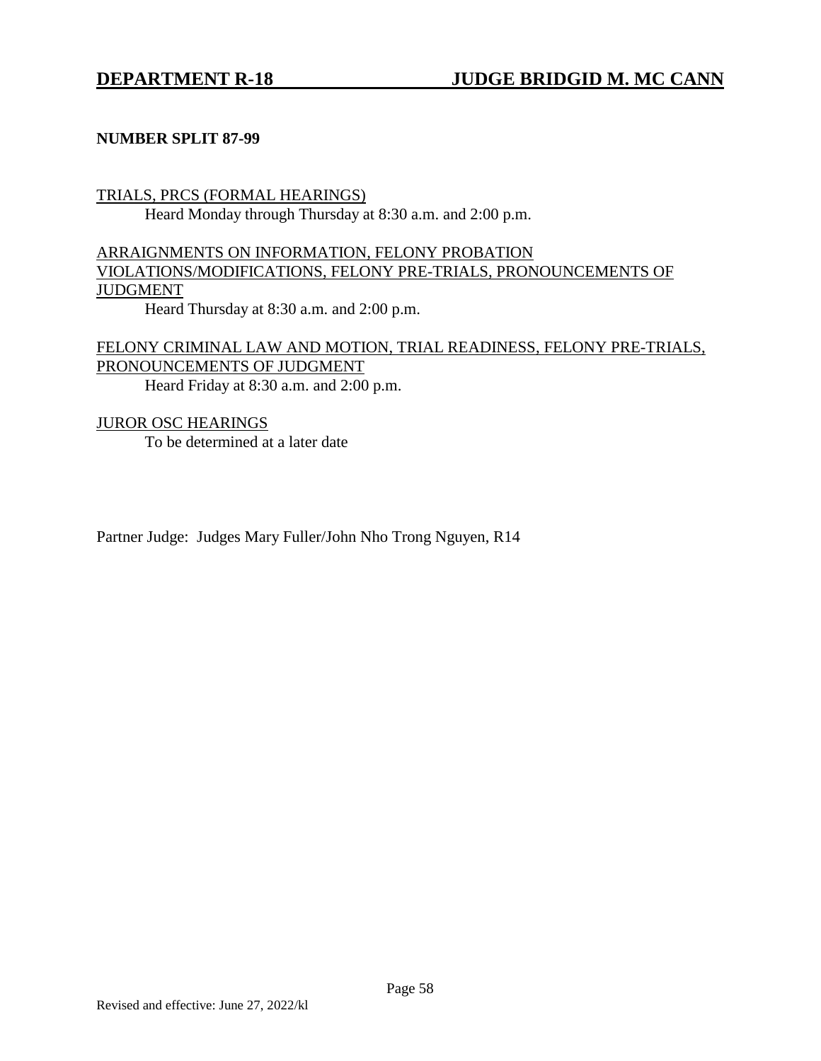## DEPARTMENT R-18 JUDGE BRIDGID M. MC CANN

**NUMBER SPLIT 87-99**

TRIALS, PRCS (FORMAL HEARINGS)

Heard Monday through Thursday at 8:30 a.m. and 2:00 p.m.

ARRAIGNMENTS ON INFORMATION, FELONY PROBATION VIOLATIONS/MODIFICATIONS, FELONY PRE-TRIALS, PRONOUNCEMENTS OF JUDGMENT

Heard Thursday at 8:30 a.m. and 2:00 p.m.

FELONY CRIMINAL LAW AND MOTION, TRIAL READINESS, FELONY PRE-TRIALS, PRONOUNCEMENTS OF JUDGMENT

Heard Friday at 8:30 a.m. and 2:00 p.m.

JUROR OSC HEARINGS

To be determined at a later date

Partner Judge: Judges Mary Fuller/John Nho Trong Nguyen, R14

Revised and effective: June 27, 2022/kl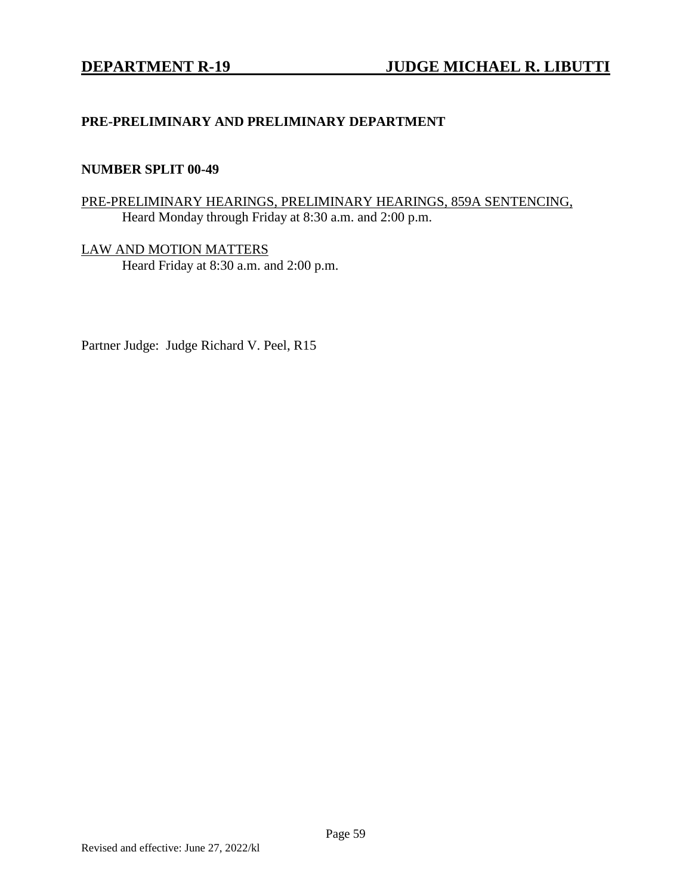## DEPARTMENT R-19 JUDGE MICHAEL R. LIBUTTI

**PRE-PRELIMINARY AND PRELIMINARY DEPARTMENT**

**NUMBER SPLIT 00-49**

PRE-PRELIMINARY HEARINGS, PRELIMINARY HEARINGS, 859A SENTENCING,
Heard Monday through Friday at 8:30 a.m. and 2:00 p.m.

LAW AND MOTION MATTERS
Heard Friday at 8:30 a.m. and 2:00 p.m.

Partner Judge: Judge Richard V. Peel, R15

Revised and effective: June 27, 2022/kl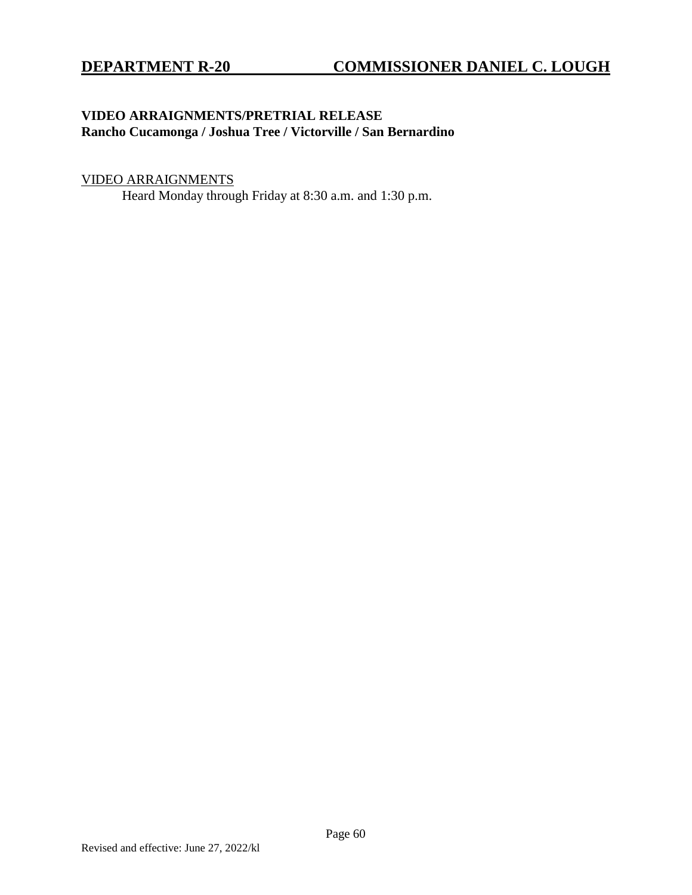## DEPARTMENT R-20 COMMISSIONER DANIEL C. LOUGH

**VIDEO ARRAIGNMENTS/PRETRIAL RELEASE**
**Rancho Cucamonga / Joshua Tree / Victorville / San Bernardino**

VIDEO ARRAIGNMENTS

Heard Monday through Friday at 8:30 a.m. and 1:30 p.m.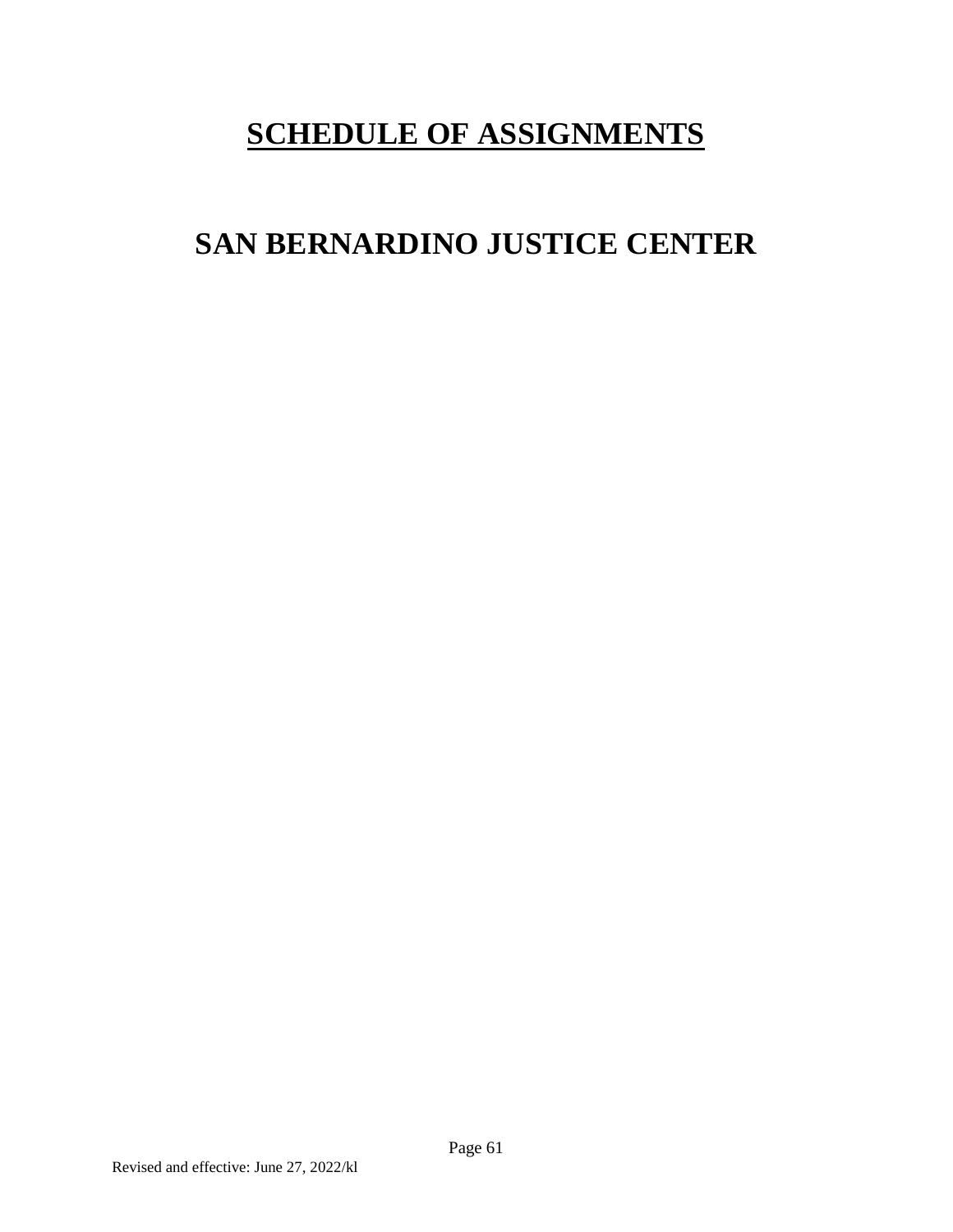# SCHEDULE OF ASSIGNMENTS

# SAN BERNARDINO JUSTICE CENTER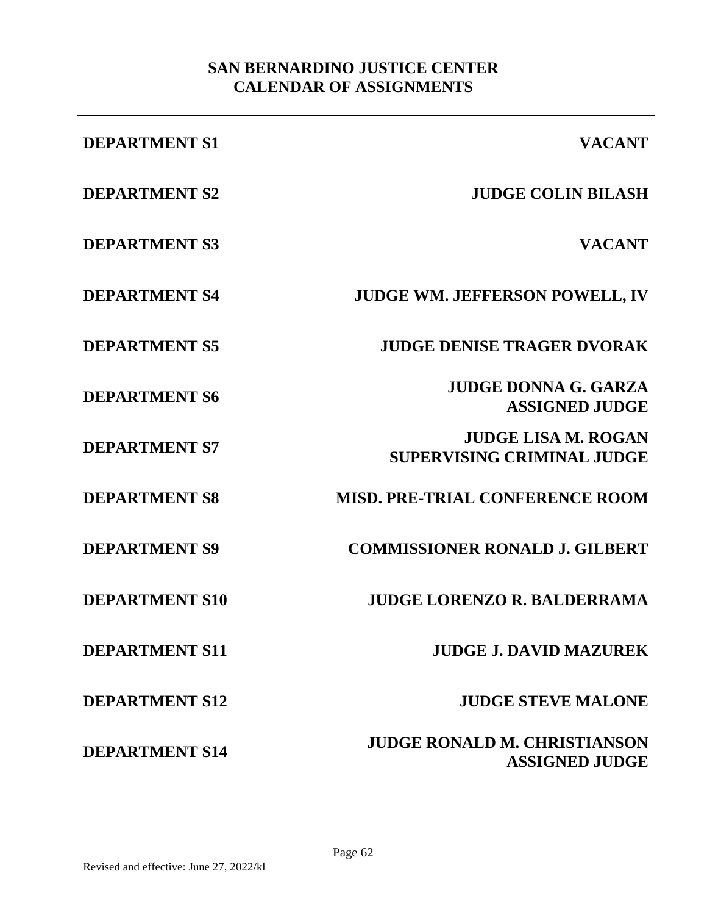# SAN BERNARDINO JUSTICE CENTER
# CALENDAR OF ASSIGNMENTS

| | |
|---|---|
| **DEPARTMENT S1** | **VACANT** |
| **DEPARTMENT S2** | **JUDGE COLIN BILASH** |
| **DEPARTMENT S3** | **VACANT** |
| **DEPARTMENT S4** | **JUDGE WM. JEFFERSON POWELL, IV** |
| **DEPARTMENT S5** | **JUDGE DENISE TRAGER DVORAK** |
| **DEPARTMENT S6** | **JUDGE DONNA G. GARZA**<br>**ASSIGNED JUDGE** |
| **DEPARTMENT S7** | **JUDGE LISA M. ROGAN**<br>**SUPERVISING CRIMINAL JUDGE** |
| **DEPARTMENT S8** | **MISD. PRE-TRIAL CONFERENCE ROOM** |
| **DEPARTMENT S9** | **COMMISSIONER RONALD J. GILBERT** |
| **DEPARTMENT S10** | **JUDGE LORENZO R. BALDERRAMA** |
| **DEPARTMENT S11** | **JUDGE J. DAVID MAZUREK** |
| **DEPARTMENT S12** | **JUDGE STEVE MALONE** |
| **DEPARTMENT S14** | **JUDGE RONALD M. CHRISTIANSON**<br>**ASSIGNED JUDGE** |

Revised and effective: June 27, 2022/kl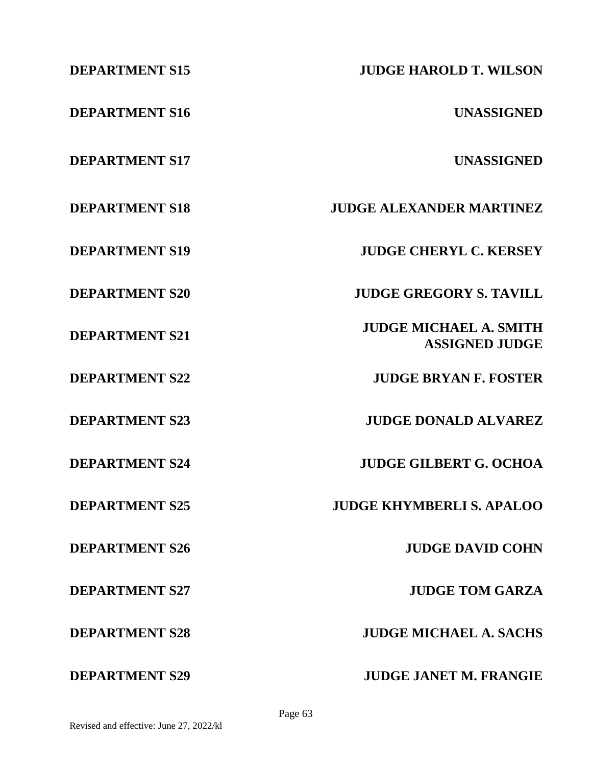| | |
|---|---|
| **DEPARTMENT S15** | **JUDGE HAROLD T. WILSON** |
| **DEPARTMENT S16** | **UNASSIGNED** |
| **DEPARTMENT S17** | **UNASSIGNED** |
| **DEPARTMENT S18** | **JUDGE ALEXANDER MARTINEZ** |
| **DEPARTMENT S19** | **JUDGE CHERYL C. KERSEY** |
| **DEPARTMENT S20** | **JUDGE GREGORY S. TAVILL** |
| **DEPARTMENT S21** | **JUDGE MICHAEL A. SMITH ASSIGNED JUDGE** |
| **DEPARTMENT S22** | **JUDGE BRYAN F. FOSTER** |
| **DEPARTMENT S23** | **JUDGE DONALD ALVAREZ** |
| **DEPARTMENT S24** | **JUDGE GILBERT G. OCHOA** |
| **DEPARTMENT S25** | **JUDGE KHYMBERLI S. APALOO** |
| **DEPARTMENT S26** | **JUDGE DAVID COHN** |
| **DEPARTMENT S27** | **JUDGE TOM GARZA** |
| **DEPARTMENT S28** | **JUDGE MICHAEL A. SACHS** |
| **DEPARTMENT S29** | **JUDGE JANET M. FRANGIE** |

Revised and effective: June 27, 2022/kl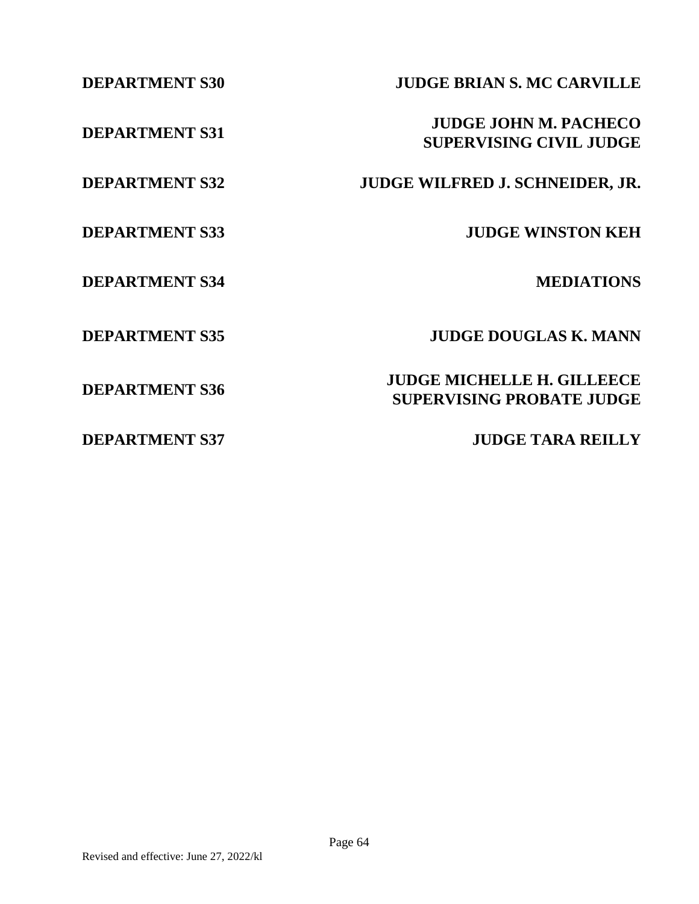| | |
|---|---|
| **DEPARTMENT S30** | **JUDGE BRIAN S. MC CARVILLE** |
| **DEPARTMENT S31** | **JUDGE JOHN M. PACHECO**<br>**SUPERVISING CIVIL JUDGE** |
| **DEPARTMENT S32** | **JUDGE WILFRED J. SCHNEIDER, JR.** |
| **DEPARTMENT S33** | **JUDGE WINSTON KEH** |
| **DEPARTMENT S34** | **MEDIATIONS** |
| **DEPARTMENT S35** | **JUDGE DOUGLAS K. MANN** |
| **DEPARTMENT S36** | **JUDGE MICHELLE H. GILLEECE**<br>**SUPERVISING PROBATE JUDGE** |
| **DEPARTMENT S37** | **JUDGE TARA REILLY** |

Revised and effective: June 27, 2022/kl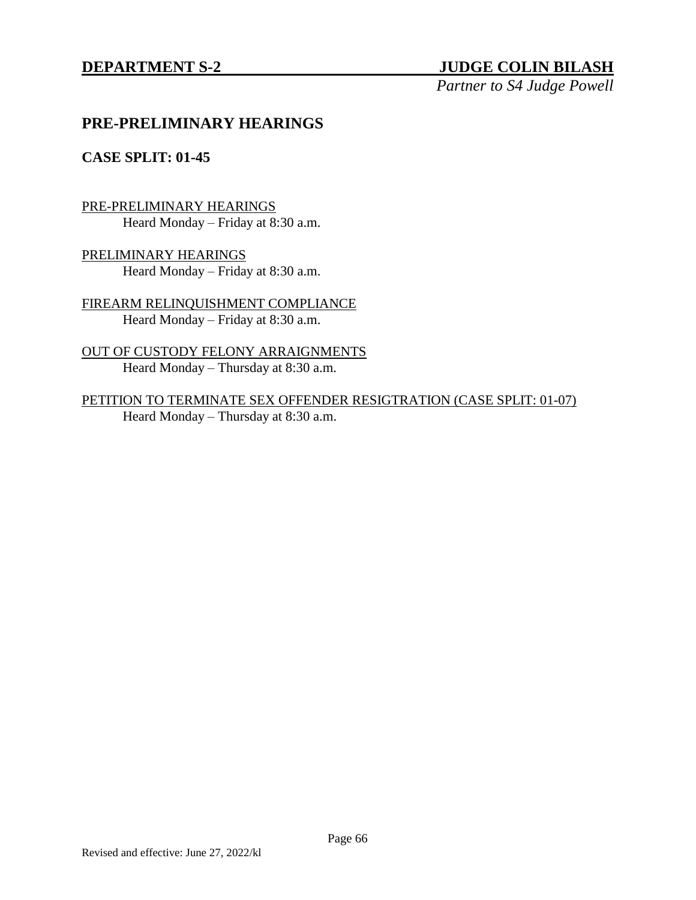**DEPARTMENT S-2** **JUDGE COLIN BILASH**

*Partner to S4 Judge Powell*

## PRE-PRELIMINARY HEARINGS

### CASE SPLIT: 01-45

PRE-PRELIMINARY HEARINGS

Heard Monday – Friday at 8:30 a.m.

PRELIMINARY HEARINGS

Heard Monday – Friday at 8:30 a.m.

FIREARM RELINQUISHMENT COMPLIANCE

Heard Monday – Friday at 8:30 a.m.

OUT OF CUSTODY FELONY ARRAIGNMENTS

Heard Monday – Thursday at 8:30 a.m.

PETITION TO TERMINATE SEX OFFENDER RESIGTRATION (CASE SPLIT: 01-07)

Heard Monday – Thursday at 8:30 a.m.

Revised and effective: June 27, 2022/kl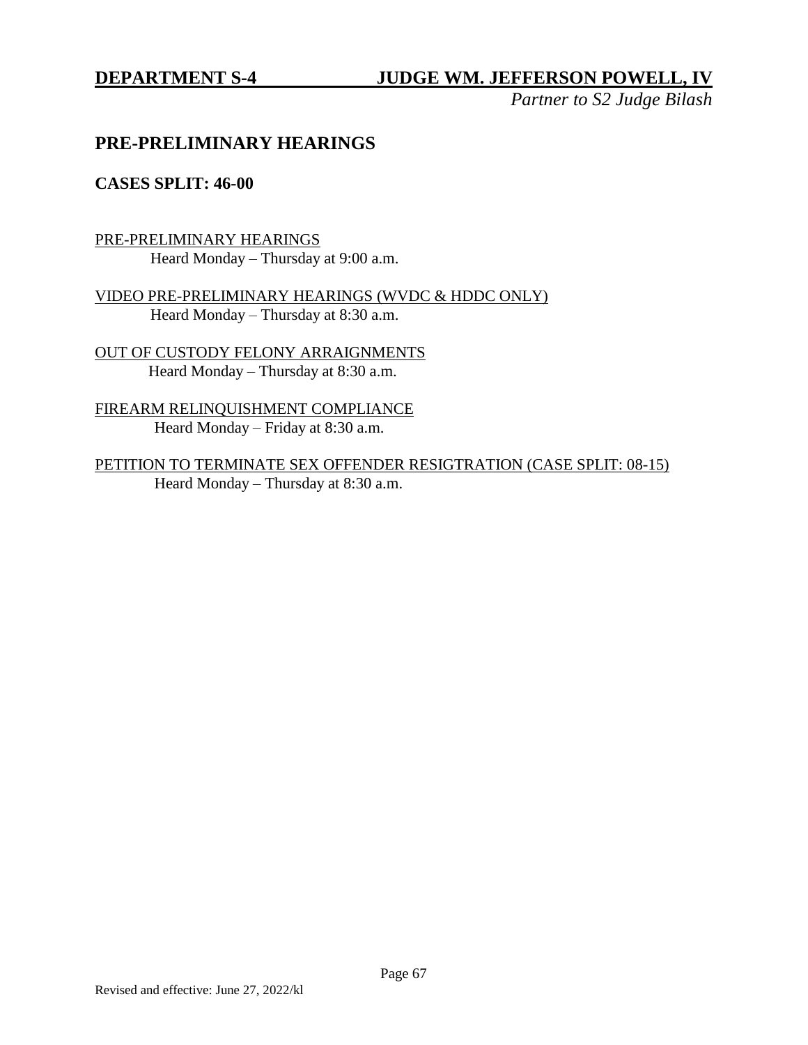**DEPARTMENT S-4 JUDGE WM. JEFFERSON POWELL, IV**

*Partner to S2 Judge Bilash*

## PRE-PRELIMINARY HEARINGS

### CASES SPLIT: 46-00

PRE-PRELIMINARY HEARINGS
Heard Monday – Thursday at 9:00 a.m.

VIDEO PRE-PRELIMINARY HEARINGS (WVDC & HDDC ONLY)
Heard Monday – Thursday at 8:30 a.m.

OUT OF CUSTODY FELONY ARRAIGNMENTS
Heard Monday – Thursday at 8:30 a.m.

FIREARM RELINQUISHMENT COMPLIANCE
Heard Monday – Friday at 8:30 a.m.

PETITION TO TERMINATE SEX OFFENDER RESIGTRATION (CASE SPLIT: 08-15)
Heard Monday – Thursday at 8:30 a.m.

Revised and effective: June 27, 2022/kl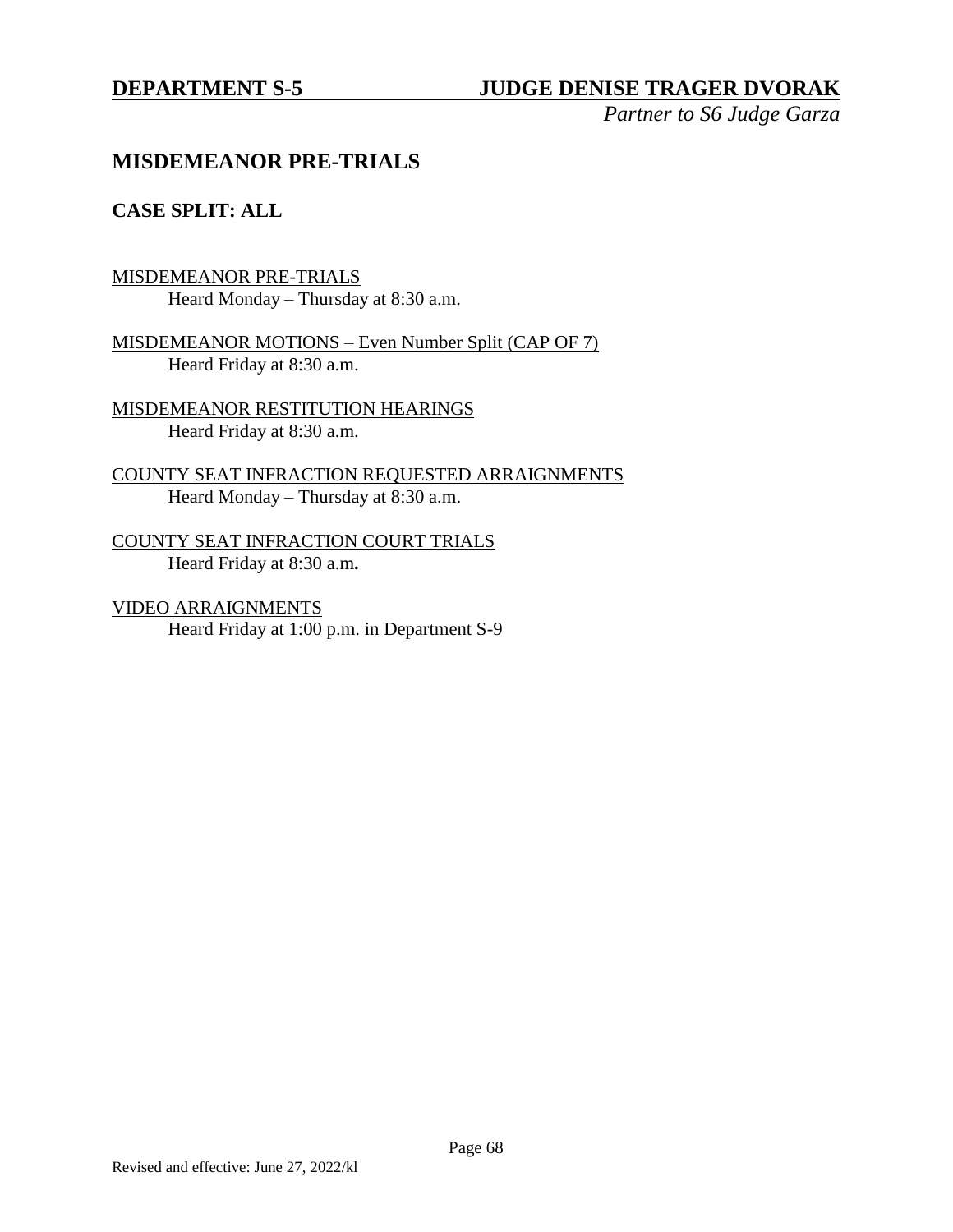**DEPARTMENT S-5 JUDGE DENISE TRAGER DVORAK**

*Partner to S6 Judge Garza*

## MISDEMEANOR PRE-TRIALS

## CASE SPLIT: ALL

MISDEMEANOR PRE-TRIALS
Heard Monday – Thursday at 8:30 a.m.

MISDEMEANOR MOTIONS – Even Number Split (CAP OF 7)
Heard Friday at 8:30 a.m.

MISDEMEANOR RESTITUTION HEARINGS
Heard Friday at 8:30 a.m.

COUNTY SEAT INFRACTION REQUESTED ARRAIGNMENTS
Heard Monday – Thursday at 8:30 a.m.

COUNTY SEAT INFRACTION COURT TRIALS
Heard Friday at 8:30 a.m.

VIDEO ARRAIGNMENTS
Heard Friday at 1:00 p.m. in Department S-9

Revised and effective: June 27, 2022/kl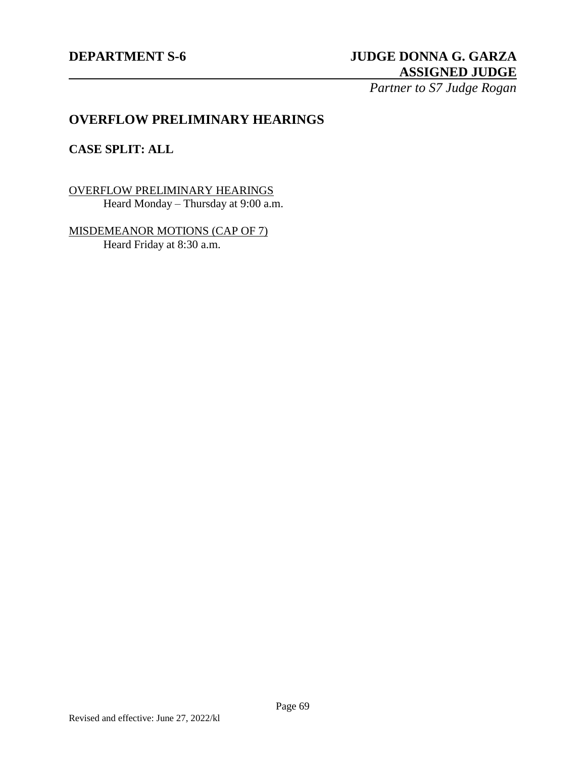**DEPARTMENT S-6** **JUDGE DONNA G. GARZA**
**ASSIGNED JUDGE**
*Partner to S7 Judge Rogan*

## OVERFLOW PRELIMINARY HEARINGS

### CASE SPLIT: ALL

OVERFLOW PRELIMINARY HEARINGS
Heard Monday – Thursday at 9:00 a.m.

MISDEMEANOR MOTIONS (CAP OF 7)
Heard Friday at 8:30 a.m.

Revised and effective: June 27, 2022/kl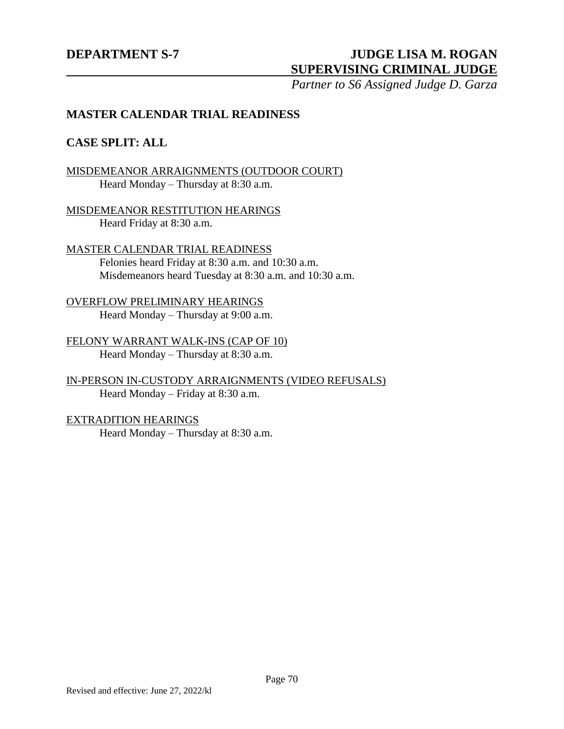**DEPARTMENT S-7** **JUDGE LISA M. ROGAN**
**SUPERVISING CRIMINAL JUDGE**
*Partner to S6 Assigned Judge D. Garza*

## MASTER CALENDAR TRIAL READINESS

## CASE SPLIT: ALL

MISDEMEANOR ARRAIGNMENTS (OUTDOOR COURT)
Heard Monday – Thursday at 8:30 a.m.

MISDEMEANOR RESTITUTION HEARINGS
Heard Friday at 8:30 a.m.

MASTER CALENDAR TRIAL READINESS
Felonies heard Friday at 8:30 a.m. and 10:30 a.m.
Misdemeanors heard Tuesday at 8:30 a.m. and 10:30 a.m.

OVERFLOW PRELIMINARY HEARINGS
Heard Monday – Thursday at 9:00 a.m.

FELONY WARRANT WALK-INS (CAP OF 10)
Heard Monday – Thursday at 8:30 a.m.

IN-PERSON IN-CUSTODY ARRAIGNMENTS (VIDEO REFUSALS)
Heard Monday – Friday at 8:30 a.m.

EXTRADITION HEARINGS
Heard Monday – Thursday at 8:30 a.m.

Revised and effective: June 27, 2022/kl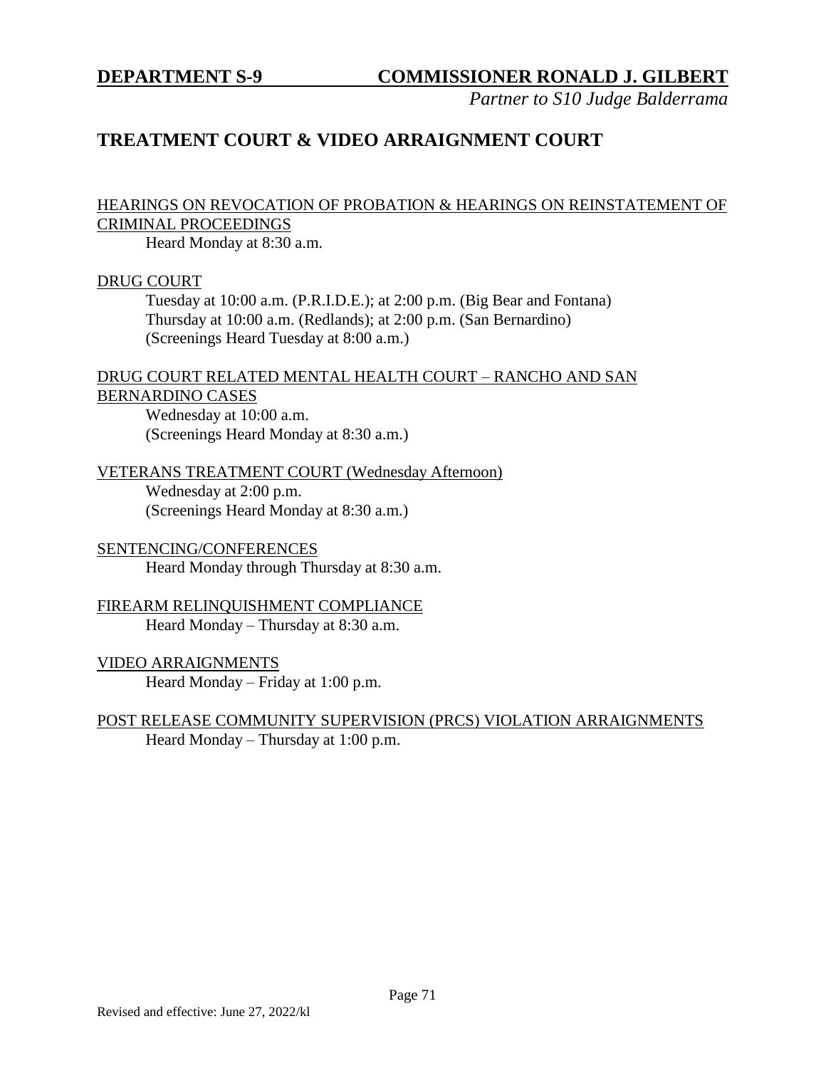**DEPARTMENT S-9** **COMMISSIONER RONALD J. GILBERT**

*Partner to S10 Judge Balderrama*

## TREATMENT COURT & VIDEO ARRAIGNMENT COURT

HEARINGS ON REVOCATION OF PROBATION & HEARINGS ON REINSTATEMENT OF CRIMINAL PROCEEDINGS

Heard Monday at 8:30 a.m.

DRUG COURT

Tuesday at 10:00 a.m. (P.R.I.D.E.); at 2:00 p.m. (Big Bear and Fontana)
Thursday at 10:00 a.m. (Redlands); at 2:00 p.m. (San Bernardino)
(Screenings Heard Tuesday at 8:00 a.m.)

DRUG COURT RELATED MENTAL HEALTH COURT – RANCHO AND SAN BERNARDINO CASES

Wednesday at 10:00 a.m.
(Screenings Heard Monday at 8:30 a.m.)

VETERANS TREATMENT COURT (Wednesday Afternoon)

Wednesday at 2:00 p.m.
(Screenings Heard Monday at 8:30 a.m.)

SENTENCING/CONFERENCES

Heard Monday through Thursday at 8:30 a.m.

FIREARM RELINQUISHMENT COMPLIANCE

Heard Monday – Thursday at 8:30 a.m.

VIDEO ARRAIGNMENTS

Heard Monday – Friday at 1:00 p.m.

POST RELEASE COMMUNITY SUPERVISION (PRCS) VIOLATION ARRAIGNMENTS

Heard Monday – Thursday at 1:00 p.m.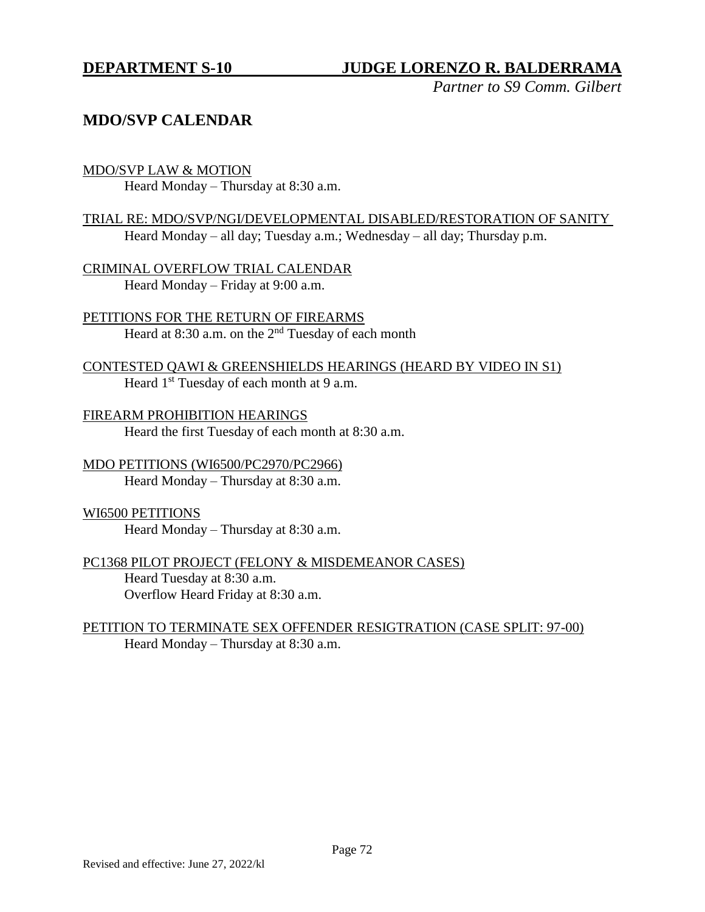**DEPARTMENT S-10 JUDGE LORENZO R. BALDERRAMA**

*Partner to S9 Comm. Gilbert*

## MDO/SVP CALENDAR

MDO/SVP LAW & MOTION
Heard Monday – Thursday at 8:30 a.m.

TRIAL RE: MDO/SVP/NGI/DEVELOPMENTAL DISABLED/RESTORATION OF SANITY
Heard Monday – all day; Tuesday a.m.; Wednesday – all day; Thursday p.m.

CRIMINAL OVERFLOW TRIAL CALENDAR
Heard Monday – Friday at 9:00 a.m.

PETITIONS FOR THE RETURN OF FIREARMS
Heard at 8:30 a.m. on the 2nd Tuesday of each month

CONTESTED QAWI & GREENSHIELDS HEARINGS (HEARD BY VIDEO IN S1)
Heard 1st Tuesday of each month at 9 a.m.

FIREARM PROHIBITION HEARINGS
Heard the first Tuesday of each month at 8:30 a.m.

MDO PETITIONS (WI6500/PC2970/PC2966)
Heard Monday – Thursday at 8:30 a.m.

WI6500 PETITIONS
Heard Monday – Thursday at 8:30 a.m.

PC1368 PILOT PROJECT (FELONY & MISDEMEANOR CASES)
Heard Tuesday at 8:30 a.m.
Overflow Heard Friday at 8:30 a.m.

PETITION TO TERMINATE SEX OFFENDER RESIGTRATION (CASE SPLIT: 97-00)
Heard Monday – Thursday at 8:30 a.m.

Revised and effective: June 27, 2022/kl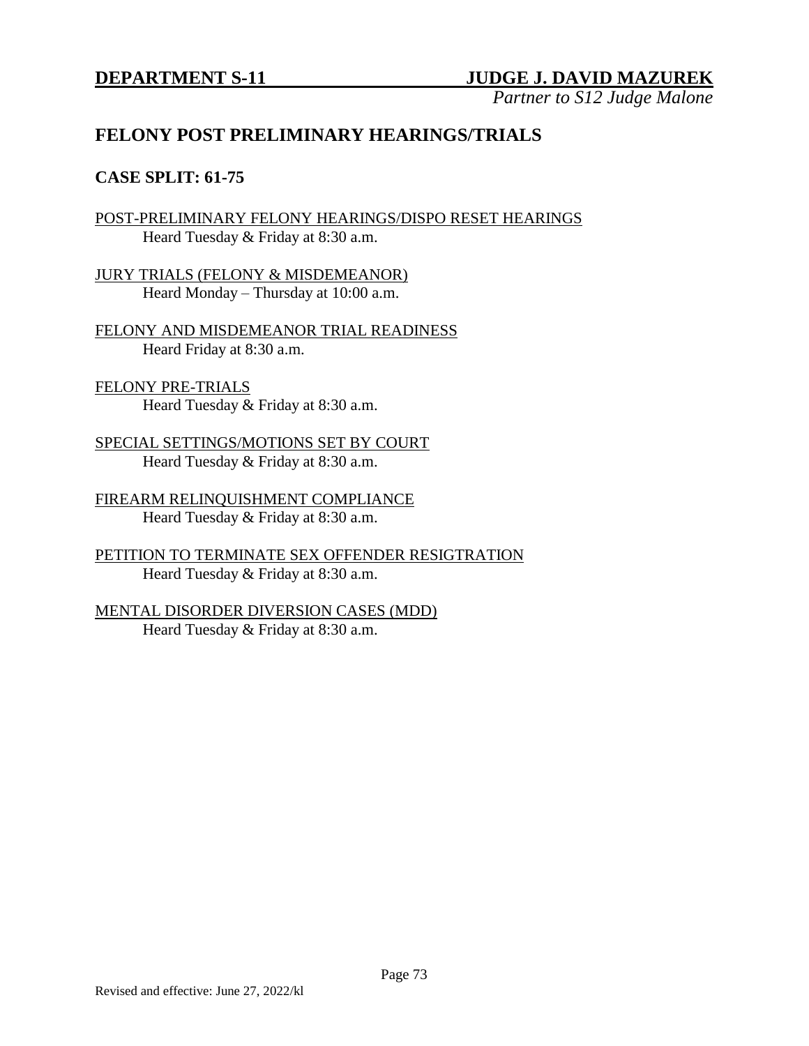**DEPARTMENT S-11** **JUDGE J. DAVID MAZUREK**

*Partner to S12 Judge Malone*

## FELONY POST PRELIMINARY HEARINGS/TRIALS

### CASE SPLIT: 61-75

POST-PRELIMINARY FELONY HEARINGS/DISPO RESET HEARINGS
Heard Tuesday & Friday at 8:30 a.m.

JURY TRIALS (FELONY & MISDEMEANOR)
Heard Monday – Thursday at 10:00 a.m.

FELONY AND MISDEMEANOR TRIAL READINESS
Heard Friday at 8:30 a.m.

FELONY PRE-TRIALS
Heard Tuesday & Friday at 8:30 a.m.

SPECIAL SETTINGS/MOTIONS SET BY COURT
Heard Tuesday & Friday at 8:30 a.m.

FIREARM RELINQUISHMENT COMPLIANCE
Heard Tuesday & Friday at 8:30 a.m.

PETITION TO TERMINATE SEX OFFENDER RESIGTRATION
Heard Tuesday & Friday at 8:30 a.m.

MENTAL DISORDER DIVERSION CASES (MDD)
Heard Tuesday & Friday at 8:30 a.m.

Revised and effective: June 27, 2022/kl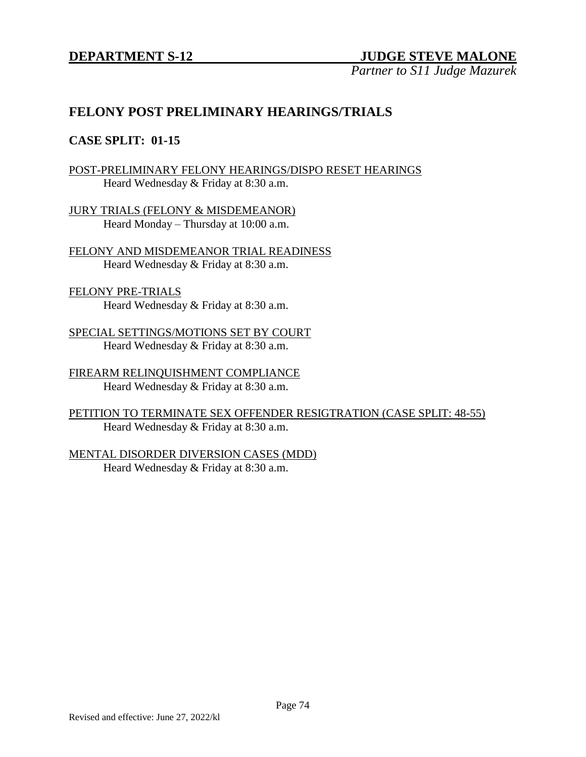**DEPARTMENT S-12 JUDGE STEVE MALONE**

*Partner to S11 Judge Mazurek*

## FELONY POST PRELIMINARY HEARINGS/TRIALS

### CASE SPLIT: 01-15

POST-PRELIMINARY FELONY HEARINGS/DISPO RESET HEARINGS
Heard Wednesday & Friday at 8:30 a.m.

JURY TRIALS (FELONY & MISDEMEANOR)
Heard Monday – Thursday at 10:00 a.m.

FELONY AND MISDEMEANOR TRIAL READINESS
Heard Wednesday & Friday at 8:30 a.m.

FELONY PRE-TRIALS
Heard Wednesday & Friday at 8:30 a.m.

SPECIAL SETTINGS/MOTIONS SET BY COURT
Heard Wednesday & Friday at 8:30 a.m.

FIREARM RELINQUISHMENT COMPLIANCE
Heard Wednesday & Friday at 8:30 a.m.

PETITION TO TERMINATE SEX OFFENDER RESIGTRATION (CASE SPLIT: 48-55)
Heard Wednesday & Friday at 8:30 a.m.

MENTAL DISORDER DIVERSION CASES (MDD)
Heard Wednesday & Friday at 8:30 a.m.

Revised and effective: June 27, 2022/kl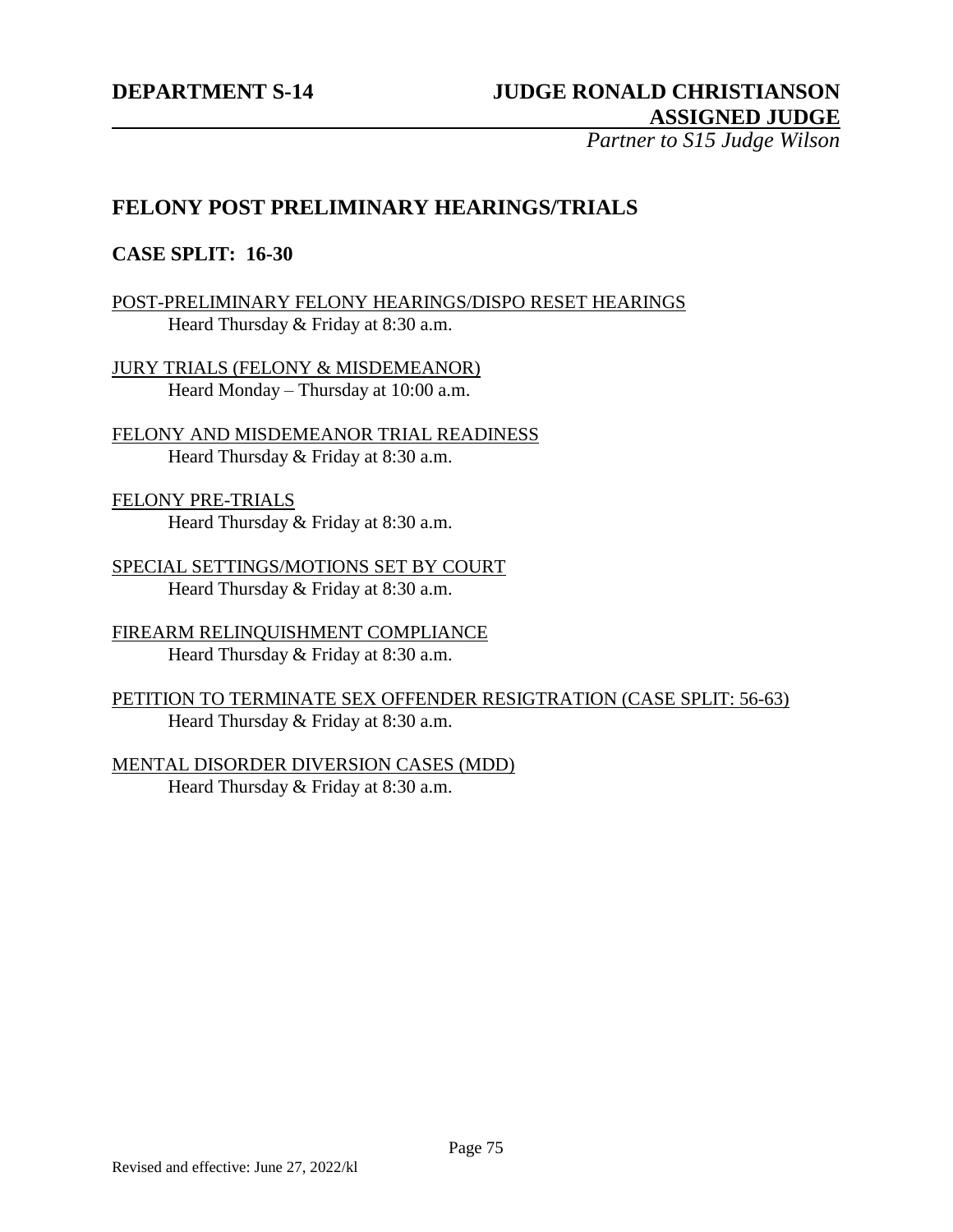**DEPARTMENT S-14** **JUDGE RONALD CHRISTIANSON**
**ASSIGNED JUDGE**
*Partner to S15 Judge Wilson*

## FELONY POST PRELIMINARY HEARINGS/TRIALS

### CASE SPLIT: 16-30

POST-PRELIMINARY FELONY HEARINGS/DISPO RESET HEARINGS
Heard Thursday & Friday at 8:30 a.m.

JURY TRIALS (FELONY & MISDEMEANOR)
Heard Monday – Thursday at 10:00 a.m.

FELONY AND MISDEMEANOR TRIAL READINESS
Heard Thursday & Friday at 8:30 a.m.

FELONY PRE-TRIALS
Heard Thursday & Friday at 8:30 a.m.

SPECIAL SETTINGS/MOTIONS SET BY COURT
Heard Thursday & Friday at 8:30 a.m.

FIREARM RELINQUISHMENT COMPLIANCE
Heard Thursday & Friday at 8:30 a.m.

PETITION TO TERMINATE SEX OFFENDER RESIGTRATION (CASE SPLIT: 56-63)
Heard Thursday & Friday at 8:30 a.m.

MENTAL DISORDER DIVERSION CASES (MDD)
Heard Thursday & Friday at 8:30 a.m.

Revised and effective: June 27, 2022/kl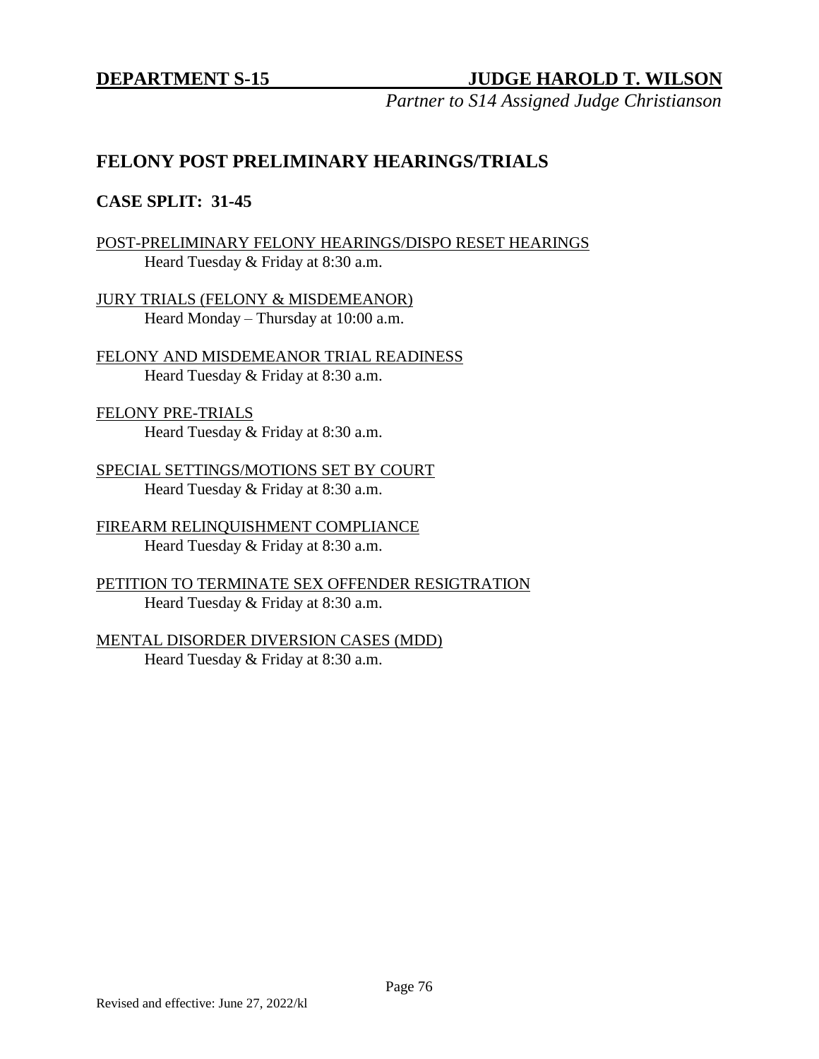**DEPARTMENT S-15** **JUDGE HAROLD T. WILSON**

*Partner to S14 Assigned Judge Christianson*

## FELONY POST PRELIMINARY HEARINGS/TRIALS

### CASE SPLIT: 31-45

<u>POST-PRELIMINARY FELONY HEARINGS/DISPO RESET HEARINGS</u>
Heard Tuesday & Friday at 8:30 a.m.

<u>JURY TRIALS (FELONY & MISDEMEANOR)</u>
Heard Monday – Thursday at 10:00 a.m.

<u>FELONY AND MISDEMEANOR TRIAL READINESS</u>
Heard Tuesday & Friday at 8:30 a.m.

<u>FELONY PRE-TRIALS</u>
Heard Tuesday & Friday at 8:30 a.m.

<u>SPECIAL SETTINGS/MOTIONS SET BY COURT</u>
Heard Tuesday & Friday at 8:30 a.m.

<u>FIREARM RELINQUISHMENT COMPLIANCE</u>
Heard Tuesday & Friday at 8:30 a.m.

<u>PETITION TO TERMINATE SEX OFFENDER RESIGTRATION</u>
Heard Tuesday & Friday at 8:30 a.m.

<u>MENTAL DISORDER DIVERSION CASES (MDD)</u>
Heard Tuesday & Friday at 8:30 a.m.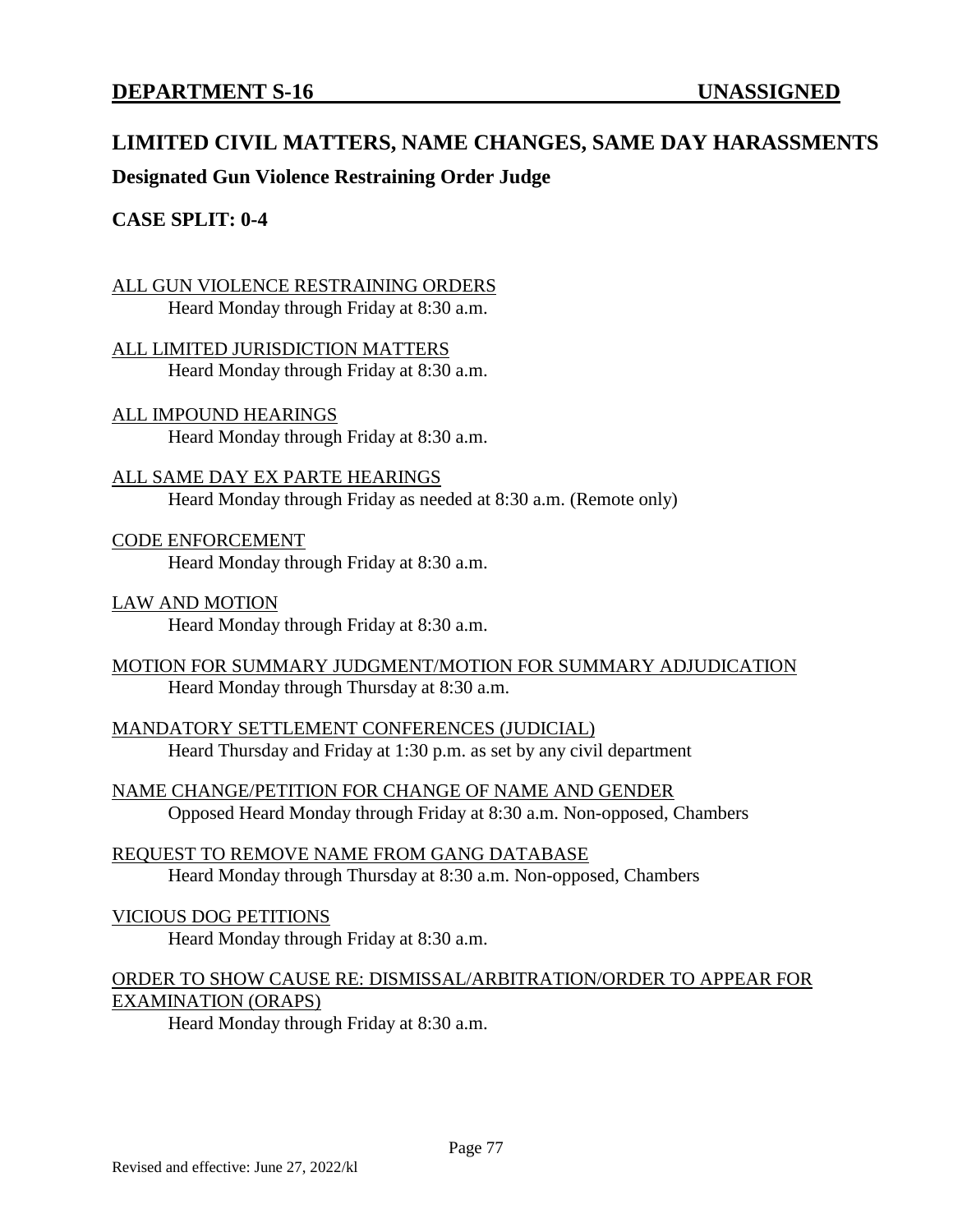## DEPARTMENT S-16 UNASSIGNED

## LIMITED CIVIL MATTERS, NAME CHANGES, SAME DAY HARASSMENTS

### Designated Gun Violence Restraining Order Judge

### CASE SPLIT: 0-4

ALL GUN VIOLENCE RESTRAINING ORDERS
Heard Monday through Friday at 8:30 a.m.

ALL LIMITED JURISDICTION MATTERS
Heard Monday through Friday at 8:30 a.m.

ALL IMPOUND HEARINGS
Heard Monday through Friday at 8:30 a.m.

ALL SAME DAY EX PARTE HEARINGS
Heard Monday through Friday as needed at 8:30 a.m. (Remote only)

CODE ENFORCEMENT
Heard Monday through Friday at 8:30 a.m.

LAW AND MOTION
Heard Monday through Friday at 8:30 a.m.

MOTION FOR SUMMARY JUDGMENT/MOTION FOR SUMMARY ADJUDICATION
Heard Monday through Thursday at 8:30 a.m.

MANDATORY SETTLEMENT CONFERENCES (JUDICIAL)
Heard Thursday and Friday at 1:30 p.m. as set by any civil department

NAME CHANGE/PETITION FOR CHANGE OF NAME AND GENDER
Opposed Heard Monday through Friday at 8:30 a.m. Non-opposed, Chambers

REQUEST TO REMOVE NAME FROM GANG DATABASE
Heard Monday through Thursday at 8:30 a.m. Non-opposed, Chambers

VICIOUS DOG PETITIONS
Heard Monday through Friday at 8:30 a.m.

ORDER TO SHOW CAUSE RE: DISMISSAL/ARBITRATION/ORDER TO APPEAR FOR EXAMINATION (ORAPS)
Heard Monday through Friday at 8:30 a.m.

Revised and effective: June 27, 2022/kl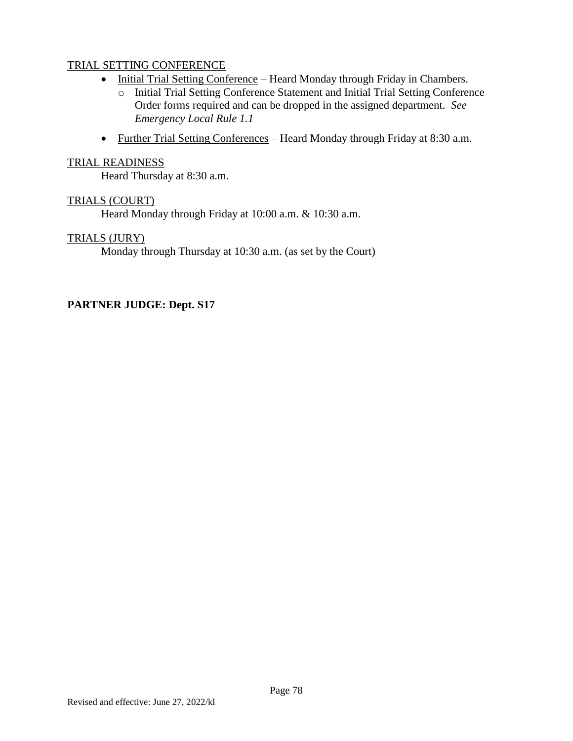<u>TRIAL SETTING CONFERENCE</u>

- <u>Initial Trial Setting Conference</u> – Heard Monday through Friday in Chambers.
  - Initial Trial Setting Conference Statement and Initial Trial Setting Conference Order forms required and can be dropped in the assigned department. *See Emergency Local Rule 1.1*
- <u>Further Trial Setting Conferences</u> – Heard Monday through Friday at 8:30 a.m.

<u>TRIAL READINESS</u>

Heard Thursday at 8:30 a.m.

<u>TRIALS (COURT)</u>

Heard Monday through Friday at 10:00 a.m. & 10:30 a.m.

<u>TRIALS (JURY)</u>

Monday through Thursday at 10:30 a.m. (as set by the Court)

**PARTNER JUDGE: Dept. S17**

Revised and effective: June 27, 2022/kl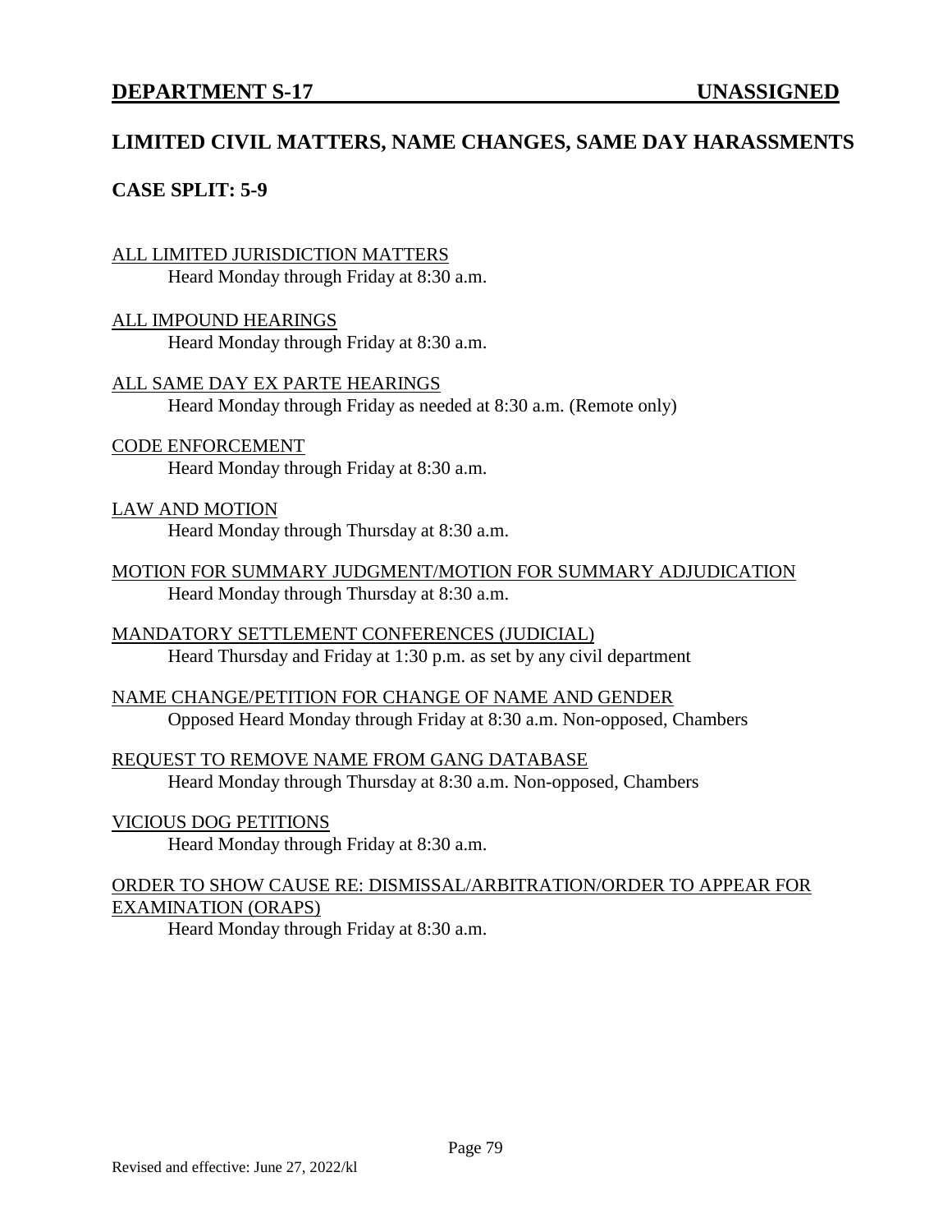## DEPARTMENT S-17 UNASSIGNED

## LIMITED CIVIL MATTERS, NAME CHANGES, SAME DAY HARASSMENTS

### CASE SPLIT: 5-9

ALL LIMITED JURISDICTION MATTERS
Heard Monday through Friday at 8:30 a.m.

ALL IMPOUND HEARINGS
Heard Monday through Friday at 8:30 a.m.

ALL SAME DAY EX PARTE HEARINGS
Heard Monday through Friday as needed at 8:30 a.m. (Remote only)

CODE ENFORCEMENT
Heard Monday through Friday at 8:30 a.m.

LAW AND MOTION
Heard Monday through Thursday at 8:30 a.m.

MOTION FOR SUMMARY JUDGMENT/MOTION FOR SUMMARY ADJUDICATION
Heard Monday through Thursday at 8:30 a.m.

MANDATORY SETTLEMENT CONFERENCES (JUDICIAL)
Heard Thursday and Friday at 1:30 p.m. as set by any civil department

NAME CHANGE/PETITION FOR CHANGE OF NAME AND GENDER
Opposed Heard Monday through Friday at 8:30 a.m. Non-opposed, Chambers

REQUEST TO REMOVE NAME FROM GANG DATABASE
Heard Monday through Thursday at 8:30 a.m. Non-opposed, Chambers

VICIOUS DOG PETITIONS
Heard Monday through Friday at 8:30 a.m.

ORDER TO SHOW CAUSE RE: DISMISSAL/ARBITRATION/ORDER TO APPEAR FOR EXAMINATION (ORAPS)
Heard Monday through Friday at 8:30 a.m.

Revised and effective: June 27, 2022/kl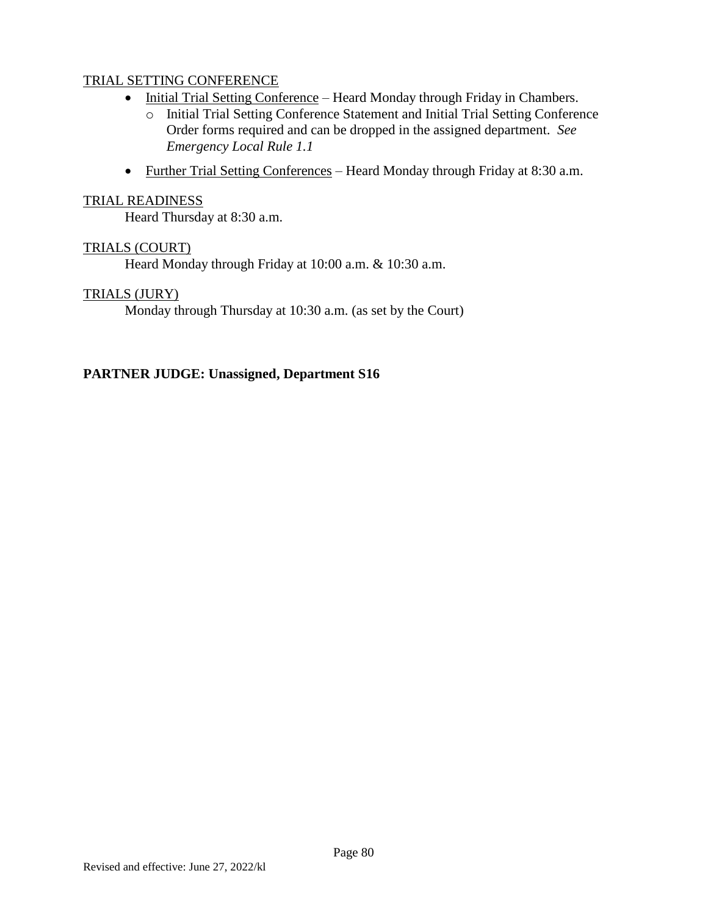<u>TRIAL SETTING CONFERENCE</u>

- <u>Initial Trial Setting Conference</u> – Heard Monday through Friday in Chambers.
  - Initial Trial Setting Conference Statement and Initial Trial Setting Conference Order forms required and can be dropped in the assigned department. *See Emergency Local Rule 1.1*
- <u>Further Trial Setting Conferences</u> – Heard Monday through Friday at 8:30 a.m.

<u>TRIAL READINESS</u>

Heard Thursday at 8:30 a.m.

<u>TRIALS (COURT)</u>

Heard Monday through Friday at 10:00 a.m. & 10:30 a.m.

<u>TRIALS (JURY)</u>

Monday through Thursday at 10:30 a.m. (as set by the Court)

**PARTNER JUDGE: Unassigned, Department S16**

Revised and effective: June 27, 2022/kl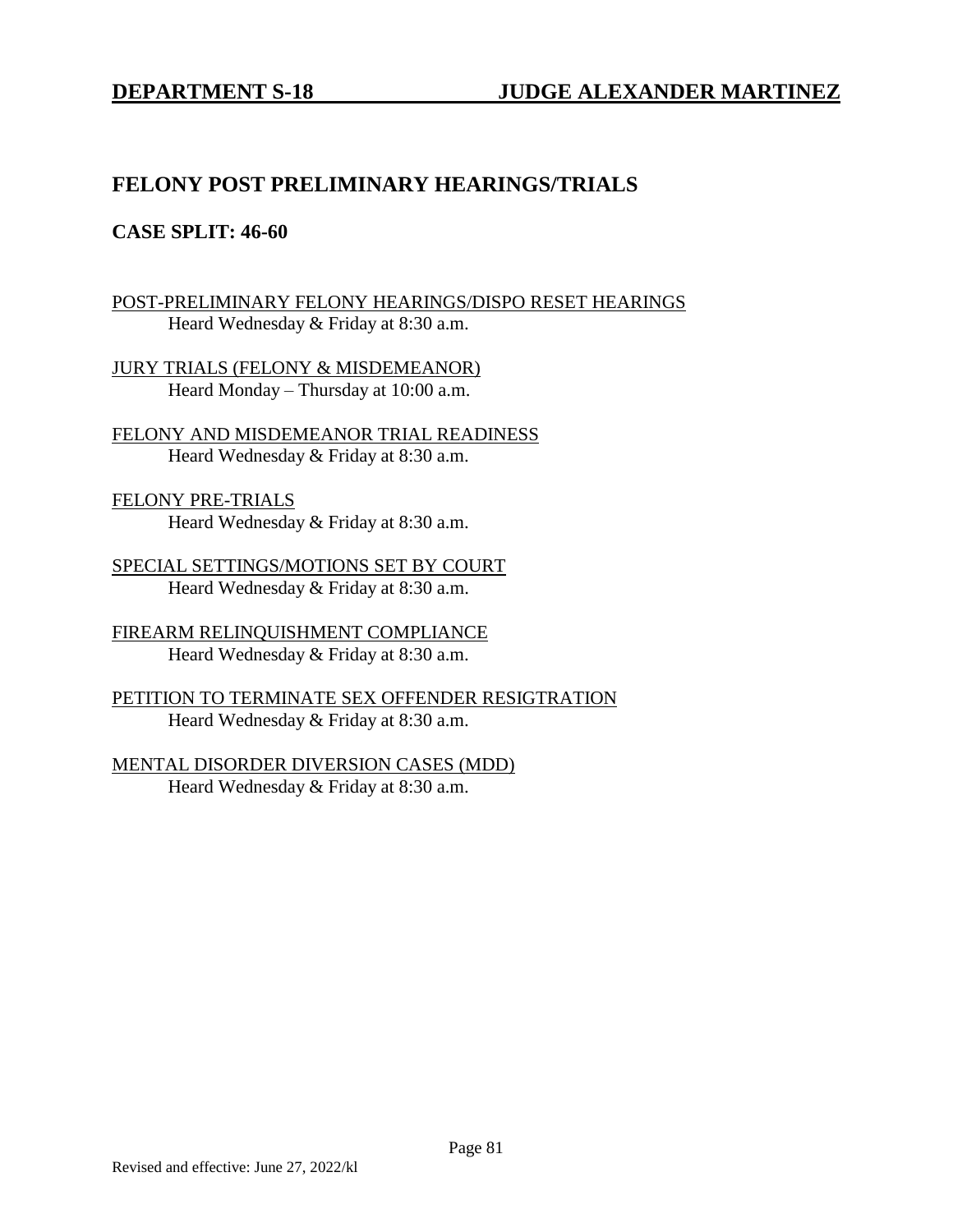**DEPARTMENT S-18 JUDGE ALEXANDER MARTINEZ**

## FELONY POST PRELIMINARY HEARINGS/TRIALS

### CASE SPLIT: 46-60

POST-PRELIMINARY FELONY HEARINGS/DISPO RESET HEARINGS
Heard Wednesday & Friday at 8:30 a.m.

JURY TRIALS (FELONY & MISDEMEANOR)
Heard Monday – Thursday at 10:00 a.m.

FELONY AND MISDEMEANOR TRIAL READINESS
Heard Wednesday & Friday at 8:30 a.m.

FELONY PRE-TRIALS
Heard Wednesday & Friday at 8:30 a.m.

SPECIAL SETTINGS/MOTIONS SET BY COURT
Heard Wednesday & Friday at 8:30 a.m.

FIREARM RELINQUISHMENT COMPLIANCE
Heard Wednesday & Friday at 8:30 a.m.

PETITION TO TERMINATE SEX OFFENDER RESIGTRATION
Heard Wednesday & Friday at 8:30 a.m.

MENTAL DISORDER DIVERSION CASES (MDD)
Heard Wednesday & Friday at 8:30 a.m.

Revised and effective: June 27, 2022/kl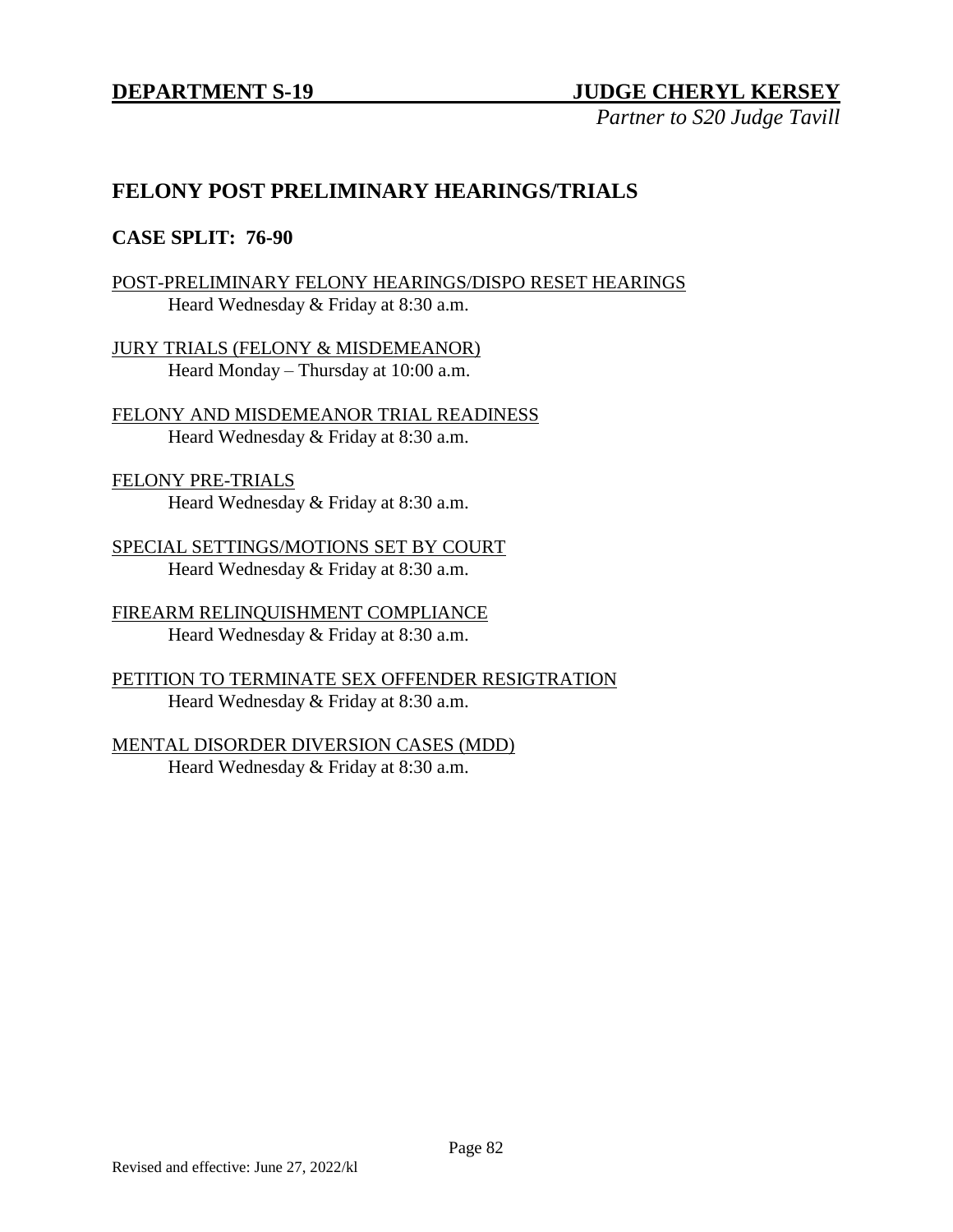**DEPARTMENT S-19** **JUDGE CHERYL KERSEY**

*Partner to S20 Judge Tavill*

## FELONY POST PRELIMINARY HEARINGS/TRIALS

### CASE SPLIT: 76-90

POST-PRELIMINARY FELONY HEARINGS/DISPO RESET HEARINGS
Heard Wednesday & Friday at 8:30 a.m.

JURY TRIALS (FELONY & MISDEMEANOR)
Heard Monday – Thursday at 10:00 a.m.

FELONY AND MISDEMEANOR TRIAL READINESS
Heard Wednesday & Friday at 8:30 a.m.

FELONY PRE-TRIALS
Heard Wednesday & Friday at 8:30 a.m.

SPECIAL SETTINGS/MOTIONS SET BY COURT
Heard Wednesday & Friday at 8:30 a.m.

FIREARM RELINQUISHMENT COMPLIANCE
Heard Wednesday & Friday at 8:30 a.m.

PETITION TO TERMINATE SEX OFFENDER RESIGTRATION
Heard Wednesday & Friday at 8:30 a.m.

MENTAL DISORDER DIVERSION CASES (MDD)
Heard Wednesday & Friday at 8:30 a.m.

Revised and effective: June 27, 2022/kl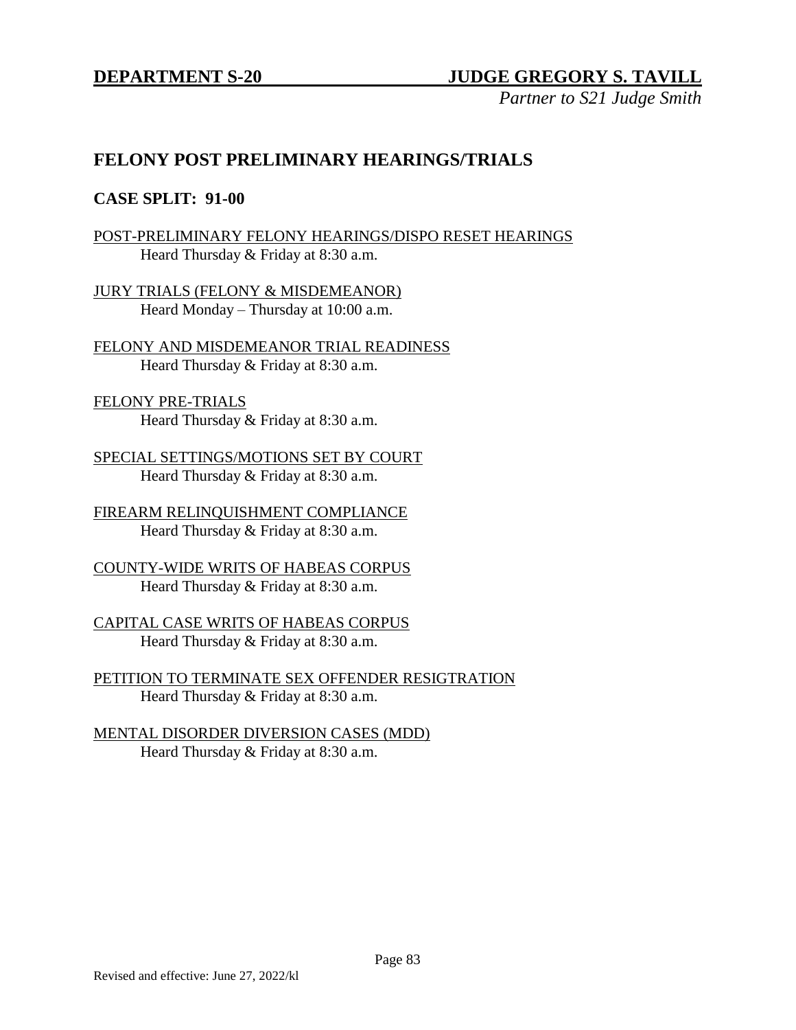**DEPARTMENT S-20** **JUDGE GREGORY S. TAVILL**

*Partner to S21 Judge Smith*

## FELONY POST PRELIMINARY HEARINGS/TRIALS

### CASE SPLIT: 91-00

POST-PRELIMINARY FELONY HEARINGS/DISPO RESET HEARINGS
Heard Thursday & Friday at 8:30 a.m.

JURY TRIALS (FELONY & MISDEMEANOR)
Heard Monday – Thursday at 10:00 a.m.

FELONY AND MISDEMEANOR TRIAL READINESS
Heard Thursday & Friday at 8:30 a.m.

FELONY PRE-TRIALS
Heard Thursday & Friday at 8:30 a.m.

SPECIAL SETTINGS/MOTIONS SET BY COURT
Heard Thursday & Friday at 8:30 a.m.

FIREARM RELINQUISHMENT COMPLIANCE
Heard Thursday & Friday at 8:30 a.m.

COUNTY-WIDE WRITS OF HABEAS CORPUS
Heard Thursday & Friday at 8:30 a.m.

CAPITAL CASE WRITS OF HABEAS CORPUS
Heard Thursday & Friday at 8:30 a.m.

PETITION TO TERMINATE SEX OFFENDER RESIGTRATION
Heard Thursday & Friday at 8:30 a.m.

MENTAL DISORDER DIVERSION CASES (MDD)
Heard Thursday & Friday at 8:30 a.m.

Revised and effective: June 27, 2022/kl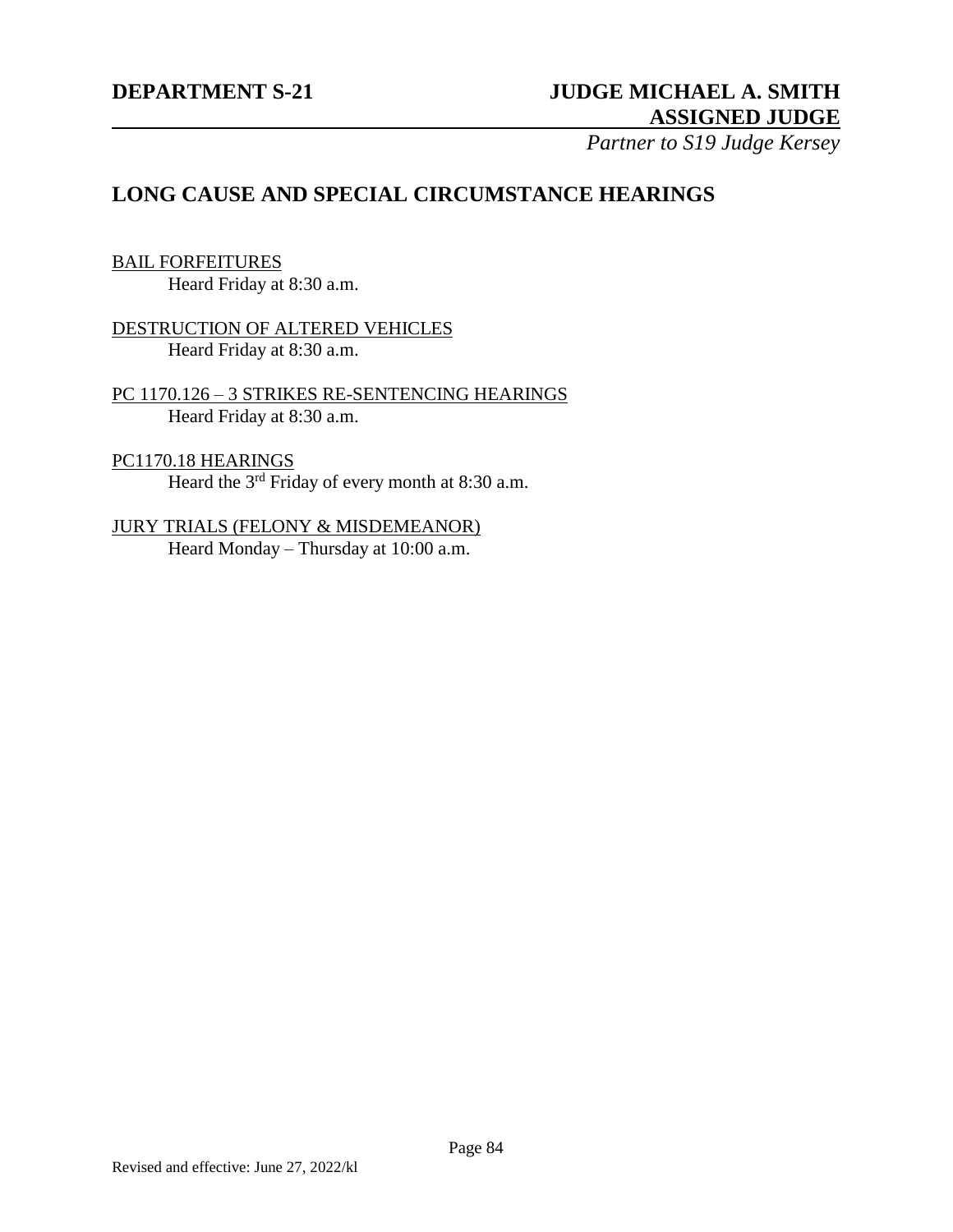**DEPARTMENT S-21** **JUDGE MICHAEL A. SMITH**
**ASSIGNED JUDGE**
*Partner to S19 Judge Kersey*

## LONG CAUSE AND SPECIAL CIRCUMSTANCE HEARINGS

BAIL FORFEITURES
Heard Friday at 8:30 a.m.

DESTRUCTION OF ALTERED VEHICLES
Heard Friday at 8:30 a.m.

PC 1170.126 – 3 STRIKES RE-SENTENCING HEARINGS
Heard Friday at 8:30 a.m.

PC1170.18 HEARINGS
Heard the 3rd Friday of every month at 8:30 a.m.

JURY TRIALS (FELONY & MISDEMEANOR)
Heard Monday – Thursday at 10:00 a.m.

Revised and effective: June 27, 2022/kl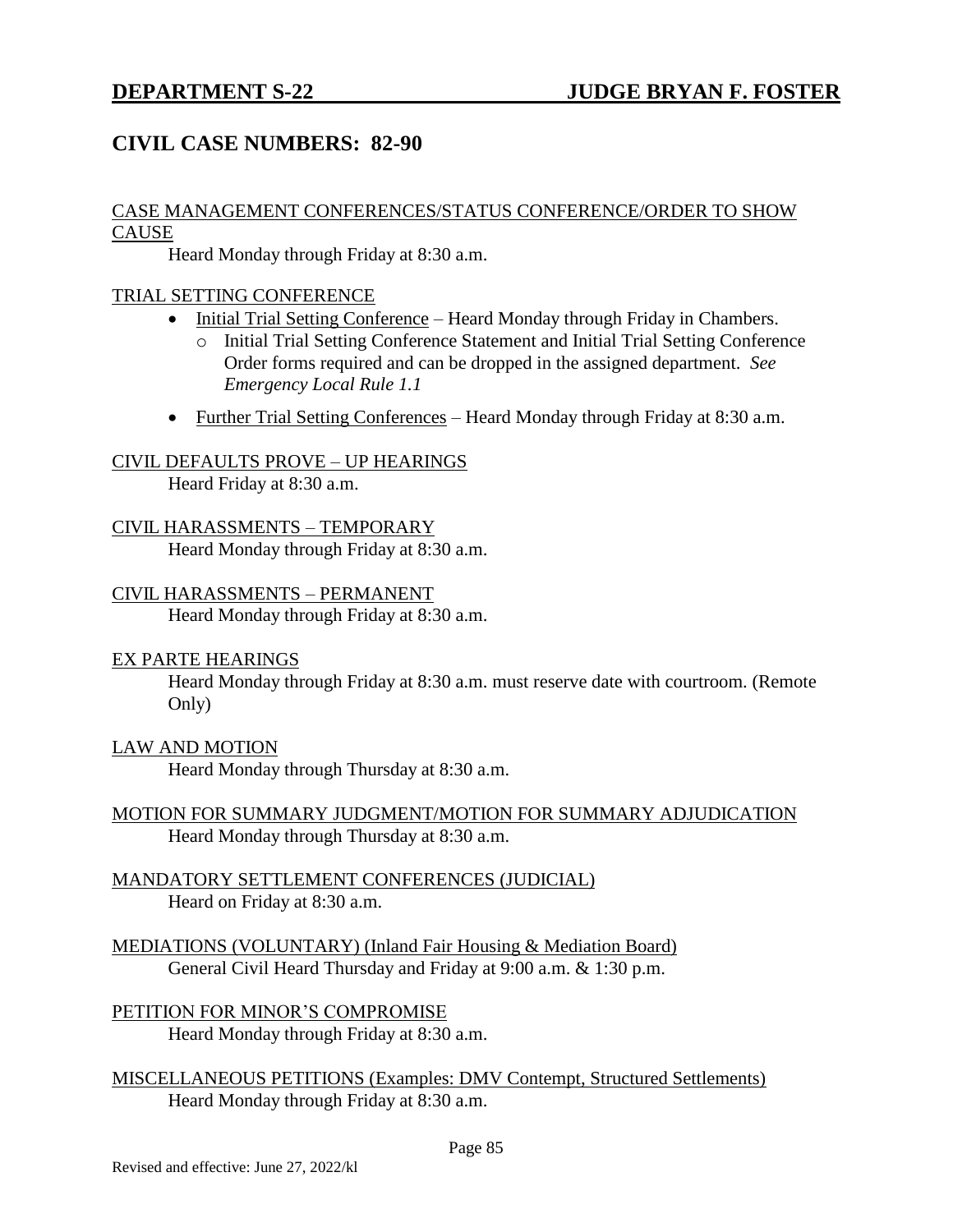## DEPARTMENT S-22 — JUDGE BRYAN F. FOSTER

## CIVIL CASE NUMBERS: 82-90

CASE MANAGEMENT CONFERENCES/STATUS CONFERENCE/ORDER TO SHOW CAUSE

Heard Monday through Friday at 8:30 a.m.

TRIAL SETTING CONFERENCE

- Initial Trial Setting Conference – Heard Monday through Friday in Chambers.
  - Initial Trial Setting Conference Statement and Initial Trial Setting Conference Order forms required and can be dropped in the assigned department. *See Emergency Local Rule 1.1*
- Further Trial Setting Conferences – Heard Monday through Friday at 8:30 a.m.

CIVIL DEFAULTS PROVE – UP HEARINGS

Heard Friday at 8:30 a.m.

CIVIL HARASSMENTS – TEMPORARY

Heard Monday through Friday at 8:30 a.m.

CIVIL HARASSMENTS – PERMANENT

Heard Monday through Friday at 8:30 a.m.

EX PARTE HEARINGS

Heard Monday through Friday at 8:30 a.m. must reserve date with courtroom. (Remote Only)

LAW AND MOTION

Heard Monday through Thursday at 8:30 a.m.

MOTION FOR SUMMARY JUDGMENT/MOTION FOR SUMMARY ADJUDICATION

Heard Monday through Thursday at 8:30 a.m.

MANDATORY SETTLEMENT CONFERENCES (JUDICIAL)

Heard on Friday at 8:30 a.m.

MEDIATIONS (VOLUNTARY) (Inland Fair Housing & Mediation Board)

General Civil Heard Thursday and Friday at 9:00 a.m. & 1:30 p.m.

PETITION FOR MINOR'S COMPROMISE

Heard Monday through Friday at 8:30 a.m.

MISCELLANEOUS PETITIONS (Examples: DMV Contempt, Structured Settlements)

Heard Monday through Friday at 8:30 a.m.

Revised and effective: June 27, 2022/kl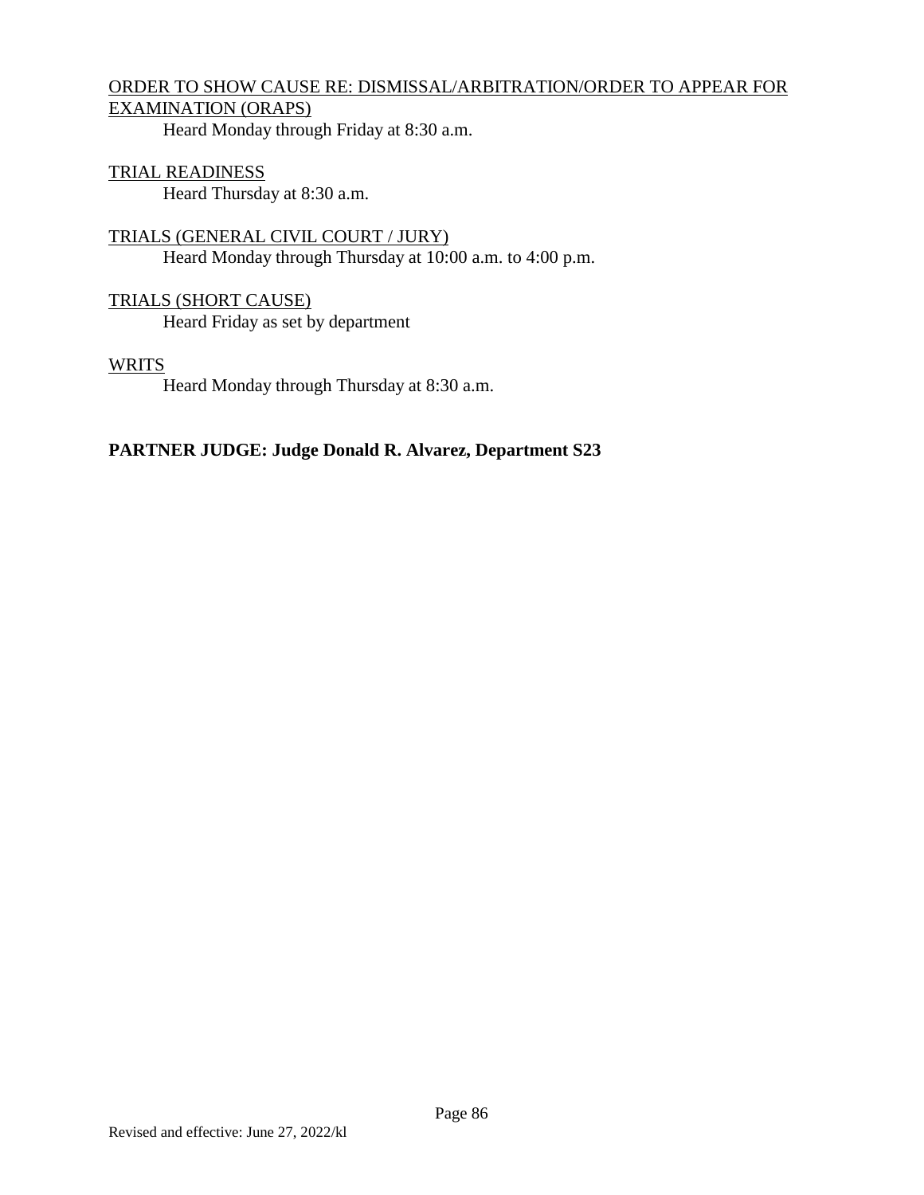ORDER TO SHOW CAUSE RE: DISMISSAL/ARBITRATION/ORDER TO APPEAR FOR EXAMINATION (ORAPS)

Heard Monday through Friday at 8:30 a.m.

TRIAL READINESS

Heard Thursday at 8:30 a.m.

TRIALS (GENERAL CIVIL COURT / JURY)

Heard Monday through Thursday at 10:00 a.m. to 4:00 p.m.

TRIALS (SHORT CAUSE)

Heard Friday as set by department

WRITS

Heard Monday through Thursday at 8:30 a.m.

**PARTNER JUDGE: Judge Donald R. Alvarez, Department S23**

Revised and effective: June 27, 2022/kl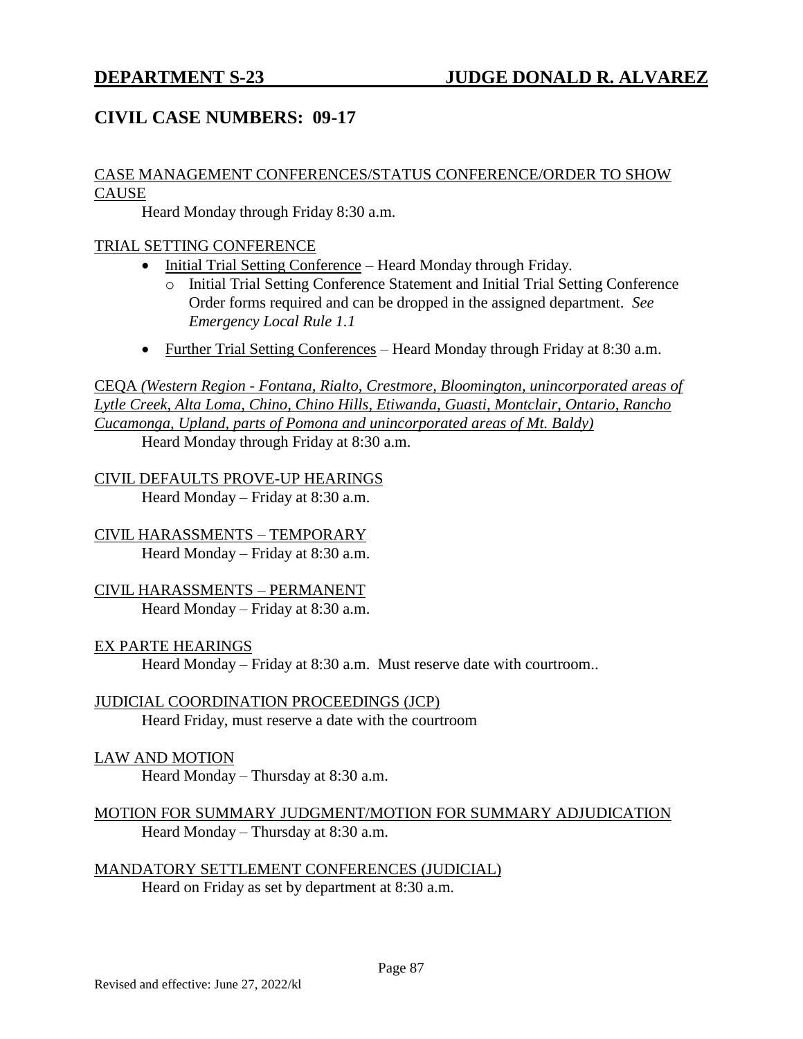## DEPARTMENT S-23 JUDGE DONALD R. ALVAREZ

## CIVIL CASE NUMBERS: 09-17

CASE MANAGEMENT CONFERENCES/STATUS CONFERENCE/ORDER TO SHOW CAUSE

Heard Monday through Friday 8:30 a.m.

TRIAL SETTING CONFERENCE

- Initial Trial Setting Conference – Heard Monday through Friday.
  - Initial Trial Setting Conference Statement and Initial Trial Setting Conference Order forms required and can be dropped in the assigned department. *See Emergency Local Rule 1.1*
- Further Trial Setting Conferences – Heard Monday through Friday at 8:30 a.m.

CEQA *(Western Region - Fontana, Rialto, Crestmore, Bloomington, unincorporated areas of Lytle Creek, Alta Loma, Chino, Chino Hills, Etiwanda, Guasti, Montclair, Ontario, Rancho Cucamonga, Upland, parts of Pomona and unincorporated areas of Mt. Baldy)*

Heard Monday through Friday at 8:30 a.m.

CIVIL DEFAULTS PROVE-UP HEARINGS

Heard Monday – Friday at 8:30 a.m.

CIVIL HARASSMENTS – TEMPORARY

Heard Monday – Friday at 8:30 a.m.

CIVIL HARASSMENTS – PERMANENT

Heard Monday – Friday at 8:30 a.m.

EX PARTE HEARINGS

Heard Monday – Friday at 8:30 a.m. Must reserve date with courtroom..

JUDICIAL COORDINATION PROCEEDINGS (JCP)

Heard Friday, must reserve a date with the courtroom

LAW AND MOTION

Heard Monday – Thursday at 8:30 a.m.

MOTION FOR SUMMARY JUDGMENT/MOTION FOR SUMMARY ADJUDICATION

Heard Monday – Thursday at 8:30 a.m.

MANDATORY SETTLEMENT CONFERENCES (JUDICIAL)

Heard on Friday as set by department at 8:30 a.m.

Revised and effective: June 27, 2022/kl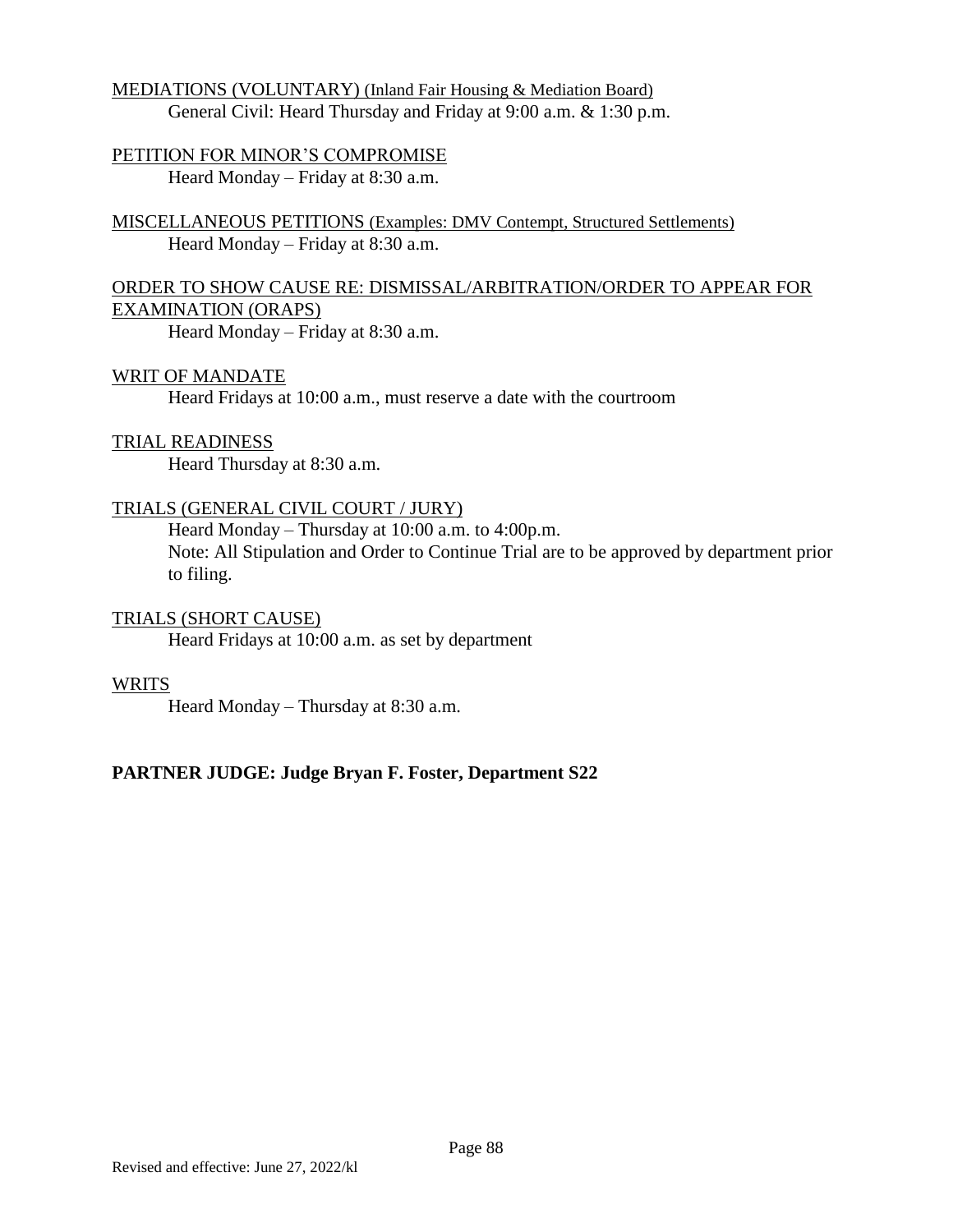<u>MEDIATIONS (VOLUNTARY) (Inland Fair Housing & Mediation Board)</u>

General Civil: Heard Thursday and Friday at 9:00 a.m. & 1:30 p.m.

<u>PETITION FOR MINOR'S COMPROMISE</u>

Heard Monday – Friday at 8:30 a.m.

<u>MISCELLANEOUS PETITIONS (Examples: DMV Contempt, Structured Settlements)</u>

Heard Monday – Friday at 8:30 a.m.

<u>ORDER TO SHOW CAUSE RE: DISMISSAL/ARBITRATION/ORDER TO APPEAR FOR EXAMINATION (ORAPS)</u>

Heard Monday – Friday at 8:30 a.m.

<u>WRIT OF MANDATE</u>

Heard Fridays at 10:00 a.m., must reserve a date with the courtroom

<u>TRIAL READINESS</u>

Heard Thursday at 8:30 a.m.

<u>TRIALS (GENERAL CIVIL COURT / JURY)</u>

Heard Monday – Thursday at 10:00 a.m. to 4:00p.m.

Note: All Stipulation and Order to Continue Trial are to be approved by department prior to filing.

<u>TRIALS (SHORT CAUSE)</u>

Heard Fridays at 10:00 a.m. as set by department

<u>WRITS</u>

Heard Monday – Thursday at 8:30 a.m.

**PARTNER JUDGE: Judge Bryan F. Foster, Department S22**

Revised and effective: June 27, 2022/kl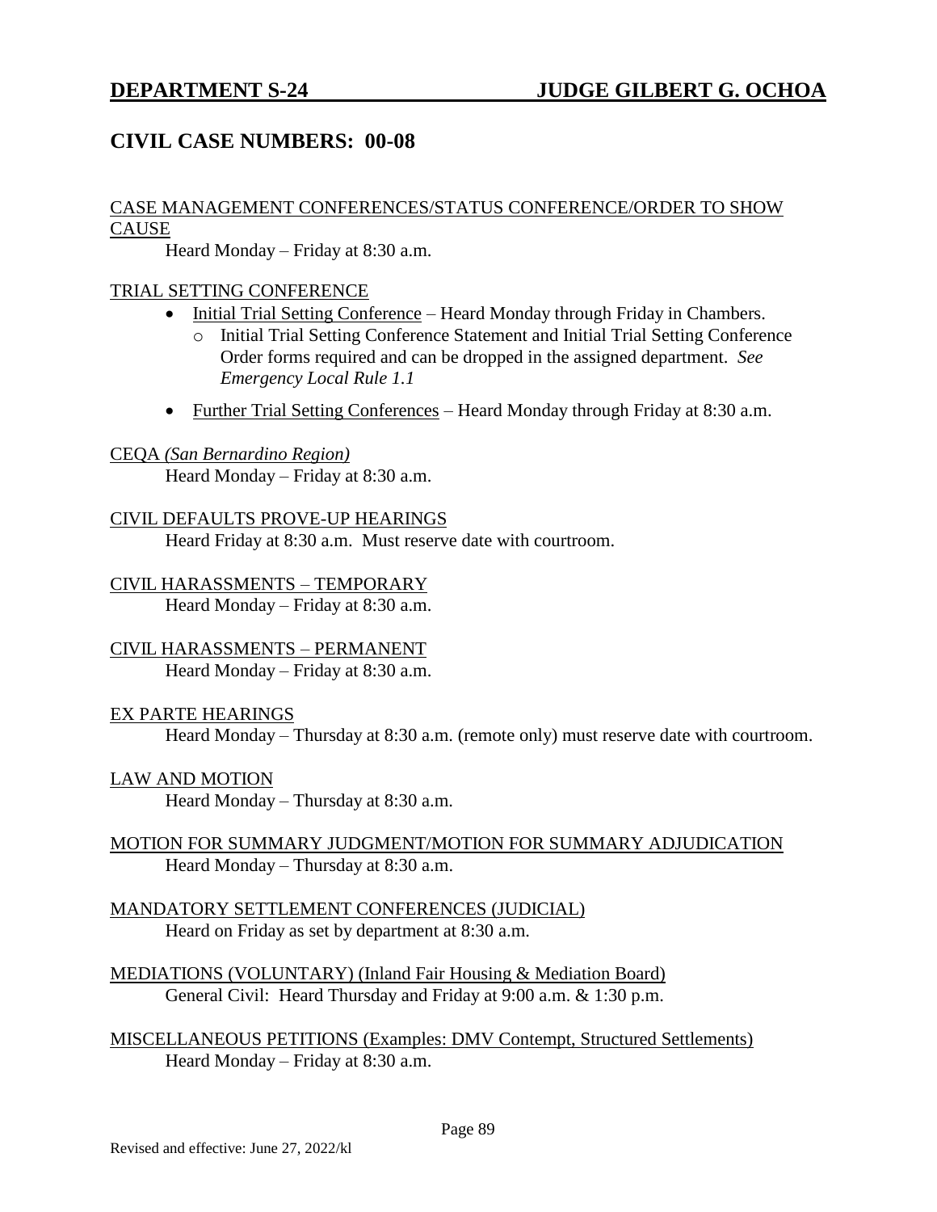## DEPARTMENT S-24 JUDGE GILBERT G. OCHOA

## CIVIL CASE NUMBERS: 00-08

CASE MANAGEMENT CONFERENCES/STATUS CONFERENCE/ORDER TO SHOW CAUSE

Heard Monday – Friday at 8:30 a.m.

TRIAL SETTING CONFERENCE

- Initial Trial Setting Conference – Heard Monday through Friday in Chambers.
  - Initial Trial Setting Conference Statement and Initial Trial Setting Conference Order forms required and can be dropped in the assigned department. *See Emergency Local Rule 1.1*
- Further Trial Setting Conferences – Heard Monday through Friday at 8:30 a.m.

CEQA *(San Bernardino Region)*

Heard Monday – Friday at 8:30 a.m.

CIVIL DEFAULTS PROVE-UP HEARINGS

Heard Friday at 8:30 a.m. Must reserve date with courtroom.

CIVIL HARASSMENTS – TEMPORARY

Heard Monday – Friday at 8:30 a.m.

CIVIL HARASSMENTS – PERMANENT

Heard Monday – Friday at 8:30 a.m.

EX PARTE HEARINGS

Heard Monday – Thursday at 8:30 a.m. (remote only) must reserve date with courtroom.

LAW AND MOTION

Heard Monday – Thursday at 8:30 a.m.

MOTION FOR SUMMARY JUDGMENT/MOTION FOR SUMMARY ADJUDICATION

Heard Monday – Thursday at 8:30 a.m.

MANDATORY SETTLEMENT CONFERENCES (JUDICIAL)

Heard on Friday as set by department at 8:30 a.m.

MEDIATIONS (VOLUNTARY) (Inland Fair Housing & Mediation Board)

General Civil: Heard Thursday and Friday at 9:00 a.m. & 1:30 p.m.

MISCELLANEOUS PETITIONS (Examples: DMV Contempt, Structured Settlements)

Heard Monday – Friday at 8:30 a.m.

Revised and effective: June 27, 2022/kl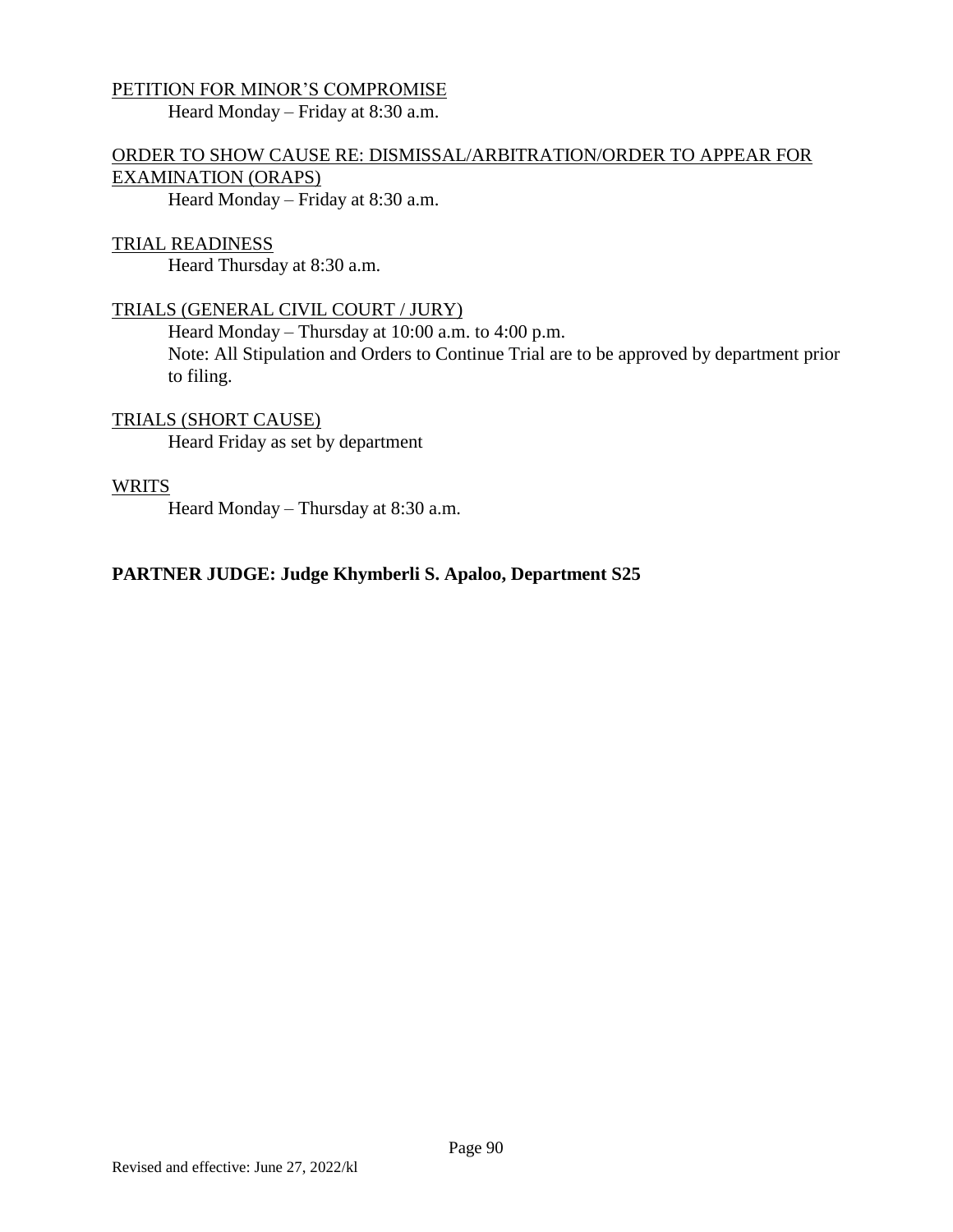<u>PETITION FOR MINOR'S COMPROMISE</u>

Heard Monday – Friday at 8:30 a.m.

<u>ORDER TO SHOW CAUSE RE: DISMISSAL/ARBITRATION/ORDER TO APPEAR FOR EXAMINATION (ORAPS)</u>

Heard Monday – Friday at 8:30 a.m.

<u>TRIAL READINESS</u>

Heard Thursday at 8:30 a.m.

<u>TRIALS (GENERAL CIVIL COURT / JURY)</u>

Heard Monday – Thursday at 10:00 a.m. to 4:00 p.m.
Note: All Stipulation and Orders to Continue Trial are to be approved by department prior to filing.

<u>TRIALS (SHORT CAUSE)</u>

Heard Friday as set by department

<u>WRITS</u>

Heard Monday – Thursday at 8:30 a.m.

**PARTNER JUDGE: Judge Khymberli S. Apaloo, Department S25**

Revised and effective: June 27, 2022/kl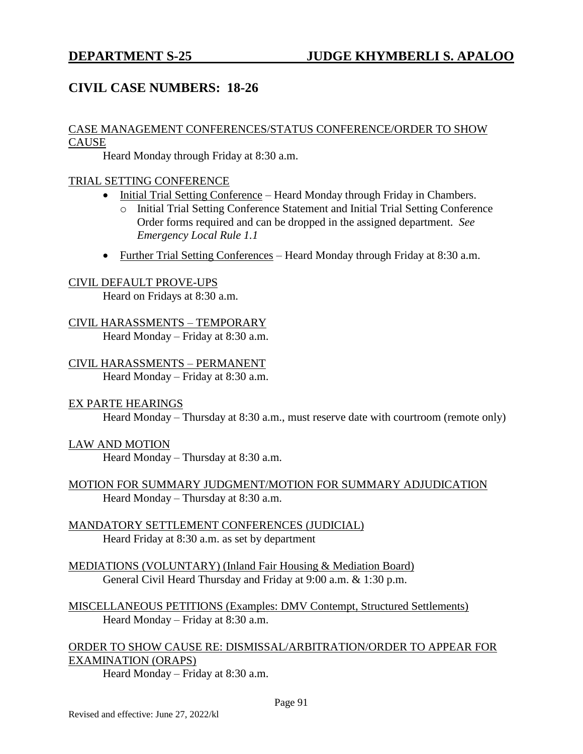## DEPARTMENT S-25 JUDGE KHYMBERLI S. APALOO

## CIVIL CASE NUMBERS: 18-26

CASE MANAGEMENT CONFERENCES/STATUS CONFERENCE/ORDER TO SHOW CAUSE

Heard Monday through Friday at 8:30 a.m.

TRIAL SETTING CONFERENCE

- Initial Trial Setting Conference – Heard Monday through Friday in Chambers.
  - Initial Trial Setting Conference Statement and Initial Trial Setting Conference Order forms required and can be dropped in the assigned department. *See Emergency Local Rule 1.1*
- Further Trial Setting Conferences – Heard Monday through Friday at 8:30 a.m.

CIVIL DEFAULT PROVE-UPS

Heard on Fridays at 8:30 a.m.

CIVIL HARASSMENTS – TEMPORARY

Heard Monday – Friday at 8:30 a.m.

CIVIL HARASSMENTS – PERMANENT

Heard Monday – Friday at 8:30 a.m.

EX PARTE HEARINGS

Heard Monday – Thursday at 8:30 a.m., must reserve date with courtroom (remote only)

LAW AND MOTION

Heard Monday – Thursday at 8:30 a.m.

MOTION FOR SUMMARY JUDGMENT/MOTION FOR SUMMARY ADJUDICATION

Heard Monday – Thursday at 8:30 a.m.

MANDATORY SETTLEMENT CONFERENCES (JUDICIAL)

Heard Friday at 8:30 a.m. as set by department

MEDIATIONS (VOLUNTARY) (Inland Fair Housing & Mediation Board)

General Civil Heard Thursday and Friday at 9:00 a.m. & 1:30 p.m.

MISCELLANEOUS PETITIONS (Examples: DMV Contempt, Structured Settlements)

Heard Monday – Friday at 8:30 a.m.

ORDER TO SHOW CAUSE RE: DISMISSAL/ARBITRATION/ORDER TO APPEAR FOR EXAMINATION (ORAPS)

Heard Monday – Friday at 8:30 a.m.

Revised and effective: June 27, 2022/kl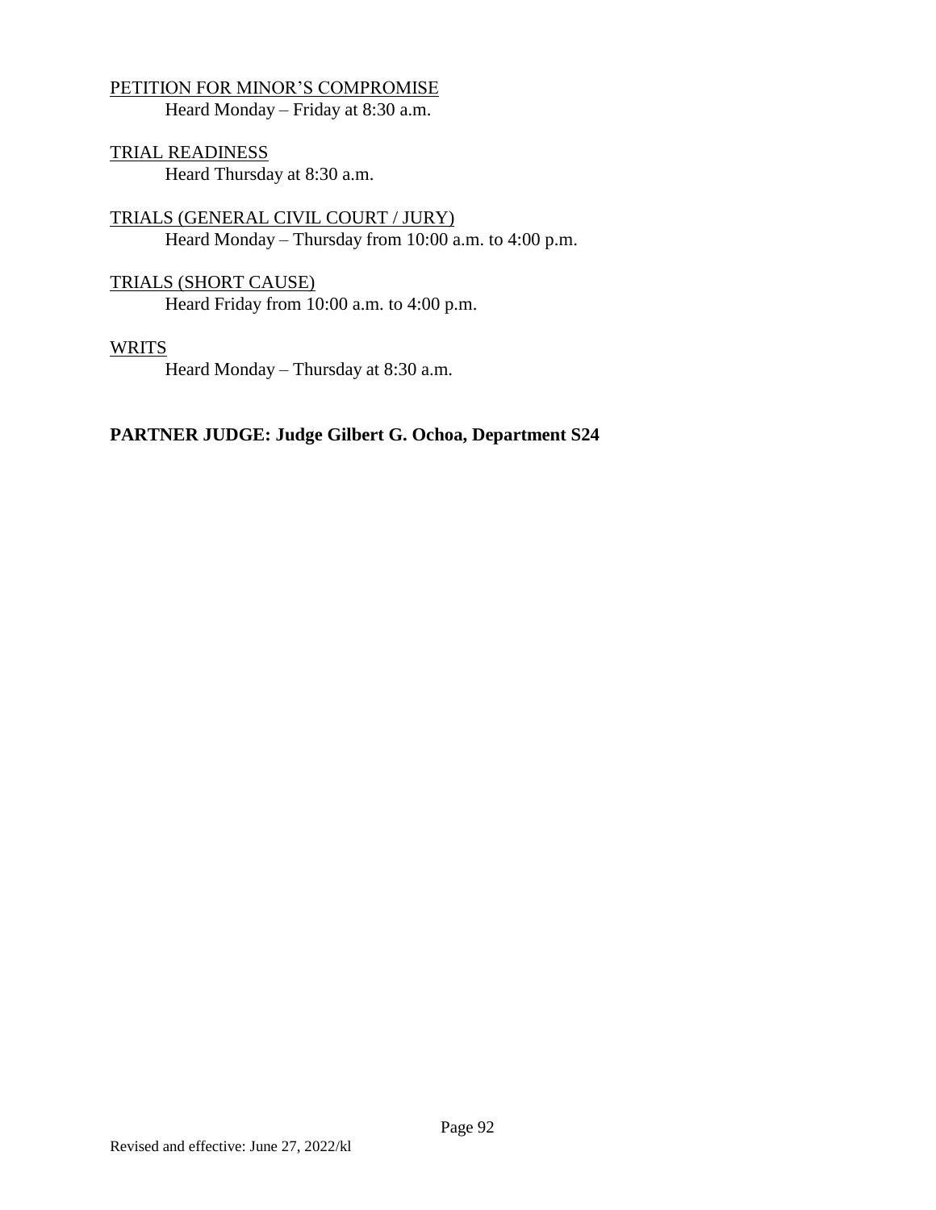<u>PETITION FOR MINOR'S COMPROMISE</u>

Heard Monday – Friday at 8:30 a.m.

<u>TRIAL READINESS</u>

Heard Thursday at 8:30 a.m.

<u>TRIALS (GENERAL CIVIL COURT / JURY)</u>

Heard Monday – Thursday from 10:00 a.m. to 4:00 p.m.

<u>TRIALS (SHORT CAUSE)</u>

Heard Friday from 10:00 a.m. to 4:00 p.m.

<u>WRITS</u>

Heard Monday – Thursday at 8:30 a.m.

**PARTNER JUDGE: Judge Gilbert G. Ochoa, Department S24**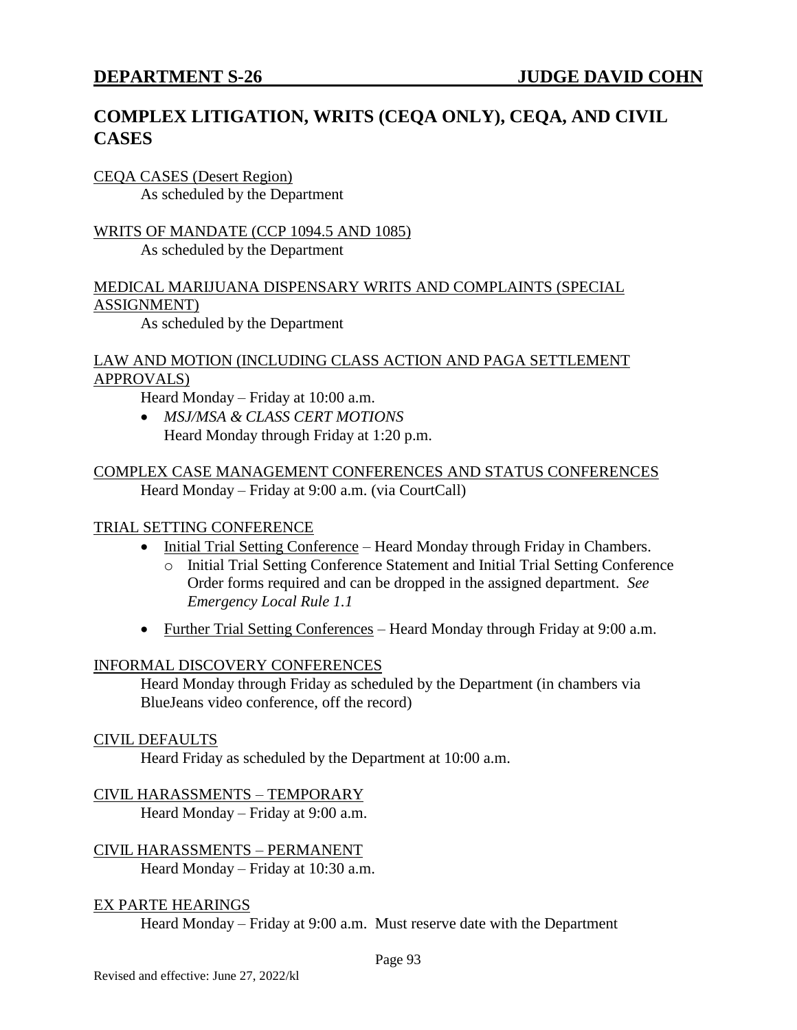**DEPARTMENT S-26 JUDGE DAVID COHN**

## COMPLEX LITIGATION, WRITS (CEQA ONLY), CEQA, AND CIVIL CASES

CEQA CASES (Desert Region)

As scheduled by the Department

WRITS OF MANDATE (CCP 1094.5 AND 1085)

As scheduled by the Department

MEDICAL MARIJUANA DISPENSARY WRITS AND COMPLAINTS (SPECIAL ASSIGNMENT)

As scheduled by the Department

LAW AND MOTION (INCLUDING CLASS ACTION AND PAGA SETTLEMENT APPROVALS)

Heard Monday – Friday at 10:00 a.m.

- *MSJ/MSA & CLASS CERT MOTIONS*
  Heard Monday through Friday at 1:20 p.m.

COMPLEX CASE MANAGEMENT CONFERENCES AND STATUS CONFERENCES

Heard Monday – Friday at 9:00 a.m. (via CourtCall)

TRIAL SETTING CONFERENCE

- Initial Trial Setting Conference – Heard Monday through Friday in Chambers.
  - Initial Trial Setting Conference Statement and Initial Trial Setting Conference Order forms required and can be dropped in the assigned department. *See Emergency Local Rule 1.1*
- Further Trial Setting Conferences – Heard Monday through Friday at 9:00 a.m.

INFORMAL DISCOVERY CONFERENCES

Heard Monday through Friday as scheduled by the Department (in chambers via BlueJeans video conference, off the record)

CIVIL DEFAULTS

Heard Friday as scheduled by the Department at 10:00 a.m.

CIVIL HARASSMENTS – TEMPORARY

Heard Monday – Friday at 9:00 a.m.

CIVIL HARASSMENTS – PERMANENT

Heard Monday – Friday at 10:30 a.m.

EX PARTE HEARINGS

Heard Monday – Friday at 9:00 a.m. Must reserve date with the Department

Revised and effective: June 27, 2022/kl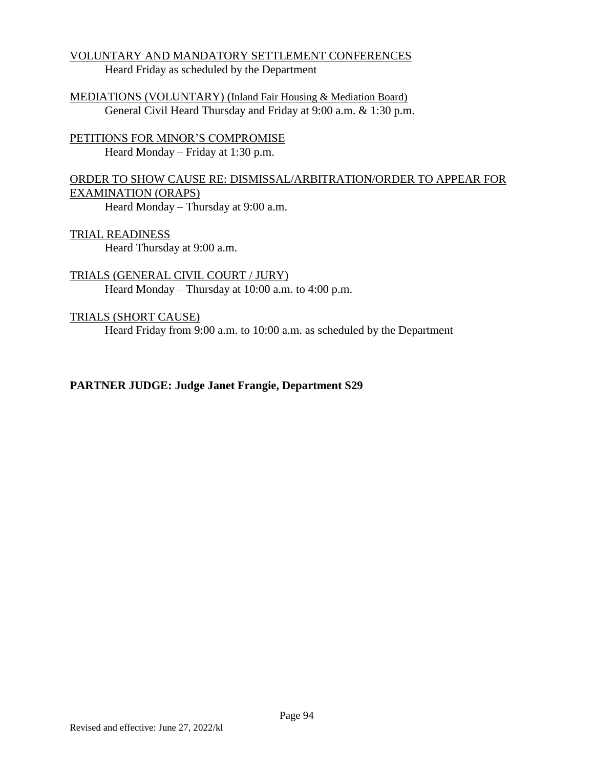<u>VOLUNTARY AND MANDATORY SETTLEMENT CONFERENCES</u>

Heard Friday as scheduled by the Department

<u>MEDIATIONS (VOLUNTARY) (Inland Fair Housing & Mediation Board)</u>

General Civil Heard Thursday and Friday at 9:00 a.m. & 1:30 p.m.

<u>PETITIONS FOR MINOR'S COMPROMISE</u>

Heard Monday – Friday at 1:30 p.m.

<u>ORDER TO SHOW CAUSE RE: DISMISSAL/ARBITRATION/ORDER TO APPEAR FOR EXAMINATION (ORAPS)</u>

Heard Monday – Thursday at 9:00 a.m.

<u>TRIAL READINESS</u>

Heard Thursday at 9:00 a.m.

<u>TRIALS (GENERAL CIVIL COURT / JURY)</u>

Heard Monday – Thursday at 10:00 a.m. to 4:00 p.m.

<u>TRIALS (SHORT CAUSE)</u>

Heard Friday from 9:00 a.m. to 10:00 a.m. as scheduled by the Department

**PARTNER JUDGE: Judge Janet Frangie, Department S29**

Revised and effective: June 27, 2022/kl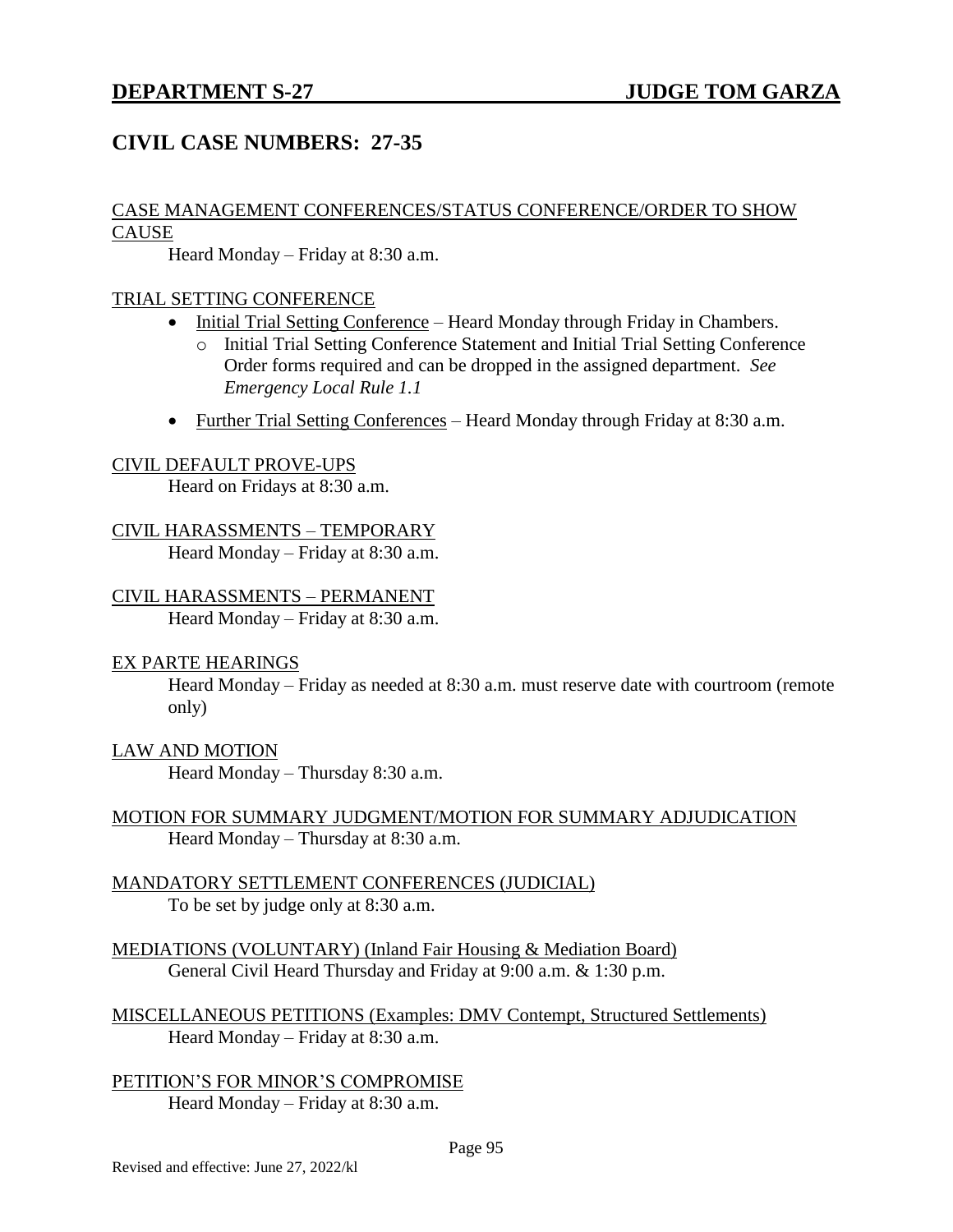## DEPARTMENT S-27 JUDGE TOM GARZA

## CIVIL CASE NUMBERS: 27-35

CASE MANAGEMENT CONFERENCES/STATUS CONFERENCE/ORDER TO SHOW CAUSE

Heard Monday – Friday at 8:30 a.m.

TRIAL SETTING CONFERENCE

- Initial Trial Setting Conference – Heard Monday through Friday in Chambers.
  - Initial Trial Setting Conference Statement and Initial Trial Setting Conference Order forms required and can be dropped in the assigned department. *See Emergency Local Rule 1.1*
- Further Trial Setting Conferences – Heard Monday through Friday at 8:30 a.m.

CIVIL DEFAULT PROVE-UPS

Heard on Fridays at 8:30 a.m.

CIVIL HARASSMENTS – TEMPORARY

Heard Monday – Friday at 8:30 a.m.

CIVIL HARASSMENTS – PERMANENT

Heard Monday – Friday at 8:30 a.m.

EX PARTE HEARINGS

Heard Monday – Friday as needed at 8:30 a.m. must reserve date with courtroom (remote only)

LAW AND MOTION

Heard Monday – Thursday 8:30 a.m.

MOTION FOR SUMMARY JUDGMENT/MOTION FOR SUMMARY ADJUDICATION

Heard Monday – Thursday at 8:30 a.m.

MANDATORY SETTLEMENT CONFERENCES (JUDICIAL)

To be set by judge only at 8:30 a.m.

MEDIATIONS (VOLUNTARY) (Inland Fair Housing & Mediation Board)

General Civil Heard Thursday and Friday at 9:00 a.m. & 1:30 p.m.

MISCELLANEOUS PETITIONS (Examples: DMV Contempt, Structured Settlements)

Heard Monday – Friday at 8:30 a.m.

PETITION'S FOR MINOR'S COMPROMISE

Heard Monday – Friday at 8:30 a.m.

Revised and effective: June 27, 2022/kl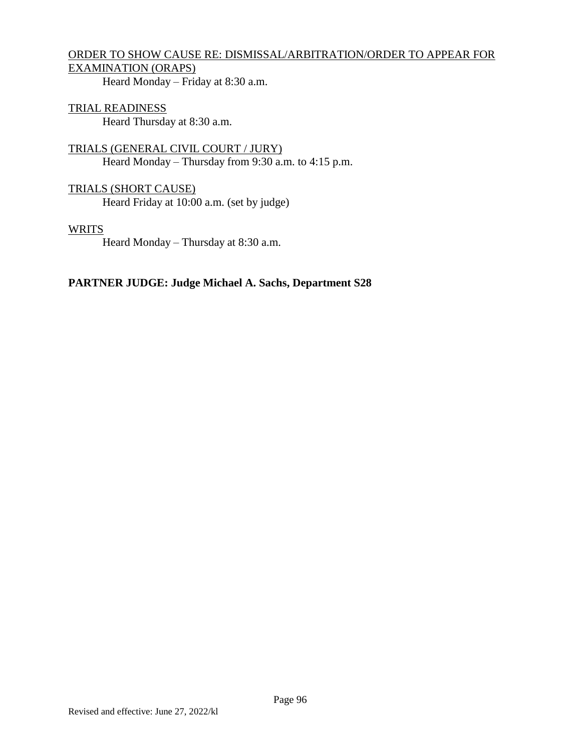ORDER TO SHOW CAUSE RE: DISMISSAL/ARBITRATION/ORDER TO APPEAR FOR EXAMINATION (ORAPS)

Heard Monday – Friday at 8:30 a.m.

TRIAL READINESS

Heard Thursday at 8:30 a.m.

TRIALS (GENERAL CIVIL COURT / JURY)

Heard Monday – Thursday from 9:30 a.m. to 4:15 p.m.

TRIALS (SHORT CAUSE)

Heard Friday at 10:00 a.m. (set by judge)

WRITS

Heard Monday – Thursday at 8:30 a.m.

**PARTNER JUDGE: Judge Michael A. Sachs, Department S28**

Revised and effective: June 27, 2022/kl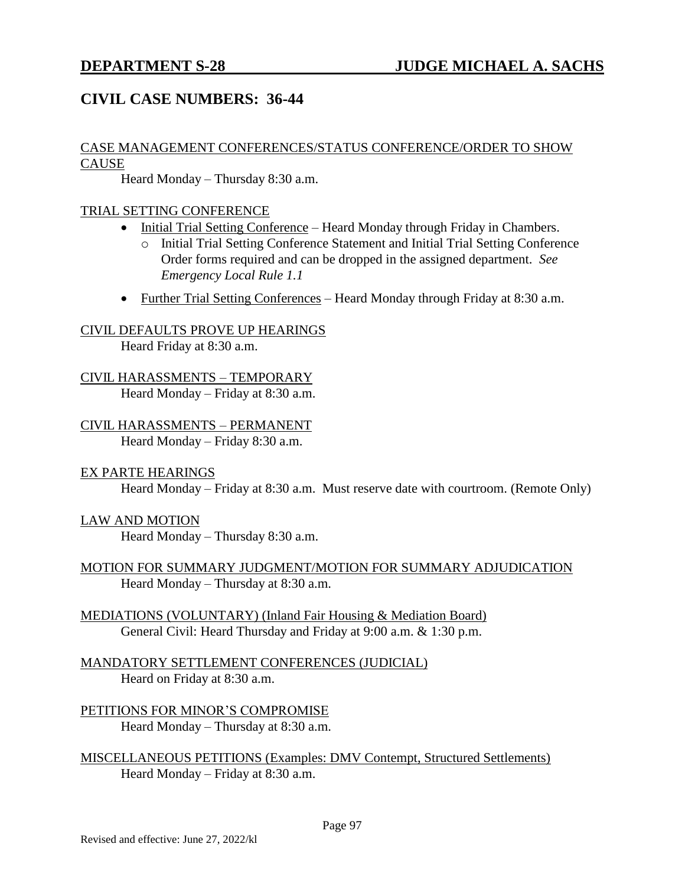## DEPARTMENT S-28 JUDGE MICHAEL A. SACHS

## CIVIL CASE NUMBERS: 36-44

<u>CASE MANAGEMENT CONFERENCES/STATUS CONFERENCE/ORDER TO SHOW CAUSE</u>

Heard Monday – Thursday 8:30 a.m.

<u>TRIAL SETTING CONFERENCE</u>

- <u>Initial Trial Setting Conference</u> – Heard Monday through Friday in Chambers.
  - Initial Trial Setting Conference Statement and Initial Trial Setting Conference Order forms required and can be dropped in the assigned department. *See Emergency Local Rule 1.1*
- <u>Further Trial Setting Conferences</u> – Heard Monday through Friday at 8:30 a.m.

<u>CIVIL DEFAULTS PROVE UP HEARINGS</u>

Heard Friday at 8:30 a.m.

<u>CIVIL HARASSMENTS – TEMPORARY</u>

Heard Monday – Friday at 8:30 a.m.

<u>CIVIL HARASSMENTS – PERMANENT</u>

Heard Monday – Friday 8:30 a.m.

<u>EX PARTE HEARINGS</u>

Heard Monday – Friday at 8:30 a.m. Must reserve date with courtroom. (Remote Only)

<u>LAW AND MOTION</u>

Heard Monday – Thursday 8:30 a.m.

<u>MOTION FOR SUMMARY JUDGMENT/MOTION FOR SUMMARY ADJUDICATION</u>

Heard Monday – Thursday at 8:30 a.m.

<u>MEDIATIONS (VOLUNTARY) (Inland Fair Housing & Mediation Board)</u>

General Civil: Heard Thursday and Friday at 9:00 a.m. & 1:30 p.m.

<u>MANDATORY SETTLEMENT CONFERENCES (JUDICIAL)</u>

Heard on Friday at 8:30 a.m.

<u>PETITIONS FOR MINOR'S COMPROMISE</u>

Heard Monday – Thursday at 8:30 a.m.

<u>MISCELLANEOUS PETITIONS (Examples: DMV Contempt, Structured Settlements)</u>

Heard Monday – Friday at 8:30 a.m.

Revised and effective: June 27, 2022/kl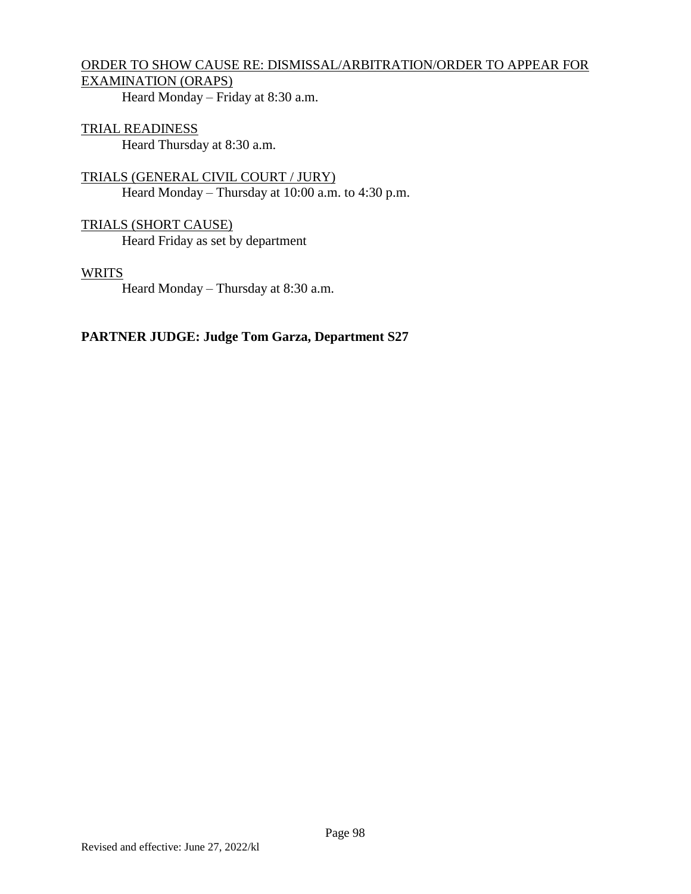<u>ORDER TO SHOW CAUSE RE: DISMISSAL/ARBITRATION/ORDER TO APPEAR FOR EXAMINATION (ORAPS)</u>

Heard Monday – Friday at 8:30 a.m.

<u>TRIAL READINESS</u>

Heard Thursday at 8:30 a.m.

<u>TRIALS (GENERAL CIVIL COURT / JURY)</u>

Heard Monday – Thursday at 10:00 a.m. to 4:30 p.m.

<u>TRIALS (SHORT CAUSE)</u>

Heard Friday as set by department

<u>WRITS</u>

Heard Monday – Thursday at 8:30 a.m.

**PARTNER JUDGE: Judge Tom Garza, Department S27**

Revised and effective: June 27, 2022/kl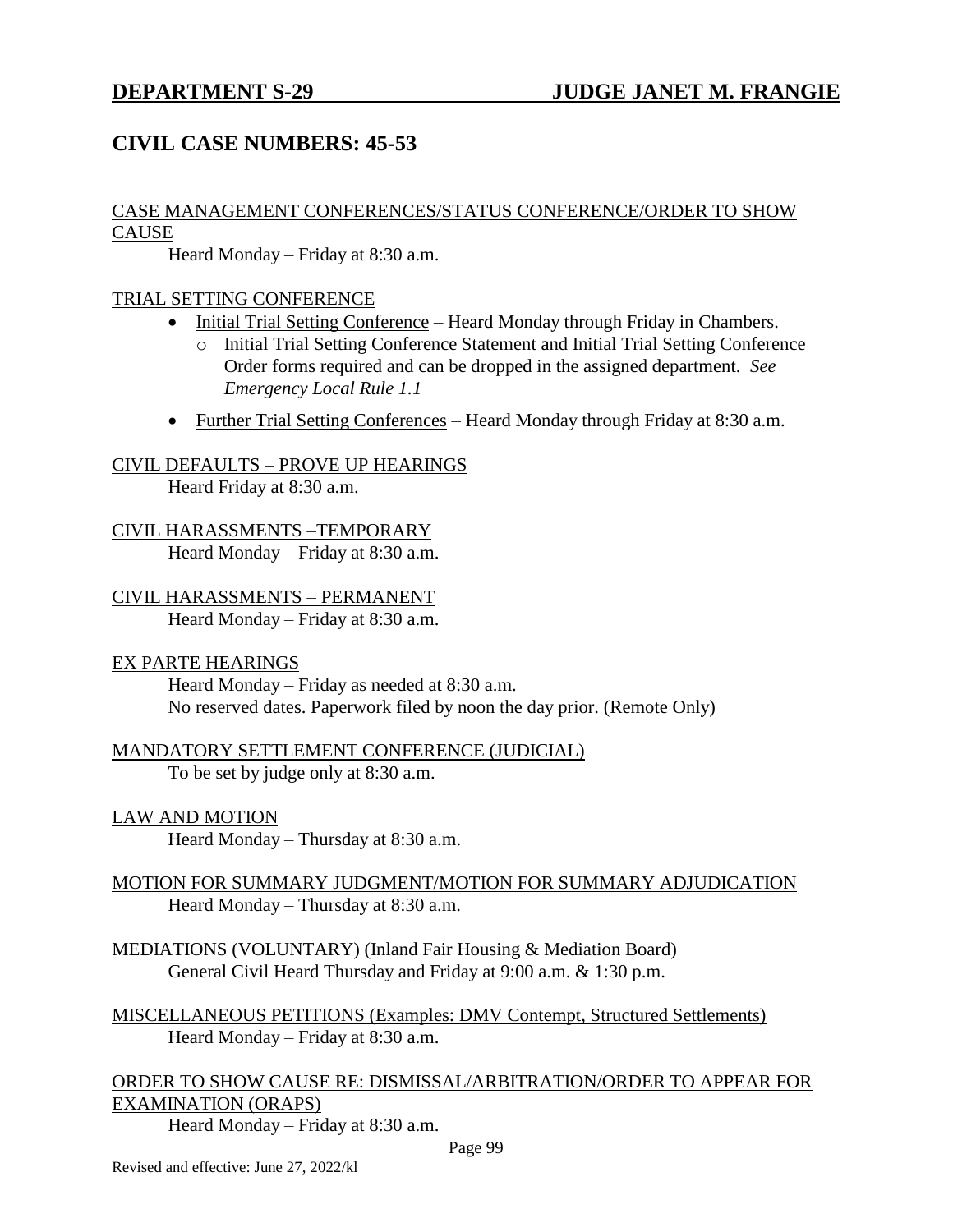## DEPARTMENT S-29 JUDGE JANET M. FRANGIE

## CIVIL CASE NUMBERS: 45-53

<u>CASE MANAGEMENT CONFERENCES/STATUS CONFERENCE/ORDER TO SHOW CAUSE</u>

Heard Monday – Friday at 8:30 a.m.

<u>TRIAL SETTING CONFERENCE</u>

- <u>Initial Trial Setting Conference</u> – Heard Monday through Friday in Chambers.
  - Initial Trial Setting Conference Statement and Initial Trial Setting Conference Order forms required and can be dropped in the assigned department. *See Emergency Local Rule 1.1*
- <u>Further Trial Setting Conferences</u> – Heard Monday through Friday at 8:30 a.m.

<u>CIVIL DEFAULTS – PROVE UP HEARINGS</u>

Heard Friday at 8:30 a.m.

<u>CIVIL HARASSMENTS –TEMPORARY</u>

Heard Monday – Friday at 8:30 a.m.

<u>CIVIL HARASSMENTS – PERMANENT</u>

Heard Monday – Friday at 8:30 a.m.

<u>EX PARTE HEARINGS</u>

Heard Monday – Friday as needed at 8:30 a.m.
No reserved dates. Paperwork filed by noon the day prior. (Remote Only)

<u>MANDATORY SETTLEMENT CONFERENCE (JUDICIAL)</u>

To be set by judge only at 8:30 a.m.

<u>LAW AND MOTION</u>

Heard Monday – Thursday at 8:30 a.m.

<u>MOTION FOR SUMMARY JUDGMENT/MOTION FOR SUMMARY ADJUDICATION</u>

Heard Monday – Thursday at 8:30 a.m.

<u>MEDIATIONS (VOLUNTARY) (Inland Fair Housing & Mediation Board)</u>

General Civil Heard Thursday and Friday at 9:00 a.m. & 1:30 p.m.

<u>MISCELLANEOUS PETITIONS (Examples: DMV Contempt, Structured Settlements)</u>

Heard Monday – Friday at 8:30 a.m.

<u>ORDER TO SHOW CAUSE RE: DISMISSAL/ARBITRATION/ORDER TO APPEAR FOR EXAMINATION (ORAPS)</u>

Heard Monday – Friday at 8:30 a.m.

Revised and effective: June 27, 2022/kl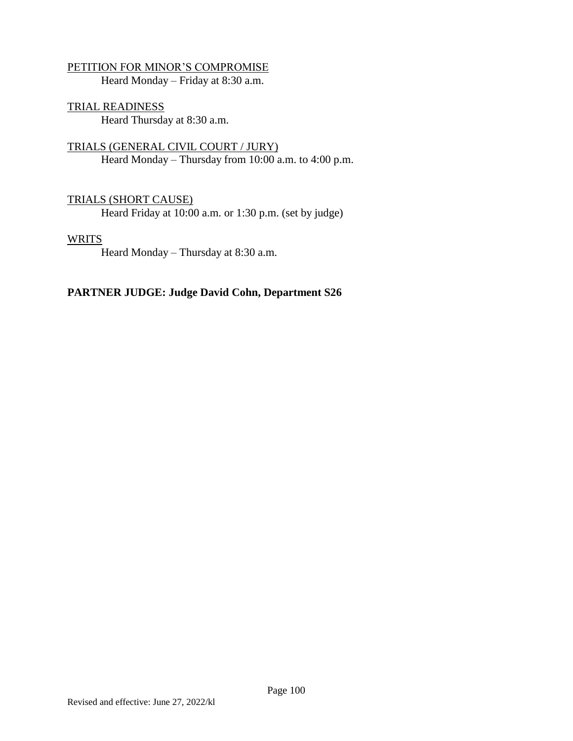PETITION FOR MINOR'S COMPROMISE

Heard Monday – Friday at 8:30 a.m.

TRIAL READINESS

Heard Thursday at 8:30 a.m.

TRIALS (GENERAL CIVIL COURT / JURY)

Heard Monday – Thursday from 10:00 a.m. to 4:00 p.m.

TRIALS (SHORT CAUSE)

Heard Friday at 10:00 a.m. or 1:30 p.m. (set by judge)

WRITS

Heard Monday – Thursday at 8:30 a.m.

**PARTNER JUDGE: Judge David Cohn, Department S26**

Revised and effective: June 27, 2022/kl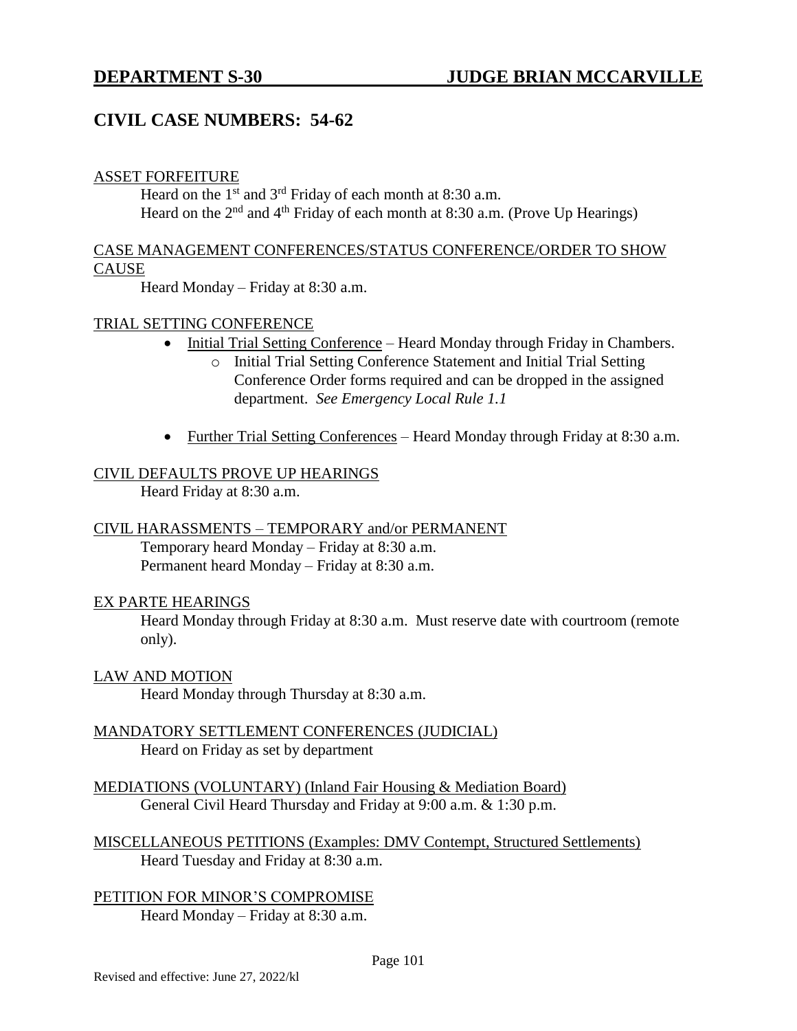## DEPARTMENT S-30 JUDGE BRIAN MCCARVILLE

## CIVIL CASE NUMBERS: 54-62

<u>ASSET FORFEITURE</u>

Heard on the 1st and 3rd Friday of each month at 8:30 a.m.
Heard on the 2nd and 4th Friday of each month at 8:30 a.m. (Prove Up Hearings)

<u>CASE MANAGEMENT CONFERENCES/STATUS CONFERENCE/ORDER TO SHOW CAUSE</u>

Heard Monday – Friday at 8:30 a.m.

<u>TRIAL SETTING CONFERENCE</u>

- <u>Initial Trial Setting Conference</u> – Heard Monday through Friday in Chambers.
  - Initial Trial Setting Conference Statement and Initial Trial Setting Conference Order forms required and can be dropped in the assigned department. *See Emergency Local Rule 1.1*
- <u>Further Trial Setting Conferences</u> – Heard Monday through Friday at 8:30 a.m.

<u>CIVIL DEFAULTS PROVE UP HEARINGS</u>

Heard Friday at 8:30 a.m.

<u>CIVIL HARASSMENTS – TEMPORARY and/or PERMANENT</u>

Temporary heard Monday – Friday at 8:30 a.m.
Permanent heard Monday – Friday at 8:30 a.m.

<u>EX PARTE HEARINGS</u>

Heard Monday through Friday at 8:30 a.m. Must reserve date with courtroom (remote only).

<u>LAW AND MOTION</u>

Heard Monday through Thursday at 8:30 a.m.

<u>MANDATORY SETTLEMENT CONFERENCES (JUDICIAL)</u>

Heard on Friday as set by department

<u>MEDIATIONS (VOLUNTARY) (Inland Fair Housing & Mediation Board)</u>

General Civil Heard Thursday and Friday at 9:00 a.m. & 1:30 p.m.

<u>MISCELLANEOUS PETITIONS (Examples: DMV Contempt, Structured Settlements)</u>

Heard Tuesday and Friday at 8:30 a.m.

<u>PETITION FOR MINOR'S COMPROMISE</u>

Heard Monday – Friday at 8:30 a.m.

Revised and effective: June 27, 2022/kl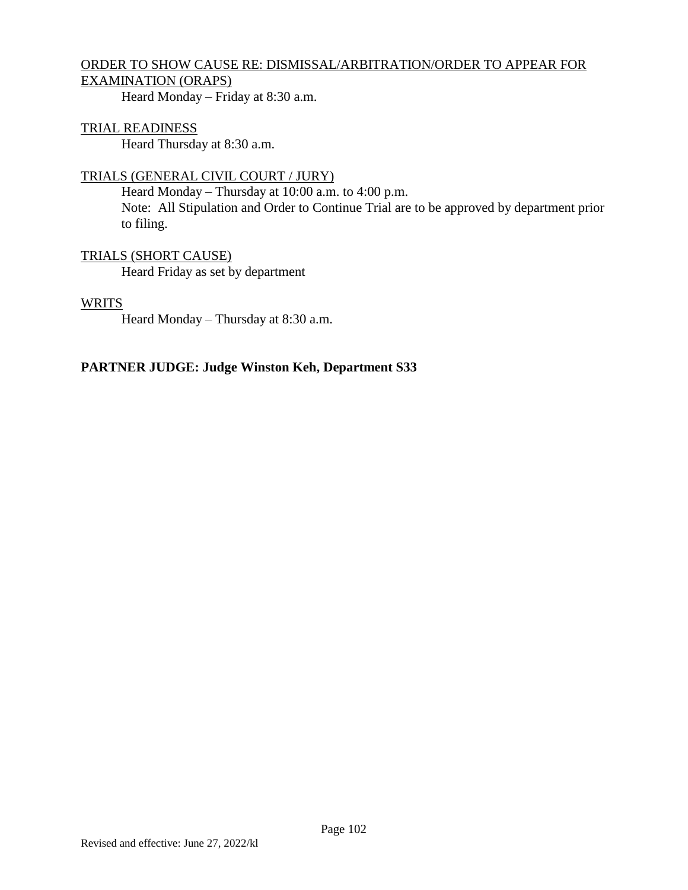<u>ORDER TO SHOW CAUSE RE: DISMISSAL/ARBITRATION/ORDER TO APPEAR FOR EXAMINATION (ORAPS)</u>

Heard Monday – Friday at 8:30 a.m.

<u>TRIAL READINESS</u>

Heard Thursday at 8:30 a.m.

<u>TRIALS (GENERAL CIVIL COURT / JURY)</u>

Heard Monday – Thursday at 10:00 a.m. to 4:00 p.m.
Note: All Stipulation and Order to Continue Trial are to be approved by department prior to filing.

<u>TRIALS (SHORT CAUSE)</u>

Heard Friday as set by department

<u>WRITS</u>

Heard Monday – Thursday at 8:30 a.m.

**PARTNER JUDGE: Judge Winston Keh, Department S33**

Revised and effective: June 27, 2022/kl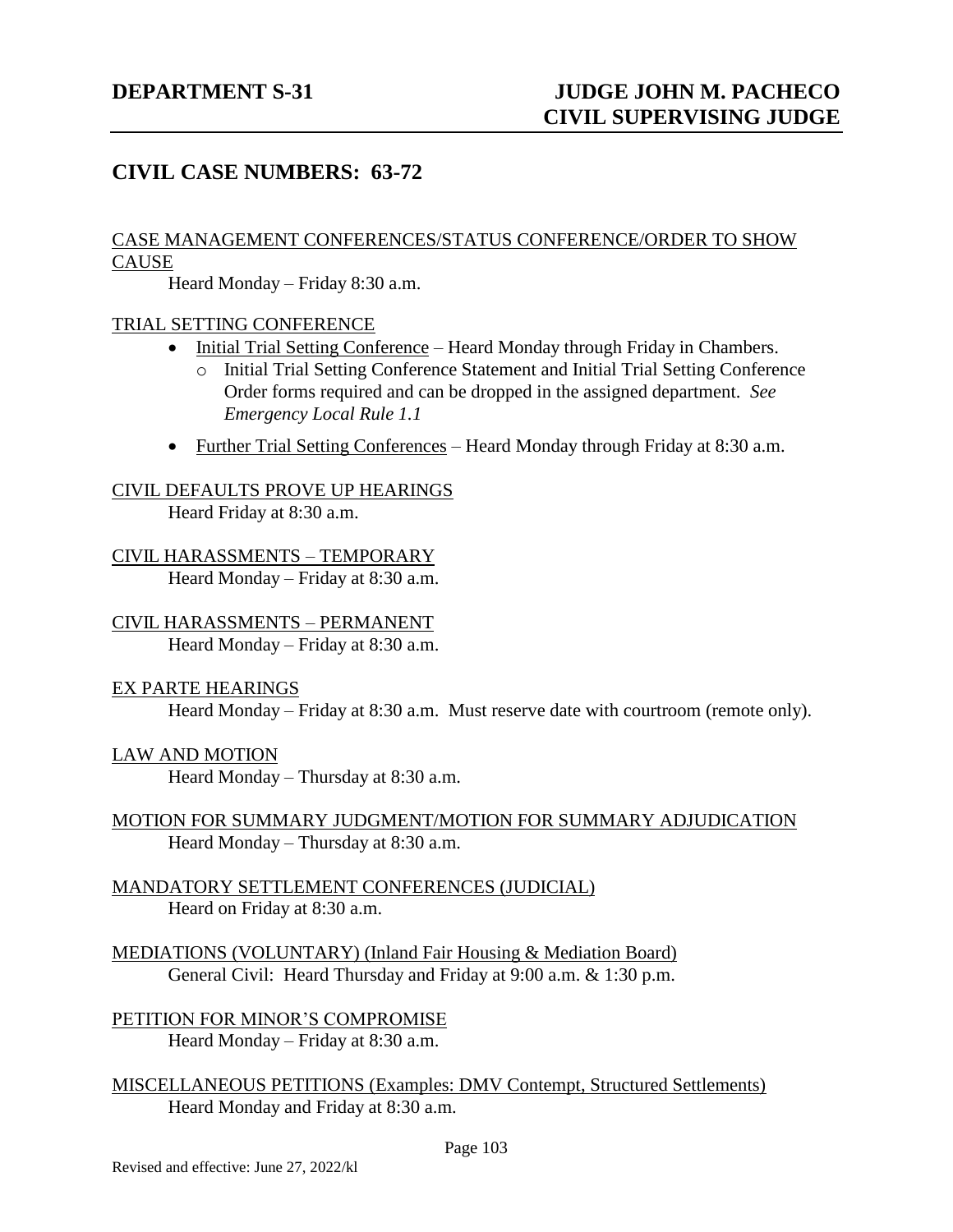**DEPARTMENT S-31** **JUDGE JOHN M. PACHECO CIVIL SUPERVISING JUDGE**

## CIVIL CASE NUMBERS: 63-72

<u>CASE MANAGEMENT CONFERENCES/STATUS CONFERENCE/ORDER TO SHOW CAUSE</u>

Heard Monday – Friday 8:30 a.m.

<u>TRIAL SETTING CONFERENCE</u>

- <u>Initial Trial Setting Conference</u> – Heard Monday through Friday in Chambers.
  - Initial Trial Setting Conference Statement and Initial Trial Setting Conference Order forms required and can be dropped in the assigned department. *See Emergency Local Rule 1.1*
- <u>Further Trial Setting Conferences</u> – Heard Monday through Friday at 8:30 a.m.

<u>CIVIL DEFAULTS PROVE UP HEARINGS</u>

Heard Friday at 8:30 a.m.

<u>CIVIL HARASSMENTS – TEMPORARY</u>

Heard Monday – Friday at 8:30 a.m.

<u>CIVIL HARASSMENTS – PERMANENT</u>

Heard Monday – Friday at 8:30 a.m.

<u>EX PARTE HEARINGS</u>

Heard Monday – Friday at 8:30 a.m. Must reserve date with courtroom (remote only).

<u>LAW AND MOTION</u>

Heard Monday – Thursday at 8:30 a.m.

<u>MOTION FOR SUMMARY JUDGMENT/MOTION FOR SUMMARY ADJUDICATION</u>

Heard Monday – Thursday at 8:30 a.m.

<u>MANDATORY SETTLEMENT CONFERENCES (JUDICIAL)</u>

Heard on Friday at 8:30 a.m.

<u>MEDIATIONS (VOLUNTARY) (Inland Fair Housing & Mediation Board)</u>

General Civil: Heard Thursday and Friday at 9:00 a.m. & 1:30 p.m.

<u>PETITION FOR MINOR'S COMPROMISE</u>

Heard Monday – Friday at 8:30 a.m.

<u>MISCELLANEOUS PETITIONS (Examples: DMV Contempt, Structured Settlements)</u>

Heard Monday and Friday at 8:30 a.m.

Revised and effective: June 27, 2022/kl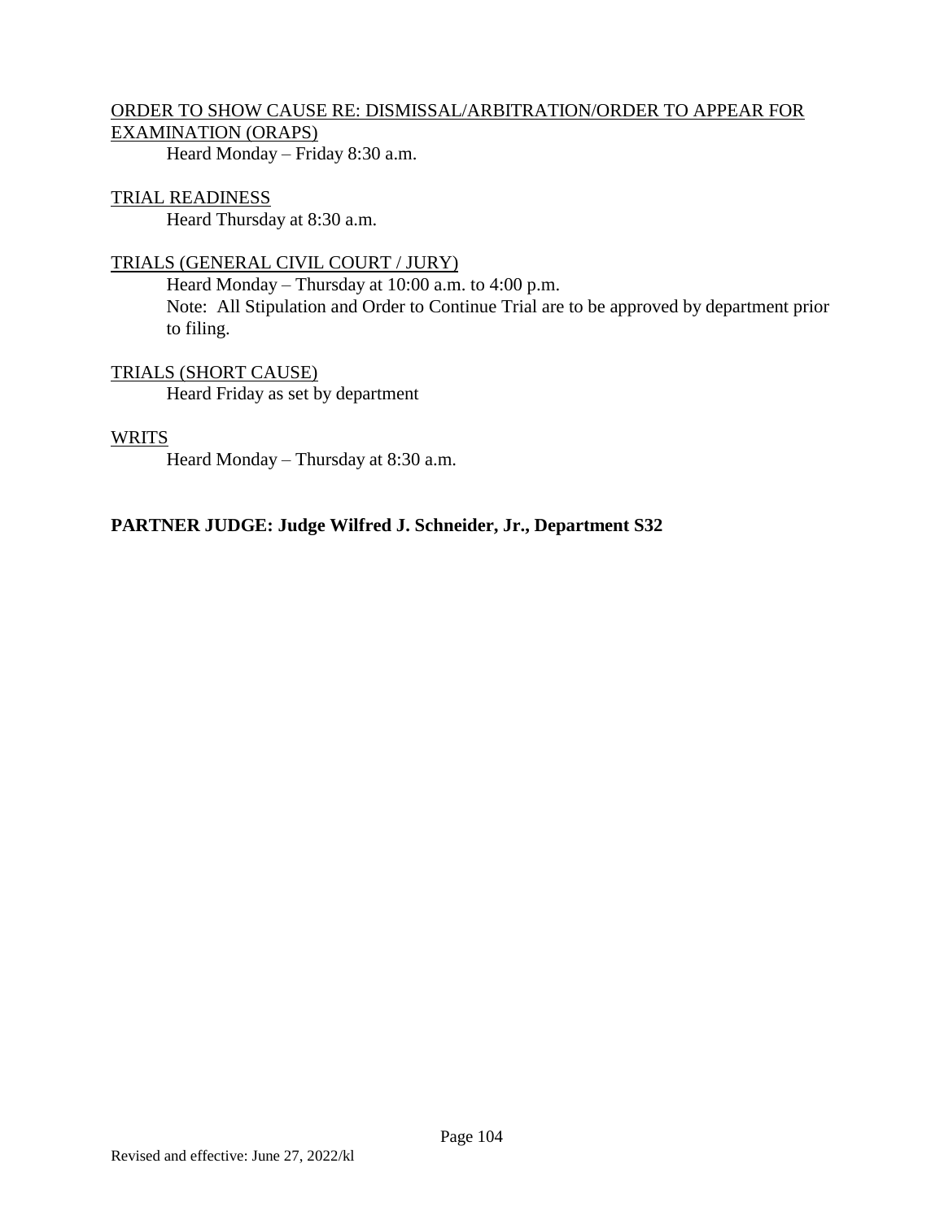<u>ORDER TO SHOW CAUSE RE: DISMISSAL/ARBITRATION/ORDER TO APPEAR FOR EXAMINATION (ORAPS)</u>

Heard Monday – Friday 8:30 a.m.

<u>TRIAL READINESS</u>

Heard Thursday at 8:30 a.m.

<u>TRIALS (GENERAL CIVIL COURT / JURY)</u>

Heard Monday – Thursday at 10:00 a.m. to 4:00 p.m.

Note: All Stipulation and Order to Continue Trial are to be approved by department prior to filing.

<u>TRIALS (SHORT CAUSE)</u>

Heard Friday as set by department

<u>WRITS</u>

Heard Monday – Thursday at 8:30 a.m.

**PARTNER JUDGE: Judge Wilfred J. Schneider, Jr., Department S32**

Revised and effective: June 27, 2022/kl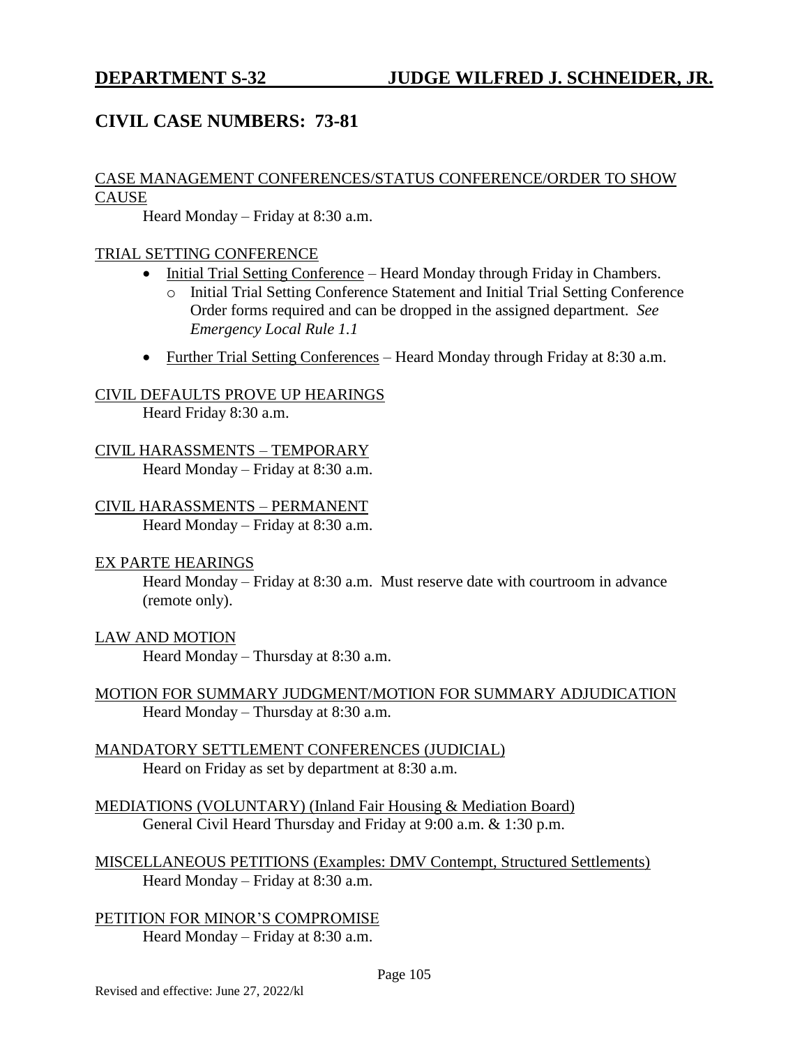## DEPARTMENT S-32 JUDGE WILFRED J. SCHNEIDER, JR.

## CIVIL CASE NUMBERS: 73-81

<u>CASE MANAGEMENT CONFERENCES/STATUS CONFERENCE/ORDER TO SHOW CAUSE</u>

Heard Monday – Friday at 8:30 a.m.

<u>TRIAL SETTING CONFERENCE</u>

- <u>Initial Trial Setting Conference</u> – Heard Monday through Friday in Chambers.
  - Initial Trial Setting Conference Statement and Initial Trial Setting Conference Order forms required and can be dropped in the assigned department. *See Emergency Local Rule 1.1*
- <u>Further Trial Setting Conferences</u> – Heard Monday through Friday at 8:30 a.m.

<u>CIVIL DEFAULTS PROVE UP HEARINGS</u>

Heard Friday 8:30 a.m.

<u>CIVIL HARASSMENTS – TEMPORARY</u>

Heard Monday – Friday at 8:30 a.m.

<u>CIVIL HARASSMENTS – PERMANENT</u>

Heard Monday – Friday at 8:30 a.m.

<u>EX PARTE HEARINGS</u>

Heard Monday – Friday at 8:30 a.m. Must reserve date with courtroom in advance (remote only).

<u>LAW AND MOTION</u>

Heard Monday – Thursday at 8:30 a.m.

<u>MOTION FOR SUMMARY JUDGMENT/MOTION FOR SUMMARY ADJUDICATION</u>

Heard Monday – Thursday at 8:30 a.m.

<u>MANDATORY SETTLEMENT CONFERENCES (JUDICIAL)</u>

Heard on Friday as set by department at 8:30 a.m.

<u>MEDIATIONS (VOLUNTARY) (Inland Fair Housing & Mediation Board)</u>

General Civil Heard Thursday and Friday at 9:00 a.m. & 1:30 p.m.

<u>MISCELLANEOUS PETITIONS (Examples: DMV Contempt, Structured Settlements)</u>

Heard Monday – Friday at 8:30 a.m.

<u>PETITION FOR MINOR'S COMPROMISE</u>

Heard Monday – Friday at 8:30 a.m.

Revised and effective: June 27, 2022/kl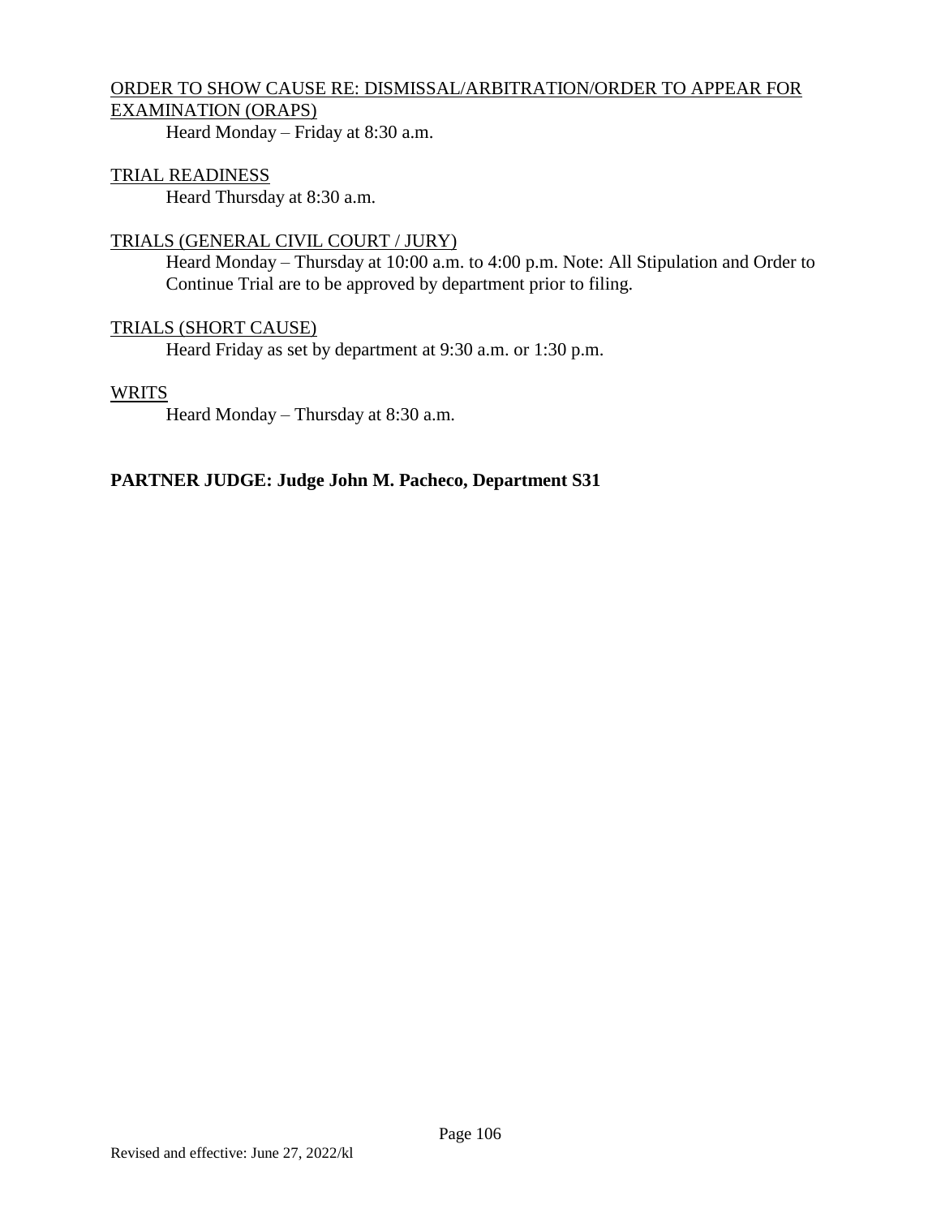ORDER TO SHOW CAUSE RE: DISMISSAL/ARBITRATION/ORDER TO APPEAR FOR EXAMINATION (ORAPS)

Heard Monday – Friday at 8:30 a.m.

TRIAL READINESS

Heard Thursday at 8:30 a.m.

TRIALS (GENERAL CIVIL COURT / JURY)

Heard Monday – Thursday at 10:00 a.m. to 4:00 p.m. Note: All Stipulation and Order to Continue Trial are to be approved by department prior to filing.

TRIALS (SHORT CAUSE)

Heard Friday as set by department at 9:30 a.m. or 1:30 p.m.

WRITS

Heard Monday – Thursday at 8:30 a.m.

**PARTNER JUDGE: Judge John M. Pacheco, Department S31**

Revised and effective: June 27, 2022/kl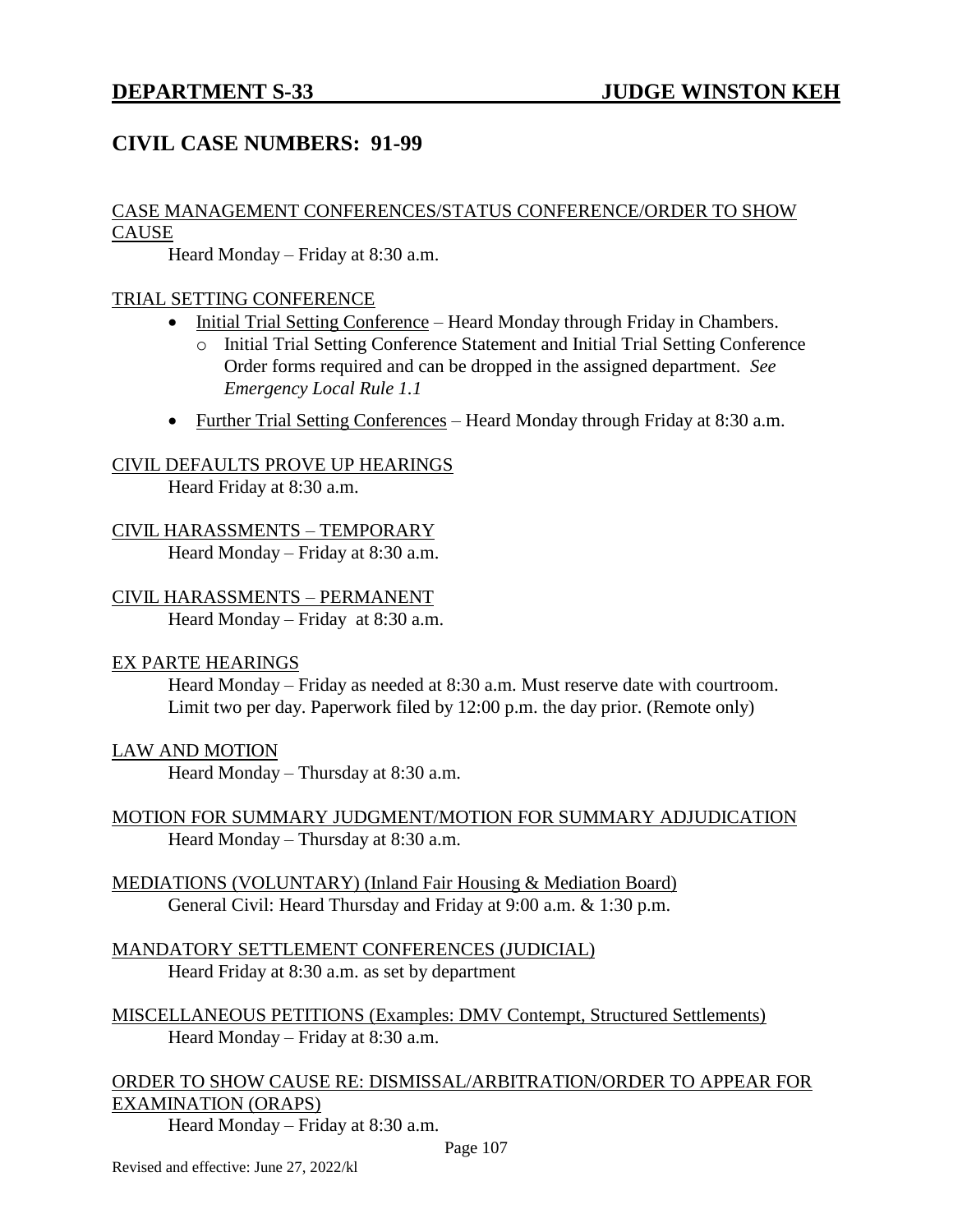## DEPARTMENT S-33 JUDGE WINSTON KEH

## CIVIL CASE NUMBERS: 91-99

<u>CASE MANAGEMENT CONFERENCES/STATUS CONFERENCE/ORDER TO SHOW CAUSE</u>

Heard Monday – Friday at 8:30 a.m.

<u>TRIAL SETTING CONFERENCE</u>

- <u>Initial Trial Setting Conference</u> – Heard Monday through Friday in Chambers.
  - Initial Trial Setting Conference Statement and Initial Trial Setting Conference Order forms required and can be dropped in the assigned department. *See Emergency Local Rule 1.1*
- <u>Further Trial Setting Conferences</u> – Heard Monday through Friday at 8:30 a.m.

<u>CIVIL DEFAULTS PROVE UP HEARINGS</u>

Heard Friday at 8:30 a.m.

<u>CIVIL HARASSMENTS – TEMPORARY</u>

Heard Monday – Friday at 8:30 a.m.

<u>CIVIL HARASSMENTS – PERMANENT</u>

Heard Monday – Friday at 8:30 a.m.

<u>EX PARTE HEARINGS</u>

Heard Monday – Friday as needed at 8:30 a.m. Must reserve date with courtroom. Limit two per day. Paperwork filed by 12:00 p.m. the day prior. (Remote only)

<u>LAW AND MOTION</u>

Heard Monday – Thursday at 8:30 a.m.

<u>MOTION FOR SUMMARY JUDGMENT/MOTION FOR SUMMARY ADJUDICATION</u>

Heard Monday – Thursday at 8:30 a.m.

<u>MEDIATIONS (VOLUNTARY) (Inland Fair Housing & Mediation Board)</u>

General Civil: Heard Thursday and Friday at 9:00 a.m. & 1:30 p.m.

<u>MANDATORY SETTLEMENT CONFERENCES (JUDICIAL)</u>

Heard Friday at 8:30 a.m. as set by department

<u>MISCELLANEOUS PETITIONS (Examples: DMV Contempt, Structured Settlements)</u>

Heard Monday – Friday at 8:30 a.m.

<u>ORDER TO SHOW CAUSE RE: DISMISSAL/ARBITRATION/ORDER TO APPEAR FOR EXAMINATION (ORAPS)</u>

Heard Monday – Friday at 8:30 a.m.

Revised and effective: June 27, 2022/kl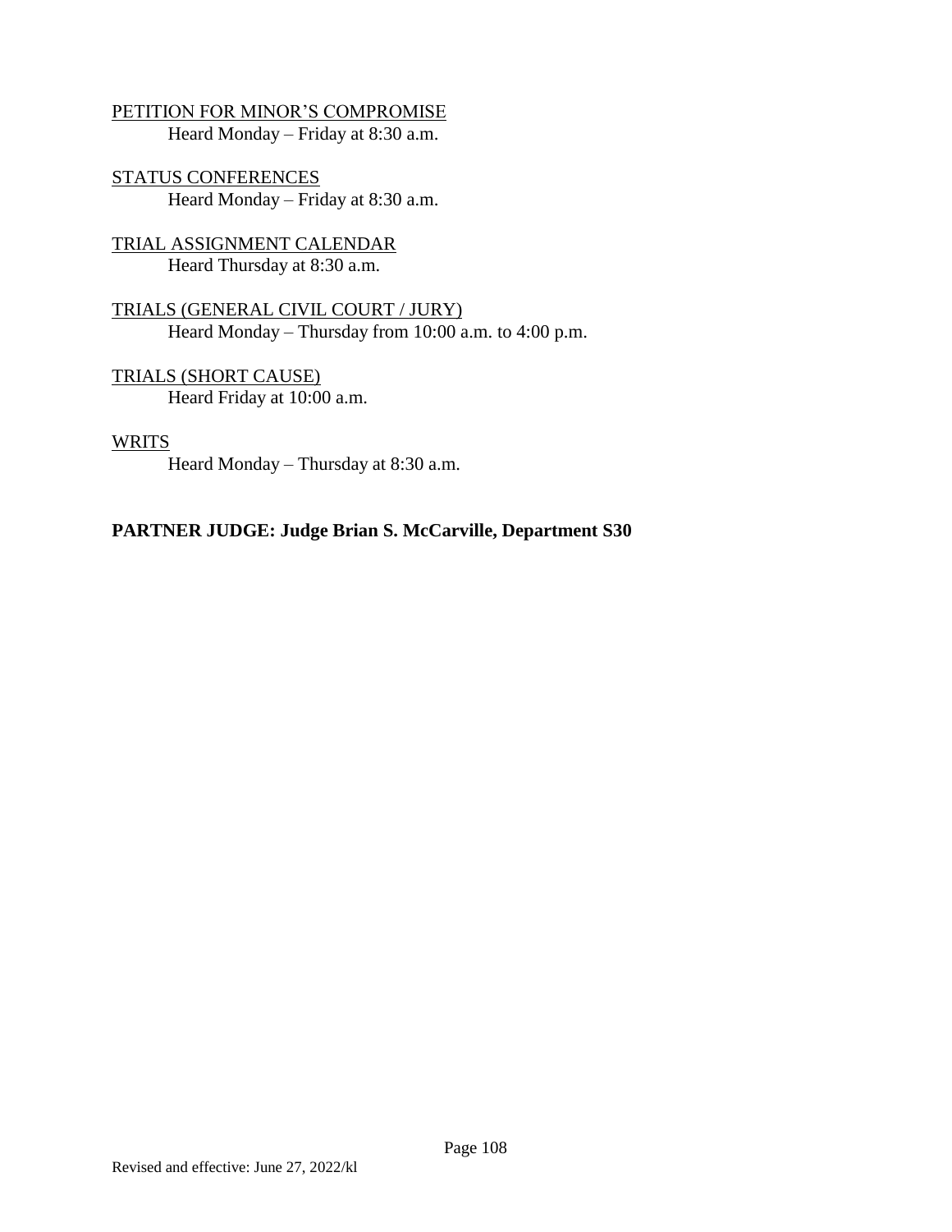<u>PETITION FOR MINOR'S COMPROMISE</u>
Heard Monday – Friday at 8:30 a.m.

<u>STATUS CONFERENCES</u>
Heard Monday – Friday at 8:30 a.m.

<u>TRIAL ASSIGNMENT CALENDAR</u>
Heard Thursday at 8:30 a.m.

<u>TRIALS (GENERAL CIVIL COURT / JURY)</u>
Heard Monday – Thursday from 10:00 a.m. to 4:00 p.m.

<u>TRIALS (SHORT CAUSE)</u>
Heard Friday at 10:00 a.m.

<u>WRITS</u>
Heard Monday – Thursday at 8:30 a.m.

**PARTNER JUDGE: Judge Brian S. McCarville, Department S30**

Revised and effective: June 27, 2022/kl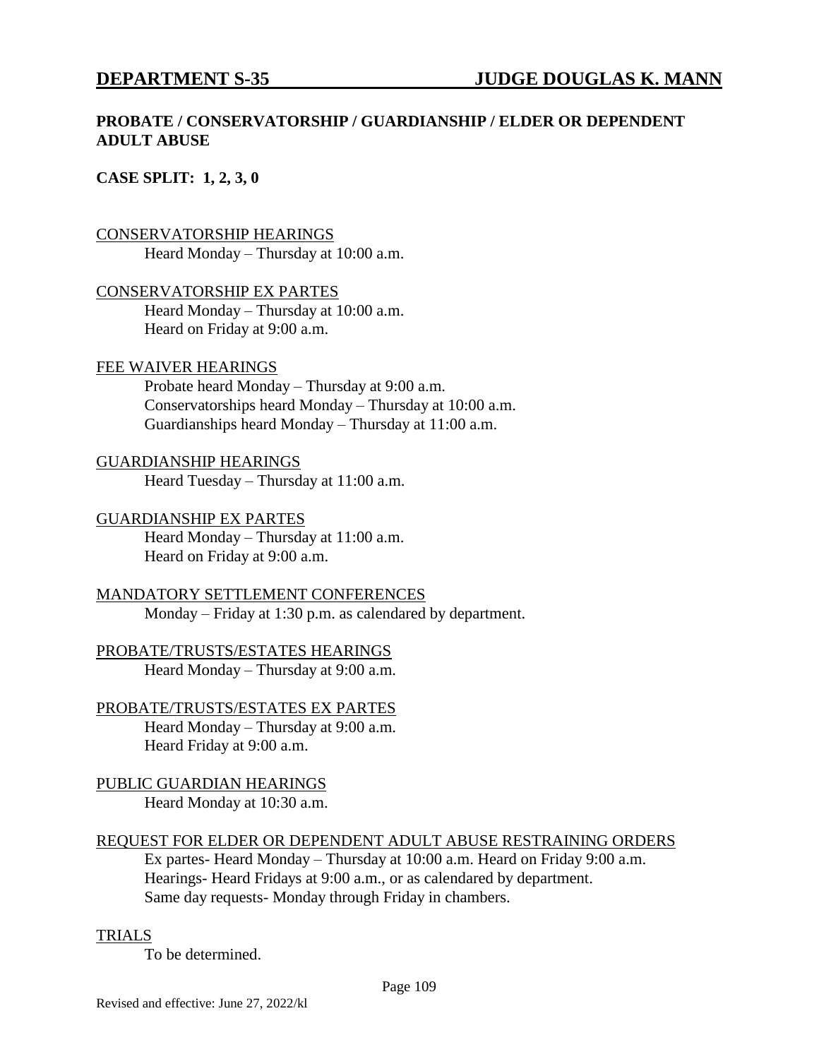## DEPARTMENT S-35 JUDGE DOUGLAS K. MANN

**PROBATE / CONSERVATORSHIP / GUARDIANSHIP / ELDER OR DEPENDENT ADULT ABUSE**

**CASE SPLIT: 1, 2, 3, 0**

CONSERVATORSHIP HEARINGS

Heard Monday – Thursday at 10:00 a.m.

CONSERVATORSHIP EX PARTES

Heard Monday – Thursday at 10:00 a.m.
Heard on Friday at 9:00 a.m.

FEE WAIVER HEARINGS

Probate heard Monday – Thursday at 9:00 a.m.
Conservatorships heard Monday – Thursday at 10:00 a.m.
Guardianships heard Monday – Thursday at 11:00 a.m.

GUARDIANSHIP HEARINGS

Heard Tuesday – Thursday at 11:00 a.m.

GUARDIANSHIP EX PARTES

Heard Monday – Thursday at 11:00 a.m.
Heard on Friday at 9:00 a.m.

MANDATORY SETTLEMENT CONFERENCES

Monday – Friday at 1:30 p.m. as calendared by department.

PROBATE/TRUSTS/ESTATES HEARINGS

Heard Monday – Thursday at 9:00 a.m.

PROBATE/TRUSTS/ESTATES EX PARTES

Heard Monday – Thursday at 9:00 a.m.
Heard Friday at 9:00 a.m.

PUBLIC GUARDIAN HEARINGS

Heard Monday at 10:30 a.m.

REQUEST FOR ELDER OR DEPENDENT ADULT ABUSE RESTRAINING ORDERS

Ex partes- Heard Monday – Thursday at 10:00 a.m. Heard on Friday 9:00 a.m.
Hearings- Heard Fridays at 9:00 a.m., or as calendared by department.
Same day requests- Monday through Friday in chambers.

TRIALS

To be determined.

Revised and effective: June 27, 2022/kl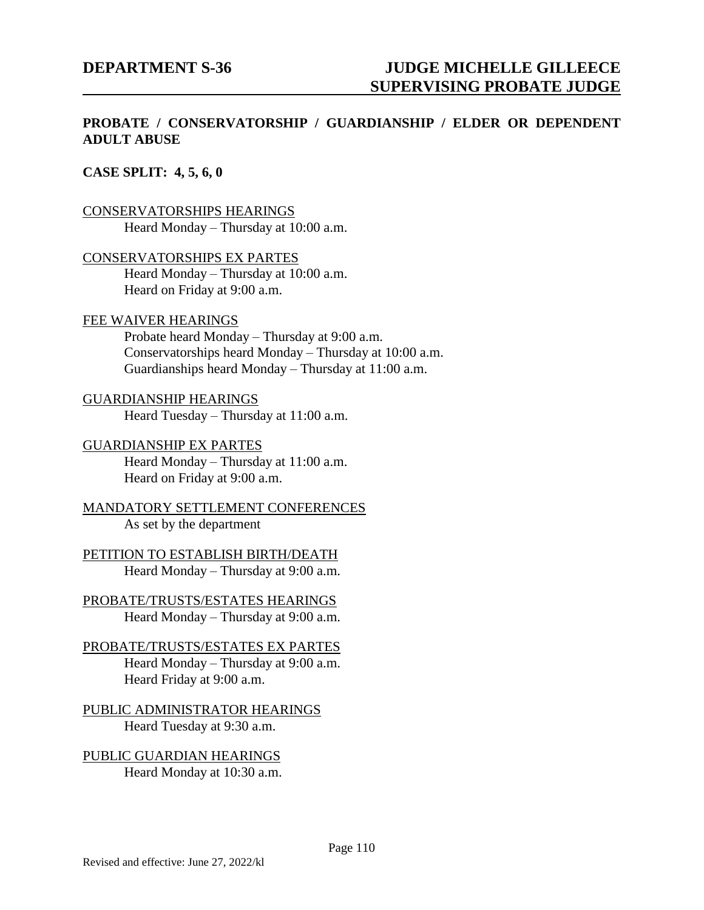## DEPARTMENT S-36 — JUDGE MICHELLE GILLEECE, SUPERVISING PROBATE JUDGE

**PROBATE / CONSERVATORSHIP / GUARDIANSHIP / ELDER OR DEPENDENT ADULT ABUSE**

**CASE SPLIT: 4, 5, 6, 0**

<u>CONSERVATORSHIPS HEARINGS</u>
Heard Monday – Thursday at 10:00 a.m.

<u>CONSERVATORSHIPS EX PARTES</u>
Heard Monday – Thursday at 10:00 a.m.
Heard on Friday at 9:00 a.m.

<u>FEE WAIVER HEARINGS</u>
Probate heard Monday – Thursday at 9:00 a.m.
Conservatorships heard Monday – Thursday at 10:00 a.m.
Guardianships heard Monday – Thursday at 11:00 a.m.

<u>GUARDIANSHIP HEARINGS</u>
Heard Tuesday – Thursday at 11:00 a.m.

<u>GUARDIANSHIP EX PARTES</u>
Heard Monday – Thursday at 11:00 a.m.
Heard on Friday at 9:00 a.m.

<u>MANDATORY SETTLEMENT CONFERENCES</u>
As set by the department

<u>PETITION TO ESTABLISH BIRTH/DEATH</u>
Heard Monday – Thursday at 9:00 a.m.

<u>PROBATE/TRUSTS/ESTATES HEARINGS</u>
Heard Monday – Thursday at 9:00 a.m.

<u>PROBATE/TRUSTS/ESTATES EX PARTES</u>
Heard Monday – Thursday at 9:00 a.m.
Heard Friday at 9:00 a.m.

<u>PUBLIC ADMINISTRATOR HEARINGS</u>
Heard Tuesday at 9:30 a.m.

<u>PUBLIC GUARDIAN HEARINGS</u>
Heard Monday at 10:30 a.m.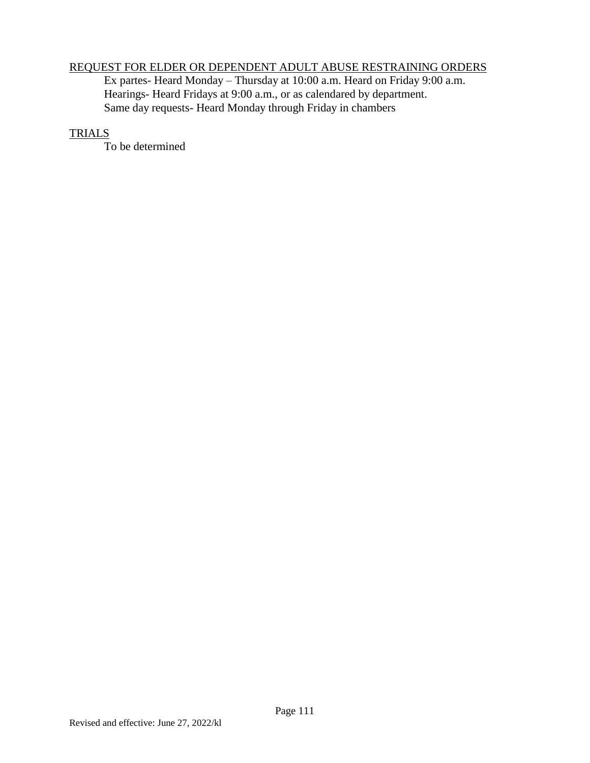<u>REQUEST FOR ELDER OR DEPENDENT ADULT ABUSE RESTRAINING ORDERS</u>

Ex partes- Heard Monday – Thursday at 10:00 a.m. Heard on Friday 9:00 a.m.
Hearings- Heard Fridays at 9:00 a.m., or as calendared by department.
Same day requests- Heard Monday through Friday in chambers

<u>TRIALS</u>

To be determined

Revised and effective: June 27, 2022/kl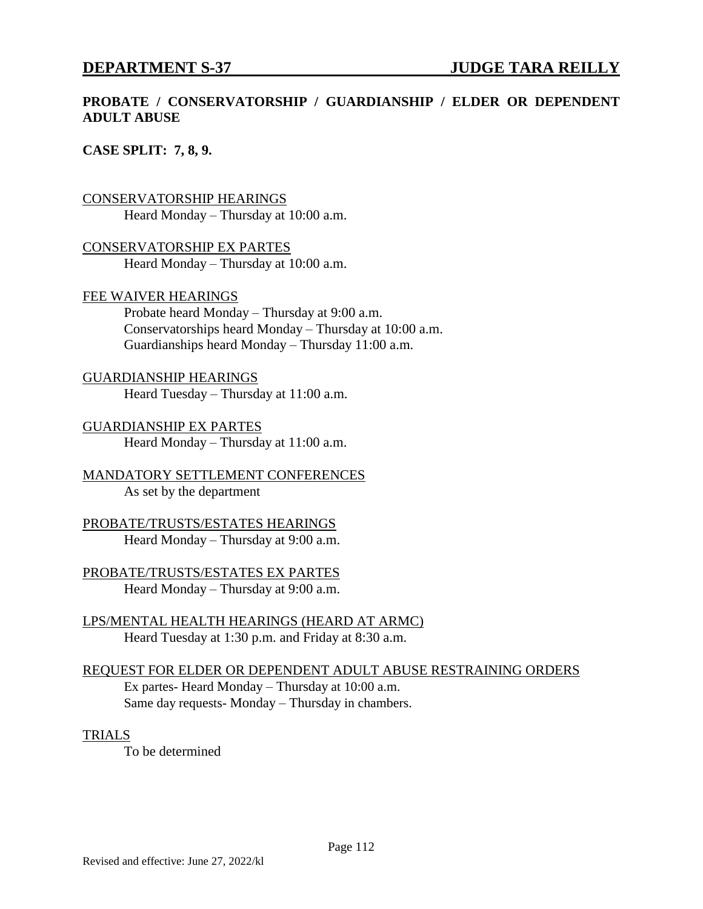## DEPARTMENT S-37 JUDGE TARA REILLY

**PROBATE / CONSERVATORSHIP / GUARDIANSHIP / ELDER OR DEPENDENT ADULT ABUSE**

**CASE SPLIT: 7, 8, 9.**

<u>CONSERVATORSHIP HEARINGS</u>
Heard Monday – Thursday at 10:00 a.m.

<u>CONSERVATORSHIP EX PARTES</u>
Heard Monday – Thursday at 10:00 a.m.

<u>FEE WAIVER HEARINGS</u>
Probate heard Monday – Thursday at 9:00 a.m.
Conservatorships heard Monday – Thursday at 10:00 a.m.
Guardianships heard Monday – Thursday 11:00 a.m.

<u>GUARDIANSHIP HEARINGS</u>
Heard Tuesday – Thursday at 11:00 a.m.

<u>GUARDIANSHIP EX PARTES</u>
Heard Monday – Thursday at 11:00 a.m.

<u>MANDATORY SETTLEMENT CONFERENCES</u>
As set by the department

<u>PROBATE/TRUSTS/ESTATES HEARINGS</u>
Heard Monday – Thursday at 9:00 a.m.

<u>PROBATE/TRUSTS/ESTATES EX PARTES</u>
Heard Monday – Thursday at 9:00 a.m.

<u>LPS/MENTAL HEALTH HEARINGS (HEARD AT ARMC)</u>
Heard Tuesday at 1:30 p.m. and Friday at 8:30 a.m.

<u>REQUEST FOR ELDER OR DEPENDENT ADULT ABUSE RESTRAINING ORDERS</u>
Ex partes- Heard Monday – Thursday at 10:00 a.m.
Same day requests- Monday – Thursday in chambers.

<u>TRIALS</u>
To be determined

Revised and effective: June 27, 2022/kl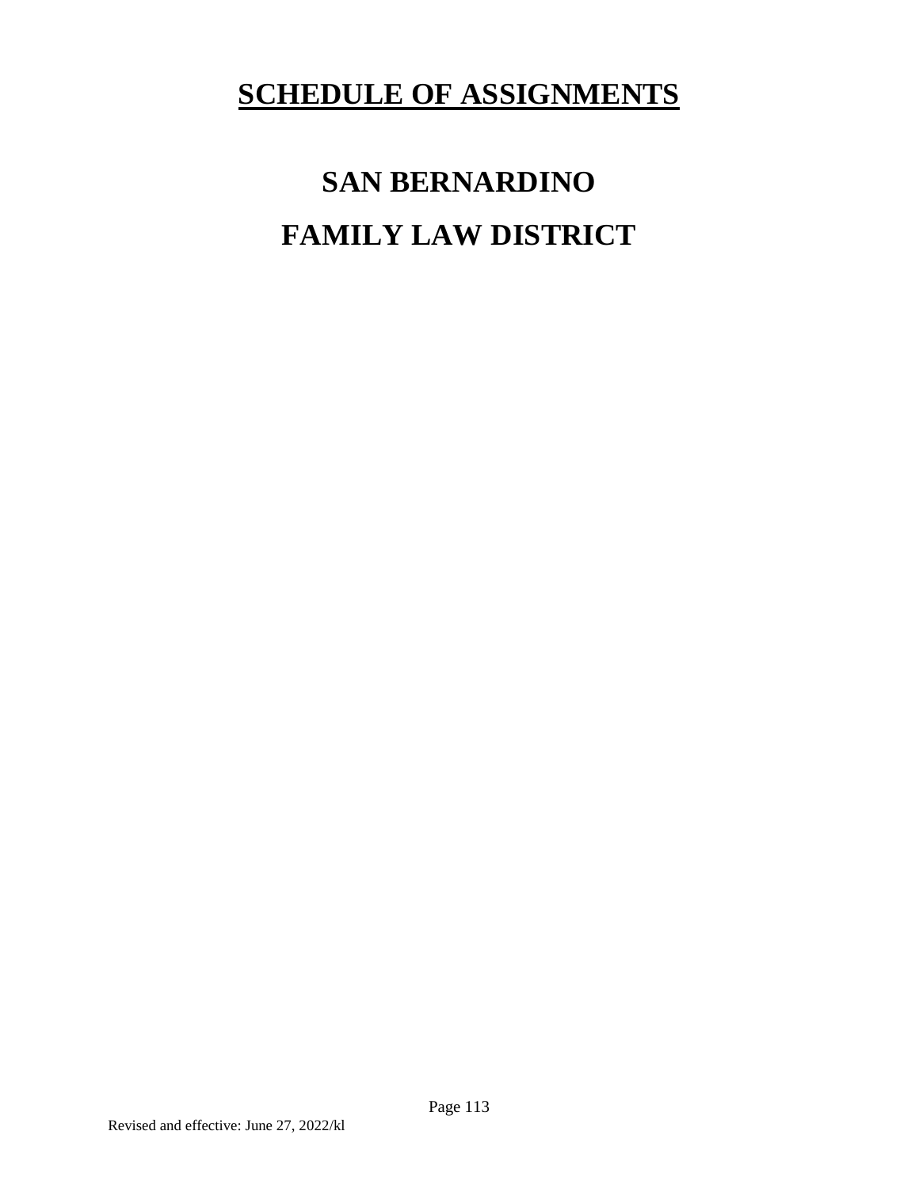# SCHEDULE OF ASSIGNMENTS

## SAN BERNARDINO

## FAMILY LAW DISTRICT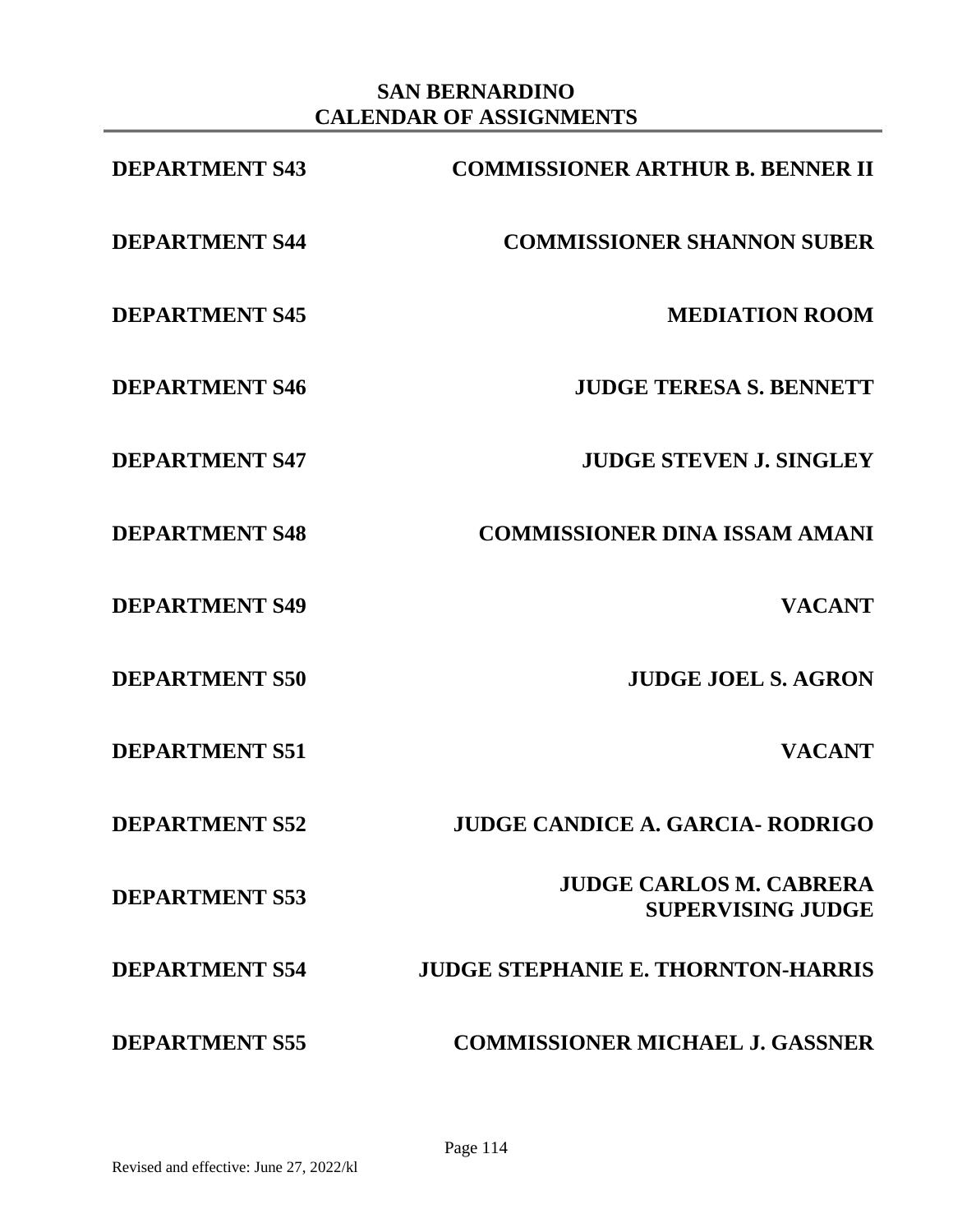# SAN BERNARDINO
## CALENDAR OF ASSIGNMENTS

| | |
|---|---|
| **DEPARTMENT S43** | **COMMISSIONER ARTHUR B. BENNER II** |
| **DEPARTMENT S44** | **COMMISSIONER SHANNON SUBER** |
| **DEPARTMENT S45** | **MEDIATION ROOM** |
| **DEPARTMENT S46** | **JUDGE TERESA S. BENNETT** |
| **DEPARTMENT S47** | **JUDGE STEVEN J. SINGLEY** |
| **DEPARTMENT S48** | **COMMISSIONER DINA ISSAM AMANI** |
| **DEPARTMENT S49** | **VACANT** |
| **DEPARTMENT S50** | **JUDGE JOEL S. AGRON** |
| **DEPARTMENT S51** | **VACANT** |
| **DEPARTMENT S52** | **JUDGE CANDICE A. GARCIA- RODRIGO** |
| **DEPARTMENT S53** | **JUDGE CARLOS M. CABRERA SUPERVISING JUDGE** |
| **DEPARTMENT S54** | **JUDGE STEPHANIE E. THORNTON-HARRIS** |
| **DEPARTMENT S55** | **COMMISSIONER MICHAEL J. GASSNER** |

Revised and effective: June 27, 2022/kl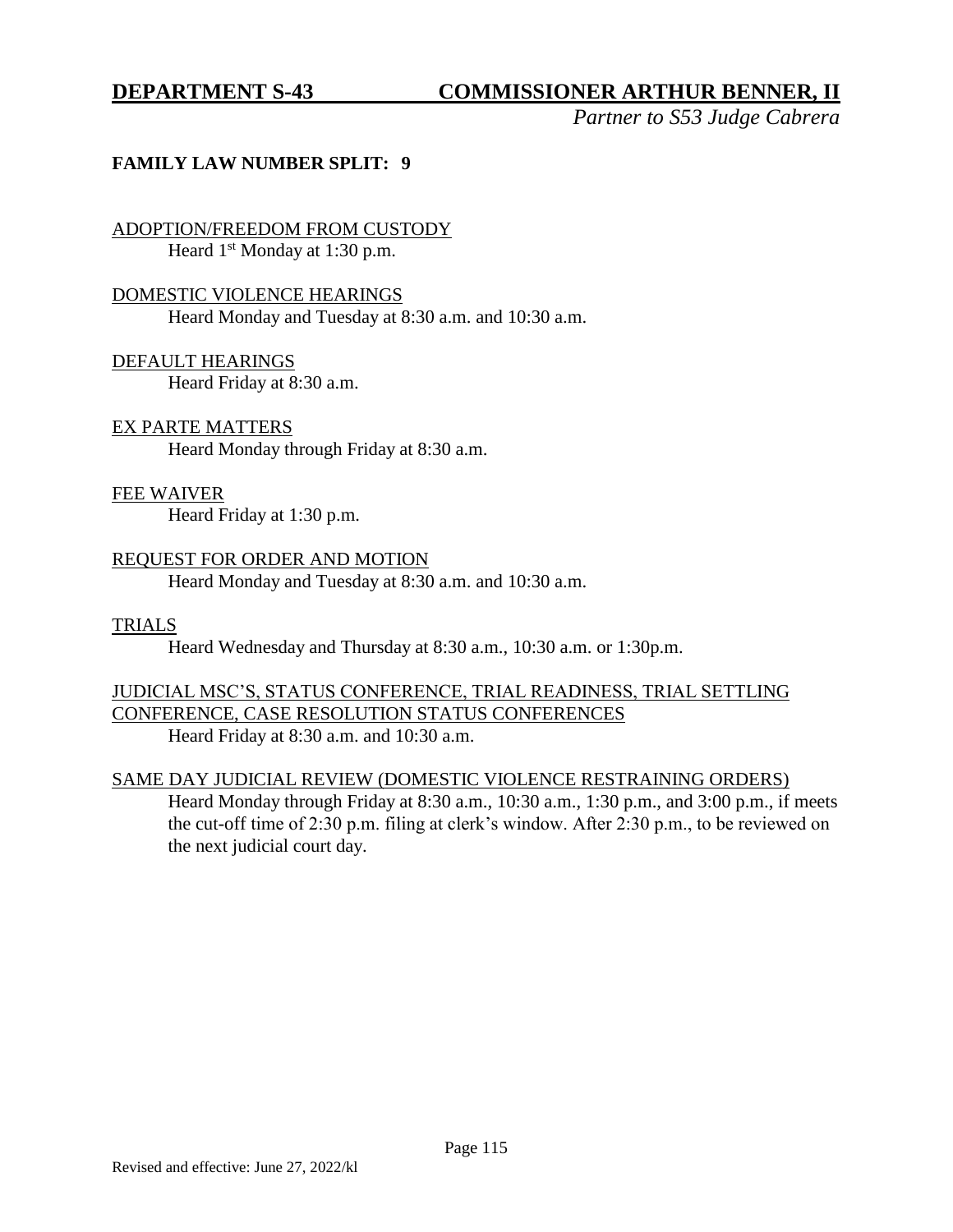## DEPARTMENT S-43 COMMISSIONER ARTHUR BENNER, II

*Partner to S53 Judge Cabrera*

**FAMILY LAW NUMBER SPLIT: 9**

ADOPTION/FREEDOM FROM CUSTODY

Heard 1st Monday at 1:30 p.m.

DOMESTIC VIOLENCE HEARINGS

Heard Monday and Tuesday at 8:30 a.m. and 10:30 a.m.

DEFAULT HEARINGS

Heard Friday at 8:30 a.m.

EX PARTE MATTERS

Heard Monday through Friday at 8:30 a.m.

FEE WAIVER

Heard Friday at 1:30 p.m.

REQUEST FOR ORDER AND MOTION

Heard Monday and Tuesday at 8:30 a.m. and 10:30 a.m.

TRIALS

Heard Wednesday and Thursday at 8:30 a.m., 10:30 a.m. or 1:30p.m.

JUDICIAL MSC'S, STATUS CONFERENCE, TRIAL READINESS, TRIAL SETTLING CONFERENCE, CASE RESOLUTION STATUS CONFERENCES

Heard Friday at 8:30 a.m. and 10:30 a.m.

SAME DAY JUDICIAL REVIEW (DOMESTIC VIOLENCE RESTRAINING ORDERS)

Heard Monday through Friday at 8:30 a.m., 10:30 a.m., 1:30 p.m., and 3:00 p.m., if meets the cut-off time of 2:30 p.m. filing at clerk's window. After 2:30 p.m., to be reviewed on the next judicial court day.

Revised and effective: June 27, 2022/kl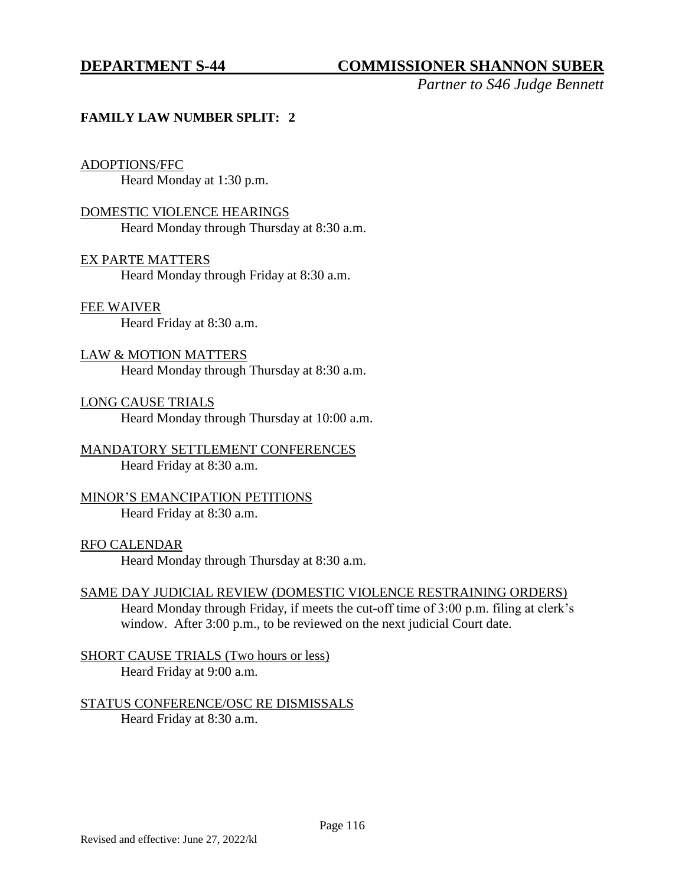## DEPARTMENT S-44 COMMISSIONER SHANNON SUBER

*Partner to S46 Judge Bennett*

**FAMILY LAW NUMBER SPLIT: 2**

ADOPTIONS/FFC
Heard Monday at 1:30 p.m.

DOMESTIC VIOLENCE HEARINGS
Heard Monday through Thursday at 8:30 a.m.

EX PARTE MATTERS
Heard Monday through Friday at 8:30 a.m.

FEE WAIVER
Heard Friday at 8:30 a.m.

LAW & MOTION MATTERS
Heard Monday through Thursday at 8:30 a.m.

LONG CAUSE TRIALS
Heard Monday through Thursday at 10:00 a.m.

MANDATORY SETTLEMENT CONFERENCES
Heard Friday at 8:30 a.m.

MINOR'S EMANCIPATION PETITIONS
Heard Friday at 8:30 a.m.

RFO CALENDAR
Heard Monday through Thursday at 8:30 a.m.

SAME DAY JUDICIAL REVIEW (DOMESTIC VIOLENCE RESTRAINING ORDERS)
Heard Monday through Friday, if meets the cut-off time of 3:00 p.m. filing at clerk's window. After 3:00 p.m., to be reviewed on the next judicial Court date.

SHORT CAUSE TRIALS (Two hours or less)
Heard Friday at 9:00 a.m.

STATUS CONFERENCE/OSC RE DISMISSALS
Heard Friday at 8:30 a.m.

Revised and effective: June 27, 2022/kl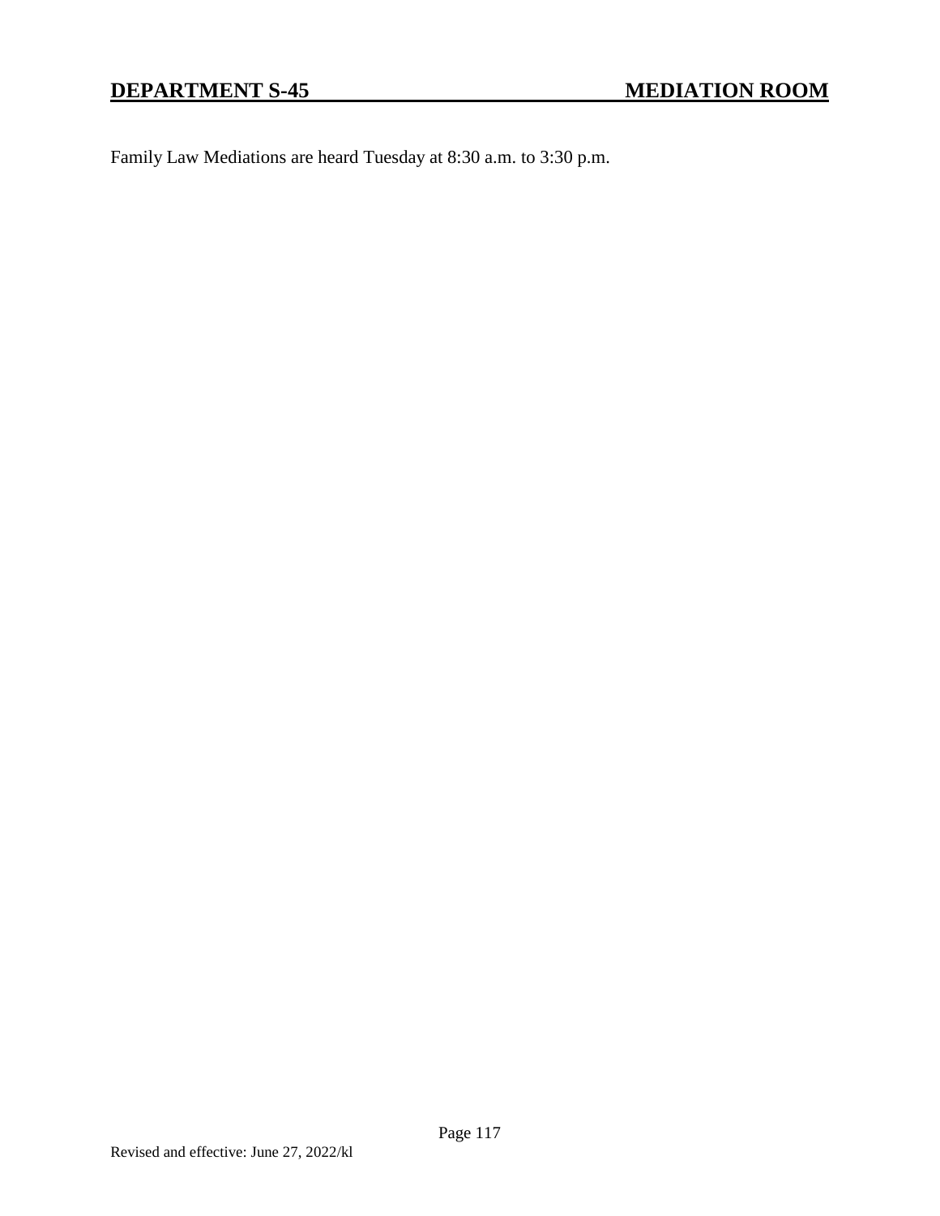## **DEPARTMENT S-45 MEDIATION ROOM**

Family Law Mediations are heard Tuesday at 8:30 a.m. to 3:30 p.m.

Revised and effective: June 27, 2022/kl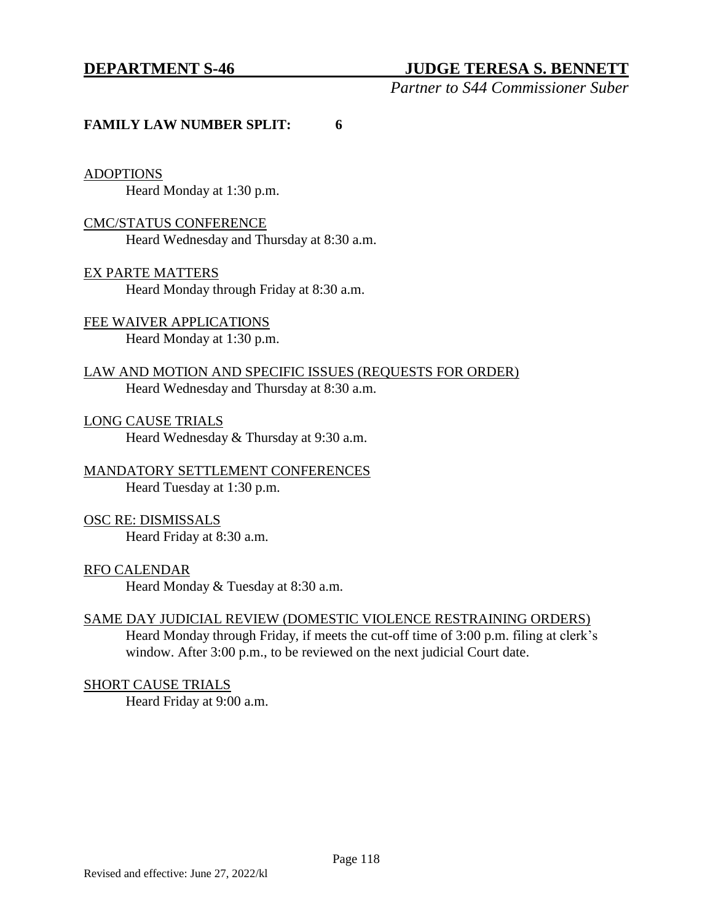**DEPARTMENT S-46** **JUDGE TERESA S. BENNETT**

*Partner to S44 Commissioner Suber*

**FAMILY LAW NUMBER SPLIT: 6**

ADOPTIONS
Heard Monday at 1:30 p.m.

CMC/STATUS CONFERENCE
Heard Wednesday and Thursday at 8:30 a.m.

EX PARTE MATTERS
Heard Monday through Friday at 8:30 a.m.

FEE WAIVER APPLICATIONS
Heard Monday at 1:30 p.m.

LAW AND MOTION AND SPECIFIC ISSUES (REQUESTS FOR ORDER)
Heard Wednesday and Thursday at 8:30 a.m.

LONG CAUSE TRIALS
Heard Wednesday & Thursday at 9:30 a.m.

MANDATORY SETTLEMENT CONFERENCES
Heard Tuesday at 1:30 p.m.

OSC RE: DISMISSALS
Heard Friday at 8:30 a.m.

RFO CALENDAR
Heard Monday & Tuesday at 8:30 a.m.

SAME DAY JUDICIAL REVIEW (DOMESTIC VIOLENCE RESTRAINING ORDERS)
Heard Monday through Friday, if meets the cut-off time of 3:00 p.m. filing at clerk's window. After 3:00 p.m., to be reviewed on the next judicial Court date.

SHORT CAUSE TRIALS
Heard Friday at 9:00 a.m.

Revised and effective: June 27, 2022/kl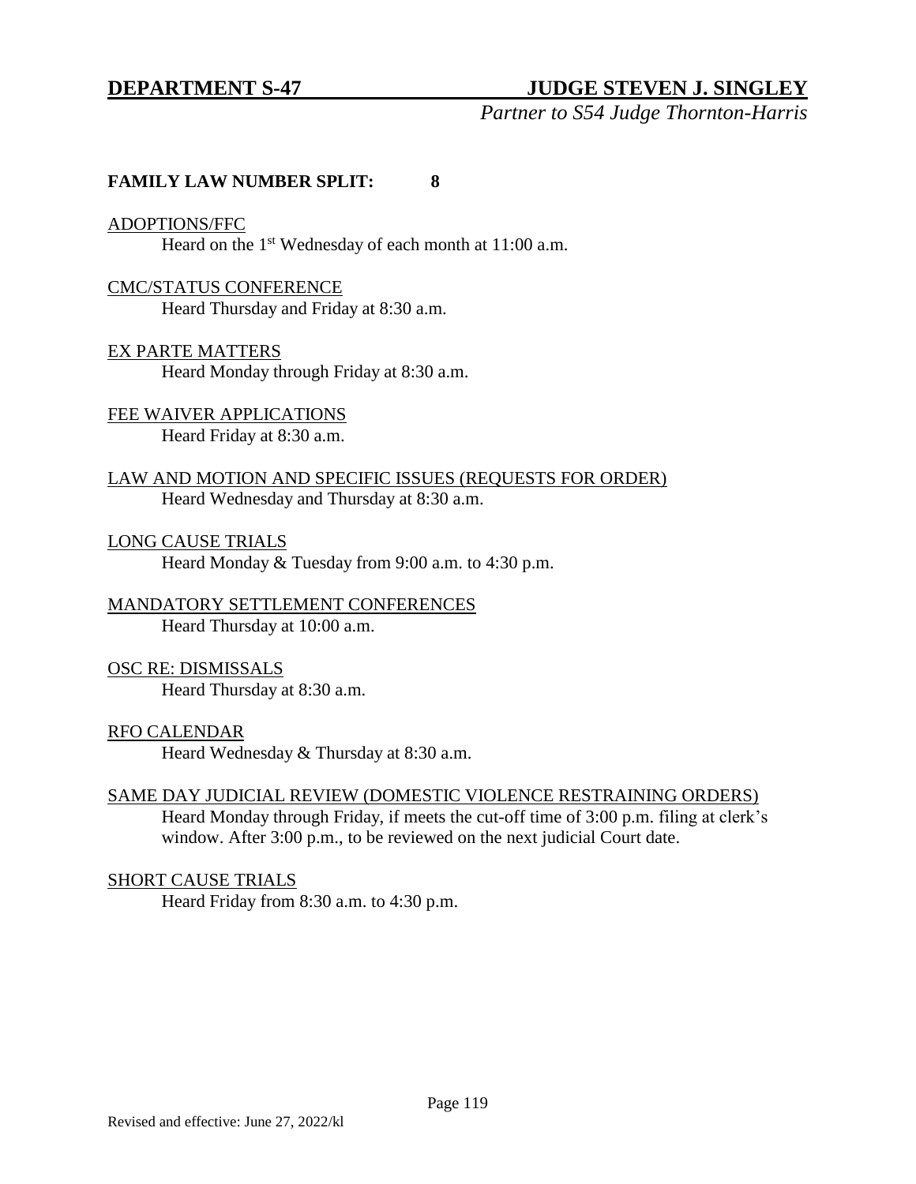## DEPARTMENT S-47 JUDGE STEVEN J. SINGLEY

*Partner to S54 Judge Thornton-Harris*

**FAMILY LAW NUMBER SPLIT: 8**

ADOPTIONS/FFC

Heard on the 1st Wednesday of each month at 11:00 a.m.

CMC/STATUS CONFERENCE

Heard Thursday and Friday at 8:30 a.m.

EX PARTE MATTERS

Heard Monday through Friday at 8:30 a.m.

FEE WAIVER APPLICATIONS

Heard Friday at 8:30 a.m.

LAW AND MOTION AND SPECIFIC ISSUES (REQUESTS FOR ORDER)

Heard Wednesday and Thursday at 8:30 a.m.

LONG CAUSE TRIALS

Heard Monday & Tuesday from 9:00 a.m. to 4:30 p.m.

MANDATORY SETTLEMENT CONFERENCES

Heard Thursday at 10:00 a.m.

OSC RE: DISMISSALS

Heard Thursday at 8:30 a.m.

RFO CALENDAR

Heard Wednesday & Thursday at 8:30 a.m.

SAME DAY JUDICIAL REVIEW (DOMESTIC VIOLENCE RESTRAINING ORDERS)

Heard Monday through Friday, if meets the cut-off time of 3:00 p.m. filing at clerk's window. After 3:00 p.m., to be reviewed on the next judicial Court date.

SHORT CAUSE TRIALS

Heard Friday from 8:30 a.m. to 4:30 p.m.

Revised and effective: June 27, 2022/kl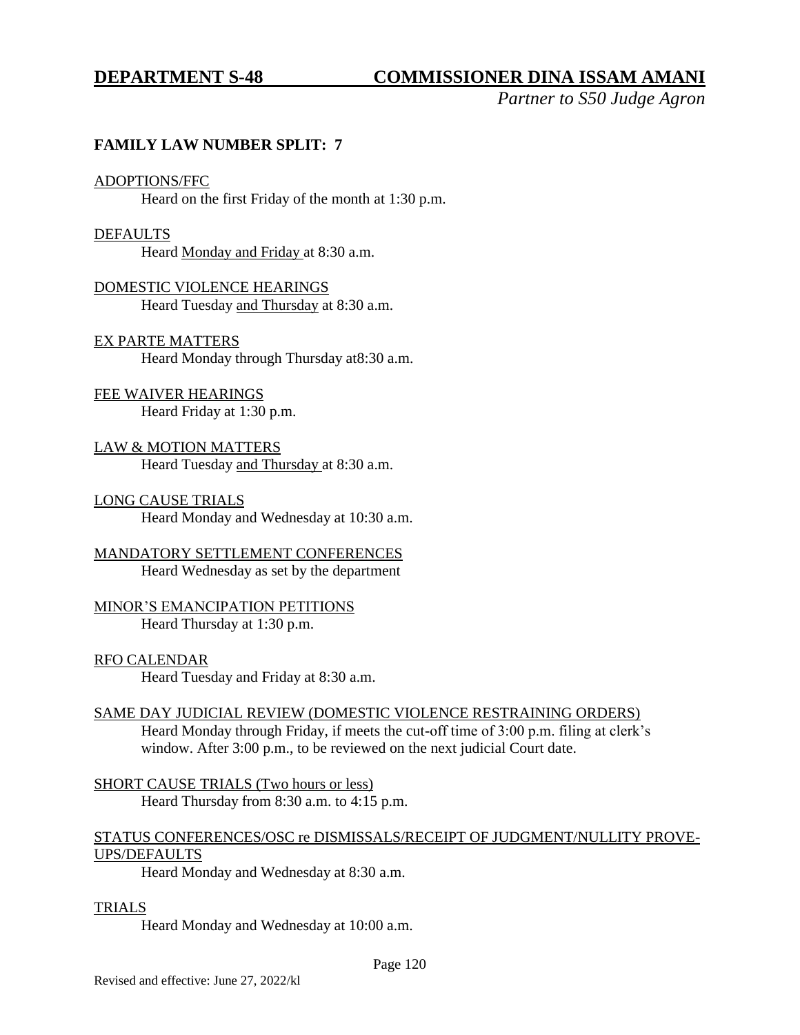# DEPARTMENT S-48 COMMISSIONER DINA ISSAM AMANI

*Partner to S50 Judge Agron*

**FAMILY LAW NUMBER SPLIT: 7**

ADOPTIONS/FFC
Heard on the first Friday of the month at 1:30 p.m.

DEFAULTS
Heard Monday and Friday at 8:30 a.m.

DOMESTIC VIOLENCE HEARINGS
Heard Tuesday and Thursday at 8:30 a.m.

EX PARTE MATTERS
Heard Monday through Thursday at8:30 a.m.

FEE WAIVER HEARINGS
Heard Friday at 1:30 p.m.

LAW & MOTION MATTERS
Heard Tuesday and Thursday at 8:30 a.m.

LONG CAUSE TRIALS
Heard Monday and Wednesday at 10:30 a.m.

MANDATORY SETTLEMENT CONFERENCES
Heard Wednesday as set by the department

MINOR'S EMANCIPATION PETITIONS
Heard Thursday at 1:30 p.m.

RFO CALENDAR
Heard Tuesday and Friday at 8:30 a.m.

SAME DAY JUDICIAL REVIEW (DOMESTIC VIOLENCE RESTRAINING ORDERS)
Heard Monday through Friday, if meets the cut-off time of 3:00 p.m. filing at clerk's window. After 3:00 p.m., to be reviewed on the next judicial Court date.

SHORT CAUSE TRIALS (Two hours or less)
Heard Thursday from 8:30 a.m. to 4:15 p.m.

STATUS CONFERENCES/OSC re DISMISSALS/RECEIPT OF JUDGMENT/NULLITY PROVE-UPS/DEFAULTS
Heard Monday and Wednesday at 8:30 a.m.

TRIALS
Heard Monday and Wednesday at 10:00 a.m.

Revised and effective: June 27, 2022/kl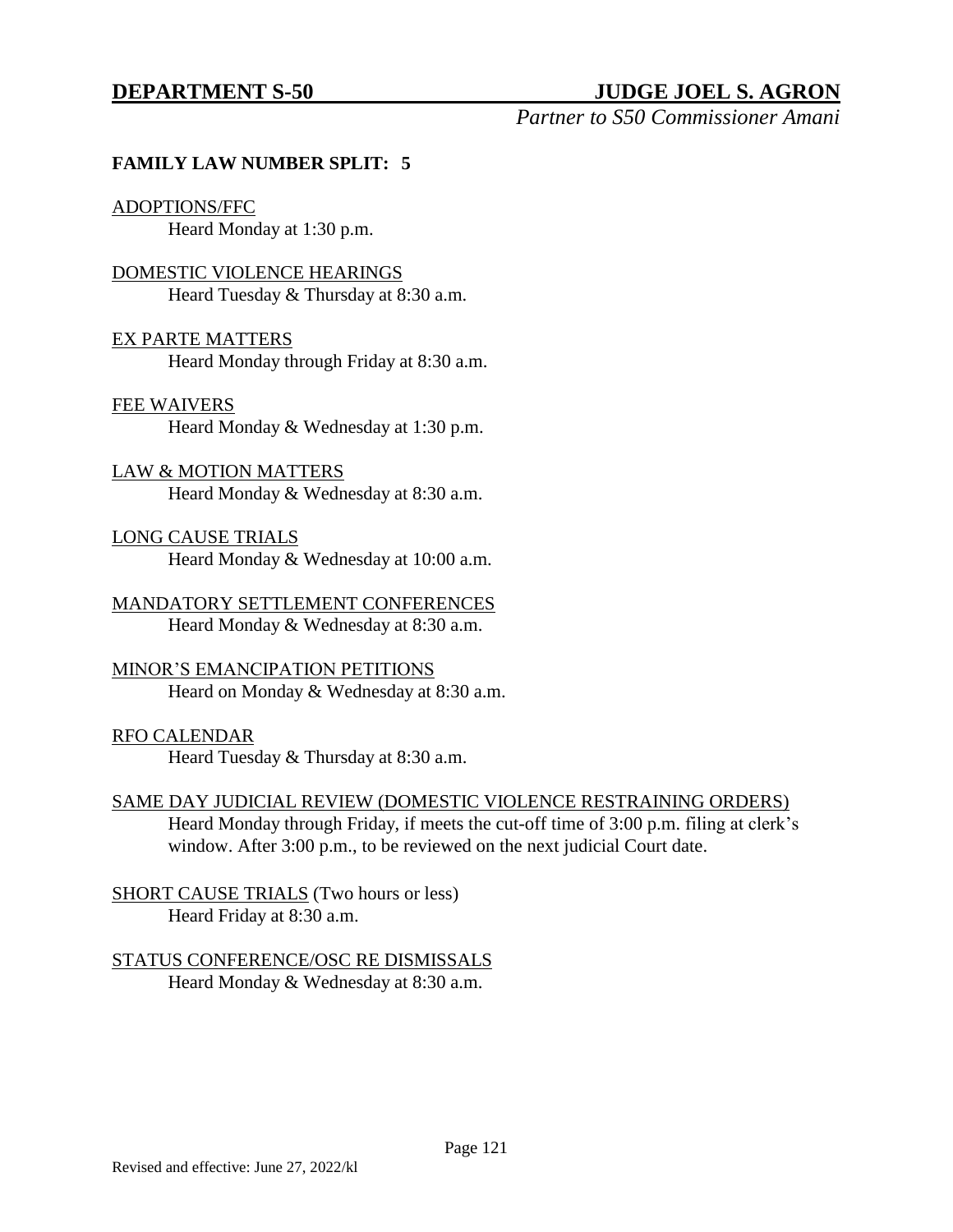## DEPARTMENT S-50 JUDGE JOEL S. AGRON

*Partner to S50 Commissioner Amani*

**FAMILY LAW NUMBER SPLIT: 5**

ADOPTIONS/FFC

Heard Monday at 1:30 p.m.

DOMESTIC VIOLENCE HEARINGS

Heard Tuesday & Thursday at 8:30 a.m.

EX PARTE MATTERS

Heard Monday through Friday at 8:30 a.m.

FEE WAIVERS

Heard Monday & Wednesday at 1:30 p.m.

LAW & MOTION MATTERS

Heard Monday & Wednesday at 8:30 a.m.

LONG CAUSE TRIALS

Heard Monday & Wednesday at 10:00 a.m.

MANDATORY SETTLEMENT CONFERENCES

Heard Monday & Wednesday at 8:30 a.m.

MINOR'S EMANCIPATION PETITIONS

Heard on Monday & Wednesday at 8:30 a.m.

RFO CALENDAR

Heard Tuesday & Thursday at 8:30 a.m.

SAME DAY JUDICIAL REVIEW (DOMESTIC VIOLENCE RESTRAINING ORDERS)

Heard Monday through Friday, if meets the cut-off time of 3:00 p.m. filing at clerk's window. After 3:00 p.m., to be reviewed on the next judicial Court date.

SHORT CAUSE TRIALS (Two hours or less)

Heard Friday at 8:30 a.m.

STATUS CONFERENCE/OSC RE DISMISSALS

Heard Monday & Wednesday at 8:30 a.m.

Revised and effective: June 27, 2022/kl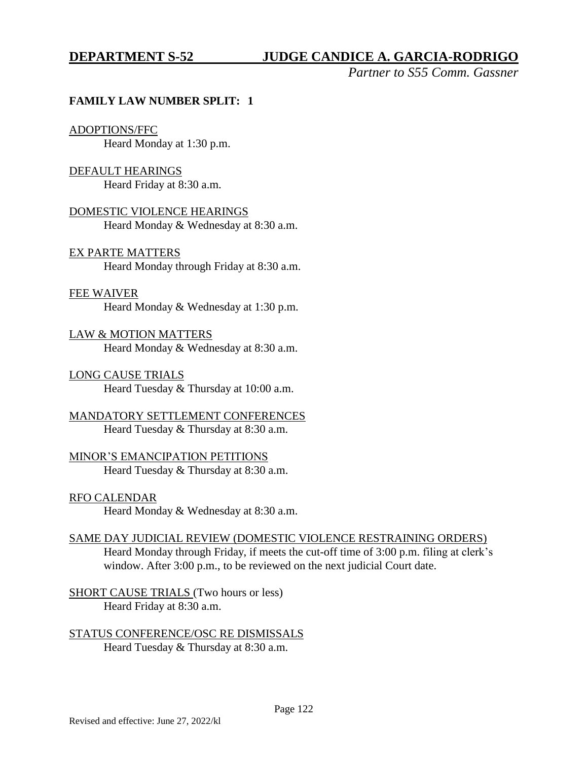## DEPARTMENT S-52 JUDGE CANDICE A. GARCIA-RODRIGO

*Partner to S55 Comm. Gassner*

**FAMILY LAW NUMBER SPLIT: 1**

<u>ADOPTIONS/FFC</u>
Heard Monday at 1:30 p.m.

<u>DEFAULT HEARINGS</u>
Heard Friday at 8:30 a.m.

<u>DOMESTIC VIOLENCE HEARINGS</u>
Heard Monday & Wednesday at 8:30 a.m.

<u>EX PARTE MATTERS</u>
Heard Monday through Friday at 8:30 a.m.

<u>FEE WAIVER</u>
Heard Monday & Wednesday at 1:30 p.m.

<u>LAW & MOTION MATTERS</u>
Heard Monday & Wednesday at 8:30 a.m.

<u>LONG CAUSE TRIALS</u>
Heard Tuesday & Thursday at 10:00 a.m.

<u>MANDATORY SETTLEMENT CONFERENCES</u>
Heard Tuesday & Thursday at 8:30 a.m.

<u>MINOR'S EMANCIPATION PETITIONS</u>
Heard Tuesday & Thursday at 8:30 a.m.

<u>RFO CALENDAR</u>
Heard Monday & Wednesday at 8:30 a.m.

<u>SAME DAY JUDICIAL REVIEW (DOMESTIC VIOLENCE RESTRAINING ORDERS)</u>
Heard Monday through Friday, if meets the cut-off time of 3:00 p.m. filing at clerk's window. After 3:00 p.m., to be reviewed on the next judicial Court date.

<u>SHORT CAUSE TRIALS</u> (Two hours or less)
Heard Friday at 8:30 a.m.

<u>STATUS CONFERENCE/OSC RE DISMISSALS</u>
Heard Tuesday & Thursday at 8:30 a.m.

Revised and effective: June 27, 2022/kl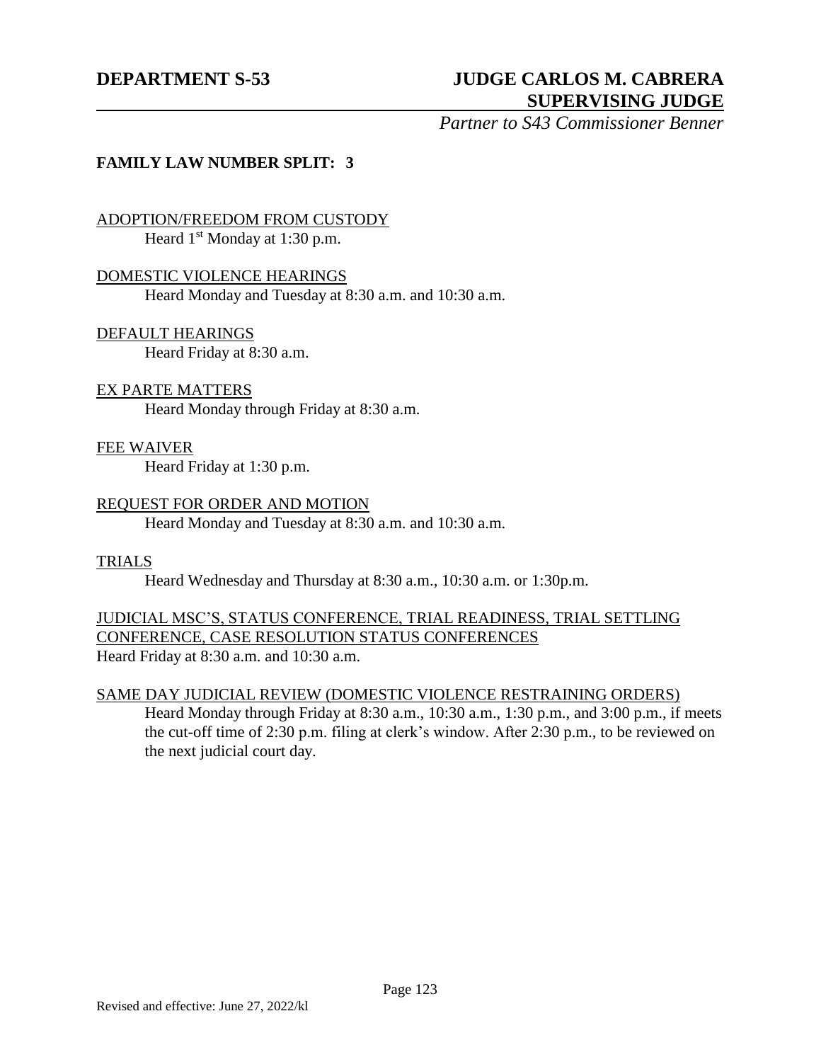# DEPARTMENT S-53

## JUDGE CARLOS M. CABRERA
## SUPERVISING JUDGE

*Partner to S43 Commissioner Benner*

**FAMILY LAW NUMBER SPLIT: 3**

ADOPTION/FREEDOM FROM CUSTODY

Heard 1st Monday at 1:30 p.m.

DOMESTIC VIOLENCE HEARINGS

Heard Monday and Tuesday at 8:30 a.m. and 10:30 a.m.

DEFAULT HEARINGS

Heard Friday at 8:30 a.m.

EX PARTE MATTERS

Heard Monday through Friday at 8:30 a.m.

FEE WAIVER

Heard Friday at 1:30 p.m.

REQUEST FOR ORDER AND MOTION

Heard Monday and Tuesday at 8:30 a.m. and 10:30 a.m.

TRIALS

Heard Wednesday and Thursday at 8:30 a.m., 10:30 a.m. or 1:30p.m.

JUDICIAL MSC'S, STATUS CONFERENCE, TRIAL READINESS, TRIAL SETTLING CONFERENCE, CASE RESOLUTION STATUS CONFERENCES

Heard Friday at 8:30 a.m. and 10:30 a.m.

SAME DAY JUDICIAL REVIEW (DOMESTIC VIOLENCE RESTRAINING ORDERS)

Heard Monday through Friday at 8:30 a.m., 10:30 a.m., 1:30 p.m., and 3:00 p.m., if meets the cut-off time of 2:30 p.m. filing at clerk's window. After 2:30 p.m., to be reviewed on the next judicial court day.

Revised and effective: June 27, 2022/kl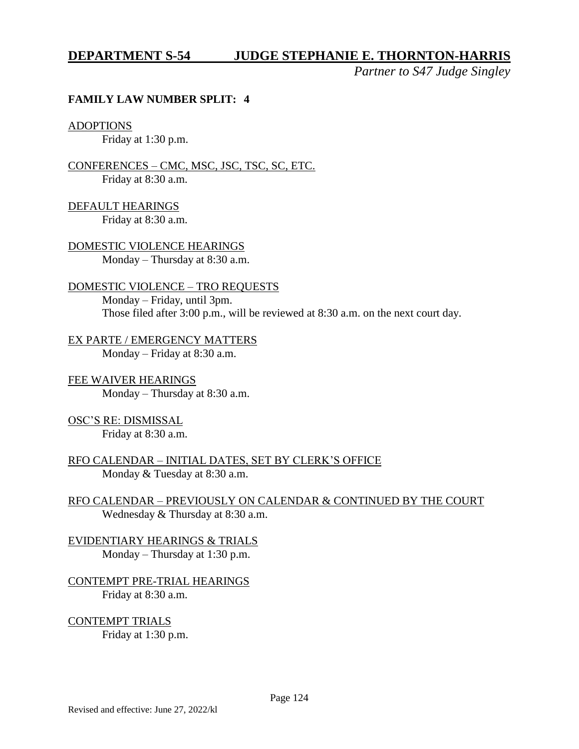## DEPARTMENT S-54 JUDGE STEPHANIE E. THORNTON-HARRIS

*Partner to S47 Judge Singley*

**FAMILY LAW NUMBER SPLIT: 4**

ADOPTIONS
Friday at 1:30 p.m.

CONFERENCES – CMC, MSC, JSC, TSC, SC, ETC.
Friday at 8:30 a.m.

DEFAULT HEARINGS
Friday at 8:30 a.m.

DOMESTIC VIOLENCE HEARINGS
Monday – Thursday at 8:30 a.m.

DOMESTIC VIOLENCE – TRO REQUESTS
Monday – Friday, until 3pm.
Those filed after 3:00 p.m., will be reviewed at 8:30 a.m. on the next court day.

EX PARTE / EMERGENCY MATTERS
Monday – Friday at 8:30 a.m.

FEE WAIVER HEARINGS
Monday – Thursday at 8:30 a.m.

OSC'S RE: DISMISSAL
Friday at 8:30 a.m.

RFO CALENDAR – INITIAL DATES, SET BY CLERK'S OFFICE
Monday & Tuesday at 8:30 a.m.

RFO CALENDAR – PREVIOUSLY ON CALENDAR & CONTINUED BY THE COURT
Wednesday & Thursday at 8:30 a.m.

EVIDENTIARY HEARINGS & TRIALS
Monday – Thursday at 1:30 p.m.

CONTEMPT PRE-TRIAL HEARINGS
Friday at 8:30 a.m.

CONTEMPT TRIALS
Friday at 1:30 p.m.

Revised and effective: June 27, 2022/kl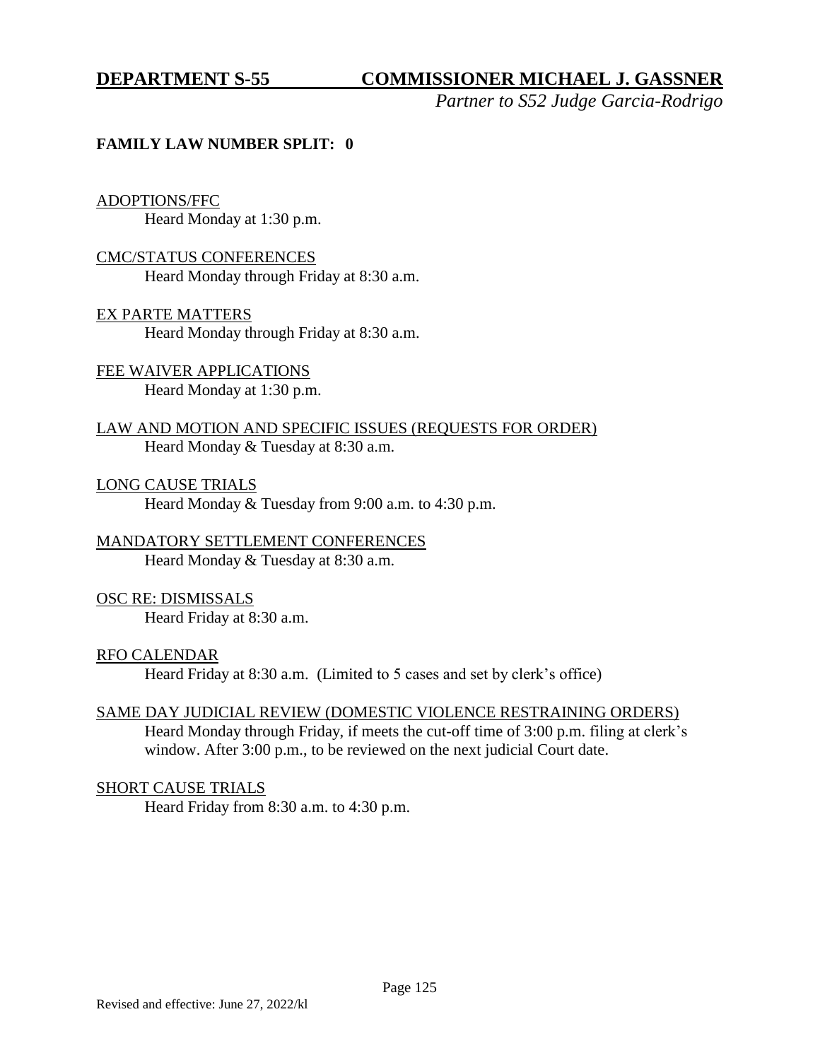## DEPARTMENT S-55 COMMISSIONER MICHAEL J. GASSNER

*Partner to S52 Judge Garcia-Rodrigo*

**FAMILY LAW NUMBER SPLIT: 0**

ADOPTIONS/FFC

Heard Monday at 1:30 p.m.

CMC/STATUS CONFERENCES

Heard Monday through Friday at 8:30 a.m.

EX PARTE MATTERS

Heard Monday through Friday at 8:30 a.m.

FEE WAIVER APPLICATIONS

Heard Monday at 1:30 p.m.

LAW AND MOTION AND SPECIFIC ISSUES (REQUESTS FOR ORDER)

Heard Monday & Tuesday at 8:30 a.m.

LONG CAUSE TRIALS

Heard Monday & Tuesday from 9:00 a.m. to 4:30 p.m.

MANDATORY SETTLEMENT CONFERENCES

Heard Monday & Tuesday at 8:30 a.m.

OSC RE: DISMISSALS

Heard Friday at 8:30 a.m.

RFO CALENDAR

Heard Friday at 8:30 a.m. (Limited to 5 cases and set by clerk's office)

SAME DAY JUDICIAL REVIEW (DOMESTIC VIOLENCE RESTRAINING ORDERS)

Heard Monday through Friday, if meets the cut-off time of 3:00 p.m. filing at clerk's window. After 3:00 p.m., to be reviewed on the next judicial Court date.

SHORT CAUSE TRIALS

Heard Friday from 8:30 a.m. to 4:30 p.m.

Revised and effective: June 27, 2022/kl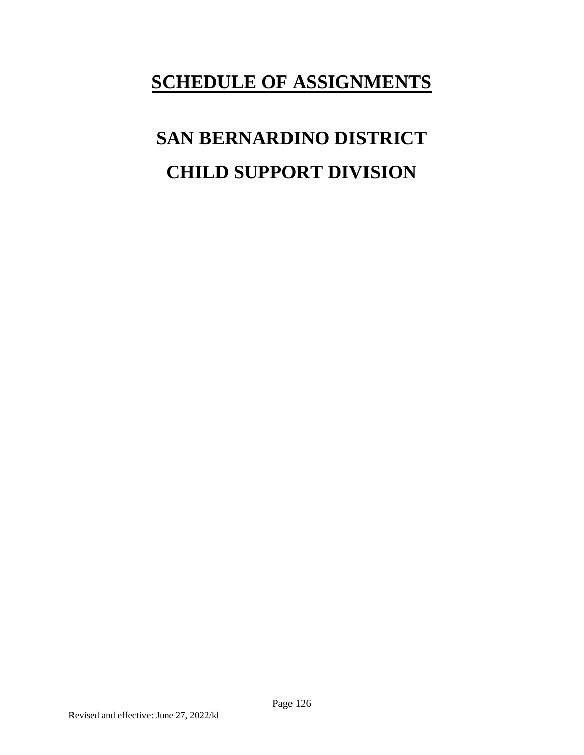# SCHEDULE OF ASSIGNMENTS

## SAN BERNARDINO DISTRICT

## CHILD SUPPORT DIVISION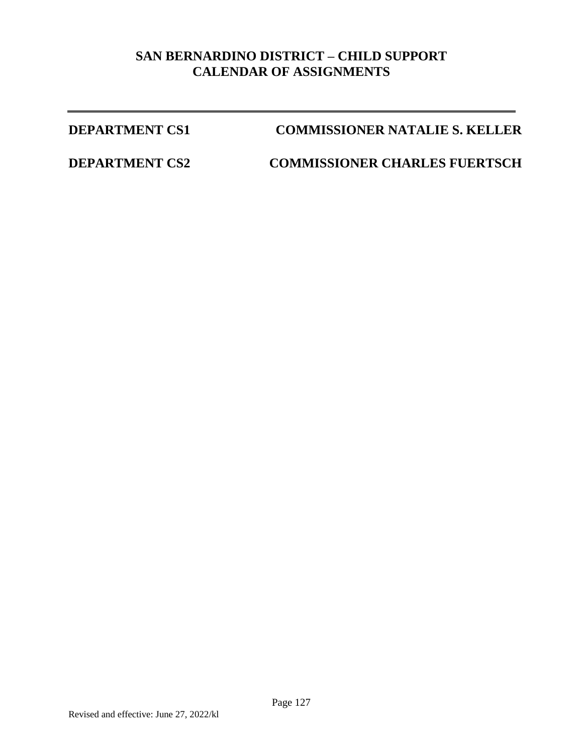# SAN BERNARDINO DISTRICT – CHILD SUPPORT
# CALENDAR OF ASSIGNMENTS

---

**DEPARTMENT CS1** **COMMISSIONER NATALIE S. KELLER**

**DEPARTMENT CS2** **COMMISSIONER CHARLES FUERTSCH**

Revised and effective: June 27, 2022/kl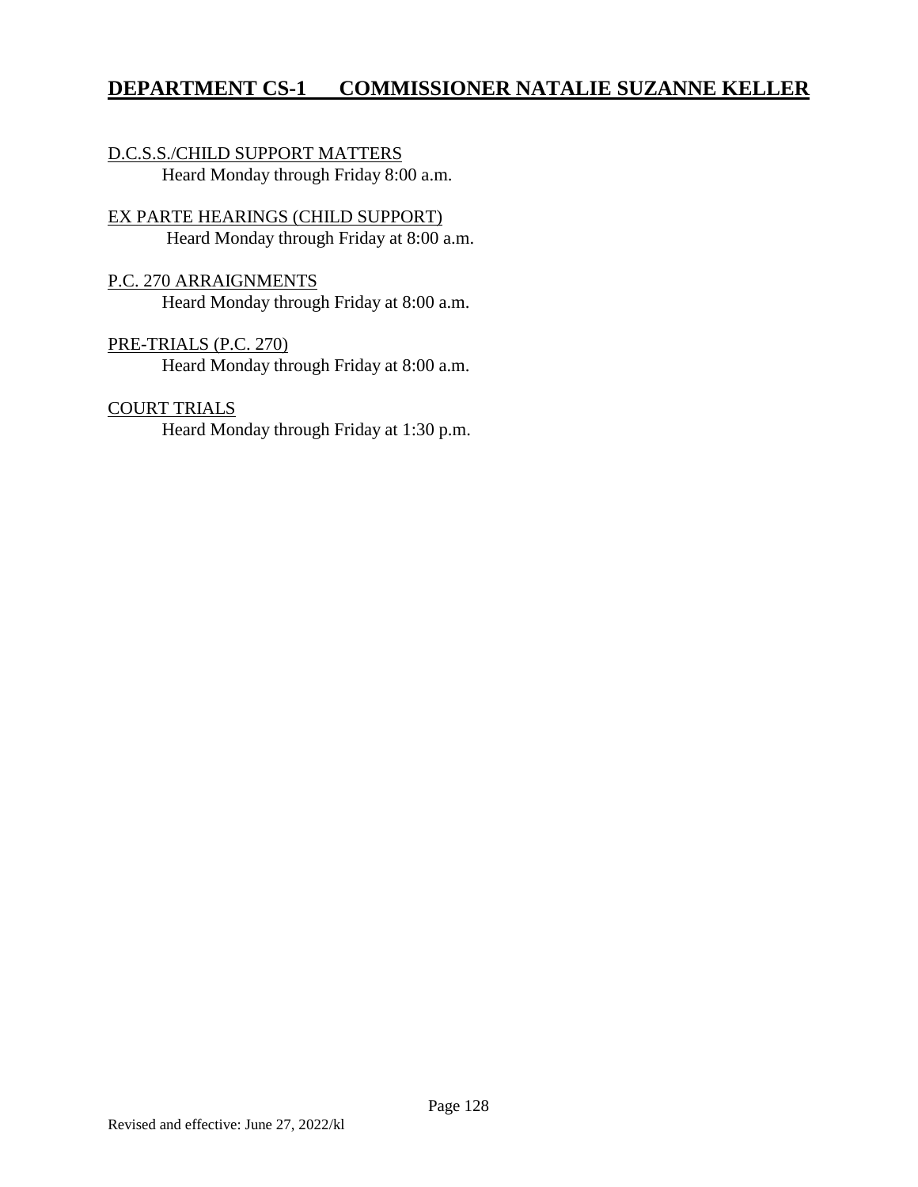## DEPARTMENT CS-1 COMMISSIONER NATALIE SUZANNE KELLER

D.C.S.S./CHILD SUPPORT MATTERS

Heard Monday through Friday 8:00 a.m.

EX PARTE HEARINGS (CHILD SUPPORT)

Heard Monday through Friday at 8:00 a.m.

P.C. 270 ARRAIGNMENTS

Heard Monday through Friday at 8:00 a.m.

PRE-TRIALS (P.C. 270)

Heard Monday through Friday at 8:00 a.m.

COURT TRIALS

Heard Monday through Friday at 1:30 p.m.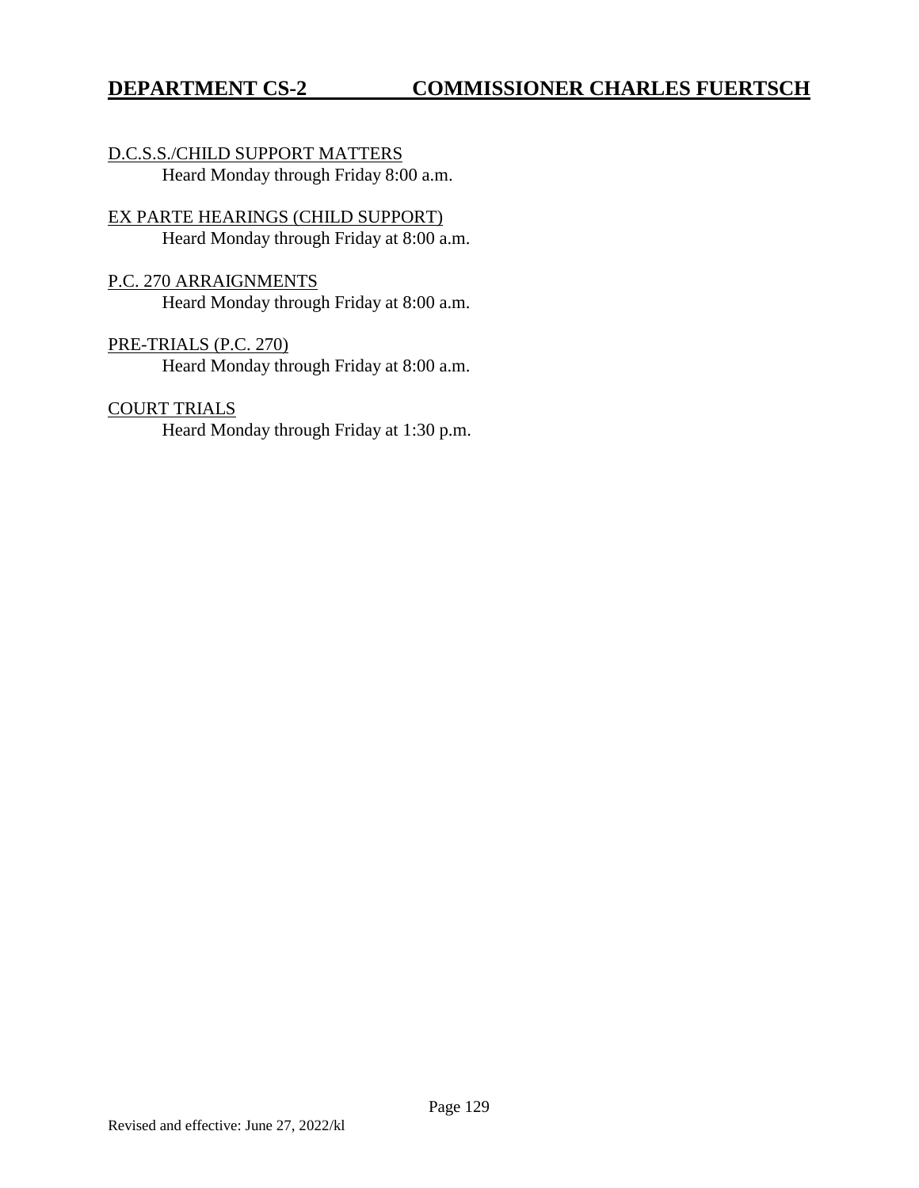# DEPARTMENT CS-2 COMMISSIONER CHARLES FUERTSCH

D.C.S.S./CHILD SUPPORT MATTERS
Heard Monday through Friday 8:00 a.m.

EX PARTE HEARINGS (CHILD SUPPORT)
Heard Monday through Friday at 8:00 a.m.

P.C. 270 ARRAIGNMENTS
Heard Monday through Friday at 8:00 a.m.

PRE-TRIALS (P.C. 270)
Heard Monday through Friday at 8:00 a.m.

COURT TRIALS
Heard Monday through Friday at 1:30 p.m.

Revised and effective: June 27, 2022/kl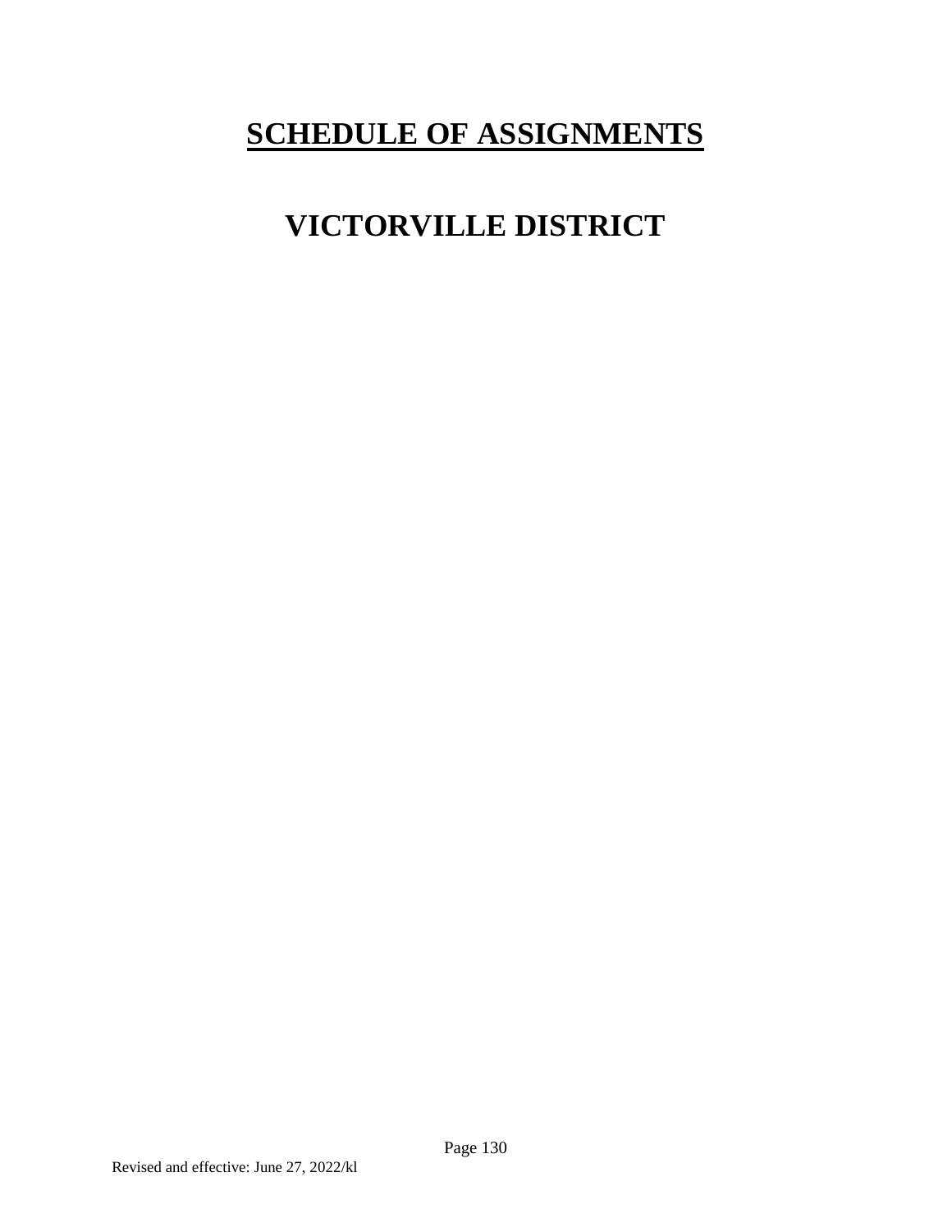# SCHEDULE OF ASSIGNMENTS

# VICTORVILLE DISTRICT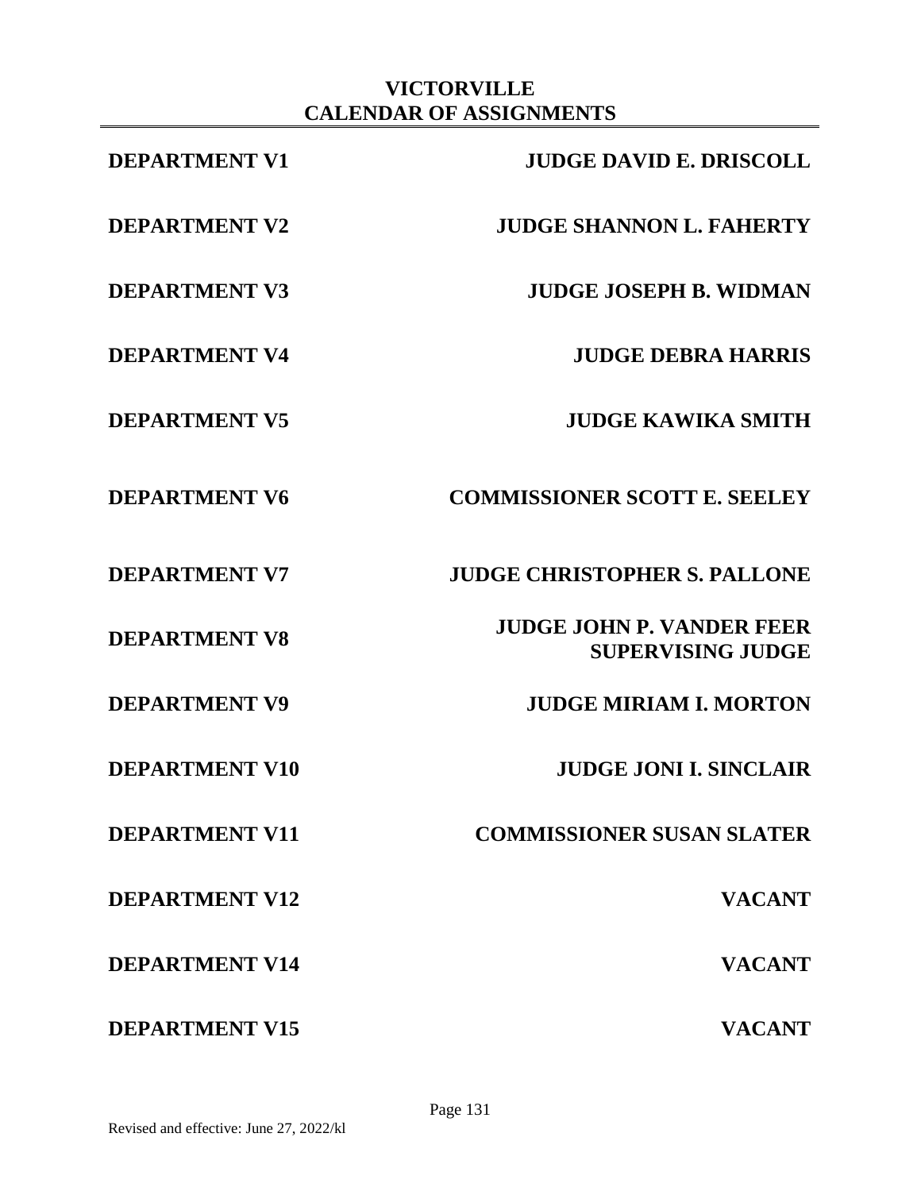# VICTORVILLE
# CALENDAR OF ASSIGNMENTS

| | |
|---|---|
| **DEPARTMENT V1** | **JUDGE DAVID E. DRISCOLL** |
| **DEPARTMENT V2** | **JUDGE SHANNON L. FAHERTY** |
| **DEPARTMENT V3** | **JUDGE JOSEPH B. WIDMAN** |
| **DEPARTMENT V4** | **JUDGE DEBRA HARRIS** |
| **DEPARTMENT V5** | **JUDGE KAWIKA SMITH** |
| **DEPARTMENT V6** | **COMMISSIONER SCOTT E. SEELEY** |
| **DEPARTMENT V7** | **JUDGE CHRISTOPHER S. PALLONE** |
| **DEPARTMENT V8** | **JUDGE JOHN P. VANDER FEER SUPERVISING JUDGE** |
| **DEPARTMENT V9** | **JUDGE MIRIAM I. MORTON** |
| **DEPARTMENT V10** | **JUDGE JONI I. SINCLAIR** |
| **DEPARTMENT V11** | **COMMISSIONER SUSAN SLATER** |
| **DEPARTMENT V12** | **VACANT** |
| **DEPARTMENT V14** | **VACANT** |
| **DEPARTMENT V15** | **VACANT** |

Revised and effective: June 27, 2022/kl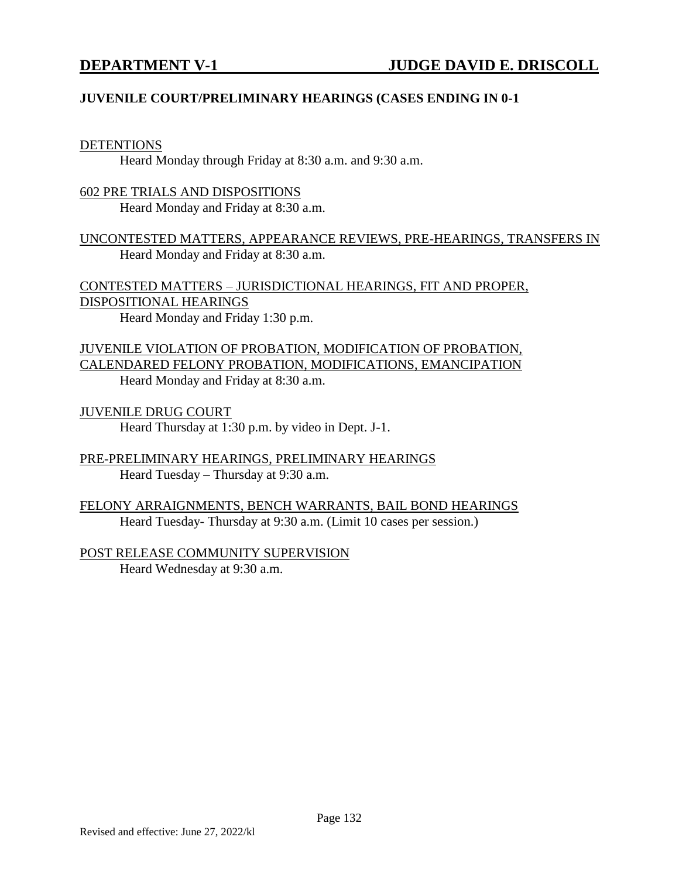## DEPARTMENT V-1 JUDGE DAVID E. DRISCOLL

**JUVENILE COURT/PRELIMINARY HEARINGS (CASES ENDING IN 0-1**

DETENTIONS

Heard Monday through Friday at 8:30 a.m. and 9:30 a.m.

602 PRE TRIALS AND DISPOSITIONS

Heard Monday and Friday at 8:30 a.m.

UNCONTESTED MATTERS, APPEARANCE REVIEWS, PRE-HEARINGS, TRANSFERS IN

Heard Monday and Friday at 8:30 a.m.

CONTESTED MATTERS – JURISDICTIONAL HEARINGS, FIT AND PROPER, DISPOSITIONAL HEARINGS

Heard Monday and Friday 1:30 p.m.

JUVENILE VIOLATION OF PROBATION, MODIFICATION OF PROBATION, CALENDARED FELONY PROBATION, MODIFICATIONS, EMANCIPATION

Heard Monday and Friday at 8:30 a.m.

JUVENILE DRUG COURT

Heard Thursday at 1:30 p.m. by video in Dept. J-1.

PRE-PRELIMINARY HEARINGS, PRELIMINARY HEARINGS

Heard Tuesday – Thursday at 9:30 a.m.

FELONY ARRAIGNMENTS, BENCH WARRANTS, BAIL BOND HEARINGS

Heard Tuesday- Thursday at 9:30 a.m. (Limit 10 cases per session.)

POST RELEASE COMMUNITY SUPERVISION

Heard Wednesday at 9:30 a.m.

Revised and effective: June 27, 2022/kl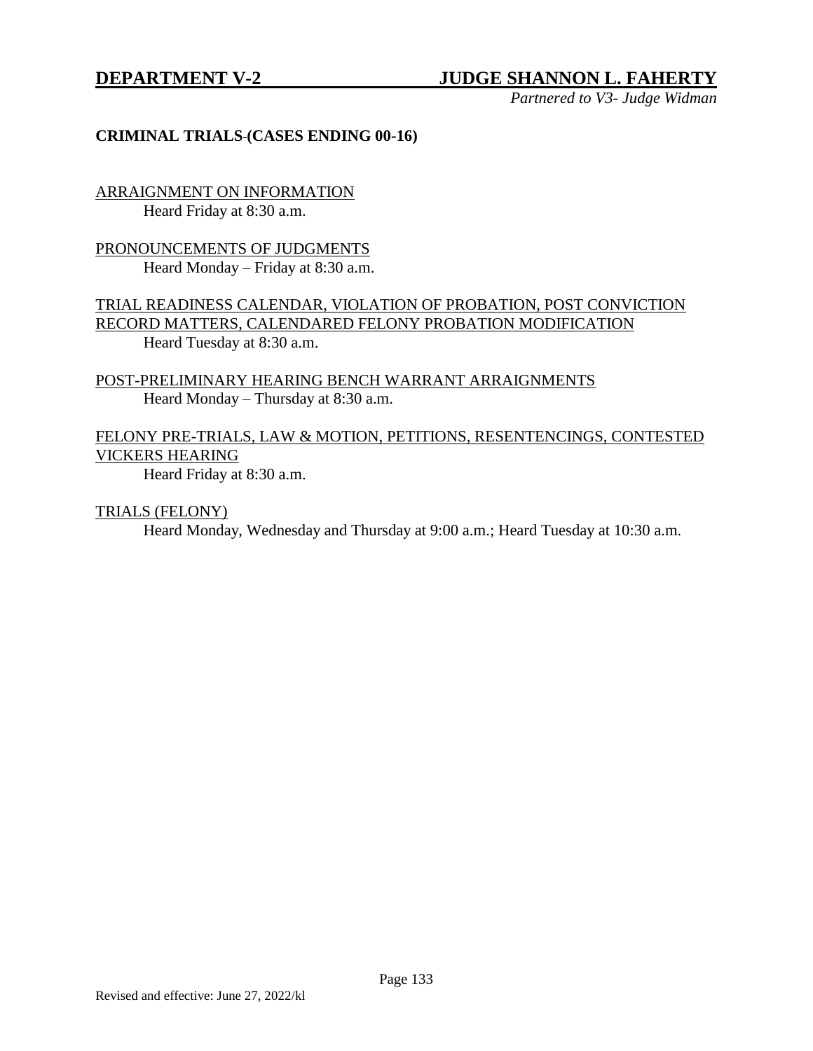# DEPARTMENT V-2 JUDGE SHANNON L. FAHERTY

*Partnered to V3- Judge Widman*

**CRIMINAL TRIALS-(CASES ENDING 00-16)**

ARRAIGNMENT ON INFORMATION
Heard Friday at 8:30 a.m.

PRONOUNCEMENTS OF JUDGMENTS
Heard Monday – Friday at 8:30 a.m.

TRIAL READINESS CALENDAR, VIOLATION OF PROBATION, POST CONVICTION RECORD MATTERS, CALENDARED FELONY PROBATION MODIFICATION
Heard Tuesday at 8:30 a.m.

POST-PRELIMINARY HEARING BENCH WARRANT ARRAIGNMENTS
Heard Monday – Thursday at 8:30 a.m.

FELONY PRE-TRIALS, LAW & MOTION, PETITIONS, RESENTENCINGS, CONTESTED VICKERS HEARING
Heard Friday at 8:30 a.m.

TRIALS (FELONY)
Heard Monday, Wednesday and Thursday at 9:00 a.m.; Heard Tuesday at 10:30 a.m.

Revised and effective: June 27, 2022/kl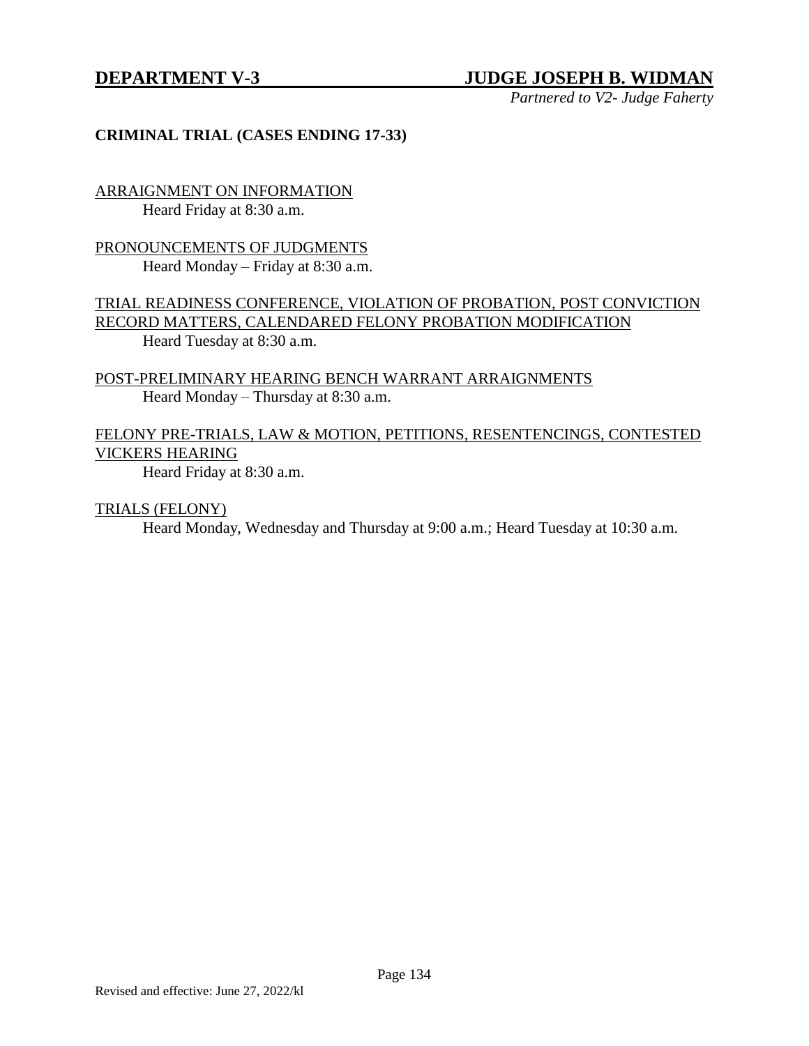## DEPARTMENT V-3 — JUDGE JOSEPH B. WIDMAN

*Partnered to V2- Judge Faherty*

**CRIMINAL TRIAL (CASES ENDING 17-33)**

ARRAIGNMENT ON INFORMATION
Heard Friday at 8:30 a.m.

PRONOUNCEMENTS OF JUDGMENTS
Heard Monday – Friday at 8:30 a.m.

TRIAL READINESS CONFERENCE, VIOLATION OF PROBATION, POST CONVICTION RECORD MATTERS, CALENDARED FELONY PROBATION MODIFICATION
Heard Tuesday at 8:30 a.m.

POST-PRELIMINARY HEARING BENCH WARRANT ARRAIGNMENTS
Heard Monday – Thursday at 8:30 a.m.

FELONY PRE-TRIALS, LAW & MOTION, PETITIONS, RESENTENCINGS, CONTESTED VICKERS HEARING
Heard Friday at 8:30 a.m.

TRIALS (FELONY)
Heard Monday, Wednesday and Thursday at 9:00 a.m.; Heard Tuesday at 10:30 a.m.

Revised and effective: June 27, 2022/kl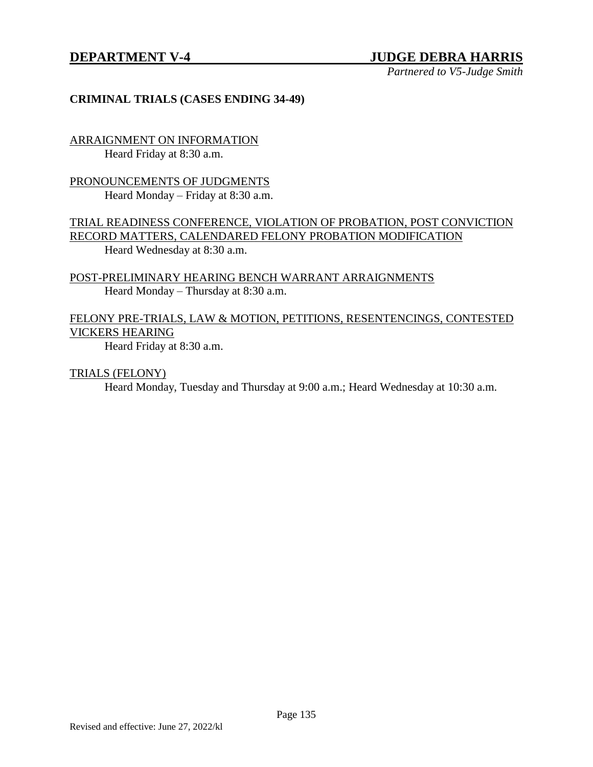## DEPARTMENT V-4 — JUDGE DEBRA HARRIS

*Partnered to V5-Judge Smith*

**CRIMINAL TRIALS (CASES ENDING 34-49)**

ARRAIGNMENT ON INFORMATION
Heard Friday at 8:30 a.m.

PRONOUNCEMENTS OF JUDGMENTS
Heard Monday – Friday at 8:30 a.m.

TRIAL READINESS CONFERENCE, VIOLATION OF PROBATION, POST CONVICTION RECORD MATTERS, CALENDARED FELONY PROBATION MODIFICATION
Heard Wednesday at 8:30 a.m.

POST-PRELIMINARY HEARING BENCH WARRANT ARRAIGNMENTS
Heard Monday – Thursday at 8:30 a.m.

FELONY PRE-TRIALS, LAW & MOTION, PETITIONS, RESENTENCINGS, CONTESTED VICKERS HEARING
Heard Friday at 8:30 a.m.

TRIALS (FELONY)
Heard Monday, Tuesday and Thursday at 9:00 a.m.; Heard Wednesday at 10:30 a.m.

Revised and effective: June 27, 2022/kl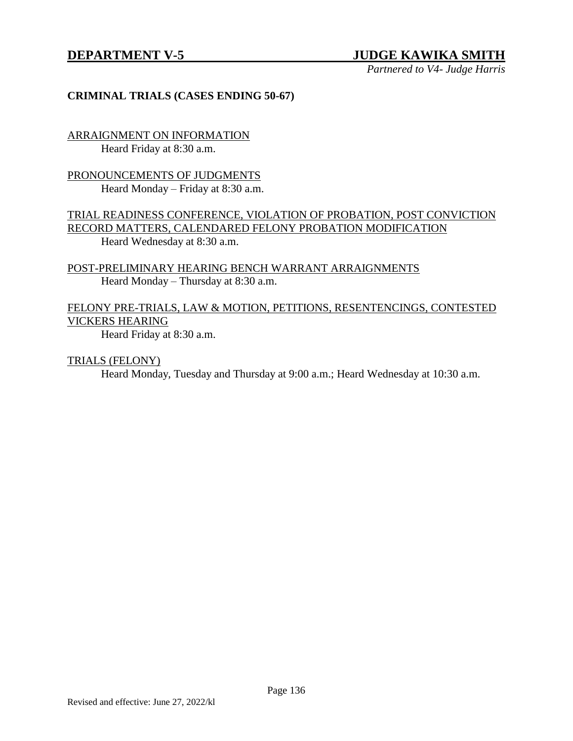## DEPARTMENT V-5 JUDGE KAWIKA SMITH

*Partnered to V4- Judge Harris*

**CRIMINAL TRIALS (CASES ENDING 50-67)**

ARRAIGNMENT ON INFORMATION
Heard Friday at 8:30 a.m.

PRONOUNCEMENTS OF JUDGMENTS
Heard Monday – Friday at 8:30 a.m.

TRIAL READINESS CONFERENCE, VIOLATION OF PROBATION, POST CONVICTION RECORD MATTERS, CALENDARED FELONY PROBATION MODIFICATION
Heard Wednesday at 8:30 a.m.

POST-PRELIMINARY HEARING BENCH WARRANT ARRAIGNMENTS
Heard Monday – Thursday at 8:30 a.m.

FELONY PRE-TRIALS, LAW & MOTION, PETITIONS, RESENTENCINGS, CONTESTED VICKERS HEARING
Heard Friday at 8:30 a.m.

TRIALS (FELONY)
Heard Monday, Tuesday and Thursday at 9:00 a.m.; Heard Wednesday at 10:30 a.m.

Revised and effective: June 27, 2022/kl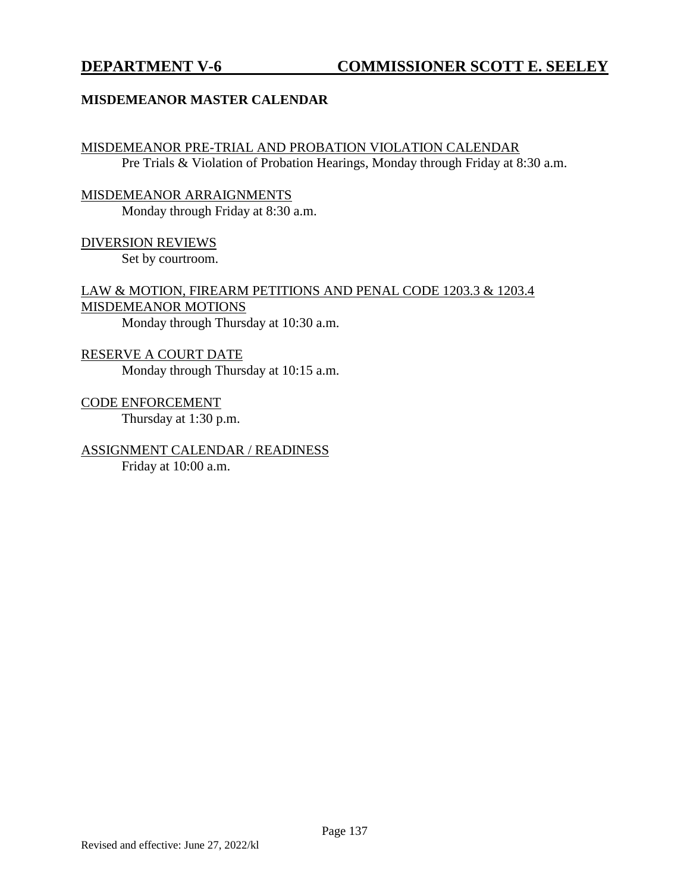## DEPARTMENT V-6 COMMISSIONER SCOTT E. SEELEY

**MISDEMEANOR MASTER CALENDAR**

MISDEMEANOR PRE-TRIAL AND PROBATION VIOLATION CALENDAR

Pre Trials & Violation of Probation Hearings, Monday through Friday at 8:30 a.m.

MISDEMEANOR ARRAIGNMENTS

Monday through Friday at 8:30 a.m.

DIVERSION REVIEWS

Set by courtroom.

LAW & MOTION, FIREARM PETITIONS AND PENAL CODE 1203.3 & 1203.4 MISDEMEANOR MOTIONS

Monday through Thursday at 10:30 a.m.

RESERVE A COURT DATE

Monday through Thursday at 10:15 a.m.

CODE ENFORCEMENT

Thursday at 1:30 p.m.

ASSIGNMENT CALENDAR / READINESS

Friday at 10:00 a.m.

Revised and effective: June 27, 2022/kl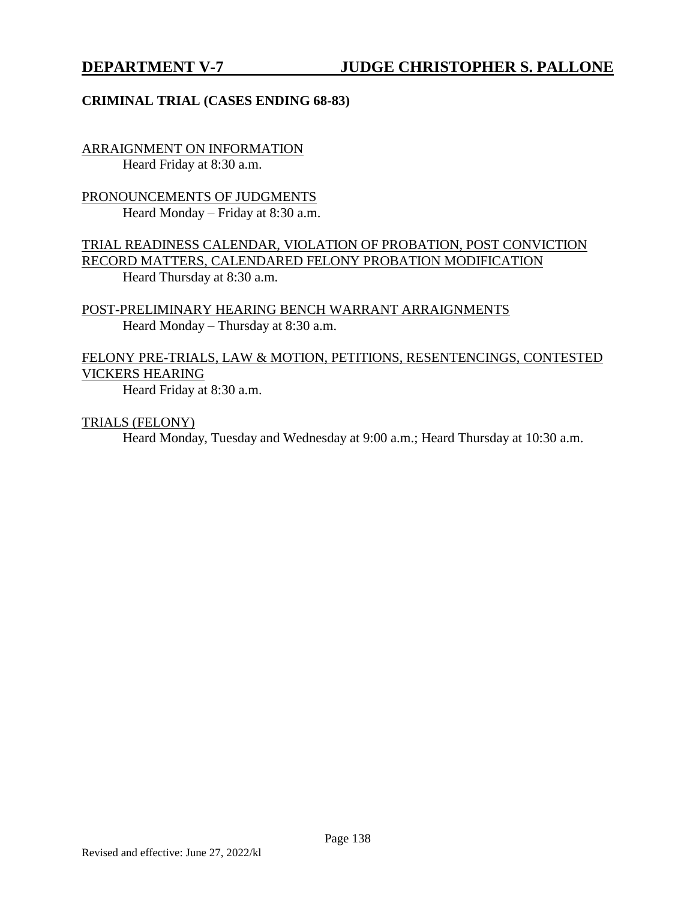# DEPARTMENT V-7 JUDGE CHRISTOPHER S. PALLONE

## CRIMINAL TRIAL (CASES ENDING 68-83)

ARRAIGNMENT ON INFORMATION

Heard Friday at 8:30 a.m.

PRONOUNCEMENTS OF JUDGMENTS

Heard Monday – Friday at 8:30 a.m.

TRIAL READINESS CALENDAR, VIOLATION OF PROBATION, POST CONVICTION RECORD MATTERS, CALENDARED FELONY PROBATION MODIFICATION

Heard Thursday at 8:30 a.m.

POST-PRELIMINARY HEARING BENCH WARRANT ARRAIGNMENTS

Heard Monday – Thursday at 8:30 a.m.

FELONY PRE-TRIALS, LAW & MOTION, PETITIONS, RESENTENCINGS, CONTESTED VICKERS HEARING

Heard Friday at 8:30 a.m.

TRIALS (FELONY)

Heard Monday, Tuesday and Wednesday at 9:00 a.m.; Heard Thursday at 10:30 a.m.

Revised and effective: June 27, 2022/kl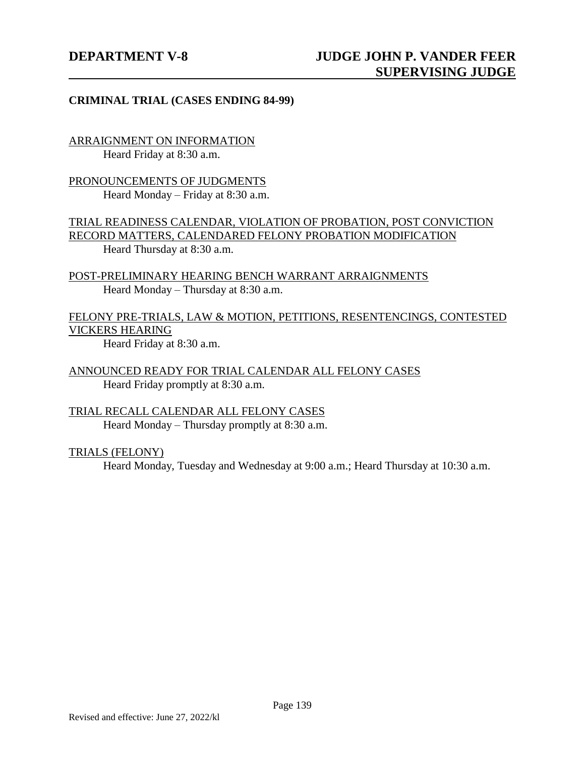# DEPARTMENT V-8 — JUDGE JOHN P. VANDER FEER, SUPERVISING JUDGE

**CRIMINAL TRIAL (CASES ENDING 84-99)**

<u>ARRAIGNMENT ON INFORMATION</u>
Heard Friday at 8:30 a.m.

<u>PRONOUNCEMENTS OF JUDGMENTS</u>
Heard Monday – Friday at 8:30 a.m.

<u>TRIAL READINESS CALENDAR, VIOLATION OF PROBATION, POST CONVICTION RECORD MATTERS, CALENDARED FELONY PROBATION MODIFICATION</u>
Heard Thursday at 8:30 a.m.

<u>POST-PRELIMINARY HEARING BENCH WARRANT ARRAIGNMENTS</u>
Heard Monday – Thursday at 8:30 a.m.

<u>FELONY PRE-TRIALS, LAW & MOTION, PETITIONS, RESENTENCINGS, CONTESTED VICKERS HEARING</u>
Heard Friday at 8:30 a.m.

<u>ANNOUNCED READY FOR TRIAL CALENDAR ALL FELONY CASES</u>
Heard Friday promptly at 8:30 a.m.

<u>TRIAL RECALL CALENDAR ALL FELONY CASES</u>
Heard Monday – Thursday promptly at 8:30 a.m.

<u>TRIALS (FELONY)</u>
Heard Monday, Tuesday and Wednesday at 9:00 a.m.; Heard Thursday at 10:30 a.m.

Revised and effective: June 27, 2022/kl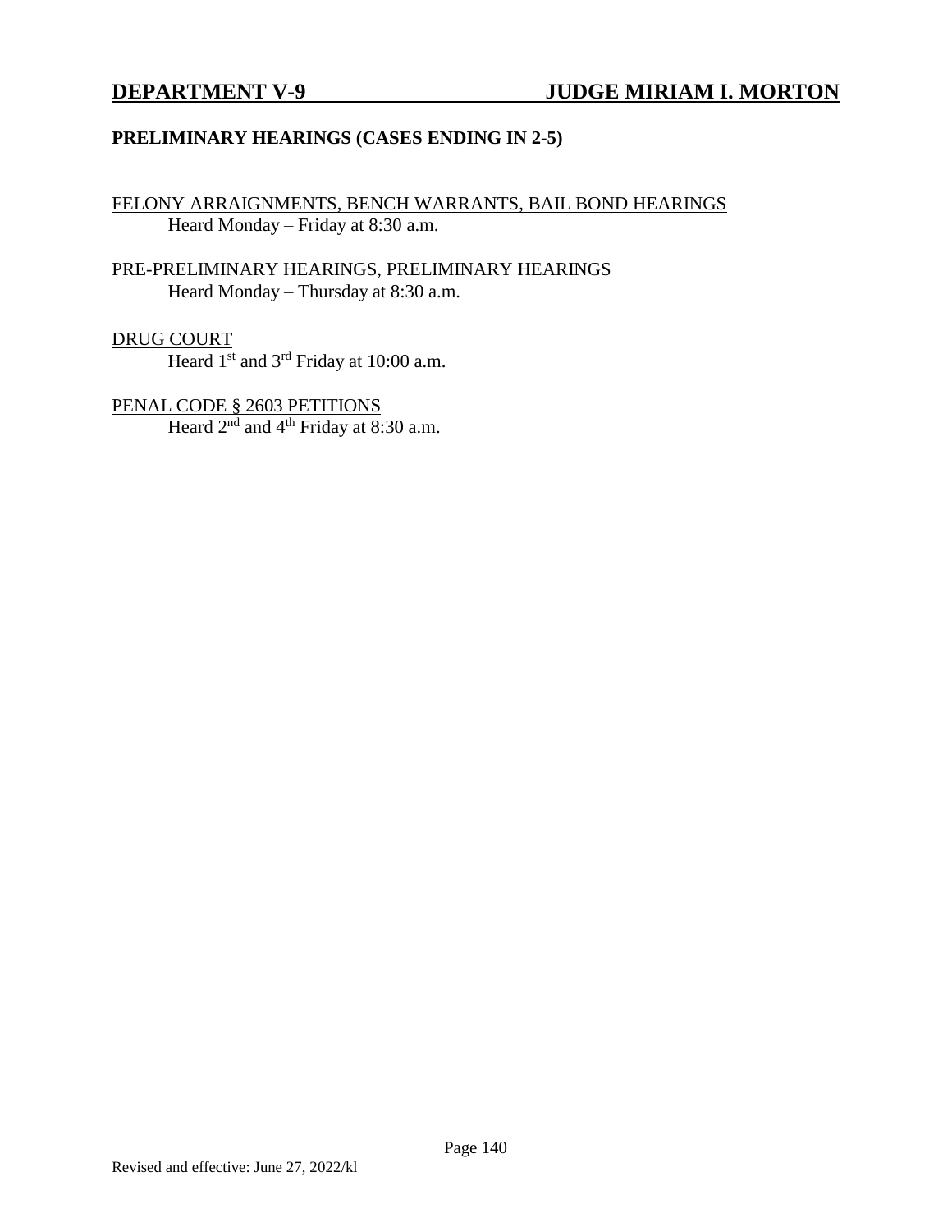# DEPARTMENT V-9 JUDGE MIRIAM I. MORTON

**PRELIMINARY HEARINGS (CASES ENDING IN 2-5)**

FELONY ARRAIGNMENTS, BENCH WARRANTS, BAIL BOND HEARINGS

Heard Monday – Friday at 8:30 a.m.

PRE-PRELIMINARY HEARINGS, PRELIMINARY HEARINGS

Heard Monday – Thursday at 8:30 a.m.

DRUG COURT

Heard 1st and 3rd Friday at 10:00 a.m.

PENAL CODE § 2603 PETITIONS

Heard 2nd and 4th Friday at 8:30 a.m.

Revised and effective: June 27, 2022/kl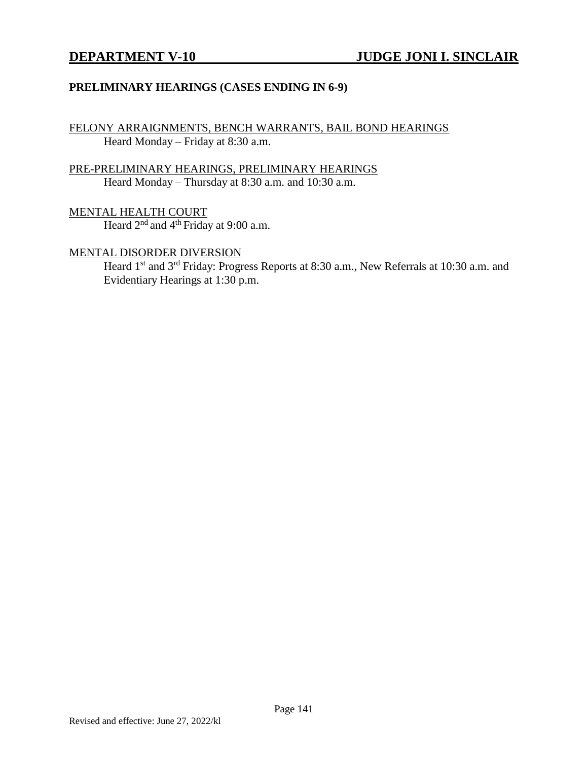## DEPARTMENT V-10 JUDGE JONI I. SINCLAIR

### PRELIMINARY HEARINGS (CASES ENDING IN 6-9)

FELONY ARRAIGNMENTS, BENCH WARRANTS, BAIL BOND HEARINGS

Heard Monday – Friday at 8:30 a.m.

PRE-PRELIMINARY HEARINGS, PRELIMINARY HEARINGS

Heard Monday – Thursday at 8:30 a.m. and 10:30 a.m.

MENTAL HEALTH COURT

Heard 2nd and 4th Friday at 9:00 a.m.

MENTAL DISORDER DIVERSION

Heard 1st and 3rd Friday: Progress Reports at 8:30 a.m., New Referrals at 10:30 a.m. and Evidentiary Hearings at 1:30 p.m.

Revised and effective: June 27, 2022/kl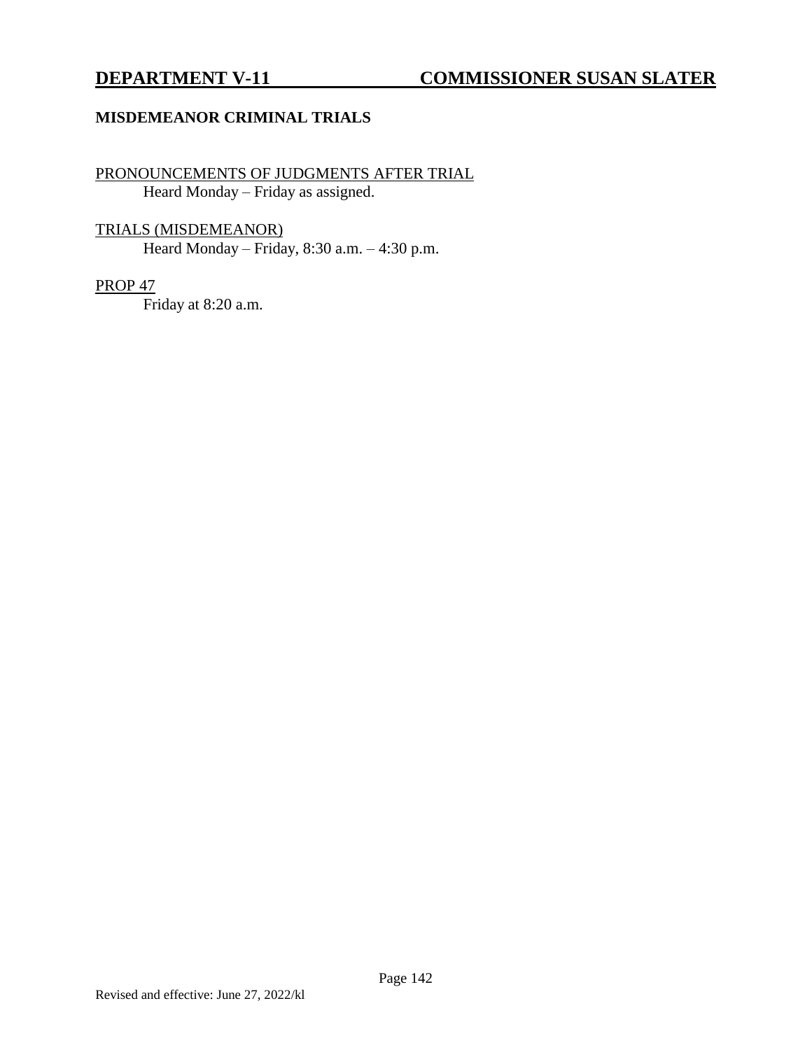## DEPARTMENT V-11 COMMISSIONER SUSAN SLATER

### MISDEMEANOR CRIMINAL TRIALS

PRONOUNCEMENTS OF JUDGMENTS AFTER TRIAL

Heard Monday – Friday as assigned.

TRIALS (MISDEMEANOR)

Heard Monday – Friday, 8:30 a.m. – 4:30 p.m.

PROP 47

Friday at 8:20 a.m.

Revised and effective: June 27, 2022/kl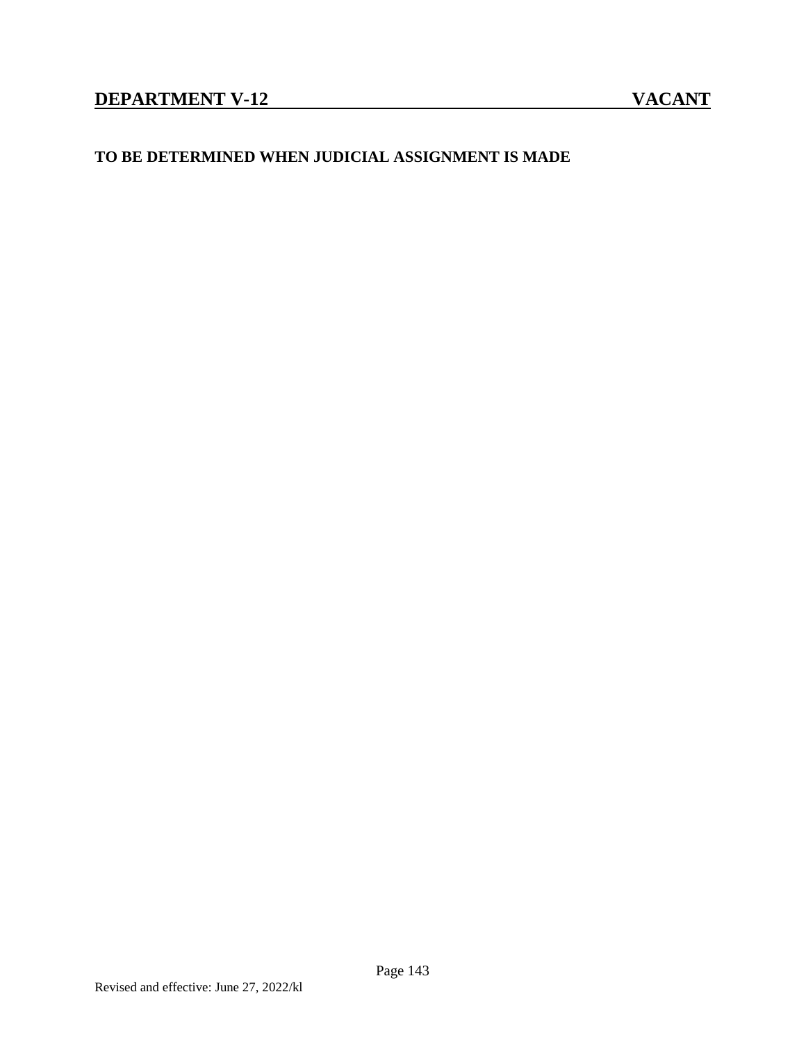## DEPARTMENT V-12 VACANT

**TO BE DETERMINED WHEN JUDICIAL ASSIGNMENT IS MADE**

Revised and effective: June 27, 2022/kl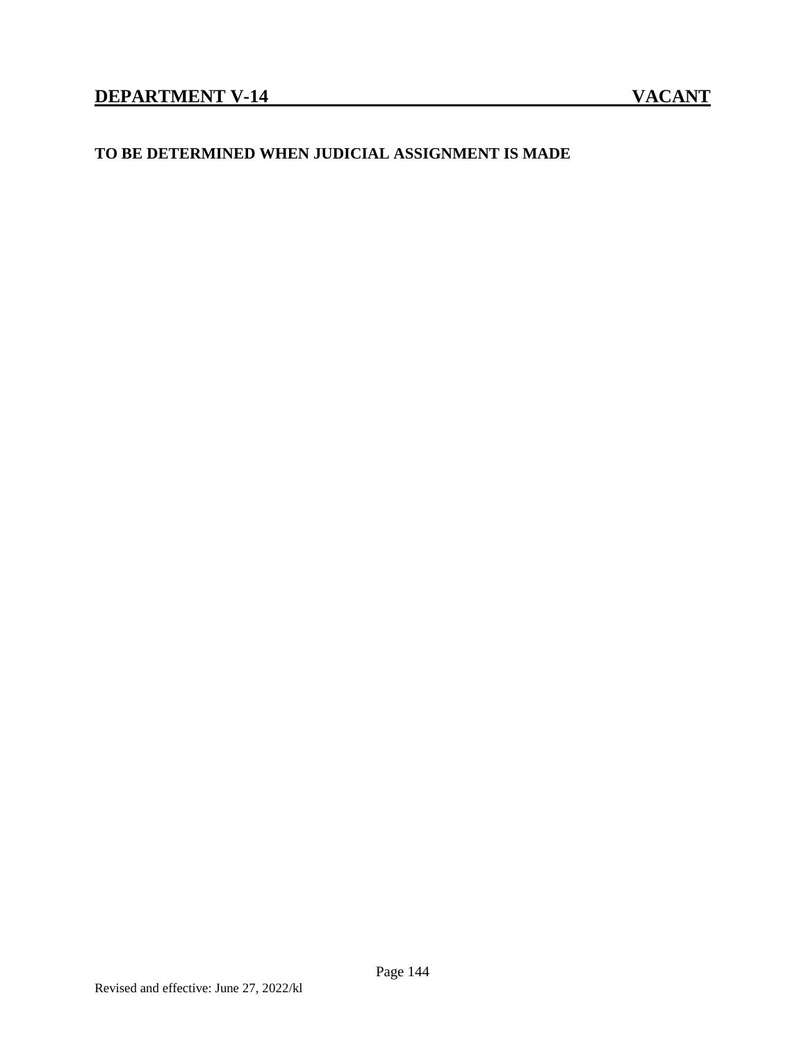## DEPARTMENT V-14 VACANT

**TO BE DETERMINED WHEN JUDICIAL ASSIGNMENT IS MADE**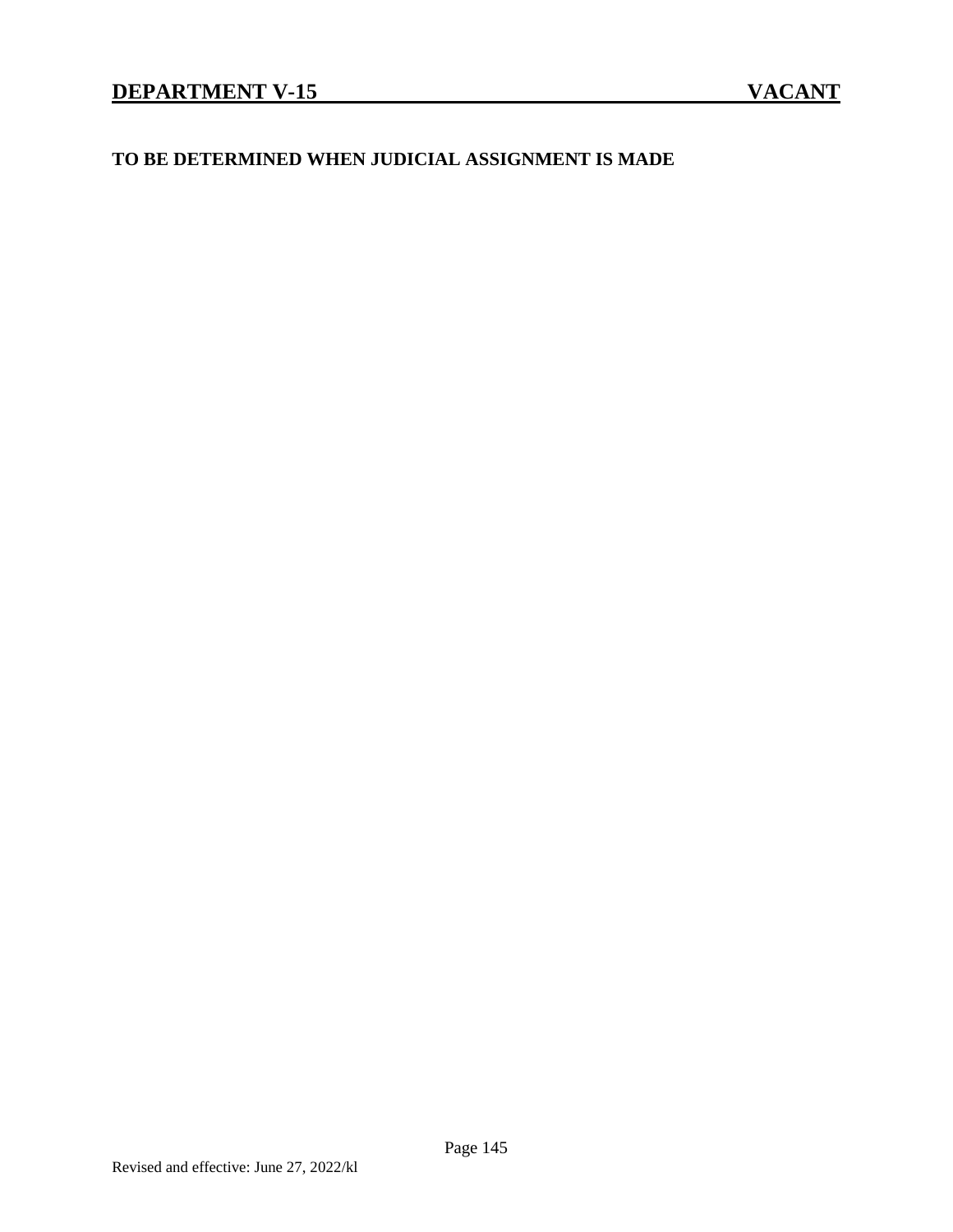## DEPARTMENT V-15 VACANT

**TO BE DETERMINED WHEN JUDICIAL ASSIGNMENT IS MADE**